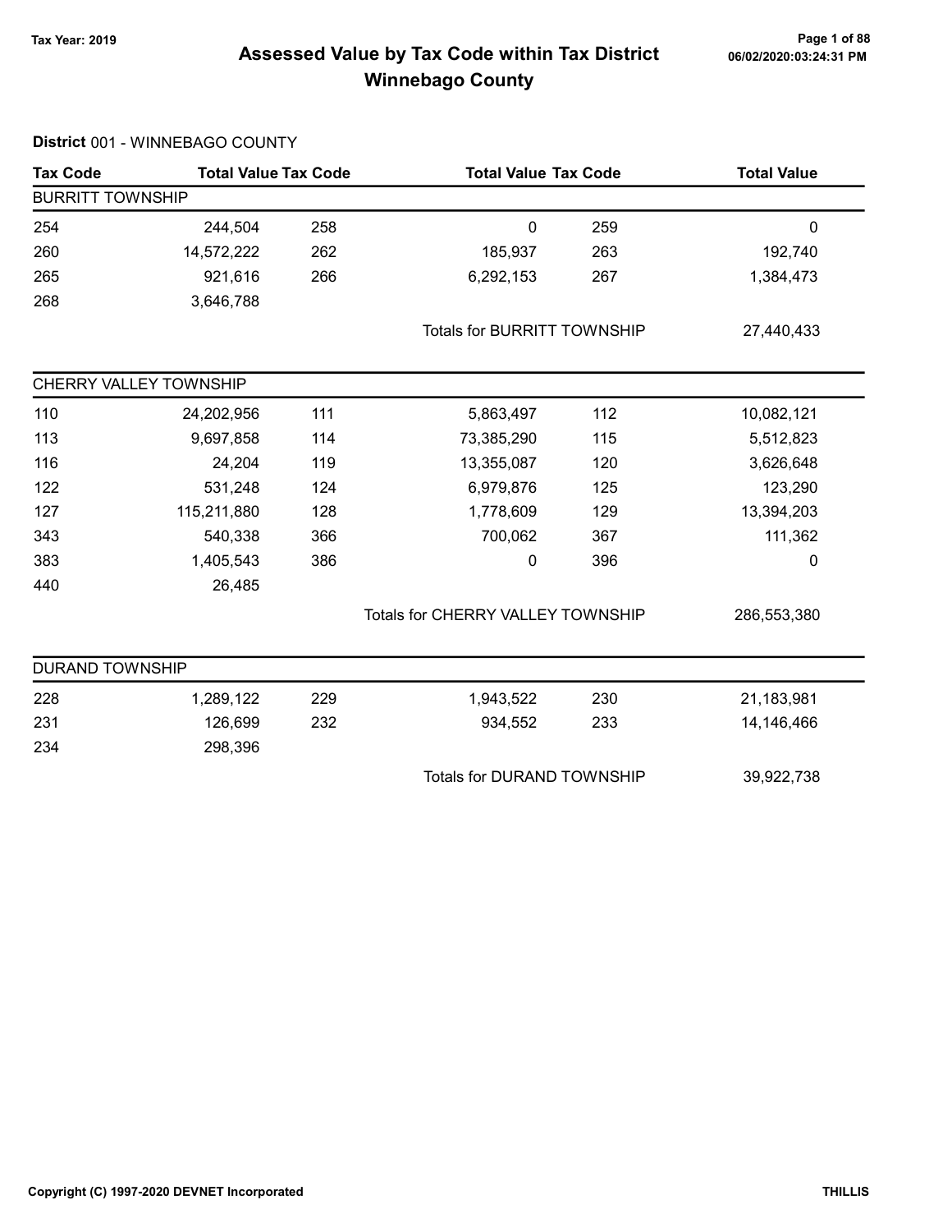# Assessed Value by Tax Code within Tax District
## Winnebago County

Tax Year: 2019

06/02/2020:03:24:31 PM

**District** 001 - WINNEBAGO COUNTY

| Tax Code | Total Value | Tax Code | Total Value | Tax Code | Total Value |
|---|---|---|---|---|---|
| **BURRITT TOWNSHIP** | | | | | |
| 254 | 244,504 | 258 | 0 | 259 | 0 |
| 260 | 14,572,222 | 262 | 185,937 | 263 | 192,740 |
| 265 | 921,616 | 266 | 6,292,153 | 267 | 1,384,473 |
| 268 | 3,646,788 | | | | |
| | | | Totals for BURRITT TOWNSHIP | | 27,440,433 |
| **CHERRY VALLEY TOWNSHIP** | | | | | |
| 110 | 24,202,956 | 111 | 5,863,497 | 112 | 10,082,121 |
| 113 | 9,697,858 | 114 | 73,385,290 | 115 | 5,512,823 |
| 116 | 24,204 | 119 | 13,355,087 | 120 | 3,626,648 |
| 122 | 531,248 | 124 | 6,979,876 | 125 | 123,290 |
| 127 | 115,211,880 | 128 | 1,778,609 | 129 | 13,394,203 |
| 343 | 540,338 | 366 | 700,062 | 367 | 111,362 |
| 383 | 1,405,543 | 386 | 0 | 396 | 0 |
| 440 | 26,485 | | | | |
| | | | Totals for CHERRY VALLEY TOWNSHIP | | 286,553,380 |
| **DURAND TOWNSHIP** | | | | | |
| 228 | 1,289,122 | 229 | 1,943,522 | 230 | 21,183,981 |
| 231 | 126,699 | 232 | 934,552 | 233 | 14,146,466 |
| 234 | 298,396 | | | | |
| | | | Totals for DURAND TOWNSHIP | | 39,922,738 |

Copyright (C) 1997-2020 DEVNET Incorporated

THILLIS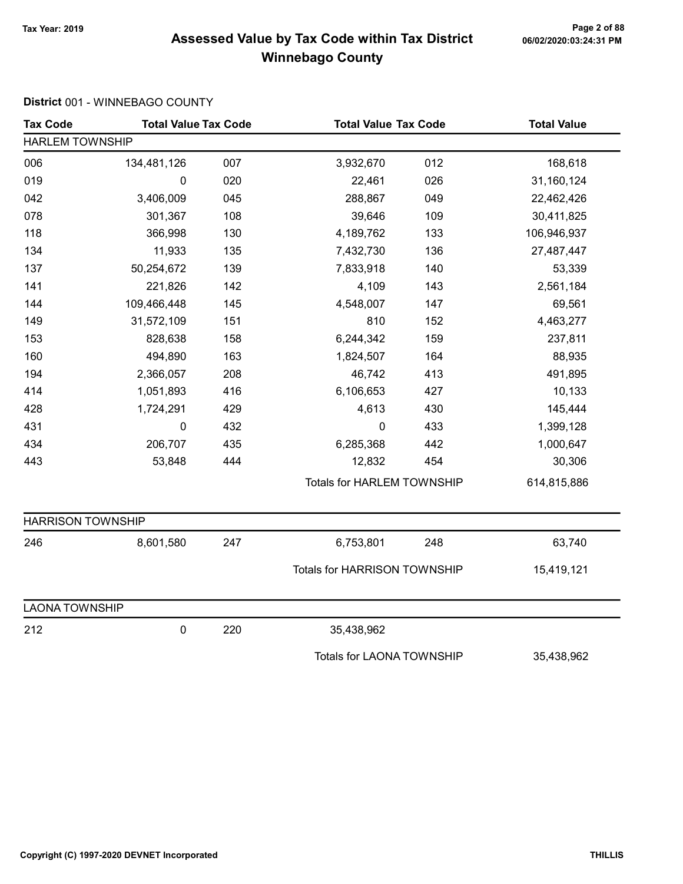# Assessed Value by Tax Code within Tax District
## Winnebago County

Tax Year: 2019

**District** 001 - WINNEBAGO COUNTY

| Tax Code | Total Value | Tax Code | Total Value | Tax Code | Total Value |
|---|---|---|---|---|---|
| **HARLEM TOWNSHIP** | | | | | |
| 006 | 134,481,126 | 007 | 3,932,670 | 012 | 168,618 |
| 019 | 0 | 020 | 22,461 | 026 | 31,160,124 |
| 042 | 3,406,009 | 045 | 288,867 | 049 | 22,462,426 |
| 078 | 301,367 | 108 | 39,646 | 109 | 30,411,825 |
| 118 | 366,998 | 130 | 4,189,762 | 133 | 106,946,937 |
| 134 | 11,933 | 135 | 7,432,730 | 136 | 27,487,447 |
| 137 | 50,254,672 | 139 | 7,833,918 | 140 | 53,339 |
| 141 | 221,826 | 142 | 4,109 | 143 | 2,561,184 |
| 144 | 109,466,448 | 145 | 4,548,007 | 147 | 69,561 |
| 149 | 31,572,109 | 151 | 810 | 152 | 4,463,277 |
| 153 | 828,638 | 158 | 6,244,342 | 159 | 237,811 |
| 160 | 494,890 | 163 | 1,824,507 | 164 | 88,935 |
| 194 | 2,366,057 | 208 | 46,742 | 413 | 491,895 |
| 414 | 1,051,893 | 416 | 6,106,653 | 427 | 10,133 |
| 428 | 1,724,291 | 429 | 4,613 | 430 | 145,444 |
| 431 | 0 | 432 | 0 | 433 | 1,399,128 |
| 434 | 206,707 | 435 | 6,285,368 | 442 | 1,000,647 |
| 443 | 53,848 | 444 | 12,832 | 454 | 30,306 |
| | | | Totals for HARLEM TOWNSHIP | | 614,815,886 |
| **HARRISON TOWNSHIP** | | | | | |
| 246 | 8,601,580 | 247 | 6,753,801 | 248 | 63,740 |
| | | | Totals for HARRISON TOWNSHIP | | 15,419,121 |
| **LAONA TOWNSHIP** | | | | | |
| 212 | 0 | 220 | 35,438,962 | | |
| | | | Totals for LAONA TOWNSHIP | | 35,438,962 |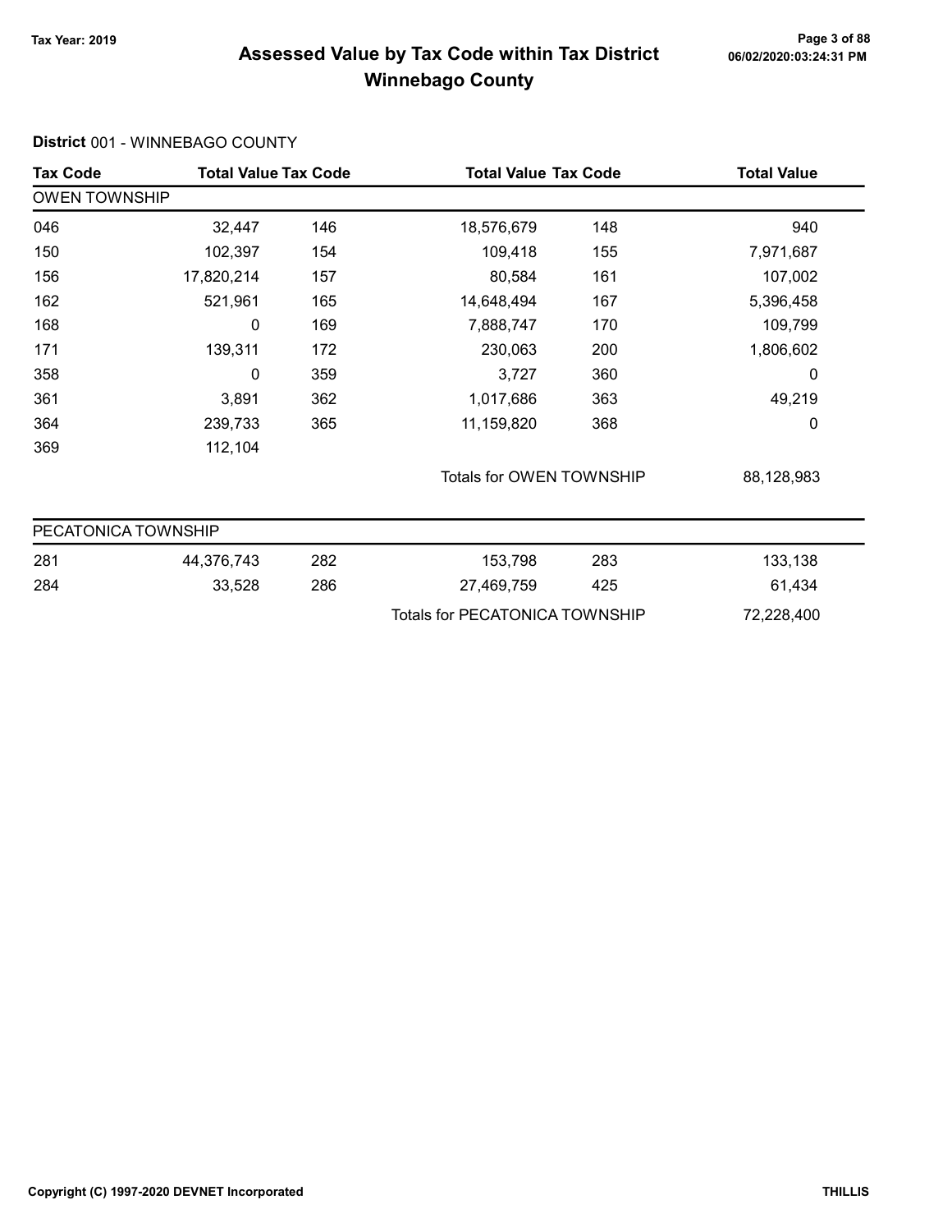# Assessed Value by Tax Code within Tax District
## Winnebago County

Tax Year: 2019

06/02/2020:03:24:31 PM

**District** 001 - WINNEBAGO COUNTY

| Tax Code | Total Value | Tax Code | Total Value | Tax Code | Total Value |
|---|---|---|---|---|---|
| **OWEN TOWNSHIP** | | | | | |
| 046 | 32,447 | 146 | 18,576,679 | 148 | 940 |
| 150 | 102,397 | 154 | 109,418 | 155 | 7,971,687 |
| 156 | 17,820,214 | 157 | 80,584 | 161 | 107,002 |
| 162 | 521,961 | 165 | 14,648,494 | 167 | 5,396,458 |
| 168 | 0 | 169 | 7,888,747 | 170 | 109,799 |
| 171 | 139,311 | 172 | 230,063 | 200 | 1,806,602 |
| 358 | 0 | 359 | 3,727 | 360 | 0 |
| 361 | 3,891 | 362 | 1,017,686 | 363 | 49,219 |
| 364 | 239,733 | 365 | 11,159,820 | 368 | 0 |
| 369 | 112,104 | | | | |
| | | | Totals for OWEN TOWNSHIP | | 88,128,983 |
| **PECATONICA TOWNSHIP** | | | | | |
| 281 | 44,376,743 | 282 | 153,798 | 283 | 133,138 |
| 284 | 33,528 | 286 | 27,469,759 | 425 | 61,434 |
| | | | Totals for PECATONICA TOWNSHIP | | 72,228,400 |

Copyright (C) 1997-2020 DEVNET Incorporated

THILLIS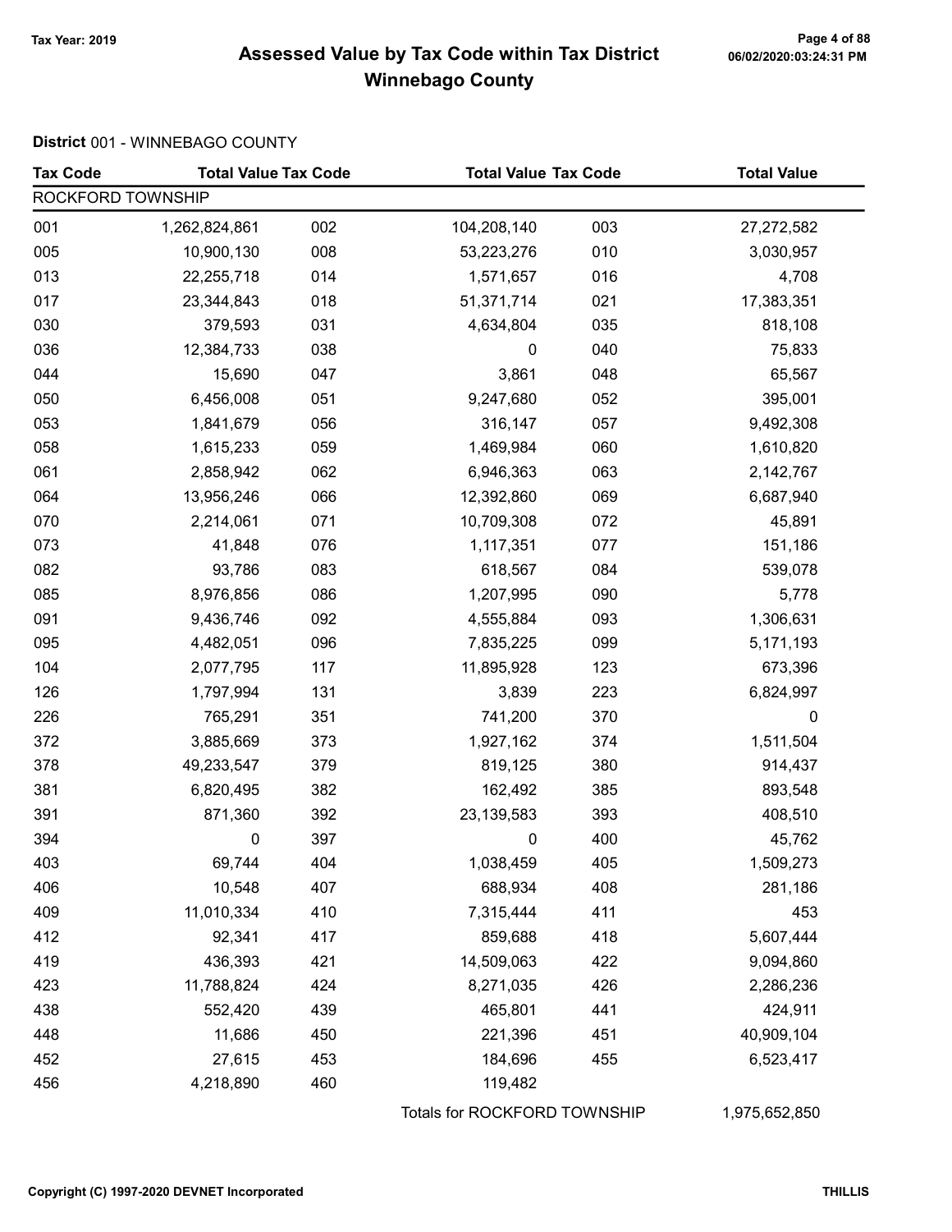Tax Year: 2019

# Assessed Value by Tax Code within Tax District
## Winnebago County

**District** 001 - WINNEBAGO COUNTY

| Tax Code | Total Value | Tax Code | Total Value | Tax Code | Total Value |
|---|---|---|---|---|---|
| ROCKFORD TOWNSHIP | | | | | |
| 001 | 1,262,824,861 | 002 | 104,208,140 | 003 | 27,272,582 |
| 005 | 10,900,130 | 008 | 53,223,276 | 010 | 3,030,957 |
| 013 | 22,255,718 | 014 | 1,571,657 | 016 | 4,708 |
| 017 | 23,344,843 | 018 | 51,371,714 | 021 | 17,383,351 |
| 030 | 379,593 | 031 | 4,634,804 | 035 | 818,108 |
| 036 | 12,384,733 | 038 | 0 | 040 | 75,833 |
| 044 | 15,690 | 047 | 3,861 | 048 | 65,567 |
| 050 | 6,456,008 | 051 | 9,247,680 | 052 | 395,001 |
| 053 | 1,841,679 | 056 | 316,147 | 057 | 9,492,308 |
| 058 | 1,615,233 | 059 | 1,469,984 | 060 | 1,610,820 |
| 061 | 2,858,942 | 062 | 6,946,363 | 063 | 2,142,767 |
| 064 | 13,956,246 | 066 | 12,392,860 | 069 | 6,687,940 |
| 070 | 2,214,061 | 071 | 10,709,308 | 072 | 45,891 |
| 073 | 41,848 | 076 | 1,117,351 | 077 | 151,186 |
| 082 | 93,786 | 083 | 618,567 | 084 | 539,078 |
| 085 | 8,976,856 | 086 | 1,207,995 | 090 | 5,778 |
| 091 | 9,436,746 | 092 | 4,555,884 | 093 | 1,306,631 |
| 095 | 4,482,051 | 096 | 7,835,225 | 099 | 5,171,193 |
| 104 | 2,077,795 | 117 | 11,895,928 | 123 | 673,396 |
| 126 | 1,797,994 | 131 | 3,839 | 223 | 6,824,997 |
| 226 | 765,291 | 351 | 741,200 | 370 | 0 |
| 372 | 3,885,669 | 373 | 1,927,162 | 374 | 1,511,504 |
| 378 | 49,233,547 | 379 | 819,125 | 380 | 914,437 |
| 381 | 6,820,495 | 382 | 162,492 | 385 | 893,548 |
| 391 | 871,360 | 392 | 23,139,583 | 393 | 408,510 |
| 394 | 0 | 397 | 0 | 400 | 45,762 |
| 403 | 69,744 | 404 | 1,038,459 | 405 | 1,509,273 |
| 406 | 10,548 | 407 | 688,934 | 408 | 281,186 |
| 409 | 11,010,334 | 410 | 7,315,444 | 411 | 453 |
| 412 | 92,341 | 417 | 859,688 | 418 | 5,607,444 |
| 419 | 436,393 | 421 | 14,509,063 | 422 | 9,094,860 |
| 423 | 11,788,824 | 424 | 8,271,035 | 426 | 2,286,236 |
| 438 | 552,420 | 439 | 465,801 | 441 | 424,911 |
| 448 | 11,686 | 450 | 221,396 | 451 | 40,909,104 |
| 452 | 27,615 | 453 | 184,696 | 455 | 6,523,417 |
| 456 | 4,218,890 | 460 | 119,482 | | |
| | | | Totals for ROCKFORD TOWNSHIP | | 1,975,652,850 |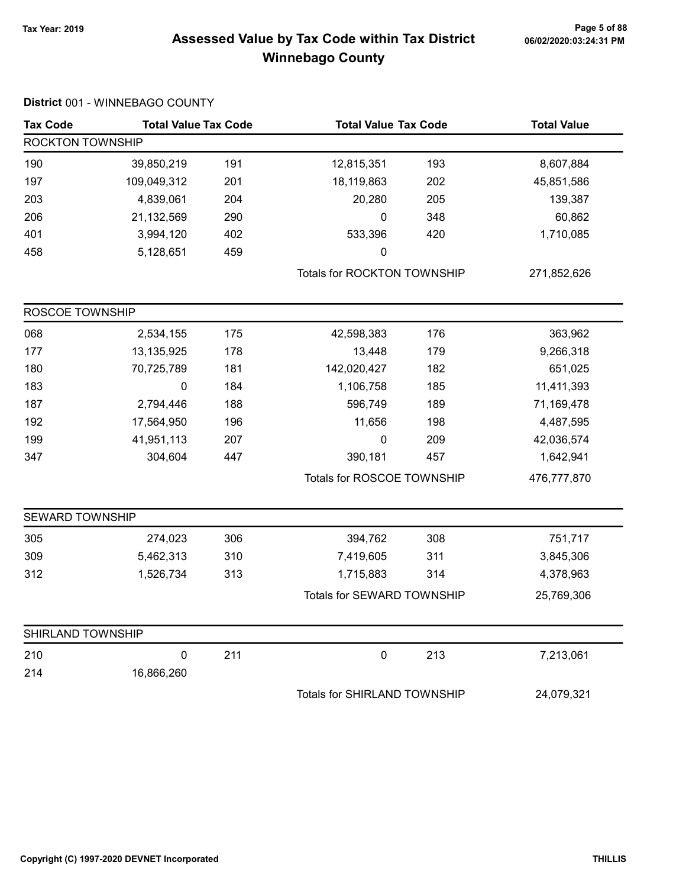# Assessed Value by Tax Code within Tax District
# Winnebago County

Tax Year: 2019

**District** 001 - WINNEBAGO COUNTY

| Tax Code | Total Value | Tax Code | Total Value | Tax Code | Total Value |
|---|---|---|---|---|---|
| ROCKTON TOWNSHIP | | | | | |
| 190 | 39,850,219 | 191 | 12,815,351 | 193 | 8,607,884 |
| 197 | 109,049,312 | 201 | 18,119,863 | 202 | 45,851,586 |
| 203 | 4,839,061 | 204 | 20,280 | 205 | 139,387 |
| 206 | 21,132,569 | 290 | 0 | 348 | 60,862 |
| 401 | 3,994,120 | 402 | 533,396 | 420 | 1,710,085 |
| 458 | 5,128,651 | 459 | 0 | | |
| | | | Totals for ROCKTON TOWNSHIP | | 271,852,626 |
| ROSCOE TOWNSHIP | | | | | |
| 068 | 2,534,155 | 175 | 42,598,383 | 176 | 363,962 |
| 177 | 13,135,925 | 178 | 13,448 | 179 | 9,266,318 |
| 180 | 70,725,789 | 181 | 142,020,427 | 182 | 651,025 |
| 183 | 0 | 184 | 1,106,758 | 185 | 11,411,393 |
| 187 | 2,794,446 | 188 | 596,749 | 189 | 71,169,478 |
| 192 | 17,564,950 | 196 | 11,656 | 198 | 4,487,595 |
| 199 | 41,951,113 | 207 | 0 | 209 | 42,036,574 |
| 347 | 304,604 | 447 | 390,181 | 457 | 1,642,941 |
| | | | Totals for ROSCOE TOWNSHIP | | 476,777,870 |
| SEWARD TOWNSHIP | | | | | |
| 305 | 274,023 | 306 | 394,762 | 308 | 751,717 |
| 309 | 5,462,313 | 310 | 7,419,605 | 311 | 3,845,306 |
| 312 | 1,526,734 | 313 | 1,715,883 | 314 | 4,378,963 |
| | | | Totals for SEWARD TOWNSHIP | | 25,769,306 |
| SHIRLAND TOWNSHIP | | | | | |
| 210 | 0 | 211 | 0 | 213 | 7,213,061 |
| 214 | 16,866,260 | | | | |
| | | | Totals for SHIRLAND TOWNSHIP | | 24,079,321 |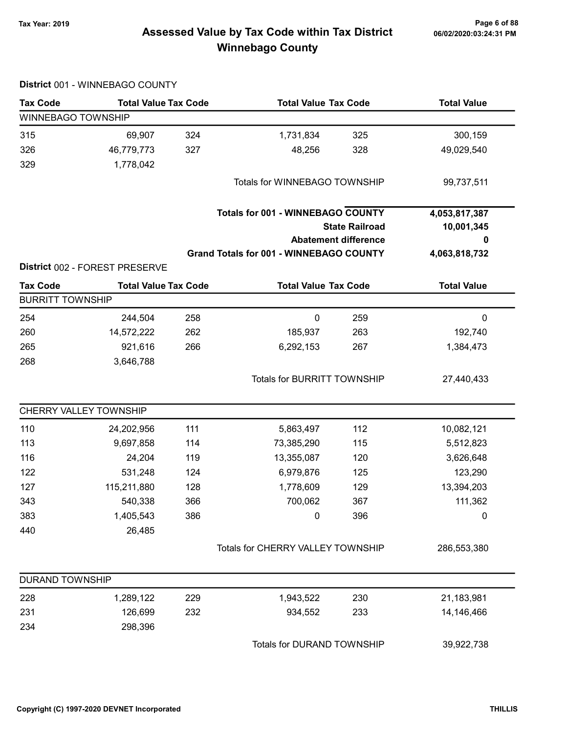# Assessed Value by Tax Code within Tax District

## Winnebago County

Tax Year: 2019

### District 001 - WINNEBAGO COUNTY

| Tax Code | Total Value | Tax Code | Total Value | Tax Code | Total Value |
|---|---|---|---|---|---|
| **WINNEBAGO TOWNSHIP** | | | | | |
| 315 | 69,907 | 324 | 1,731,834 | 325 | 300,159 |
| 326 | 46,779,773 | 327 | 48,256 | 328 | 49,029,540 |
| 329 | 1,778,042 | | | | |
| | | | Totals for WINNEBAGO TOWNSHIP | | 99,737,511 |

| | |
|---|---|
| **Totals for 001 - WINNEBAGO COUNTY** | **4,053,817,387** |
| **State Railroad** | **10,001,345** |
| **Abatement difference** | **0** |
| **Grand Totals for 001 - WINNEBAGO COUNTY** | **4,063,818,732** |

### District 002 - FOREST PRESERVE

| Tax Code | Total Value | Tax Code | Total Value | Tax Code | Total Value |
|---|---|---|---|---|---|
| **BURRITT TOWNSHIP** | | | | | |
| 254 | 244,504 | 258 | 0 | 259 | 0 |
| 260 | 14,572,222 | 262 | 185,937 | 263 | 192,740 |
| 265 | 921,616 | 266 | 6,292,153 | 267 | 1,384,473 |
| 268 | 3,646,788 | | | | |
| | | | Totals for BURRITT TOWNSHIP | | 27,440,433 |
| **CHERRY VALLEY TOWNSHIP** | | | | | |
| 110 | 24,202,956 | 111 | 5,863,497 | 112 | 10,082,121 |
| 113 | 9,697,858 | 114 | 73,385,290 | 115 | 5,512,823 |
| 116 | 24,204 | 119 | 13,355,087 | 120 | 3,626,648 |
| 122 | 531,248 | 124 | 6,979,876 | 125 | 123,290 |
| 127 | 115,211,880 | 128 | 1,778,609 | 129 | 13,394,203 |
| 343 | 540,338 | 366 | 700,062 | 367 | 111,362 |
| 383 | 1,405,543 | 386 | 0 | 396 | 0 |
| 440 | 26,485 | | | | |
| | | | Totals for CHERRY VALLEY TOWNSHIP | | 286,553,380 |
| **DURAND TOWNSHIP** | | | | | |
| 228 | 1,289,122 | 229 | 1,943,522 | 230 | 21,183,981 |
| 231 | 126,699 | 232 | 934,552 | 233 | 14,146,466 |
| 234 | 298,396 | | | | |
| | | | Totals for DURAND TOWNSHIP | | 39,922,738 |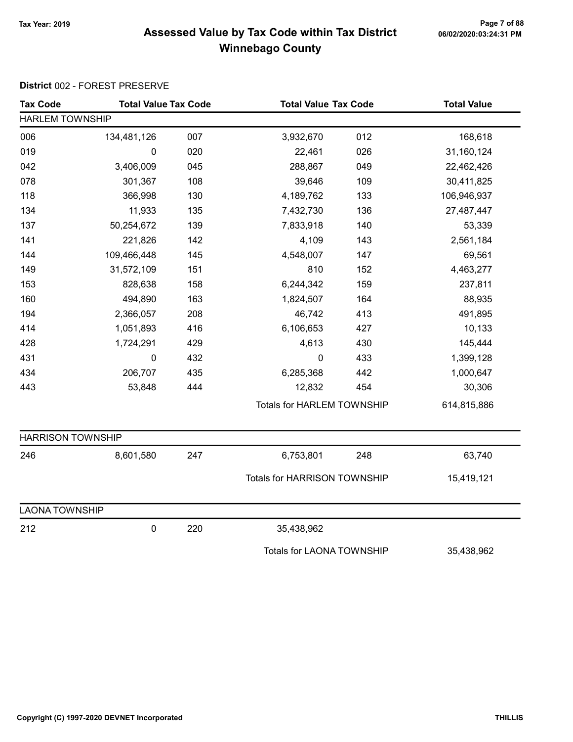# Assessed Value by Tax Code within Tax District
## Winnebago County

Tax Year: 2019

**District** 002 - FOREST PRESERVE

| Tax Code | Total Value | Tax Code | Total Value | Tax Code | Total Value |
|---|---|---|---|---|---|
| **HARLEM TOWNSHIP** | | | | | |
| 006 | 134,481,126 | 007 | 3,932,670 | 012 | 168,618 |
| 019 | 0 | 020 | 22,461 | 026 | 31,160,124 |
| 042 | 3,406,009 | 045 | 288,867 | 049 | 22,462,426 |
| 078 | 301,367 | 108 | 39,646 | 109 | 30,411,825 |
| 118 | 366,998 | 130 | 4,189,762 | 133 | 106,946,937 |
| 134 | 11,933 | 135 | 7,432,730 | 136 | 27,487,447 |
| 137 | 50,254,672 | 139 | 7,833,918 | 140 | 53,339 |
| 141 | 221,826 | 142 | 4,109 | 143 | 2,561,184 |
| 144 | 109,466,448 | 145 | 4,548,007 | 147 | 69,561 |
| 149 | 31,572,109 | 151 | 810 | 152 | 4,463,277 |
| 153 | 828,638 | 158 | 6,244,342 | 159 | 237,811 |
| 160 | 494,890 | 163 | 1,824,507 | 164 | 88,935 |
| 194 | 2,366,057 | 208 | 46,742 | 413 | 491,895 |
| 414 | 1,051,893 | 416 | 6,106,653 | 427 | 10,133 |
| 428 | 1,724,291 | 429 | 4,613 | 430 | 145,444 |
| 431 | 0 | 432 | 0 | 433 | 1,399,128 |
| 434 | 206,707 | 435 | 6,285,368 | 442 | 1,000,647 |
| 443 | 53,848 | 444 | 12,832 | 454 | 30,306 |
| | | | Totals for HARLEM TOWNSHIP | | 614,815,886 |
| **HARRISON TOWNSHIP** | | | | | |
| 246 | 8,601,580 | 247 | 6,753,801 | 248 | 63,740 |
| | | | Totals for HARRISON TOWNSHIP | | 15,419,121 |
| **LAONA TOWNSHIP** | | | | | |
| 212 | 0 | 220 | 35,438,962 | | |
| | | | Totals for LAONA TOWNSHIP | | 35,438,962 |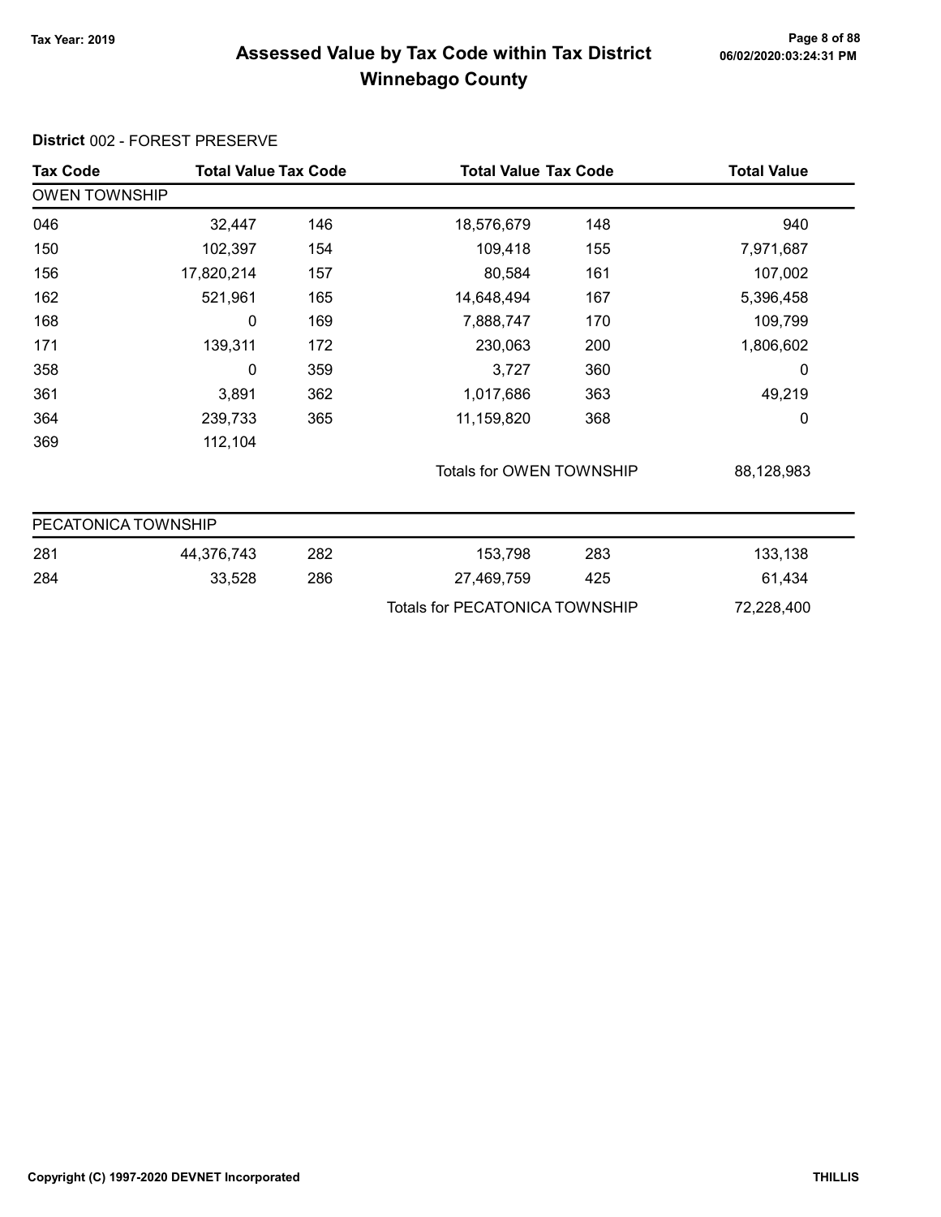# Assessed Value by Tax Code within Tax District

## Winnebago County

Tax Year: 2019

06/02/2020:03:24:31 PM

### District 002 - FOREST PRESERVE

| Tax Code | Total Value | Tax Code | Total Value | Tax Code | Total Value |
|---|---|---|---|---|---|
| **OWEN TOWNSHIP** | | | | | |
| 046 | 32,447 | 146 | 18,576,679 | 148 | 940 |
| 150 | 102,397 | 154 | 109,418 | 155 | 7,971,687 |
| 156 | 17,820,214 | 157 | 80,584 | 161 | 107,002 |
| 162 | 521,961 | 165 | 14,648,494 | 167 | 5,396,458 |
| 168 | 0 | 169 | 7,888,747 | 170 | 109,799 |
| 171 | 139,311 | 172 | 230,063 | 200 | 1,806,602 |
| 358 | 0 | 359 | 3,727 | 360 | 0 |
| 361 | 3,891 | 362 | 1,017,686 | 363 | 49,219 |
| 364 | 239,733 | 365 | 11,159,820 | 368 | 0 |
| 369 | 112,104 | | | | |
| | | | Totals for OWEN TOWNSHIP | | 88,128,983 |
| **PECATONICA TOWNSHIP** | | | | | |
| 281 | 44,376,743 | 282 | 153,798 | 283 | 133,138 |
| 284 | 33,528 | 286 | 27,469,759 | 425 | 61,434 |
| | | | Totals for PECATONICA TOWNSHIP | | 72,228,400 |

Copyright (C) 1997-2020 DEVNET Incorporated

THILLIS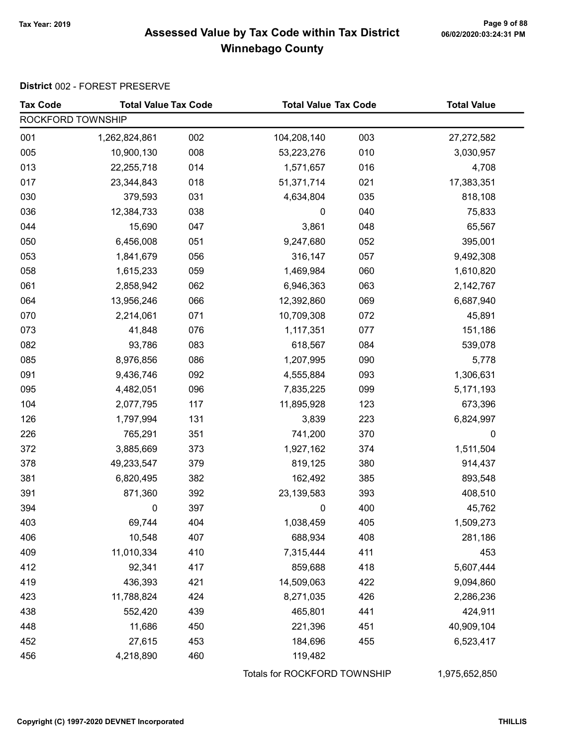# Assessed Value by Tax Code within Tax District
## Winnebago County

Tax Year: 2019

**District** 002 - FOREST PRESERVE

| Tax Code | Total Value | Tax Code | Total Value | Tax Code | Total Value |
|---|---|---|---|---|---|
| ROCKFORD TOWNSHIP | | | | | |
| 001 | 1,262,824,861 | 002 | 104,208,140 | 003 | 27,272,582 |
| 005 | 10,900,130 | 008 | 53,223,276 | 010 | 3,030,957 |
| 013 | 22,255,718 | 014 | 1,571,657 | 016 | 4,708 |
| 017 | 23,344,843 | 018 | 51,371,714 | 021 | 17,383,351 |
| 030 | 379,593 | 031 | 4,634,804 | 035 | 818,108 |
| 036 | 12,384,733 | 038 | 0 | 040 | 75,833 |
| 044 | 15,690 | 047 | 3,861 | 048 | 65,567 |
| 050 | 6,456,008 | 051 | 9,247,680 | 052 | 395,001 |
| 053 | 1,841,679 | 056 | 316,147 | 057 | 9,492,308 |
| 058 | 1,615,233 | 059 | 1,469,984 | 060 | 1,610,820 |
| 061 | 2,858,942 | 062 | 6,946,363 | 063 | 2,142,767 |
| 064 | 13,956,246 | 066 | 12,392,860 | 069 | 6,687,940 |
| 070 | 2,214,061 | 071 | 10,709,308 | 072 | 45,891 |
| 073 | 41,848 | 076 | 1,117,351 | 077 | 151,186 |
| 082 | 93,786 | 083 | 618,567 | 084 | 539,078 |
| 085 | 8,976,856 | 086 | 1,207,995 | 090 | 5,778 |
| 091 | 9,436,746 | 092 | 4,555,884 | 093 | 1,306,631 |
| 095 | 4,482,051 | 096 | 7,835,225 | 099 | 5,171,193 |
| 104 | 2,077,795 | 117 | 11,895,928 | 123 | 673,396 |
| 126 | 1,797,994 | 131 | 3,839 | 223 | 6,824,997 |
| 226 | 765,291 | 351 | 741,200 | 370 | 0 |
| 372 | 3,885,669 | 373 | 1,927,162 | 374 | 1,511,504 |
| 378 | 49,233,547 | 379 | 819,125 | 380 | 914,437 |
| 381 | 6,820,495 | 382 | 162,492 | 385 | 893,548 |
| 391 | 871,360 | 392 | 23,139,583 | 393 | 408,510 |
| 394 | 0 | 397 | 0 | 400 | 45,762 |
| 403 | 69,744 | 404 | 1,038,459 | 405 | 1,509,273 |
| 406 | 10,548 | 407 | 688,934 | 408 | 281,186 |
| 409 | 11,010,334 | 410 | 7,315,444 | 411 | 453 |
| 412 | 92,341 | 417 | 859,688 | 418 | 5,607,444 |
| 419 | 436,393 | 421 | 14,509,063 | 422 | 9,094,860 |
| 423 | 11,788,824 | 424 | 8,271,035 | 426 | 2,286,236 |
| 438 | 552,420 | 439 | 465,801 | 441 | 424,911 |
| 448 | 11,686 | 450 | 221,396 | 451 | 40,909,104 |
| 452 | 27,615 | 453 | 184,696 | 455 | 6,523,417 |
| 456 | 4,218,890 | 460 | 119,482 | | |
| | | Totals for ROCKFORD TOWNSHIP | | | 1,975,652,850 |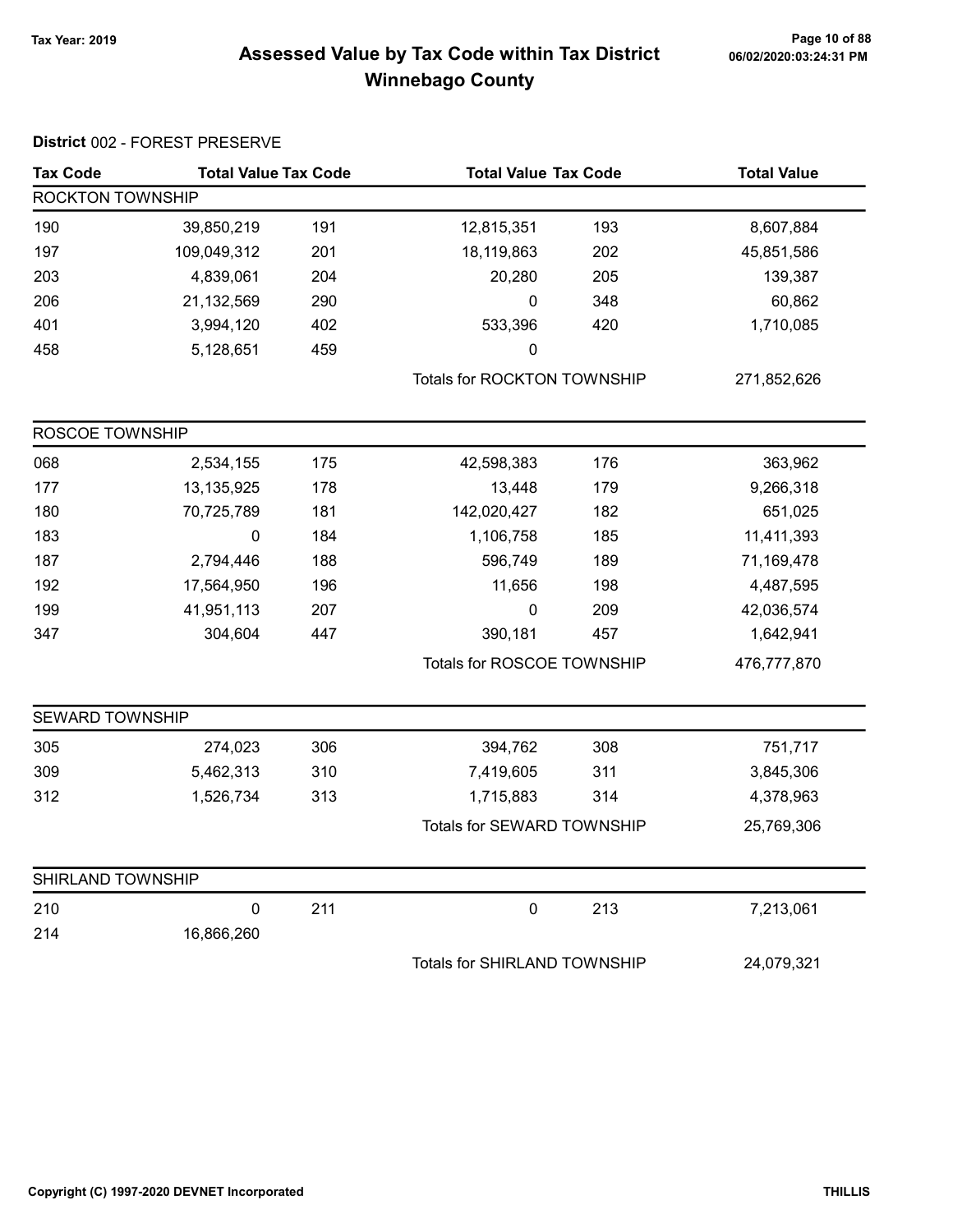# Assessed Value by Tax Code within Tax District

## Winnebago County

Tax Year: 2019

**District** 002 - FOREST PRESERVE

| Tax Code | Total Value | Tax Code | Total Value | Tax Code | Total Value |
|---|---|---|---|---|---|
| **ROCKTON TOWNSHIP** | | | | | |
| 190 | 39,850,219 | 191 | 12,815,351 | 193 | 8,607,884 |
| 197 | 109,049,312 | 201 | 18,119,863 | 202 | 45,851,586 |
| 203 | 4,839,061 | 204 | 20,280 | 205 | 139,387 |
| 206 | 21,132,569 | 290 | 0 | 348 | 60,862 |
| 401 | 3,994,120 | 402 | 533,396 | 420 | 1,710,085 |
| 458 | 5,128,651 | 459 | 0 | | |
| | | | Totals for ROCKTON TOWNSHIP | | 271,852,626 |
| **ROSCOE TOWNSHIP** | | | | | |
| 068 | 2,534,155 | 175 | 42,598,383 | 176 | 363,962 |
| 177 | 13,135,925 | 178 | 13,448 | 179 | 9,266,318 |
| 180 | 70,725,789 | 181 | 142,020,427 | 182 | 651,025 |
| 183 | 0 | 184 | 1,106,758 | 185 | 11,411,393 |
| 187 | 2,794,446 | 188 | 596,749 | 189 | 71,169,478 |
| 192 | 17,564,950 | 196 | 11,656 | 198 | 4,487,595 |
| 199 | 41,951,113 | 207 | 0 | 209 | 42,036,574 |
| 347 | 304,604 | 447 | 390,181 | 457 | 1,642,941 |
| | | | Totals for ROSCOE TOWNSHIP | | 476,777,870 |
| **SEWARD TOWNSHIP** | | | | | |
| 305 | 274,023 | 306 | 394,762 | 308 | 751,717 |
| 309 | 5,462,313 | 310 | 7,419,605 | 311 | 3,845,306 |
| 312 | 1,526,734 | 313 | 1,715,883 | 314 | 4,378,963 |
| | | | Totals for SEWARD TOWNSHIP | | 25,769,306 |
| **SHIRLAND TOWNSHIP** | | | | | |
| 210 | 0 | 211 | 0 | 213 | 7,213,061 |
| 214 | 16,866,260 | | | | |
| | | | Totals for SHIRLAND TOWNSHIP | | 24,079,321 |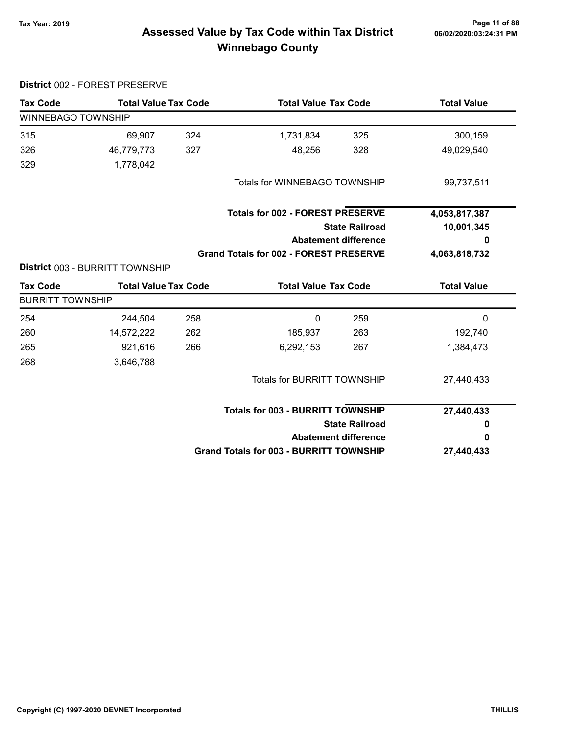# Assessed Value by Tax Code within Tax District
## Winnebago County

Tax Year: 2019

**District** 002 - FOREST PRESERVE

| Tax Code | Total Value | Tax Code | Total Value | Tax Code | Total Value |
|---|---|---|---|---|---|
| WINNEBAGO TOWNSHIP | | | | | |
| 315 | 69,907 | 324 | 1,731,834 | 325 | 300,159 |
| 326 | 46,779,773 | 327 | 48,256 | 328 | 49,029,540 |
| 329 | 1,778,042 | | | | |
| | | | Totals for WINNEBAGO TOWNSHIP | | 99,737,511 |

| | |
|---|---|
| **Totals for 002 - FOREST PRESERVE** | **4,053,817,387** |
| **State Railroad** | **10,001,345** |
| **Abatement difference** | **0** |
| **Grand Totals for 002 - FOREST PRESERVE** | **4,063,818,732** |

**District** 003 - BURRITT TOWNSHIP

| Tax Code | Total Value | Tax Code | Total Value | Tax Code | Total Value |
|---|---|---|---|---|---|
| BURRITT TOWNSHIP | | | | | |
| 254 | 244,504 | 258 | 0 | 259 | 0 |
| 260 | 14,572,222 | 262 | 185,937 | 263 | 192,740 |
| 265 | 921,616 | 266 | 6,292,153 | 267 | 1,384,473 |
| 268 | 3,646,788 | | | | |
| | | | Totals for BURRITT TOWNSHIP | | 27,440,433 |

| | |
|---|---|
| **Totals for 003 - BURRITT TOWNSHIP** | **27,440,433** |
| **State Railroad** | **0** |
| **Abatement difference** | **0** |
| **Grand Totals for 003 - BURRITT TOWNSHIP** | **27,440,433** |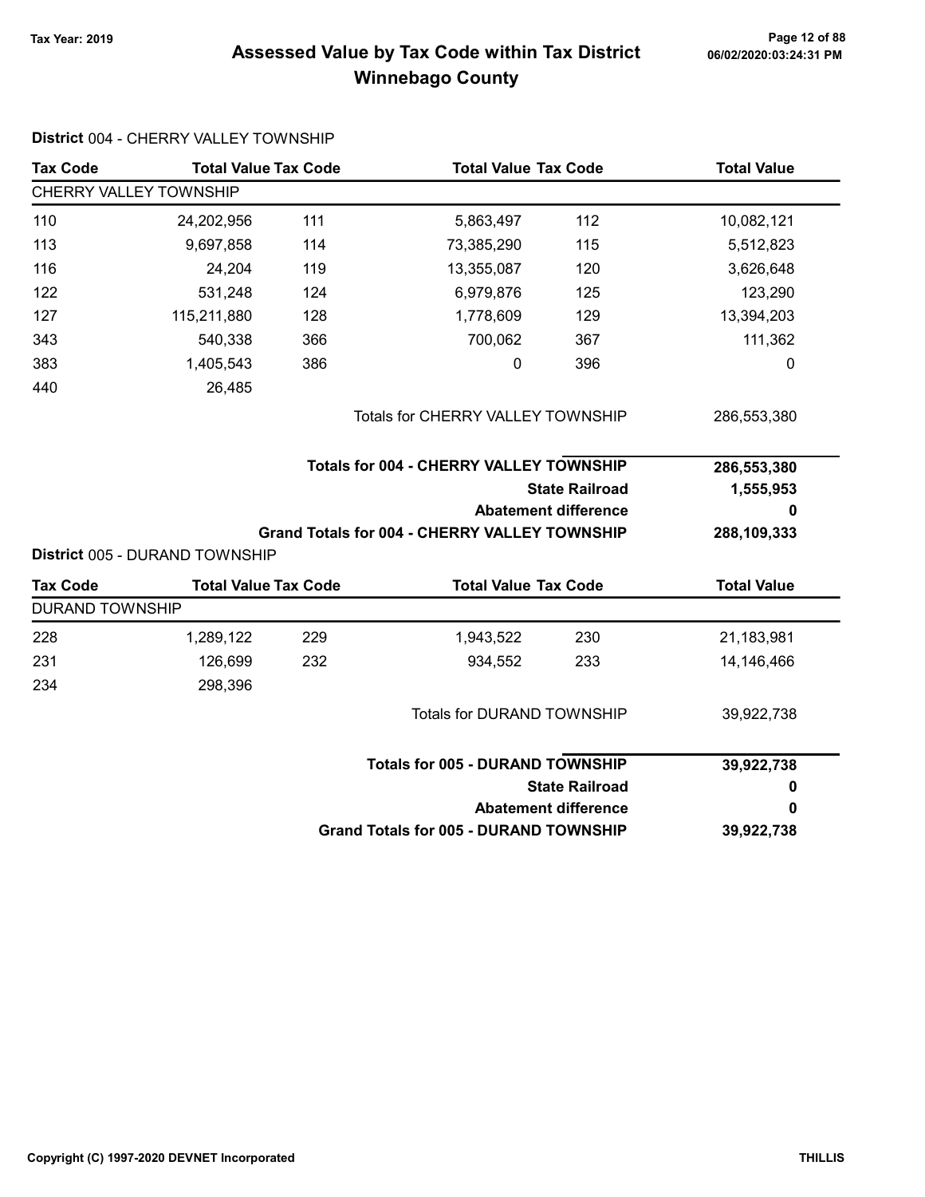# Assessed Value by Tax Code within Tax District Winnebago County

Tax Year: 2019

**District** 004 - CHERRY VALLEY TOWNSHIP

| Tax Code | Total Value | Tax Code | Total Value | Tax Code | Total Value |
|---|---|---|---|---|---|
| CHERRY VALLEY TOWNSHIP | | | | | |
| 110 | 24,202,956 | 111 | 5,863,497 | 112 | 10,082,121 |
| 113 | 9,697,858 | 114 | 73,385,290 | 115 | 5,512,823 |
| 116 | 24,204 | 119 | 13,355,087 | 120 | 3,626,648 |
| 122 | 531,248 | 124 | 6,979,876 | 125 | 123,290 |
| 127 | 115,211,880 | 128 | 1,778,609 | 129 | 13,394,203 |
| 343 | 540,338 | 366 | 700,062 | 367 | 111,362 |
| 383 | 1,405,543 | 386 | 0 | 396 | 0 |
| 440 | 26,485 | | | | |

| | |
|---|---|
| Totals for CHERRY VALLEY TOWNSHIP | 286,553,380 |
| **Totals for 004 - CHERRY VALLEY TOWNSHIP** | **286,553,380** |
| **State Railroad** | **1,555,953** |
| **Abatement difference** | **0** |
| **Grand Totals for 004 - CHERRY VALLEY TOWNSHIP** | **288,109,333** |

**District** 005 - DURAND TOWNSHIP

| Tax Code | Total Value | Tax Code | Total Value | Tax Code | Total Value |
|---|---|---|---|---|---|
| DURAND TOWNSHIP | | | | | |
| 228 | 1,289,122 | 229 | 1,943,522 | 230 | 21,183,981 |
| 231 | 126,699 | 232 | 934,552 | 233 | 14,146,466 |
| 234 | 298,396 | | | | |

| | |
|---|---|
| Totals for DURAND TOWNSHIP | 39,922,738 |
| **Totals for 005 - DURAND TOWNSHIP** | **39,922,738** |
| **State Railroad** | **0** |
| **Abatement difference** | **0** |
| **Grand Totals for 005 - DURAND TOWNSHIP** | **39,922,738** |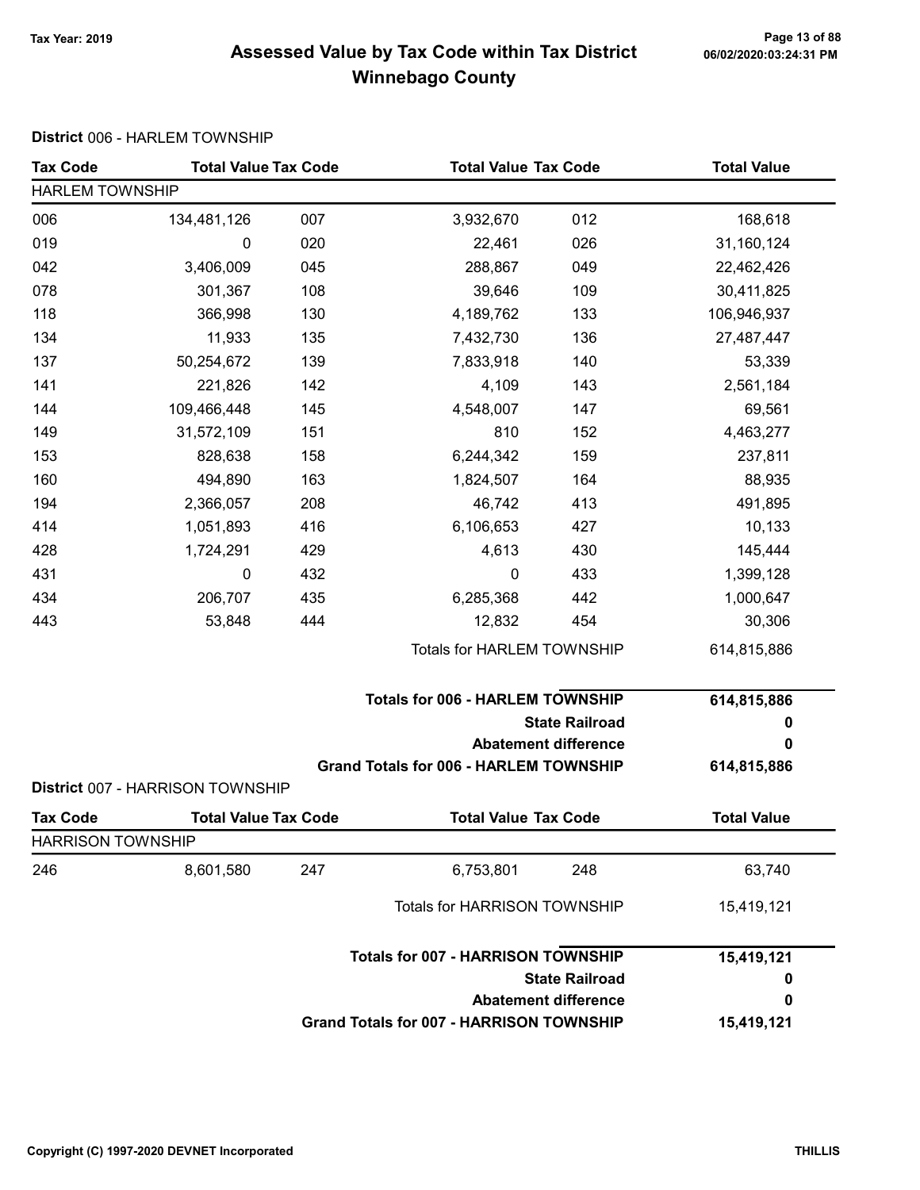# Assessed Value by Tax Code within Tax District
# Winnebago County

Tax Year: 2019

**District** 006 - HARLEM TOWNSHIP

| Tax Code | Total Value | Tax Code | Total Value | Tax Code | Total Value |
|---|---|---|---|---|---|
| HARLEM TOWNSHIP | | | | | |
| 006 | 134,481,126 | 007 | 3,932,670 | 012 | 168,618 |
| 019 | 0 | 020 | 22,461 | 026 | 31,160,124 |
| 042 | 3,406,009 | 045 | 288,867 | 049 | 22,462,426 |
| 078 | 301,367 | 108 | 39,646 | 109 | 30,411,825 |
| 118 | 366,998 | 130 | 4,189,762 | 133 | 106,946,937 |
| 134 | 11,933 | 135 | 7,432,730 | 136 | 27,487,447 |
| 137 | 50,254,672 | 139 | 7,833,918 | 140 | 53,339 |
| 141 | 221,826 | 142 | 4,109 | 143 | 2,561,184 |
| 144 | 109,466,448 | 145 | 4,548,007 | 147 | 69,561 |
| 149 | 31,572,109 | 151 | 810 | 152 | 4,463,277 |
| 153 | 828,638 | 158 | 6,244,342 | 159 | 237,811 |
| 160 | 494,890 | 163 | 1,824,507 | 164 | 88,935 |
| 194 | 2,366,057 | 208 | 46,742 | 413 | 491,895 |
| 414 | 1,051,893 | 416 | 6,106,653 | 427 | 10,133 |
| 428 | 1,724,291 | 429 | 4,613 | 430 | 145,444 |
| 431 | 0 | 432 | 0 | 433 | 1,399,128 |
| 434 | 206,707 | 435 | 6,285,368 | 442 | 1,000,647 |
| 443 | 53,848 | 444 | 12,832 | 454 | 30,306 |
| | | | Totals for HARLEM TOWNSHIP | | 614,815,886 |

| | |
|---|---|
| **Totals for 006 - HARLEM TOWNSHIP** | **614,815,886** |
| **State Railroad** | **0** |
| **Abatement difference** | **0** |
| **Grand Totals for 006 - HARLEM TOWNSHIP** | **614,815,886** |

**District** 007 - HARRISON TOWNSHIP

| Tax Code | Total Value | Tax Code | Total Value | Tax Code | Total Value |
|---|---|---|---|---|---|
| HARRISON TOWNSHIP | | | | | |
| 246 | 8,601,580 | 247 | 6,753,801 | 248 | 63,740 |
| | | | Totals for HARRISON TOWNSHIP | | 15,419,121 |

| | |
|---|---|
| **Totals for 007 - HARRISON TOWNSHIP** | **15,419,121** |
| **State Railroad** | **0** |
| **Abatement difference** | **0** |
| **Grand Totals for 007 - HARRISON TOWNSHIP** | **15,419,121** |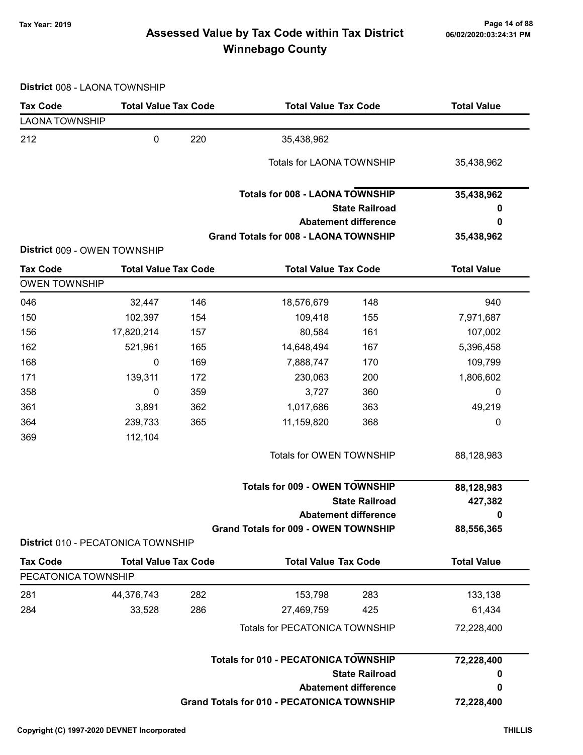# Assessed Value by Tax Code within Tax District

# Winnebago County

Tax Year: 2019

06/02/2020:03:24:31 PM

**District** 008 - LAONA TOWNSHIP

| Tax Code | Total Value | Tax Code | Total Value | Tax Code | Total Value |
|---|---|---|---|---|---|
| **LAONA TOWNSHIP** | | | | | |
| 212 | 0 | 220 | 35,438,962 | | |
| | | | Totals for LAONA TOWNSHIP | | 35,438,962 |
| | | | **Totals for 008 - LAONA TOWNSHIP** | | **35,438,962** |
| | | | **State Railroad** | | **0** |
| | | | **Abatement difference** | | **0** |
| | | | **Grand Totals for 008 - LAONA TOWNSHIP** | | **35,438,962** |

**District** 009 - OWEN TOWNSHIP

| Tax Code | Total Value | Tax Code | Total Value | Tax Code | Total Value |
|---|---|---|---|---|---|
| **OWEN TOWNSHIP** | | | | | |
| 046 | 32,447 | 146 | 18,576,679 | 148 | 940 |
| 150 | 102,397 | 154 | 109,418 | 155 | 7,971,687 |
| 156 | 17,820,214 | 157 | 80,584 | 161 | 107,002 |
| 162 | 521,961 | 165 | 14,648,494 | 167 | 5,396,458 |
| 168 | 0 | 169 | 7,888,747 | 170 | 109,799 |
| 171 | 139,311 | 172 | 230,063 | 200 | 1,806,602 |
| 358 | 0 | 359 | 3,727 | 360 | 0 |
| 361 | 3,891 | 362 | 1,017,686 | 363 | 49,219 |
| 364 | 239,733 | 365 | 11,159,820 | 368 | 0 |
| 369 | 112,104 | | | | |
| | | | Totals for OWEN TOWNSHIP | | 88,128,983 |
| | | | **Totals for 009 - OWEN TOWNSHIP** | | **88,128,983** |
| | | | **State Railroad** | | **427,382** |
| | | | **Abatement difference** | | **0** |
| | | | **Grand Totals for 009 - OWEN TOWNSHIP** | | **88,556,365** |

**District** 010 - PECATONICA TOWNSHIP

| Tax Code | Total Value | Tax Code | Total Value | Tax Code | Total Value |
|---|---|---|---|---|---|
| **PECATONICA TOWNSHIP** | | | | | |
| 281 | 44,376,743 | 282 | 153,798 | 283 | 133,138 |
| 284 | 33,528 | 286 | 27,469,759 | 425 | 61,434 |
| | | | Totals for PECATONICA TOWNSHIP | | 72,228,400 |
| | | | **Totals for 010 - PECATONICA TOWNSHIP** | | **72,228,400** |
| | | | **State Railroad** | | **0** |
| | | | **Abatement difference** | | **0** |
| | | | **Grand Totals for 010 - PECATONICA TOWNSHIP** | | **72,228,400** |

Copyright (C) 1997-2020 DEVNET Incorporated — THILLIS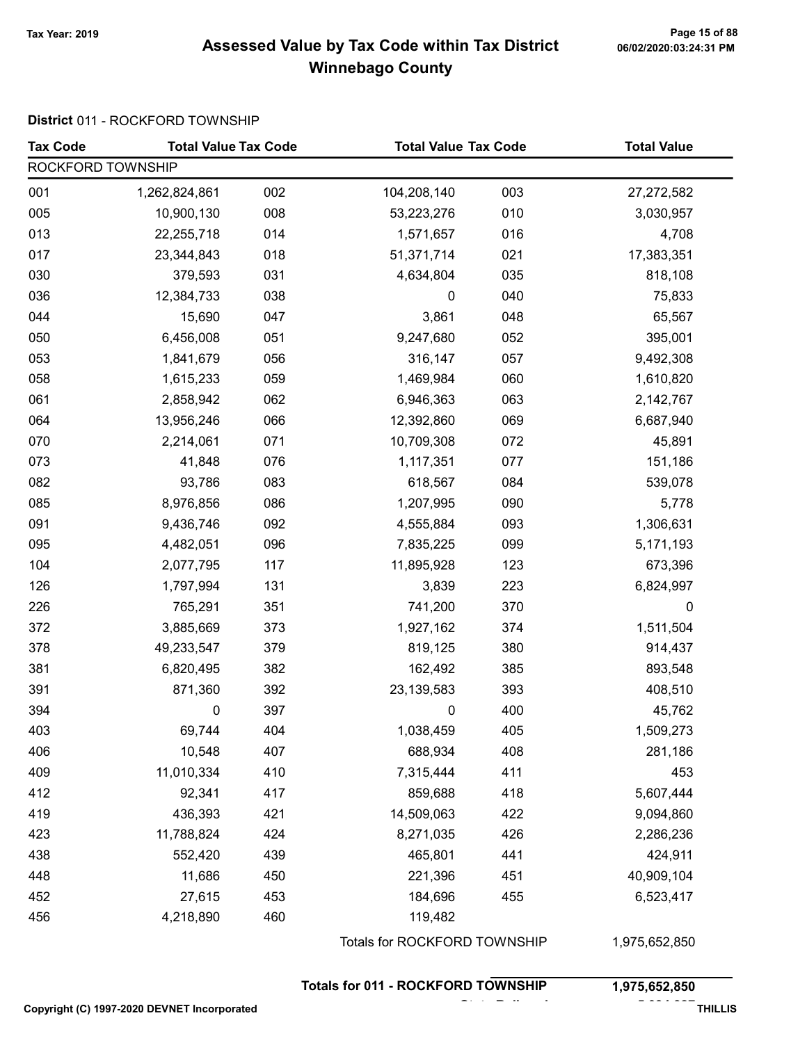# Assessed Value by Tax Code within Tax District
## Winnebago County

Tax Year: 2019

**District** 011 - ROCKFORD TOWNSHIP

| Tax Code | Total Value | Tax Code | Total Value | Tax Code | Total Value |
|---|---|---|---|---|---|
| ROCKFORD TOWNSHIP | | | | | |
| 001 | 1,262,824,861 | 002 | 104,208,140 | 003 | 27,272,582 |
| 005 | 10,900,130 | 008 | 53,223,276 | 010 | 3,030,957 |
| 013 | 22,255,718 | 014 | 1,571,657 | 016 | 4,708 |
| 017 | 23,344,843 | 018 | 51,371,714 | 021 | 17,383,351 |
| 030 | 379,593 | 031 | 4,634,804 | 035 | 818,108 |
| 036 | 12,384,733 | 038 | 0 | 040 | 75,833 |
| 044 | 15,690 | 047 | 3,861 | 048 | 65,567 |
| 050 | 6,456,008 | 051 | 9,247,680 | 052 | 395,001 |
| 053 | 1,841,679 | 056 | 316,147 | 057 | 9,492,308 |
| 058 | 1,615,233 | 059 | 1,469,984 | 060 | 1,610,820 |
| 061 | 2,858,942 | 062 | 6,946,363 | 063 | 2,142,767 |
| 064 | 13,956,246 | 066 | 12,392,860 | 069 | 6,687,940 |
| 070 | 2,214,061 | 071 | 10,709,308 | 072 | 45,891 |
| 073 | 41,848 | 076 | 1,117,351 | 077 | 151,186 |
| 082 | 93,786 | 083 | 618,567 | 084 | 539,078 |
| 085 | 8,976,856 | 086 | 1,207,995 | 090 | 5,778 |
| 091 | 9,436,746 | 092 | 4,555,884 | 093 | 1,306,631 |
| 095 | 4,482,051 | 096 | 7,835,225 | 099 | 5,171,193 |
| 104 | 2,077,795 | 117 | 11,895,928 | 123 | 673,396 |
| 126 | 1,797,994 | 131 | 3,839 | 223 | 6,824,997 |
| 226 | 765,291 | 351 | 741,200 | 370 | 0 |
| 372 | 3,885,669 | 373 | 1,927,162 | 374 | 1,511,504 |
| 378 | 49,233,547 | 379 | 819,125 | 380 | 914,437 |
| 381 | 6,820,495 | 382 | 162,492 | 385 | 893,548 |
| 391 | 871,360 | 392 | 23,139,583 | 393 | 408,510 |
| 394 | 0 | 397 | 0 | 400 | 45,762 |
| 403 | 69,744 | 404 | 1,038,459 | 405 | 1,509,273 |
| 406 | 10,548 | 407 | 688,934 | 408 | 281,186 |
| 409 | 11,010,334 | 410 | 7,315,444 | 411 | 453 |
| 412 | 92,341 | 417 | 859,688 | 418 | 5,607,444 |
| 419 | 436,393 | 421 | 14,509,063 | 422 | 9,094,860 |
| 423 | 11,788,824 | 424 | 8,271,035 | 426 | 2,286,236 |
| 438 | 552,420 | 439 | 465,801 | 441 | 424,911 |
| 448 | 11,686 | 450 | 221,396 | 451 | 40,909,104 |
| 452 | 27,615 | 453 | 184,696 | 455 | 6,523,417 |
| 456 | 4,218,890 | 460 | 119,482 | | |

Totals for ROCKFORD TOWNSHIP 1,975,652,850

**Totals for 011 - ROCKFORD TOWNSHIP 1,975,652,850**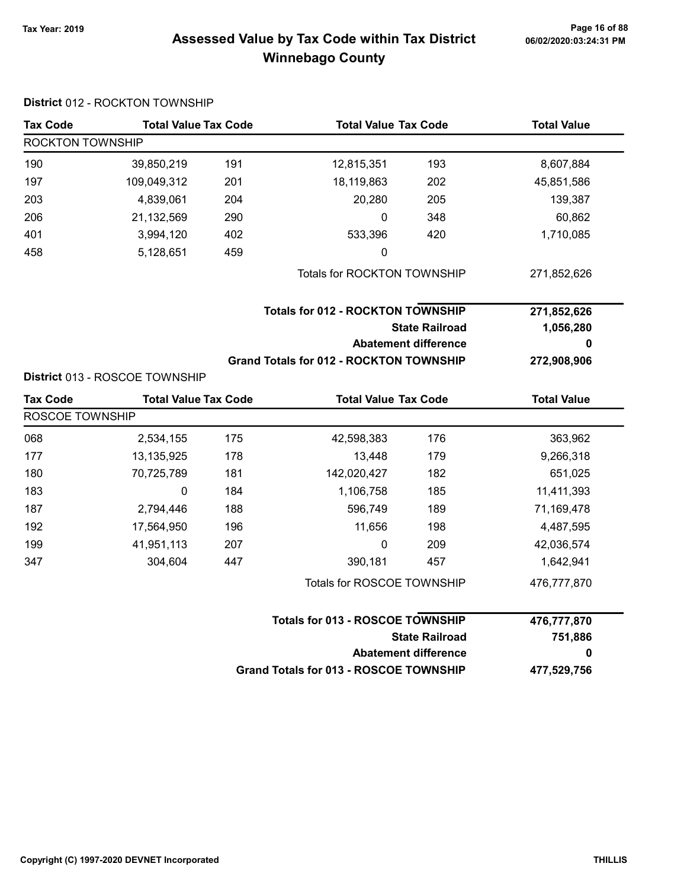## Assessed Value by Tax Code within Tax District
## Winnebago County

Tax Year: 2019

06/02/2020:03:24:31 PM

**District** 012 - ROCKTON TOWNSHIP

| Tax Code | Total Value | Tax Code | Total Value | Tax Code | Total Value |
|---|---|---|---|---|---|
| ROCKTON TOWNSHIP | | | | | |
| 190 | 39,850,219 | 191 | 12,815,351 | 193 | 8,607,884 |
| 197 | 109,049,312 | 201 | 18,119,863 | 202 | 45,851,586 |
| 203 | 4,839,061 | 204 | 20,280 | 205 | 139,387 |
| 206 | 21,132,569 | 290 | 0 | 348 | 60,862 |
| 401 | 3,994,120 | 402 | 533,396 | 420 | 1,710,085 |
| 458 | 5,128,651 | 459 | 0 | | |
| | | | Totals for ROCKTON TOWNSHIP | | 271,852,626 |

| | |
|---|---|
| **Totals for 012 - ROCKTON TOWNSHIP** | **271,852,626** |
| **State Railroad** | **1,056,280** |
| **Abatement difference** | **0** |
| **Grand Totals for 012 - ROCKTON TOWNSHIP** | **272,908,906** |

**District** 013 - ROSCOE TOWNSHIP

| Tax Code | Total Value | Tax Code | Total Value | Tax Code | Total Value |
|---|---|---|---|---|---|
| ROSCOE TOWNSHIP | | | | | |
| 068 | 2,534,155 | 175 | 42,598,383 | 176 | 363,962 |
| 177 | 13,135,925 | 178 | 13,448 | 179 | 9,266,318 |
| 180 | 70,725,789 | 181 | 142,020,427 | 182 | 651,025 |
| 183 | 0 | 184 | 1,106,758 | 185 | 11,411,393 |
| 187 | 2,794,446 | 188 | 596,749 | 189 | 71,169,478 |
| 192 | 17,564,950 | 196 | 11,656 | 198 | 4,487,595 |
| 199 | 41,951,113 | 207 | 0 | 209 | 42,036,574 |
| 347 | 304,604 | 447 | 390,181 | 457 | 1,642,941 |
| | | | Totals for ROSCOE TOWNSHIP | | 476,777,870 |

| | |
|---|---|
| **Totals for 013 - ROSCOE TOWNSHIP** | **476,777,870** |
| **State Railroad** | **751,886** |
| **Abatement difference** | **0** |
| **Grand Totals for 013 - ROSCOE TOWNSHIP** | **477,529,756** |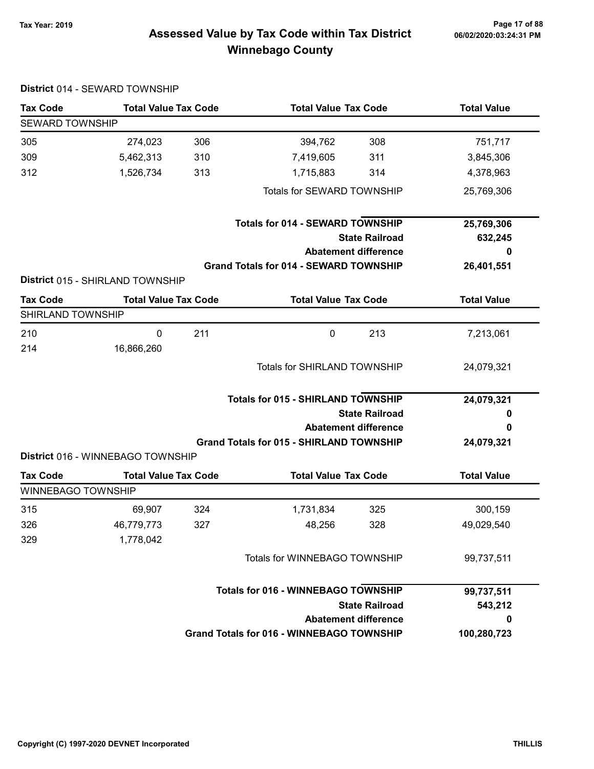# Assessed Value by Tax Code within Tax District
## Winnebago County

Tax Year: 2019

**District** 014 - SEWARD TOWNSHIP

| Tax Code | Total Value | Tax Code | Total Value | Tax Code | Total Value |
|---|---|---|---|---|---|
| SEWARD TOWNSHIP | | | | | |
| 305 | 274,023 | 306 | 394,762 | 308 | 751,717 |
| 309 | 5,462,313 | 310 | 7,419,605 | 311 | 3,845,306 |
| 312 | 1,526,734 | 313 | 1,715,883 | 314 | 4,378,963 |
| | | | Totals for SEWARD TOWNSHIP | | 25,769,306 |
| | | | **Totals for 014 - SEWARD TOWNSHIP** | | **25,769,306** |
| | | | **State Railroad** | | **632,245** |
| | | | **Abatement difference** | | **0** |
| | | | **Grand Totals for 014 - SEWARD TOWNSHIP** | | **26,401,551** |

**District** 015 - SHIRLAND TOWNSHIP

| Tax Code | Total Value | Tax Code | Total Value | Tax Code | Total Value |
|---|---|---|---|---|---|
| SHIRLAND TOWNSHIP | | | | | |
| 210 | 0 | 211 | 0 | 213 | 7,213,061 |
| 214 | 16,866,260 | | | | |
| | | | Totals for SHIRLAND TOWNSHIP | | 24,079,321 |
| | | | **Totals for 015 - SHIRLAND TOWNSHIP** | | **24,079,321** |
| | | | **State Railroad** | | **0** |
| | | | **Abatement difference** | | **0** |
| | | | **Grand Totals for 015 - SHIRLAND TOWNSHIP** | | **24,079,321** |

**District** 016 - WINNEBAGO TOWNSHIP

| Tax Code | Total Value | Tax Code | Total Value | Tax Code | Total Value |
|---|---|---|---|---|---|
| WINNEBAGO TOWNSHIP | | | | | |
| 315 | 69,907 | 324 | 1,731,834 | 325 | 300,159 |
| 326 | 46,779,773 | 327 | 48,256 | 328 | 49,029,540 |
| 329 | 1,778,042 | | | | |
| | | | Totals for WINNEBAGO TOWNSHIP | | 99,737,511 |
| | | | **Totals for 016 - WINNEBAGO TOWNSHIP** | | **99,737,511** |
| | | | **State Railroad** | | **543,212** |
| | | | **Abatement difference** | | **0** |
| | | | **Grand Totals for 016 - WINNEBAGO TOWNSHIP** | | **100,280,723** |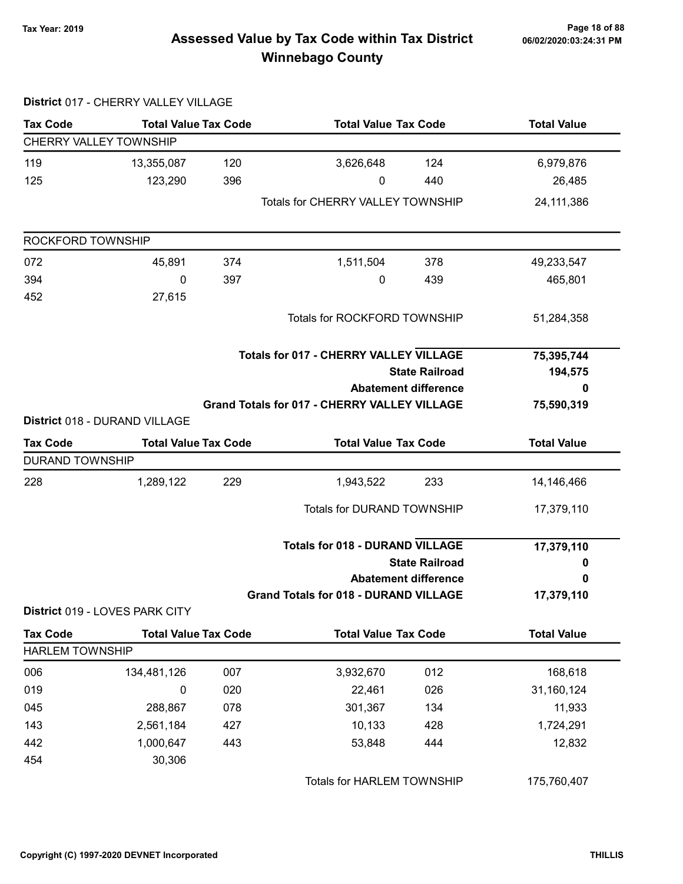# Assessed Value by Tax Code within Tax District
# Winnebago County

Tax Year: 2019

## District 017 - CHERRY VALLEY VILLAGE

| Tax Code | Total Value | Tax Code | Total Value | Tax Code | Total Value |
|---|---|---|---|---|---|
| **CHERRY VALLEY TOWNSHIP** | | | | | |
| 119 | 13,355,087 | 120 | 3,626,648 | 124 | 6,979,876 |
| 125 | 123,290 | 396 | 0 | 440 | 26,485 |
| | | | Totals for CHERRY VALLEY TOWNSHIP | | 24,111,386 |
| **ROCKFORD TOWNSHIP** | | | | | |
| 072 | 45,891 | 374 | 1,511,504 | 378 | 49,233,547 |
| 394 | 0 | 397 | 0 | 439 | 465,801 |
| 452 | 27,615 | | | | |
| | | | Totals for ROCKFORD TOWNSHIP | | 51,284,358 |

| | |
|---|---|
| **Totals for 017 - CHERRY VALLEY VILLAGE** | **75,395,744** |
| **State Railroad** | **194,575** |
| **Abatement difference** | **0** |
| **Grand Totals for 017 - CHERRY VALLEY VILLAGE** | **75,590,319** |

## District 018 - DURAND VILLAGE

| Tax Code | Total Value | Tax Code | Total Value | Tax Code | Total Value |
|---|---|---|---|---|---|
| **DURAND TOWNSHIP** | | | | | |
| 228 | 1,289,122 | 229 | 1,943,522 | 233 | 14,146,466 |
| | | | Totals for DURAND TOWNSHIP | | 17,379,110 |

| | |
|---|---|
| **Totals for 018 - DURAND VILLAGE** | **17,379,110** |
| **State Railroad** | **0** |
| **Abatement difference** | **0** |
| **Grand Totals for 018 - DURAND VILLAGE** | **17,379,110** |

## District 019 - LOVES PARK CITY

| Tax Code | Total Value | Tax Code | Total Value | Tax Code | Total Value |
|---|---|---|---|---|---|
| **HARLEM TOWNSHIP** | | | | | |
| 006 | 134,481,126 | 007 | 3,932,670 | 012 | 168,618 |
| 019 | 0 | 020 | 22,461 | 026 | 31,160,124 |
| 045 | 288,867 | 078 | 301,367 | 134 | 11,933 |
| 143 | 2,561,184 | 427 | 10,133 | 428 | 1,724,291 |
| 442 | 1,000,647 | 443 | 53,848 | 444 | 12,832 |
| 454 | 30,306 | | | | |
| | | | Totals for HARLEM TOWNSHIP | | 175,760,407 |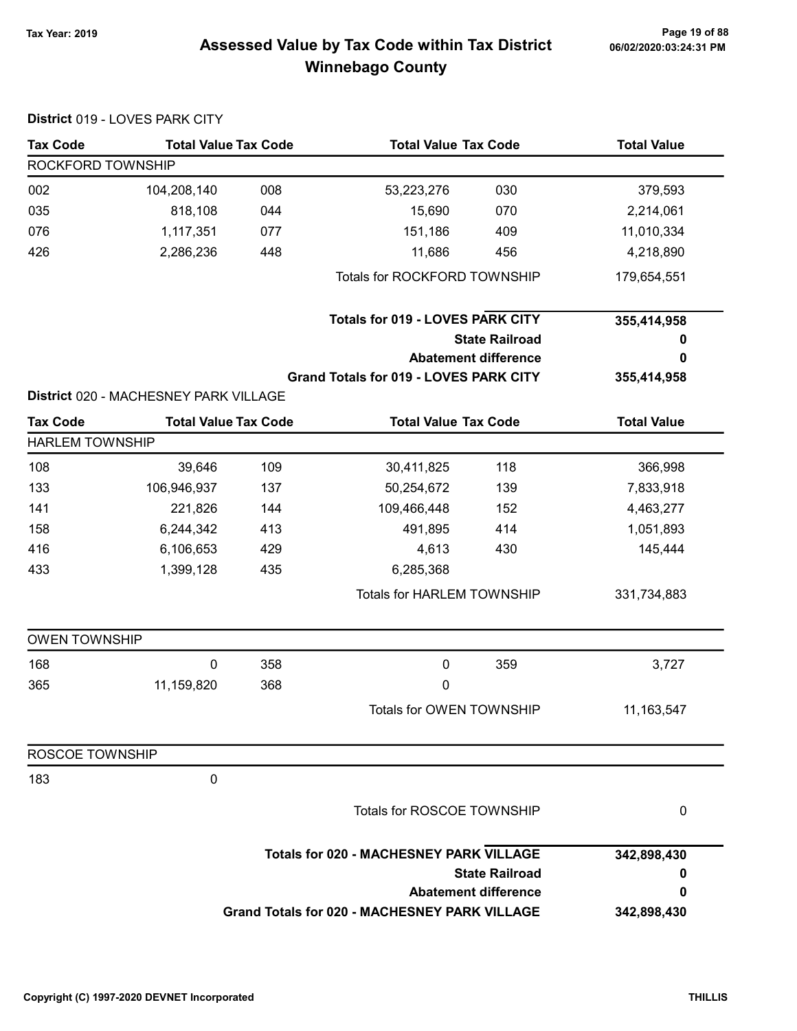# Assessed Value by Tax Code within Tax District
## Winnebago County

Tax Year: 2019

06/02/2020:03:24:31 PM

**District** 019 - LOVES PARK CITY

| Tax Code | Total Value | Tax Code | Total Value | Tax Code | Total Value |
|---|---|---|---|---|---|
| ROCKFORD TOWNSHIP | | | | | |
| 002 | 104,208,140 | 008 | 53,223,276 | 030 | 379,593 |
| 035 | 818,108 | 044 | 15,690 | 070 | 2,214,061 |
| 076 | 1,117,351 | 077 | 151,186 | 409 | 11,010,334 |
| 426 | 2,286,236 | 448 | 11,686 | 456 | 4,218,890 |
| | | | Totals for ROCKFORD TOWNSHIP | | 179,654,551 |

| | |
|---|---|
| **Totals for 019 - LOVES PARK CITY** | **355,414,958** |
| **State Railroad** | **0** |
| **Abatement difference** | **0** |
| **Grand Totals for 019 - LOVES PARK CITY** | **355,414,958** |

**District** 020 - MACHESNEY PARK VILLAGE

| Tax Code | Total Value | Tax Code | Total Value | Tax Code | Total Value |
|---|---|---|---|---|---|
| HARLEM TOWNSHIP | | | | | |
| 108 | 39,646 | 109 | 30,411,825 | 118 | 366,998 |
| 133 | 106,946,937 | 137 | 50,254,672 | 139 | 7,833,918 |
| 141 | 221,826 | 144 | 109,466,448 | 152 | 4,463,277 |
| 158 | 6,244,342 | 413 | 491,895 | 414 | 1,051,893 |
| 416 | 6,106,653 | 429 | 4,613 | 430 | 145,444 |
| 433 | 1,399,128 | 435 | 6,285,368 | | |
| | | | Totals for HARLEM TOWNSHIP | | 331,734,883 |
| OWEN TOWNSHIP | | | | | |
| 168 | 0 | 358 | 0 | 359 | 3,727 |
| 365 | 11,159,820 | 368 | 0 | | |
| | | | Totals for OWEN TOWNSHIP | | 11,163,547 |
| ROSCOE TOWNSHIP | | | | | |
| 183 | 0 | | | | |
| | | | Totals for ROSCOE TOWNSHIP | | 0 |

| | |
|---|---|
| **Totals for 020 - MACHESNEY PARK VILLAGE** | **342,898,430** |
| **State Railroad** | **0** |
| **Abatement difference** | **0** |
| **Grand Totals for 020 - MACHESNEY PARK VILLAGE** | **342,898,430** |

Copyright (C) 1997-2020 DEVNET Incorporated

THILLIS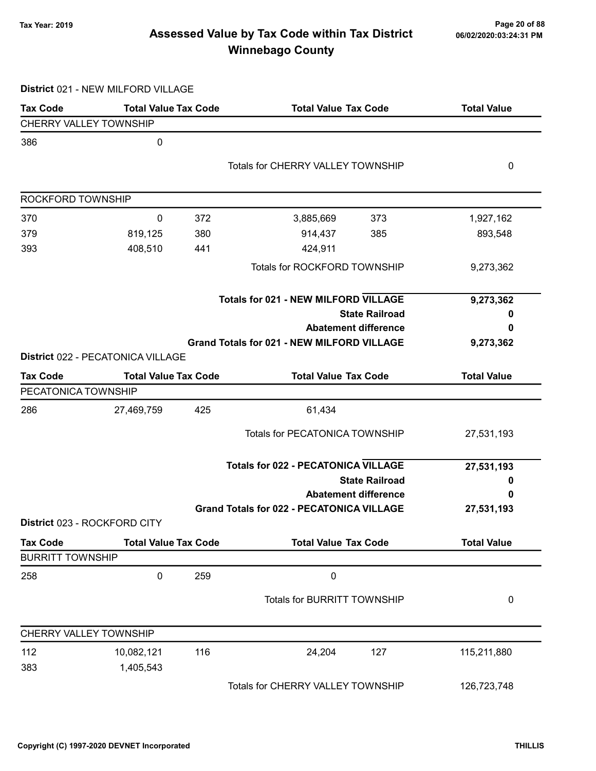# Assessed Value by Tax Code within Tax District
## Winnebago County

Tax Year: 2019

### District 021 - NEW MILFORD VILLAGE

| Tax Code | Total Value | Tax Code | Total Value | Tax Code | Total Value |
|---|---|---|---|---|---|
| **CHERRY VALLEY TOWNSHIP** | | | | | |
| 386 | 0 | | | | |
| | | | Totals for CHERRY VALLEY TOWNSHIP | | 0 |
| **ROCKFORD TOWNSHIP** | | | | | |
| 370 | 0 | 372 | 3,885,669 | 373 | 1,927,162 |
| 379 | 819,125 | 380 | 914,437 | 385 | 893,548 |
| 393 | 408,510 | 441 | 424,911 | | |
| | | | Totals for ROCKFORD TOWNSHIP | | 9,273,362 |
| | | | **Totals for 021 - NEW MILFORD VILLAGE** | | **9,273,362** |
| | | | **State Railroad** | | **0** |
| | | | **Abatement difference** | | **0** |
| | | | **Grand Totals for 021 - NEW MILFORD VILLAGE** | | **9,273,362** |

### District 022 - PECATONICA VILLAGE

| Tax Code | Total Value | Tax Code | Total Value | Tax Code | Total Value |
|---|---|---|---|---|---|
| **PECATONICA TOWNSHIP** | | | | | |
| 286 | 27,469,759 | 425 | 61,434 | | |
| | | | Totals for PECATONICA TOWNSHIP | | 27,531,193 |
| | | | **Totals for 022 - PECATONICA VILLAGE** | | **27,531,193** |
| | | | **State Railroad** | | **0** |
| | | | **Abatement difference** | | **0** |
| | | | **Grand Totals for 022 - PECATONICA VILLAGE** | | **27,531,193** |

### District 023 - ROCKFORD CITY

| Tax Code | Total Value | Tax Code | Total Value | Tax Code | Total Value |
|---|---|---|---|---|---|
| **BURRITT TOWNSHIP** | | | | | |
| 258 | 0 | 259 | 0 | | |
| | | | Totals for BURRITT TOWNSHIP | | 0 |
| **CHERRY VALLEY TOWNSHIP** | | | | | |
| 112 | 10,082,121 | 116 | 24,204 | 127 | 115,211,880 |
| 383 | 1,405,543 | | | | |
| | | | Totals for CHERRY VALLEY TOWNSHIP | | 126,723,748 |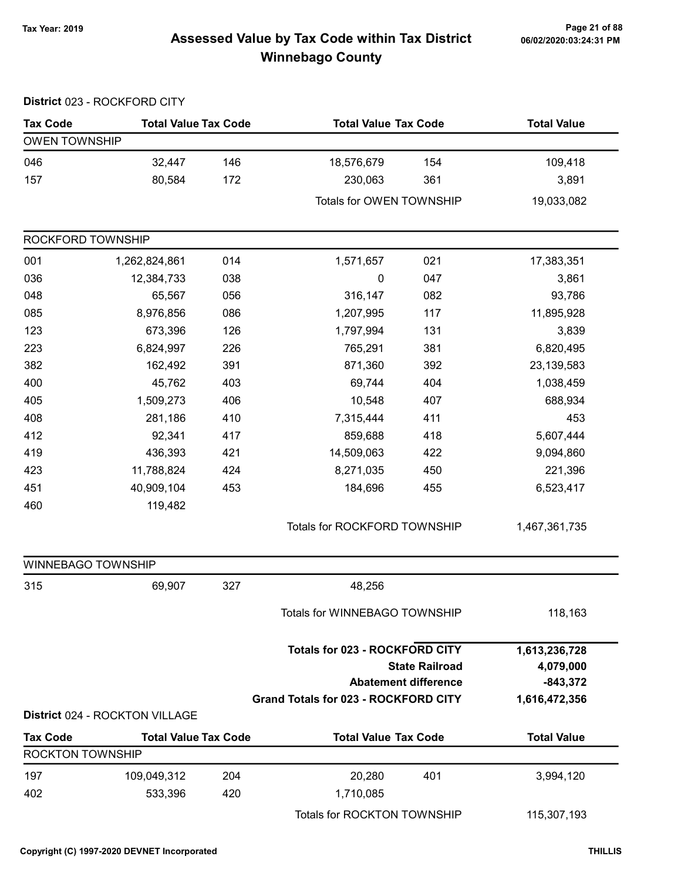Tax Year: 2019

# Assessed Value by Tax Code within Tax District
## Winnebago County

**District** 023 - ROCKFORD CITY

| Tax Code | Total Value | Tax Code | Total Value | Tax Code | Total Value |
|---|---|---|---|---|---|
| **OWEN TOWNSHIP** | | | | | |
| 046 | 32,447 | 146 | 18,576,679 | 154 | 109,418 |
| 157 | 80,584 | 172 | 230,063 | 361 | 3,891 |
| | | | Totals for OWEN TOWNSHIP | | 19,033,082 |
| **ROCKFORD TOWNSHIP** | | | | | |
| 001 | 1,262,824,861 | 014 | 1,571,657 | 021 | 17,383,351 |
| 036 | 12,384,733 | 038 | 0 | 047 | 3,861 |
| 048 | 65,567 | 056 | 316,147 | 082 | 93,786 |
| 085 | 8,976,856 | 086 | 1,207,995 | 117 | 11,895,928 |
| 123 | 673,396 | 126 | 1,797,994 | 131 | 3,839 |
| 223 | 6,824,997 | 226 | 765,291 | 381 | 6,820,495 |
| 382 | 162,492 | 391 | 871,360 | 392 | 23,139,583 |
| 400 | 45,762 | 403 | 69,744 | 404 | 1,038,459 |
| 405 | 1,509,273 | 406 | 10,548 | 407 | 688,934 |
| 408 | 281,186 | 410 | 7,315,444 | 411 | 453 |
| 412 | 92,341 | 417 | 859,688 | 418 | 5,607,444 |
| 419 | 436,393 | 421 | 14,509,063 | 422 | 9,094,860 |
| 423 | 11,788,824 | 424 | 8,271,035 | 450 | 221,396 |
| 451 | 40,909,104 | 453 | 184,696 | 455 | 6,523,417 |
| 460 | 119,482 | | | | |
| | | | Totals for ROCKFORD TOWNSHIP | | 1,467,361,735 |
| **WINNEBAGO TOWNSHIP** | | | | | |
| 315 | 69,907 | 327 | 48,256 | | |
| | | | Totals for WINNEBAGO TOWNSHIP | | 118,163 |
| | | | **Totals for 023 - ROCKFORD CITY** | | **1,613,236,728** |
| | | | **State Railroad** | | **4,079,000** |
| | | | **Abatement difference** | | **-843,372** |
| | | | **Grand Totals for 023 - ROCKFORD CITY** | | **1,616,472,356** |

**District** 024 - ROCKTON VILLAGE

| Tax Code | Total Value | Tax Code | Total Value | Tax Code | Total Value |
|---|---|---|---|---|---|
| **ROCKTON TOWNSHIP** | | | | | |
| 197 | 109,049,312 | 204 | 20,280 | 401 | 3,994,120 |
| 402 | 533,396 | 420 | 1,710,085 | | |
| | | | Totals for ROCKTON TOWNSHIP | | 115,307,193 |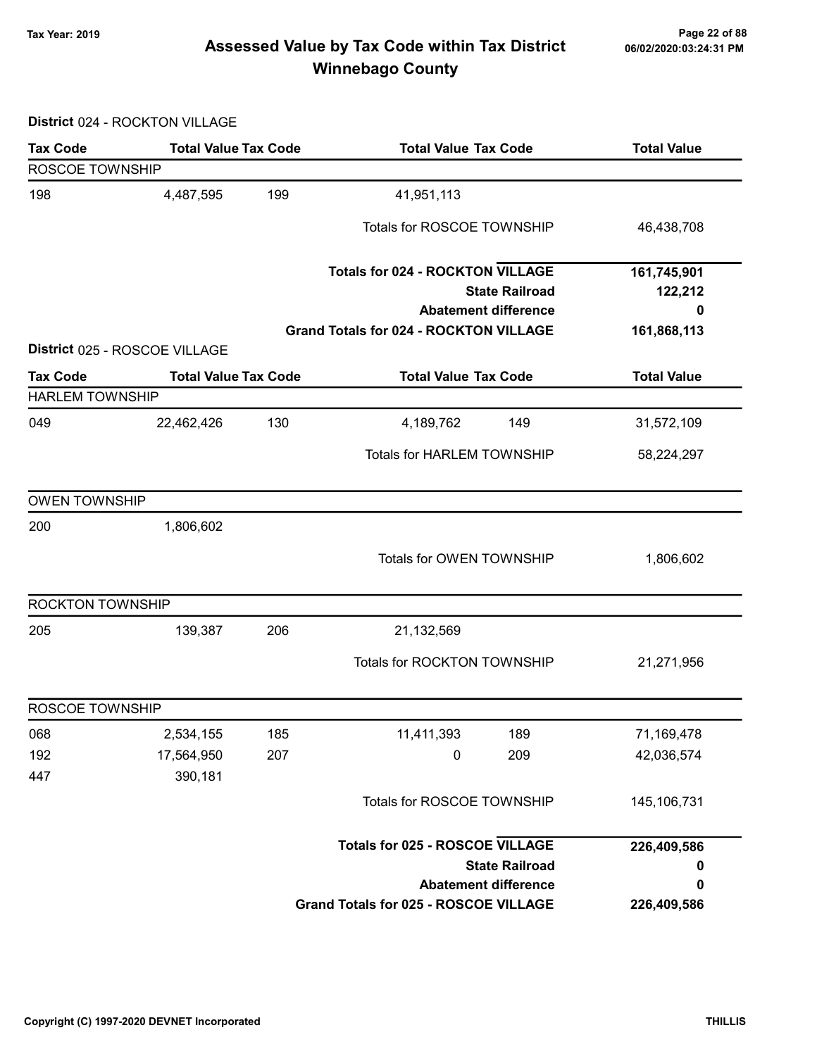# Assessed Value by Tax Code within Tax District
## Winnebago County

Tax Year: 2019

### District 024 - ROCKTON VILLAGE

| Tax Code | Total Value | Tax Code | Total Value | Tax Code | Total Value |
|---|---|---|---|---|---|
| **ROSCOE TOWNSHIP** | | | | | |
| 198 | 4,487,595 | 199 | 41,951,113 | | |
| | | | Totals for ROSCOE TOWNSHIP | | 46,438,708 |
| | | | **Totals for 024 - ROCKTON VILLAGE** | | **161,745,901** |
| | | | **State Railroad** | | **122,212** |
| | | | **Abatement difference** | | **0** |
| | | | **Grand Totals for 024 - ROCKTON VILLAGE** | | **161,868,113** |

### District 025 - ROSCOE VILLAGE

| Tax Code | Total Value | Tax Code | Total Value | Tax Code | Total Value |
|---|---|---|---|---|---|
| **HARLEM TOWNSHIP** | | | | | |
| 049 | 22,462,426 | 130 | 4,189,762 | 149 | 31,572,109 |
| | | | Totals for HARLEM TOWNSHIP | | 58,224,297 |
| **OWEN TOWNSHIP** | | | | | |
| 200 | 1,806,602 | | | | |
| | | | Totals for OWEN TOWNSHIP | | 1,806,602 |
| **ROCKTON TOWNSHIP** | | | | | |
| 205 | 139,387 | 206 | 21,132,569 | | |
| | | | Totals for ROCKTON TOWNSHIP | | 21,271,956 |
| **ROSCOE TOWNSHIP** | | | | | |
| 068 | 2,534,155 | 185 | 11,411,393 | 189 | 71,169,478 |
| 192 | 17,564,950 | 207 | 0 | 209 | 42,036,574 |
| 447 | 390,181 | | | | |
| | | | Totals for ROSCOE TOWNSHIP | | 145,106,731 |
| | | | **Totals for 025 - ROSCOE VILLAGE** | | **226,409,586** |
| | | | **State Railroad** | | **0** |
| | | | **Abatement difference** | | **0** |
| | | | **Grand Totals for 025 - ROSCOE VILLAGE** | | **226,409,586** |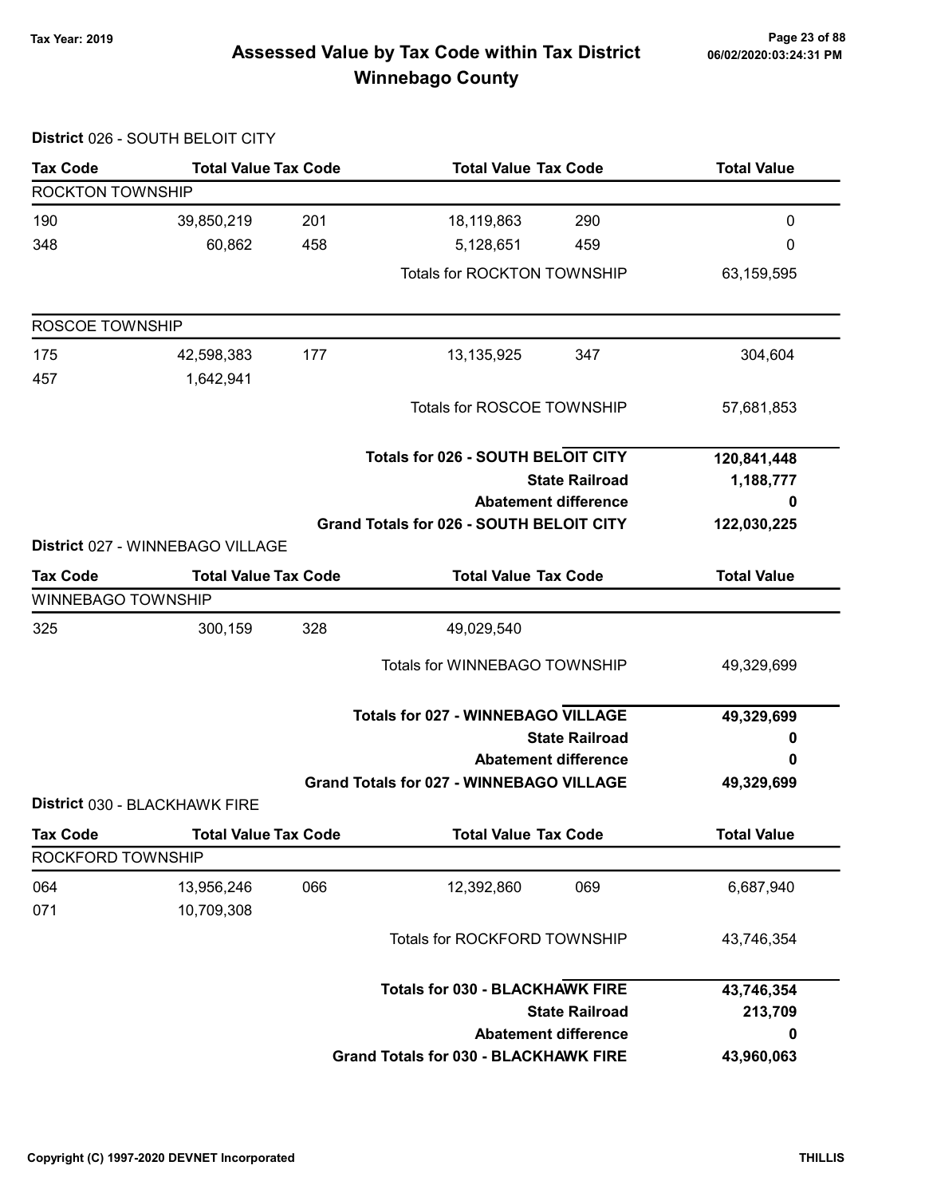# Assessed Value by Tax Code within Tax District
## Winnebago County

Tax Year: 2019

**District** 026 - SOUTH BELOIT CITY

| Tax Code | Total Value | Tax Code | Total Value | Tax Code | Total Value |
|---|---|---|---|---|---|
| **ROCKTON TOWNSHIP** | | | | | |
| 190 | 39,850,219 | 201 | 18,119,863 | 290 | 0 |
| 348 | 60,862 | 458 | 5,128,651 | 459 | 0 |
| | | | Totals for ROCKTON TOWNSHIP | | 63,159,595 |
| **ROSCOE TOWNSHIP** | | | | | |
| 175 | 42,598,383 | 177 | 13,135,925 | 347 | 304,604 |
| 457 | 1,642,941 | | | | |
| | | | Totals for ROSCOE TOWNSHIP | | 57,681,853 |

| | |
|---|---|
| **Totals for 026 - SOUTH BELOIT CITY** | **120,841,448** |
| **State Railroad** | **1,188,777** |
| **Abatement difference** | **0** |
| **Grand Totals for 026 - SOUTH BELOIT CITY** | **122,030,225** |

**District** 027 - WINNEBAGO VILLAGE

| Tax Code | Total Value | Tax Code | Total Value | Tax Code | Total Value |
|---|---|---|---|---|---|
| **WINNEBAGO TOWNSHIP** | | | | | |
| 325 | 300,159 | 328 | 49,029,540 | | |
| | | | Totals for WINNEBAGO TOWNSHIP | | 49,329,699 |

| | |
|---|---|
| **Totals for 027 - WINNEBAGO VILLAGE** | **49,329,699** |
| **State Railroad** | **0** |
| **Abatement difference** | **0** |
| **Grand Totals for 027 - WINNEBAGO VILLAGE** | **49,329,699** |

**District** 030 - BLACKHAWK FIRE

| Tax Code | Total Value | Tax Code | Total Value | Tax Code | Total Value |
|---|---|---|---|---|---|
| **ROCKFORD TOWNSHIP** | | | | | |
| 064 | 13,956,246 | 066 | 12,392,860 | 069 | 6,687,940 |
| 071 | 10,709,308 | | | | |
| | | | Totals for ROCKFORD TOWNSHIP | | 43,746,354 |

| | |
|---|---|
| **Totals for 030 - BLACKHAWK FIRE** | **43,746,354** |
| **State Railroad** | **213,709** |
| **Abatement difference** | **0** |
| **Grand Totals for 030 - BLACKHAWK FIRE** | **43,960,063** |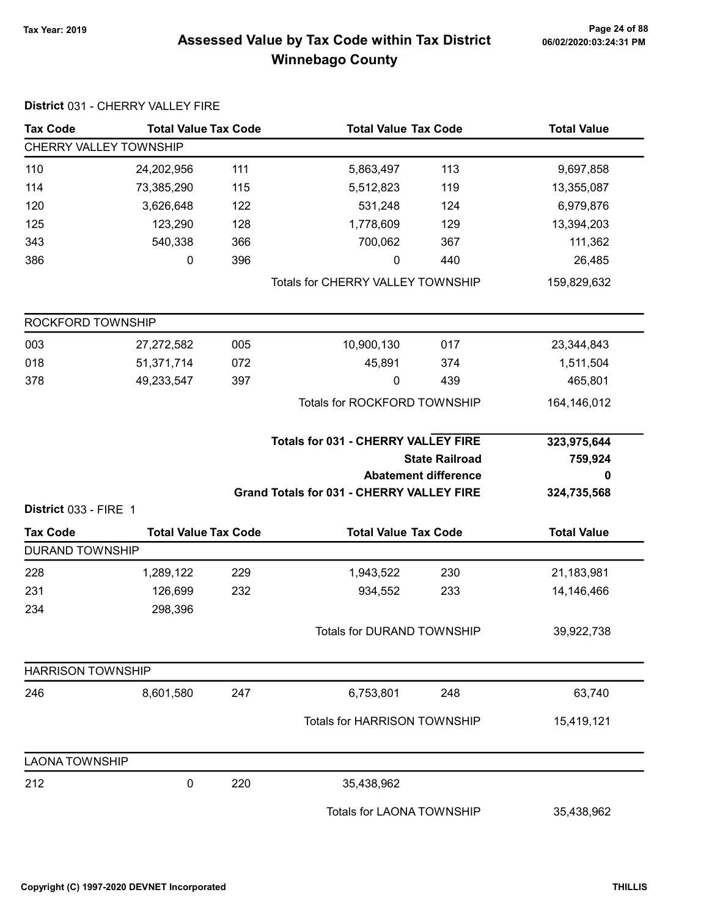# Assessed Value by Tax Code within Tax District
## Winnebago County

Tax Year: 2019

### District 031 - CHERRY VALLEY FIRE

| Tax Code | Total Value | Tax Code | Total Value | Tax Code | Total Value |
|---|---|---|---|---|---|
| **CHERRY VALLEY TOWNSHIP** | | | | | |
| 110 | 24,202,956 | 111 | 5,863,497 | 113 | 9,697,858 |
| 114 | 73,385,290 | 115 | 5,512,823 | 119 | 13,355,087 |
| 120 | 3,626,648 | 122 | 531,248 | 124 | 6,979,876 |
| 125 | 123,290 | 128 | 1,778,609 | 129 | 13,394,203 |
| 343 | 540,338 | 366 | 700,062 | 367 | 111,362 |
| 386 | 0 | 396 | 0 | 440 | 26,485 |
| | | | Totals for CHERRY VALLEY TOWNSHIP | | 159,829,632 |
| **ROCKFORD TOWNSHIP** | | | | | |
| 003 | 27,272,582 | 005 | 10,900,130 | 017 | 23,344,843 |
| 018 | 51,371,714 | 072 | 45,891 | 374 | 1,511,504 |
| 378 | 49,233,547 | 397 | 0 | 439 | 465,801 |
| | | | Totals for ROCKFORD TOWNSHIP | | 164,146,012 |

| | |
|---|---|
| **Totals for 031 - CHERRY VALLEY FIRE** | **323,975,644** |
| **State Railroad** | **759,924** |
| **Abatement difference** | **0** |
| **Grand Totals for 031 - CHERRY VALLEY FIRE** | **324,735,568** |

### District 033 - FIRE 1

| Tax Code | Total Value | Tax Code | Total Value | Tax Code | Total Value |
|---|---|---|---|---|---|
| **DURAND TOWNSHIP** | | | | | |
| 228 | 1,289,122 | 229 | 1,943,522 | 230 | 21,183,981 |
| 231 | 126,699 | 232 | 934,552 | 233 | 14,146,466 |
| 234 | 298,396 | | | | |
| | | | Totals for DURAND TOWNSHIP | | 39,922,738 |
| **HARRISON TOWNSHIP** | | | | | |
| 246 | 8,601,580 | 247 | 6,753,801 | 248 | 63,740 |
| | | | Totals for HARRISON TOWNSHIP | | 15,419,121 |
| **LAONA TOWNSHIP** | | | | | |
| 212 | 0 | 220 | 35,438,962 | | |
| | | | Totals for LAONA TOWNSHIP | | 35,438,962 |

Copyright (C) 1997-2020 DEVNET Incorporated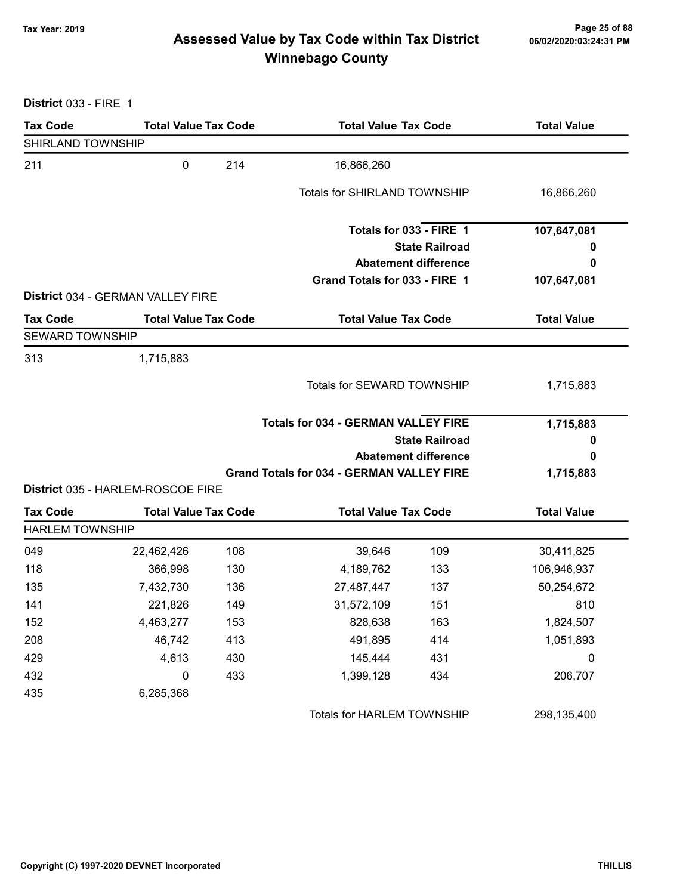# Assessed Value by Tax Code within Tax District
## Winnebago County

Tax Year: 2019

**District** 033 - FIRE 1

| Tax Code | Total Value | Tax Code | Total Value | Tax Code | Total Value |
|---|---|---|---|---|---|
| SHIRLAND TOWNSHIP | | | | | |
| 211 | 0 | 214 | 16,866,260 | | |
| | | | Totals for SHIRLAND TOWNSHIP | | 16,866,260 |
| | | | **Totals for 033 - FIRE 1** | | **107,647,081** |
| | | | **State Railroad** | | **0** |
| | | | **Abatement difference** | | **0** |
| | | | **Grand Totals for 033 - FIRE 1** | | **107,647,081** |

**District** 034 - GERMAN VALLEY FIRE

| Tax Code | Total Value | Tax Code | Total Value | Tax Code | Total Value |
|---|---|---|---|---|---|
| SEWARD TOWNSHIP | | | | | |
| 313 | 1,715,883 | | | | |
| | | | Totals for SEWARD TOWNSHIP | | 1,715,883 |
| | | | **Totals for 034 - GERMAN VALLEY FIRE** | | **1,715,883** |
| | | | **State Railroad** | | **0** |
| | | | **Abatement difference** | | **0** |
| | | | **Grand Totals for 034 - GERMAN VALLEY FIRE** | | **1,715,883** |

**District** 035 - HARLEM-ROSCOE FIRE

| Tax Code | Total Value | Tax Code | Total Value | Tax Code | Total Value |
|---|---|---|---|---|---|
| HARLEM TOWNSHIP | | | | | |
| 049 | 22,462,426 | 108 | 39,646 | 109 | 30,411,825 |
| 118 | 366,998 | 130 | 4,189,762 | 133 | 106,946,937 |
| 135 | 7,432,730 | 136 | 27,487,447 | 137 | 50,254,672 |
| 141 | 221,826 | 149 | 31,572,109 | 151 | 810 |
| 152 | 4,463,277 | 153 | 828,638 | 163 | 1,824,507 |
| 208 | 46,742 | 413 | 491,895 | 414 | 1,051,893 |
| 429 | 4,613 | 430 | 145,444 | 431 | 0 |
| 432 | 0 | 433 | 1,399,128 | 434 | 206,707 |
| 435 | 6,285,368 | | | | |
| | | | Totals for HARLEM TOWNSHIP | | 298,135,400 |

Copyright (C) 1997-2020 DEVNET Incorporated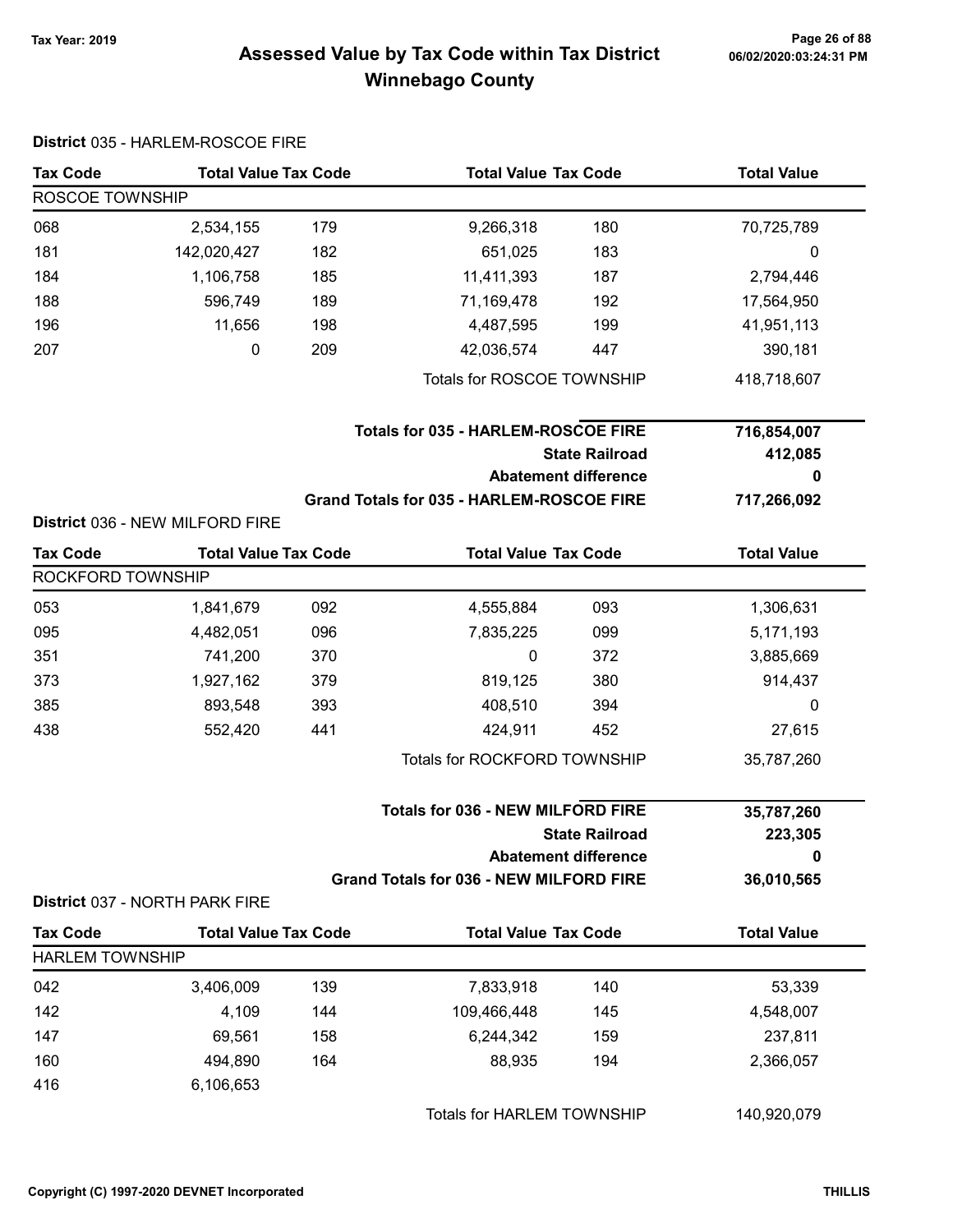# Assessed Value by Tax Code within Tax District
## Winnebago County

Tax Year: 2019

**District** 035 - HARLEM-ROSCOE FIRE

| Tax Code | Total Value | Tax Code | Total Value | Tax Code | Total Value |
|---|---|---|---|---|---|
| ROSCOE TOWNSHIP | | | | | |
| 068 | 2,534,155 | 179 | 9,266,318 | 180 | 70,725,789 |
| 181 | 142,020,427 | 182 | 651,025 | 183 | 0 |
| 184 | 1,106,758 | 185 | 11,411,393 | 187 | 2,794,446 |
| 188 | 596,749 | 189 | 71,169,478 | 192 | 17,564,950 |
| 196 | 11,656 | 198 | 4,487,595 | 199 | 41,951,113 |
| 207 | 0 | 209 | 42,036,574 | 447 | 390,181 |
| | | | Totals for ROSCOE TOWNSHIP | | 418,718,607 |

| | |
|---|---|
| **Totals for 035 - HARLEM-ROSCOE FIRE** | **716,854,007** |
| **State Railroad** | **412,085** |
| **Abatement difference** | **0** |
| **Grand Totals for 035 - HARLEM-ROSCOE FIRE** | **717,266,092** |

**District** 036 - NEW MILFORD FIRE

| Tax Code | Total Value | Tax Code | Total Value | Tax Code | Total Value |
|---|---|---|---|---|---|
| ROCKFORD TOWNSHIP | | | | | |
| 053 | 1,841,679 | 092 | 4,555,884 | 093 | 1,306,631 |
| 095 | 4,482,051 | 096 | 7,835,225 | 099 | 5,171,193 |
| 351 | 741,200 | 370 | 0 | 372 | 3,885,669 |
| 373 | 1,927,162 | 379 | 819,125 | 380 | 914,437 |
| 385 | 893,548 | 393 | 408,510 | 394 | 0 |
| 438 | 552,420 | 441 | 424,911 | 452 | 27,615 |
| | | | Totals for ROCKFORD TOWNSHIP | | 35,787,260 |

| | |
|---|---|
| **Totals for 036 - NEW MILFORD FIRE** | **35,787,260** |
| **State Railroad** | **223,305** |
| **Abatement difference** | **0** |
| **Grand Totals for 036 - NEW MILFORD FIRE** | **36,010,565** |

**District** 037 - NORTH PARK FIRE

| Tax Code | Total Value | Tax Code | Total Value | Tax Code | Total Value |
|---|---|---|---|---|---|
| HARLEM TOWNSHIP | | | | | |
| 042 | 3,406,009 | 139 | 7,833,918 | 140 | 53,339 |
| 142 | 4,109 | 144 | 109,466,448 | 145 | 4,548,007 |
| 147 | 69,561 | 158 | 6,244,342 | 159 | 237,811 |
| 160 | 494,890 | 164 | 88,935 | 194 | 2,366,057 |
| 416 | 6,106,653 | | | | |
| | | | Totals for HARLEM TOWNSHIP | | 140,920,079 |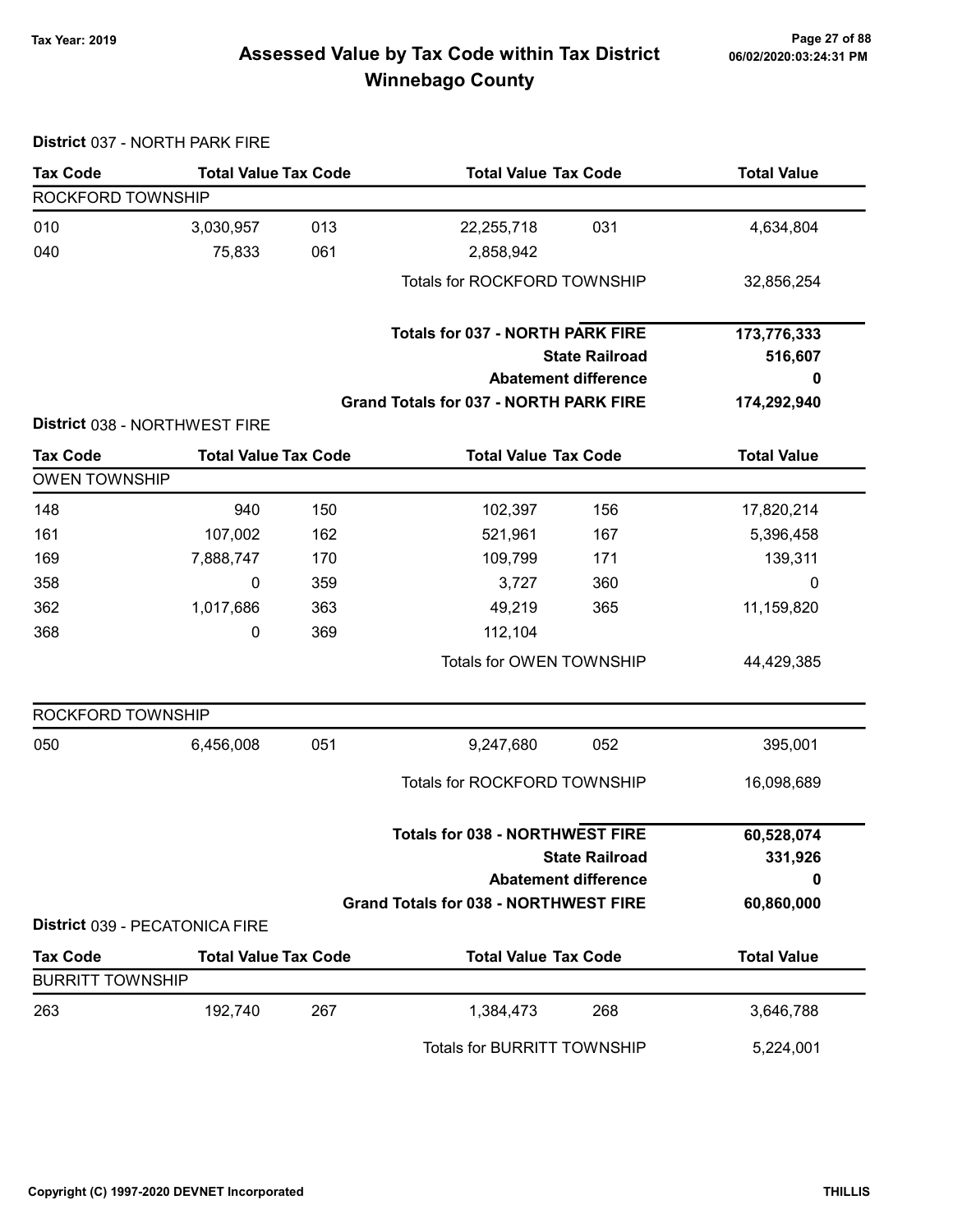# Assessed Value by Tax Code within Tax District
# Winnebago County

Tax Year: 2019

06/02/2020:03:24:31 PM

## District 037 - NORTH PARK FIRE

| Tax Code | Total Value | Tax Code | Total Value | Tax Code | Total Value |
|---|---|---|---|---|---|
| **ROCKFORD TOWNSHIP** | | | | | |
| 010 | 3,030,957 | 013 | 22,255,718 | 031 | 4,634,804 |
| 040 | 75,833 | 061 | 2,858,942 | | |
| | | | Totals for ROCKFORD TOWNSHIP | | 32,856,254 |

| | |
|---|---|
| **Totals for 037 - NORTH PARK FIRE** | **173,776,333** |
| **State Railroad** | **516,607** |
| **Abatement difference** | **0** |
| **Grand Totals for 037 - NORTH PARK FIRE** | **174,292,940** |

## District 038 - NORTHWEST FIRE

| Tax Code | Total Value | Tax Code | Total Value | Tax Code | Total Value |
|---|---|---|---|---|---|
| **OWEN TOWNSHIP** | | | | | |
| 148 | 940 | 150 | 102,397 | 156 | 17,820,214 |
| 161 | 107,002 | 162 | 521,961 | 167 | 5,396,458 |
| 169 | 7,888,747 | 170 | 109,799 | 171 | 139,311 |
| 358 | 0 | 359 | 3,727 | 360 | 0 |
| 362 | 1,017,686 | 363 | 49,219 | 365 | 11,159,820 |
| 368 | 0 | 369 | 112,104 | | |
| | | | Totals for OWEN TOWNSHIP | | 44,429,385 |
| **ROCKFORD TOWNSHIP** | | | | | |
| 050 | 6,456,008 | 051 | 9,247,680 | 052 | 395,001 |
| | | | Totals for ROCKFORD TOWNSHIP | | 16,098,689 |

| | |
|---|---|
| **Totals for 038 - NORTHWEST FIRE** | **60,528,074** |
| **State Railroad** | **331,926** |
| **Abatement difference** | **0** |
| **Grand Totals for 038 - NORTHWEST FIRE** | **60,860,000** |

## District 039 - PECATONICA FIRE

| Tax Code | Total Value | Tax Code | Total Value | Tax Code | Total Value |
|---|---|---|---|---|---|
| **BURRITT TOWNSHIP** | | | | | |
| 263 | 192,740 | 267 | 1,384,473 | 268 | 3,646,788 |
| | | | Totals for BURRITT TOWNSHIP | | 5,224,001 |

Copyright (C) 1997-2020 DEVNET Incorporated

THILLIS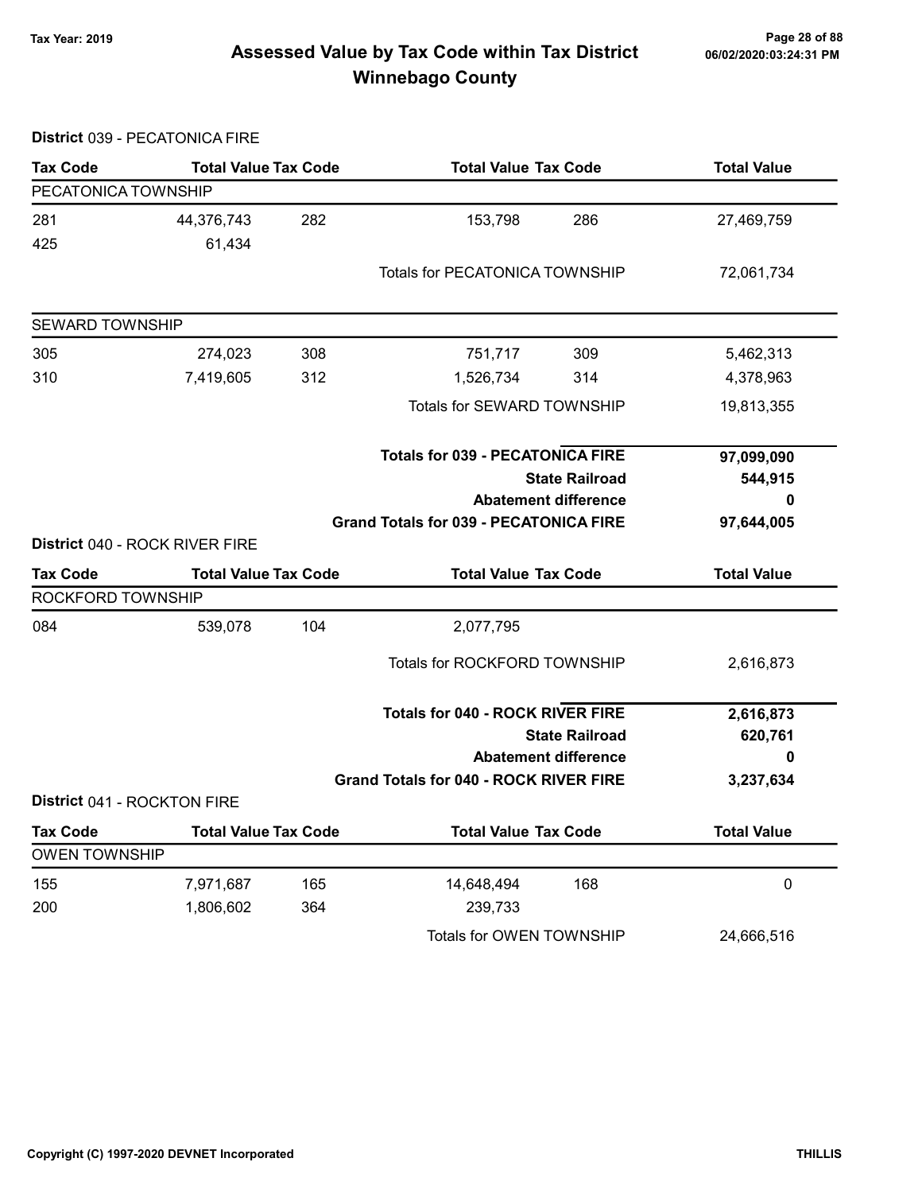# Assessed Value by Tax Code within Tax District
## Winnebago County

Tax Year: 2019

**District** 039 - PECATONICA FIRE

| Tax Code | Total Value | Tax Code | Total Value | Tax Code | Total Value |
|---|---|---|---|---|---|
| PECATONICA TOWNSHIP | | | | | |
| 281 | 44,376,743 | 282 | 153,798 | 286 | 27,469,759 |
| 425 | 61,434 | | | | |
| | | | Totals for PECATONICA TOWNSHIP | | 72,061,734 |
| SEWARD TOWNSHIP | | | | | |
| 305 | 274,023 | 308 | 751,717 | 309 | 5,462,313 |
| 310 | 7,419,605 | 312 | 1,526,734 | 314 | 4,378,963 |
| | | | Totals for SEWARD TOWNSHIP | | 19,813,355 |
| | | | **Totals for 039 - PECATONICA FIRE** | | **97,099,090** |
| | | | **State Railroad** | | **544,915** |
| | | | **Abatement difference** | | **0** |
| | | | **Grand Totals for 039 - PECATONICA FIRE** | | **97,644,005** |

**District** 040 - ROCK RIVER FIRE

| Tax Code | Total Value | Tax Code | Total Value | Tax Code | Total Value |
|---|---|---|---|---|---|
| ROCKFORD TOWNSHIP | | | | | |
| 084 | 539,078 | 104 | 2,077,795 | | |
| | | | Totals for ROCKFORD TOWNSHIP | | 2,616,873 |
| | | | **Totals for 040 - ROCK RIVER FIRE** | | **2,616,873** |
| | | | **State Railroad** | | **620,761** |
| | | | **Abatement difference** | | **0** |
| | | | **Grand Totals for 040 - ROCK RIVER FIRE** | | **3,237,634** |

**District** 041 - ROCKTON FIRE

| Tax Code | Total Value | Tax Code | Total Value | Tax Code | Total Value |
|---|---|---|---|---|---|
| OWEN TOWNSHIP | | | | | |
| 155 | 7,971,687 | 165 | 14,648,494 | 168 | 0 |
| 200 | 1,806,602 | 364 | 239,733 | | |
| | | | Totals for OWEN TOWNSHIP | | 24,666,516 |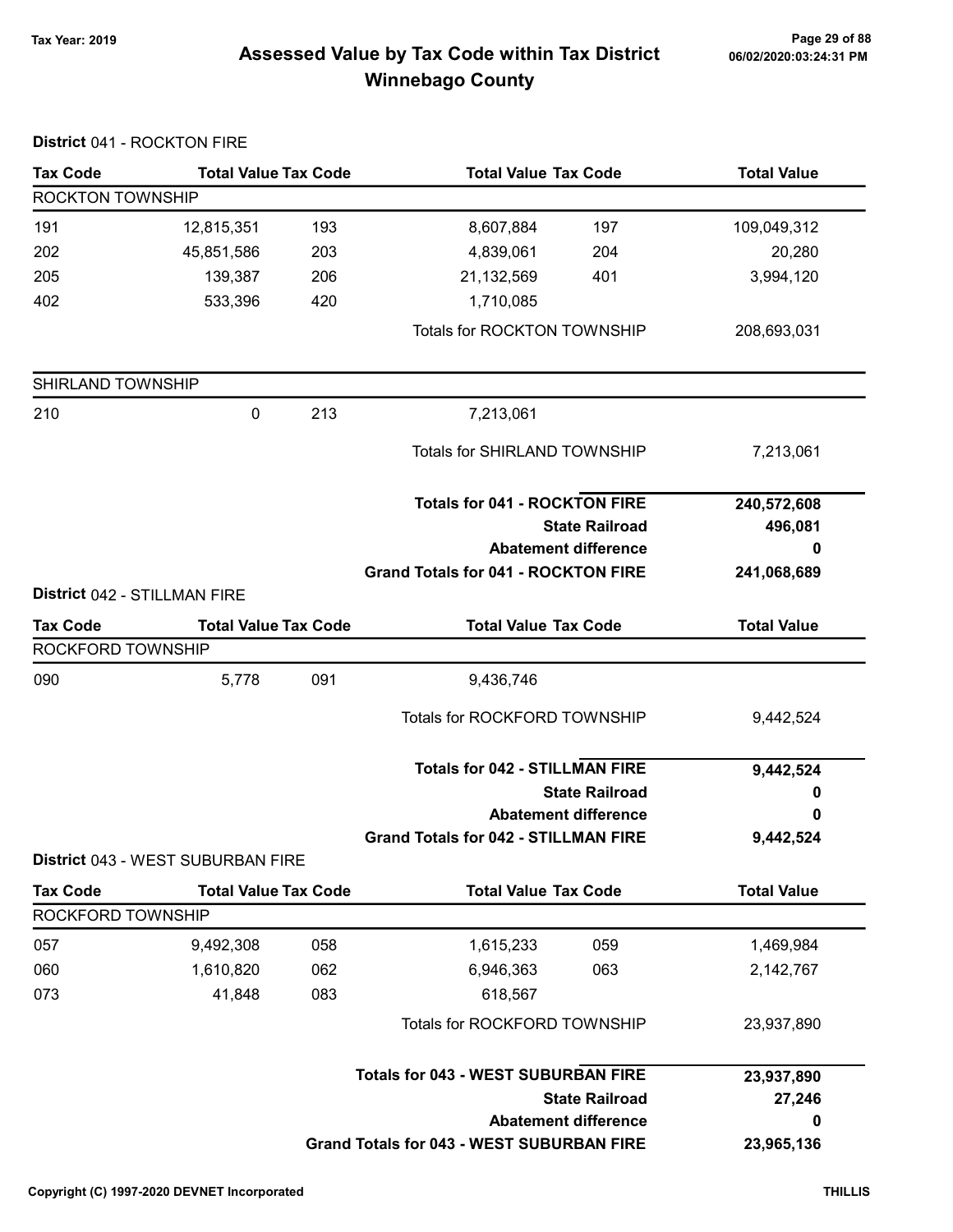# Assessed Value by Tax Code within Tax District
## Winnebago County

Tax Year: 2019

**District** 041 - ROCKTON FIRE

| Tax Code | Total Value | Tax Code | Total Value | Tax Code | Total Value |
|---|---|---|---|---|---|
| **ROCKTON TOWNSHIP** | | | | | |
| 191 | 12,815,351 | 193 | 8,607,884 | 197 | 109,049,312 |
| 202 | 45,851,586 | 203 | 4,839,061 | 204 | 20,280 |
| 205 | 139,387 | 206 | 21,132,569 | 401 | 3,994,120 |
| 402 | 533,396 | 420 | 1,710,085 | | |
| | | | Totals for ROCKTON TOWNSHIP | | 208,693,031 |
| **SHIRLAND TOWNSHIP** | | | | | |
| 210 | 0 | 213 | 7,213,061 | | |
| | | | Totals for SHIRLAND TOWNSHIP | | 7,213,061 |
| | | | **Totals for 041 - ROCKTON FIRE** | | **240,572,608** |
| | | | **State Railroad** | | **496,081** |
| | | | **Abatement difference** | | **0** |
| | | | **Grand Totals for 041 - ROCKTON FIRE** | | **241,068,689** |

**District** 042 - STILLMAN FIRE

| Tax Code | Total Value | Tax Code | Total Value | Tax Code | Total Value |
|---|---|---|---|---|---|
| **ROCKFORD TOWNSHIP** | | | | | |
| 090 | 5,778 | 091 | 9,436,746 | | |
| | | | Totals for ROCKFORD TOWNSHIP | | 9,442,524 |
| | | | **Totals for 042 - STILLMAN FIRE** | | **9,442,524** |
| | | | **State Railroad** | | **0** |
| | | | **Abatement difference** | | **0** |
| | | | **Grand Totals for 042 - STILLMAN FIRE** | | **9,442,524** |

**District** 043 - WEST SUBURBAN FIRE

| Tax Code | Total Value | Tax Code | Total Value | Tax Code | Total Value |
|---|---|---|---|---|---|
| **ROCKFORD TOWNSHIP** | | | | | |
| 057 | 9,492,308 | 058 | 1,615,233 | 059 | 1,469,984 |
| 060 | 1,610,820 | 062 | 6,946,363 | 063 | 2,142,767 |
| 073 | 41,848 | 083 | 618,567 | | |
| | | | Totals for ROCKFORD TOWNSHIP | | 23,937,890 |
| | | | **Totals for 043 - WEST SUBURBAN FIRE** | | **23,937,890** |
| | | | **State Railroad** | | **27,246** |
| | | | **Abatement difference** | | **0** |
| | | | **Grand Totals for 043 - WEST SUBURBAN FIRE** | | **23,965,136** |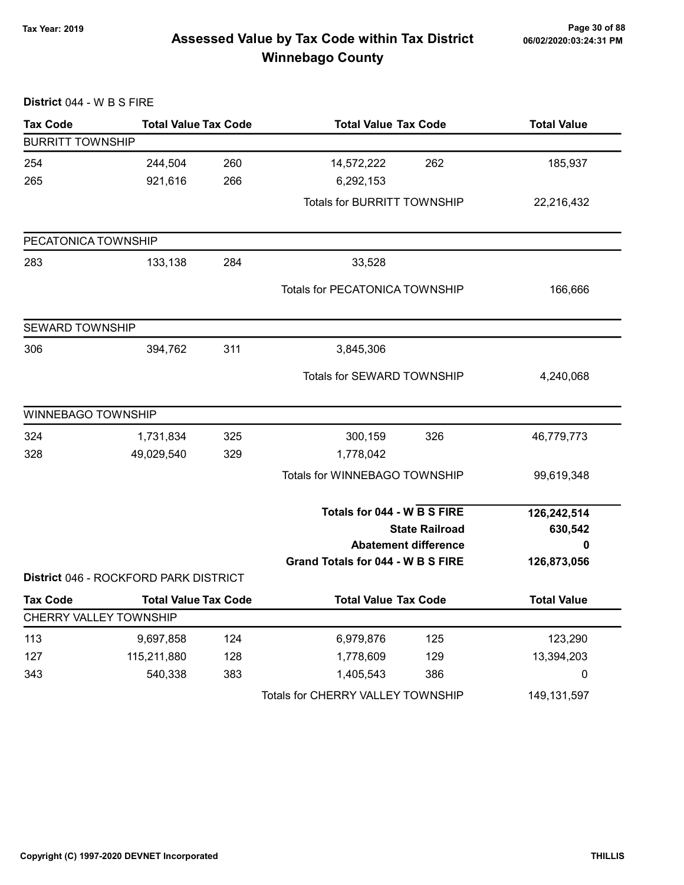# Assessed Value by Tax Code within Tax District
## Winnebago County

Tax Year: 2019

**District** 044 - W B S FIRE

| Tax Code | Total Value | Tax Code | Total Value | Tax Code | Total Value |
|---|---|---|---|---|---|
| **BURRITT TOWNSHIP** | | | | | |
| 254 | 244,504 | 260 | 14,572,222 | 262 | 185,937 |
| 265 | 921,616 | 266 | 6,292,153 | | |
| | | | Totals for BURRITT TOWNSHIP | | 22,216,432 |
| **PECATONICA TOWNSHIP** | | | | | |
| 283 | 133,138 | 284 | 33,528 | | |
| | | | Totals for PECATONICA TOWNSHIP | | 166,666 |
| **SEWARD TOWNSHIP** | | | | | |
| 306 | 394,762 | 311 | 3,845,306 | | |
| | | | Totals for SEWARD TOWNSHIP | | 4,240,068 |
| **WINNEBAGO TOWNSHIP** | | | | | |
| 324 | 1,731,834 | 325 | 300,159 | 326 | 46,779,773 |
| 328 | 49,029,540 | 329 | 1,778,042 | | |
| | | | Totals for WINNEBAGO TOWNSHIP | | 99,619,348 |
| | | | **Totals for 044 - W B S FIRE** | | **126,242,514** |
| | | | **State Railroad** | | **630,542** |
| | | | **Abatement difference** | | **0** |
| | | | **Grand Totals for 044 - W B S FIRE** | | **126,873,056** |

**District** 046 - ROCKFORD PARK DISTRICT

| Tax Code | Total Value | Tax Code | Total Value | Tax Code | Total Value |
|---|---|---|---|---|---|
| **CHERRY VALLEY TOWNSHIP** | | | | | |
| 113 | 9,697,858 | 124 | 6,979,876 | 125 | 123,290 |
| 127 | 115,211,880 | 128 | 1,778,609 | 129 | 13,394,203 |
| 343 | 540,338 | 383 | 1,405,543 | 386 | 0 |
| | | | Totals for CHERRY VALLEY TOWNSHIP | | 149,131,597 |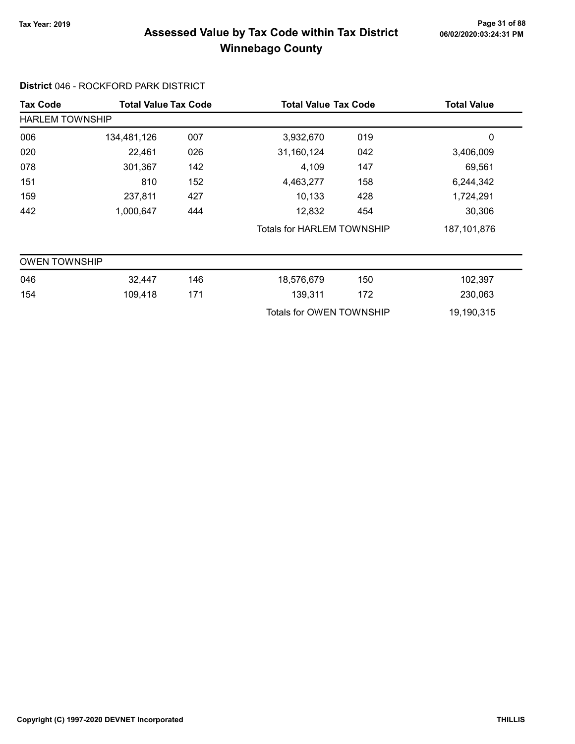# Assessed Value by Tax Code within Tax District
## Winnebago County

Tax Year: 2019

**District** 046 - ROCKFORD PARK DISTRICT

| Tax Code | Total Value | Tax Code | Total Value | Tax Code | Total Value |
|---|---|---|---|---|---|
| **HARLEM TOWNSHIP** | | | | | |
| 006 | 134,481,126 | 007 | 3,932,670 | 019 | 0 |
| 020 | 22,461 | 026 | 31,160,124 | 042 | 3,406,009 |
| 078 | 301,367 | 142 | 4,109 | 147 | 69,561 |
| 151 | 810 | 152 | 4,463,277 | 158 | 6,244,342 |
| 159 | 237,811 | 427 | 10,133 | 428 | 1,724,291 |
| 442 | 1,000,647 | 444 | 12,832 | 454 | 30,306 |
| | | | Totals for HARLEM TOWNSHIP | | 187,101,876 |

| Tax Code | Total Value | Tax Code | Total Value | Tax Code | Total Value |
|---|---|---|---|---|---|
| **OWEN TOWNSHIP** | | | | | |
| 046 | 32,447 | 146 | 18,576,679 | 150 | 102,397 |
| 154 | 109,418 | 171 | 139,311 | 172 | 230,063 |
| | | | Totals for OWEN TOWNSHIP | | 19,190,315 |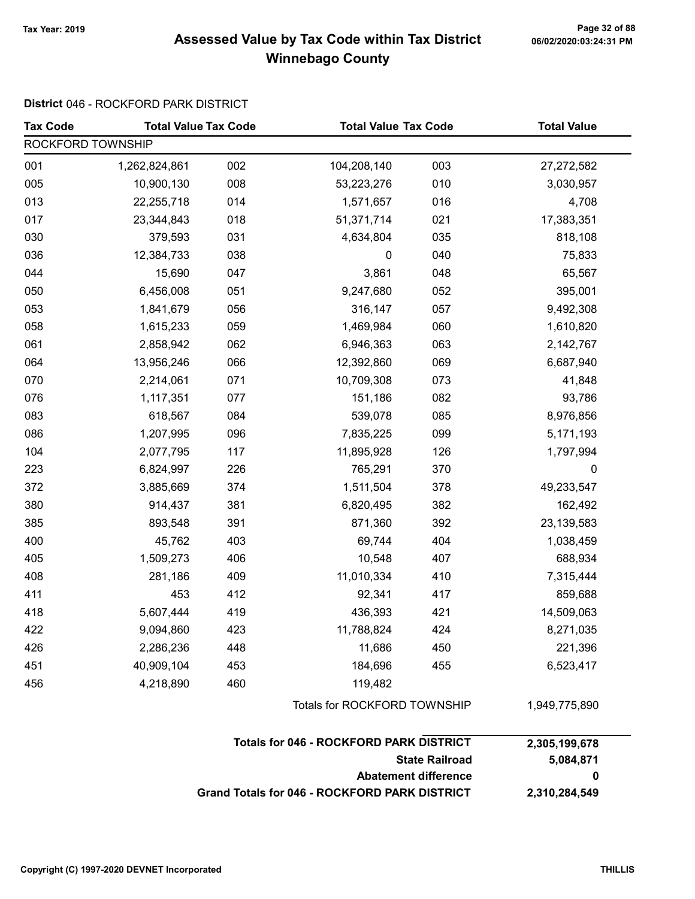# Assessed Value by Tax Code within Tax District
# Winnebago County

Tax Year: 2019

**District** 046 - ROCKFORD PARK DISTRICT

| Tax Code | Total Value | Tax Code | Total Value | Tax Code | Total Value |
|---|---|---|---|---|---|
| ROCKFORD TOWNSHIP | | | | | |
| 001 | 1,262,824,861 | 002 | 104,208,140 | 003 | 27,272,582 |
| 005 | 10,900,130 | 008 | 53,223,276 | 010 | 3,030,957 |
| 013 | 22,255,718 | 014 | 1,571,657 | 016 | 4,708 |
| 017 | 23,344,843 | 018 | 51,371,714 | 021 | 17,383,351 |
| 030 | 379,593 | 031 | 4,634,804 | 035 | 818,108 |
| 036 | 12,384,733 | 038 | 0 | 040 | 75,833 |
| 044 | 15,690 | 047 | 3,861 | 048 | 65,567 |
| 050 | 6,456,008 | 051 | 9,247,680 | 052 | 395,001 |
| 053 | 1,841,679 | 056 | 316,147 | 057 | 9,492,308 |
| 058 | 1,615,233 | 059 | 1,469,984 | 060 | 1,610,820 |
| 061 | 2,858,942 | 062 | 6,946,363 | 063 | 2,142,767 |
| 064 | 13,956,246 | 066 | 12,392,860 | 069 | 6,687,940 |
| 070 | 2,214,061 | 071 | 10,709,308 | 073 | 41,848 |
| 076 | 1,117,351 | 077 | 151,186 | 082 | 93,786 |
| 083 | 618,567 | 084 | 539,078 | 085 | 8,976,856 |
| 086 | 1,207,995 | 096 | 7,835,225 | 099 | 5,171,193 |
| 104 | 2,077,795 | 117 | 11,895,928 | 126 | 1,797,994 |
| 223 | 6,824,997 | 226 | 765,291 | 370 | 0 |
| 372 | 3,885,669 | 374 | 1,511,504 | 378 | 49,233,547 |
| 380 | 914,437 | 381 | 6,820,495 | 382 | 162,492 |
| 385 | 893,548 | 391 | 871,360 | 392 | 23,139,583 |
| 400 | 45,762 | 403 | 69,744 | 404 | 1,038,459 |
| 405 | 1,509,273 | 406 | 10,548 | 407 | 688,934 |
| 408 | 281,186 | 409 | 11,010,334 | 410 | 7,315,444 |
| 411 | 453 | 412 | 92,341 | 417 | 859,688 |
| 418 | 5,607,444 | 419 | 436,393 | 421 | 14,509,063 |
| 422 | 9,094,860 | 423 | 11,788,824 | 424 | 8,271,035 |
| 426 | 2,286,236 | 448 | 11,686 | 450 | 221,396 |
| 451 | 40,909,104 | 453 | 184,696 | 455 | 6,523,417 |
| 456 | 4,218,890 | 460 | 119,482 | | |
| | | | Totals for ROCKFORD TOWNSHIP | | 1,949,775,890 |

| | |
|---|---|
| **Totals for 046 - ROCKFORD PARK DISTRICT** | **2,305,199,678** |
| **State Railroad** | **5,084,871** |
| **Abatement difference** | **0** |
| **Grand Totals for 046 - ROCKFORD PARK DISTRICT** | **2,310,284,549** |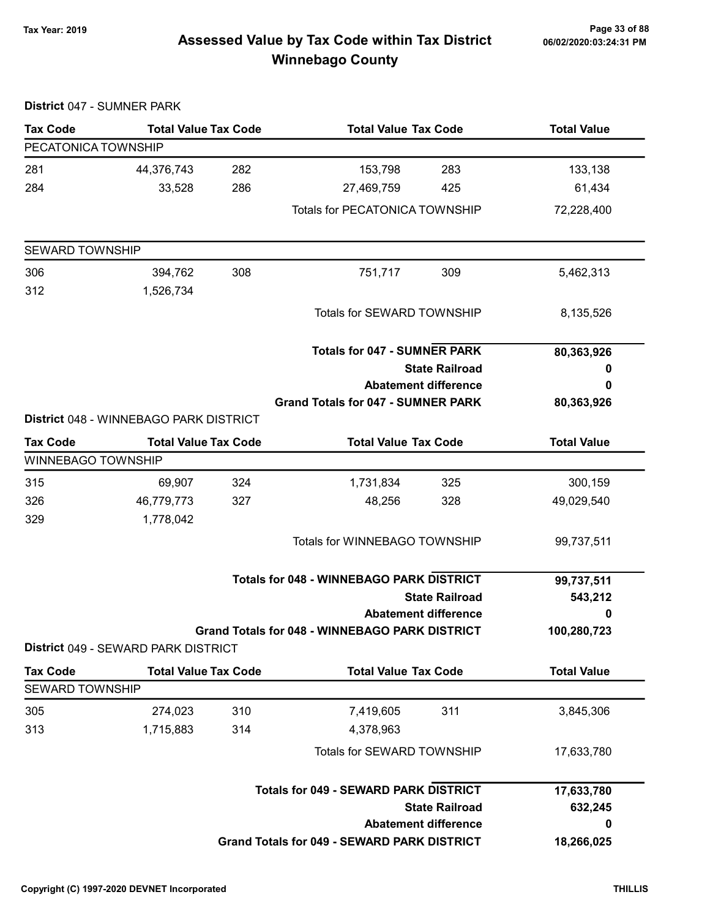**Tax Year: 2019**

# Assessed Value by Tax Code within Tax District Winnebago County

06/02/2020:03:24:31 PM

**District** 047 - SUMNER PARK

| Tax Code | Total Value | Tax Code | Total Value | Tax Code | Total Value |
|---|---|---|---|---|---|
| PECATONICA TOWNSHIP | | | | | |
| 281 | 44,376,743 | 282 | 153,798 | 283 | 133,138 |
| 284 | 33,528 | 286 | 27,469,759 | 425 | 61,434 |
| | | | Totals for PECATONICA TOWNSHIP | | 72,228,400 |
| SEWARD TOWNSHIP | | | | | |
| 306 | 394,762 | 308 | 751,717 | 309 | 5,462,313 |
| 312 | 1,526,734 | | | | |
| | | | Totals for SEWARD TOWNSHIP | | 8,135,526 |
| | | | **Totals for 047 - SUMNER PARK** | | **80,363,926** |
| | | | **State Railroad** | | **0** |
| | | | **Abatement difference** | | **0** |
| | | | **Grand Totals for 047 - SUMNER PARK** | | **80,363,926** |

**District** 048 - WINNEBAGO PARK DISTRICT

| Tax Code | Total Value | Tax Code | Total Value | Tax Code | Total Value |
|---|---|---|---|---|---|
| WINNEBAGO TOWNSHIP | | | | | |
| 315 | 69,907 | 324 | 1,731,834 | 325 | 300,159 |
| 326 | 46,779,773 | 327 | 48,256 | 328 | 49,029,540 |
| 329 | 1,778,042 | | | | |
| | | | Totals for WINNEBAGO TOWNSHIP | | 99,737,511 |
| | | | **Totals for 048 - WINNEBAGO PARK DISTRICT** | | **99,737,511** |
| | | | **State Railroad** | | **543,212** |
| | | | **Abatement difference** | | **0** |
| | | | **Grand Totals for 048 - WINNEBAGO PARK DISTRICT** | | **100,280,723** |

**District** 049 - SEWARD PARK DISTRICT

| Tax Code | Total Value | Tax Code | Total Value | Tax Code | Total Value |
|---|---|---|---|---|---|
| SEWARD TOWNSHIP | | | | | |
| 305 | 274,023 | 310 | 7,419,605 | 311 | 3,845,306 |
| 313 | 1,715,883 | 314 | 4,378,963 | | |
| | | | Totals for SEWARD TOWNSHIP | | 17,633,780 |
| | | | **Totals for 049 - SEWARD PARK DISTRICT** | | **17,633,780** |
| | | | **State Railroad** | | **632,245** |
| | | | **Abatement difference** | | **0** |
| | | | **Grand Totals for 049 - SEWARD PARK DISTRICT** | | **18,266,025** |

Copyright (C) 1997-2020 DEVNET Incorporated

THILLIS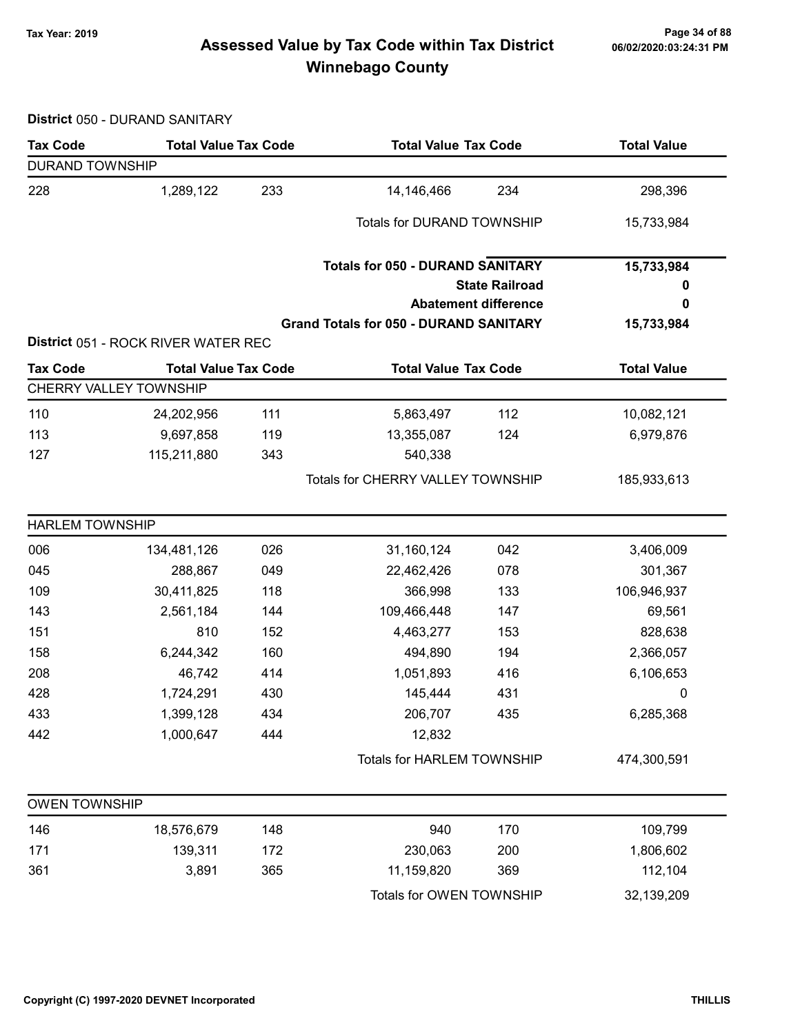# Assessed Value by Tax Code within Tax District
# Winnebago County

Tax Year: 2019

**District** 050 - DURAND SANITARY

| Tax Code | Total Value | Tax Code | Total Value | Tax Code | Total Value |
|---|---|---|---|---|---|
| DURAND TOWNSHIP | | | | | |
| 228 | 1,289,122 | 233 | 14,146,466 | 234 | 298,396 |
| | | | Totals for DURAND TOWNSHIP | | 15,733,984 |
| | | | **Totals for 050 - DURAND SANITARY** | | **15,733,984** |
| | | | **State Railroad** | | **0** |
| | | | **Abatement difference** | | **0** |
| | | | **Grand Totals for 050 - DURAND SANITARY** | | **15,733,984** |

**District** 051 - ROCK RIVER WATER REC

| Tax Code | Total Value | Tax Code | Total Value | Tax Code | Total Value |
|---|---|---|---|---|---|
| CHERRY VALLEY TOWNSHIP | | | | | |
| 110 | 24,202,956 | 111 | 5,863,497 | 112 | 10,082,121 |
| 113 | 9,697,858 | 119 | 13,355,087 | 124 | 6,979,876 |
| 127 | 115,211,880 | 343 | 540,338 | | |
| | | | Totals for CHERRY VALLEY TOWNSHIP | | 185,933,613 |
| HARLEM TOWNSHIP | | | | | |
| 006 | 134,481,126 | 026 | 31,160,124 | 042 | 3,406,009 |
| 045 | 288,867 | 049 | 22,462,426 | 078 | 301,367 |
| 109 | 30,411,825 | 118 | 366,998 | 133 | 106,946,937 |
| 143 | 2,561,184 | 144 | 109,466,448 | 147 | 69,561 |
| 151 | 810 | 152 | 4,463,277 | 153 | 828,638 |
| 158 | 6,244,342 | 160 | 494,890 | 194 | 2,366,057 |
| 208 | 46,742 | 414 | 1,051,893 | 416 | 6,106,653 |
| 428 | 1,724,291 | 430 | 145,444 | 431 | 0 |
| 433 | 1,399,128 | 434 | 206,707 | 435 | 6,285,368 |
| 442 | 1,000,647 | 444 | 12,832 | | |
| | | | Totals for HARLEM TOWNSHIP | | 474,300,591 |
| OWEN TOWNSHIP | | | | | |
| 146 | 18,576,679 | 148 | 940 | 170 | 109,799 |
| 171 | 139,311 | 172 | 230,063 | 200 | 1,806,602 |
| 361 | 3,891 | 365 | 11,159,820 | 369 | 112,104 |
| | | | Totals for OWEN TOWNSHIP | | 32,139,209 |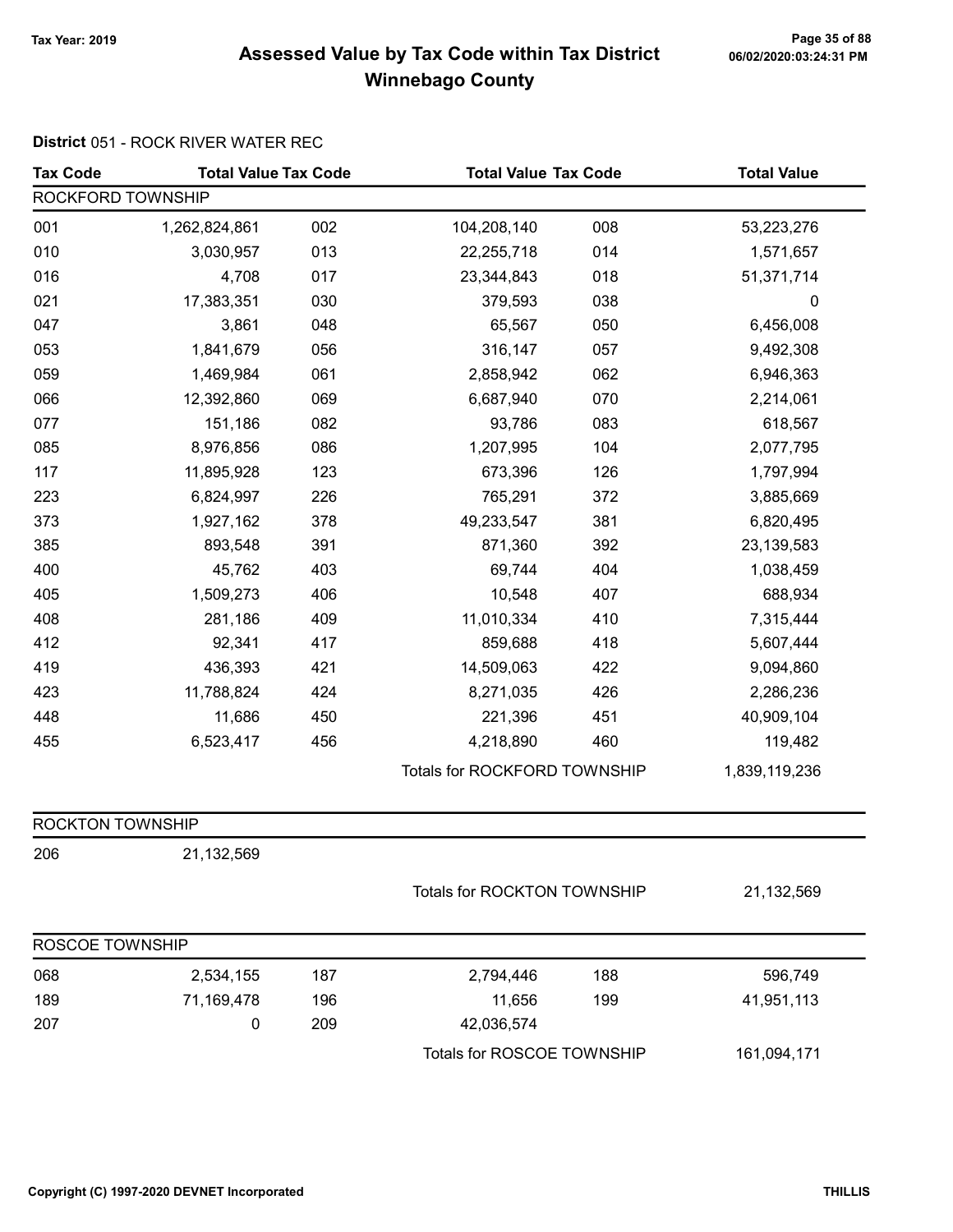# Assessed Value by Tax Code within Tax District

## Winnebago County

Tax Year: 2019

**District** 051 - ROCK RIVER WATER REC

| Tax Code | Total Value | Tax Code | Total Value | Tax Code | Total Value |
|---|---|---|---|---|---|
| **ROCKFORD TOWNSHIP** | | | | | |
| 001 | 1,262,824,861 | 002 | 104,208,140 | 008 | 53,223,276 |
| 010 | 3,030,957 | 013 | 22,255,718 | 014 | 1,571,657 |
| 016 | 4,708 | 017 | 23,344,843 | 018 | 51,371,714 |
| 021 | 17,383,351 | 030 | 379,593 | 038 | 0 |
| 047 | 3,861 | 048 | 65,567 | 050 | 6,456,008 |
| 053 | 1,841,679 | 056 | 316,147 | 057 | 9,492,308 |
| 059 | 1,469,984 | 061 | 2,858,942 | 062 | 6,946,363 |
| 066 | 12,392,860 | 069 | 6,687,940 | 070 | 2,214,061 |
| 077 | 151,186 | 082 | 93,786 | 083 | 618,567 |
| 085 | 8,976,856 | 086 | 1,207,995 | 104 | 2,077,795 |
| 117 | 11,895,928 | 123 | 673,396 | 126 | 1,797,994 |
| 223 | 6,824,997 | 226 | 765,291 | 372 | 3,885,669 |
| 373 | 1,927,162 | 378 | 49,233,547 | 381 | 6,820,495 |
| 385 | 893,548 | 391 | 871,360 | 392 | 23,139,583 |
| 400 | 45,762 | 403 | 69,744 | 404 | 1,038,459 |
| 405 | 1,509,273 | 406 | 10,548 | 407 | 688,934 |
| 408 | 281,186 | 409 | 11,010,334 | 410 | 7,315,444 |
| 412 | 92,341 | 417 | 859,688 | 418 | 5,607,444 |
| 419 | 436,393 | 421 | 14,509,063 | 422 | 9,094,860 |
| 423 | 11,788,824 | 424 | 8,271,035 | 426 | 2,286,236 |
| 448 | 11,686 | 450 | 221,396 | 451 | 40,909,104 |
| 455 | 6,523,417 | 456 | 4,218,890 | 460 | 119,482 |
| | | Totals for ROCKFORD TOWNSHIP | | | 1,839,119,236 |
| **ROCKTON TOWNSHIP** | | | | | |
| 206 | 21,132,569 | | | | |
| | | Totals for ROCKTON TOWNSHIP | | | 21,132,569 |
| **ROSCOE TOWNSHIP** | | | | | |
| 068 | 2,534,155 | 187 | 2,794,446 | 188 | 596,749 |
| 189 | 71,169,478 | 196 | 11,656 | 199 | 41,951,113 |
| 207 | 0 | 209 | 42,036,574 | | |
| | | Totals for ROSCOE TOWNSHIP | | | 161,094,171 |

Copyright (C) 1997-2020 DEVNET Incorporated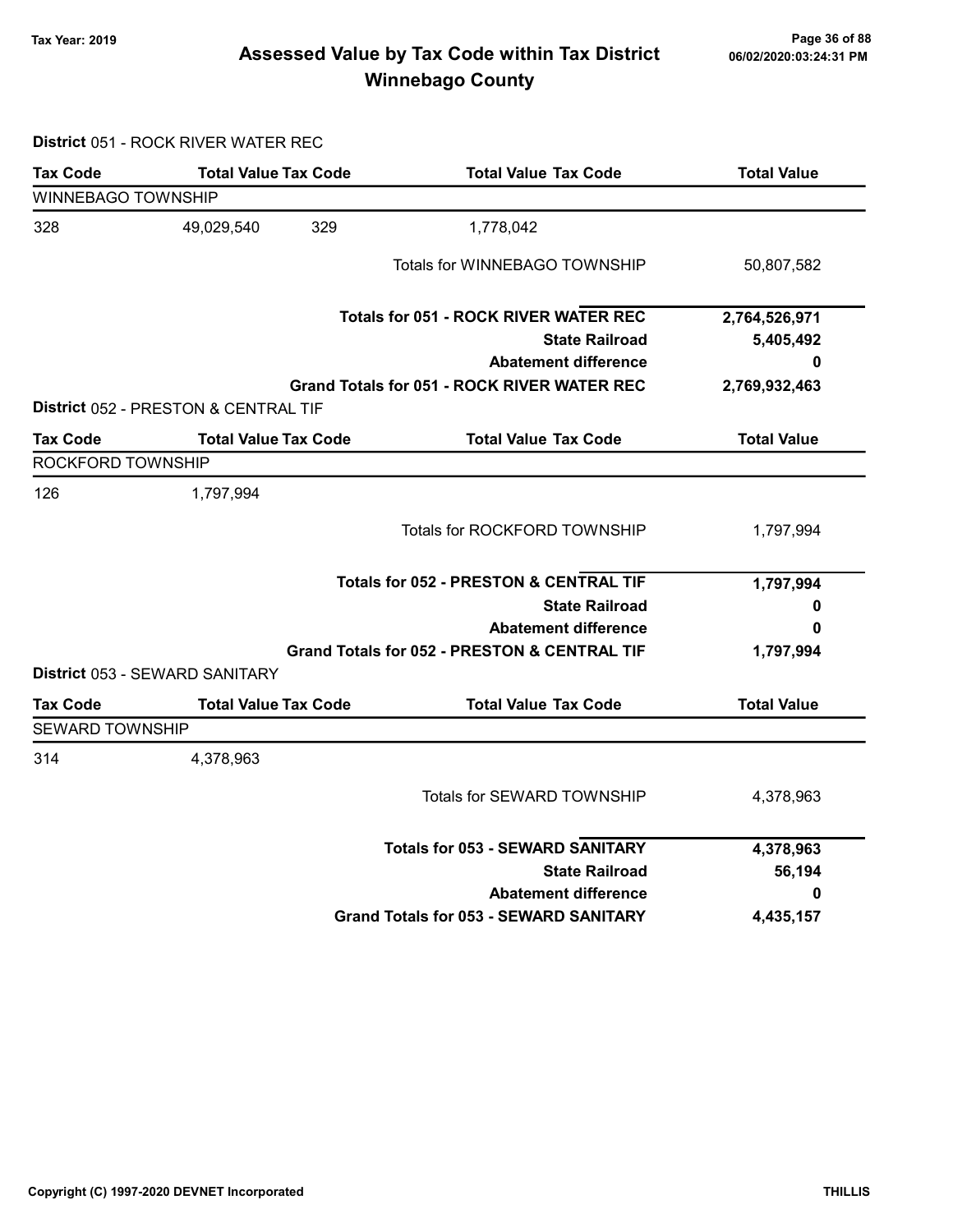# Assessed Value by Tax Code within Tax District
## Winnebago County

Tax Year: 2019

06/02/2020:03:24:31 PM

**District** 051 - ROCK RIVER WATER REC

| Tax Code | Total Value | Tax Code | Total Value | Tax Code | Total Value |
|---|---|---|---|---|---|
| WINNEBAGO TOWNSHIP | | | | | |
| 328 | 49,029,540 | 329 | 1,778,042 | | |
| | | | | Totals for WINNEBAGO TOWNSHIP | 50,807,582 |
| | | | | **Totals for 051 - ROCK RIVER WATER REC** | **2,764,526,971** |
| | | | | **State Railroad** | **5,405,492** |
| | | | | **Abatement difference** | **0** |
| | | | | **Grand Totals for 051 - ROCK RIVER WATER REC** | **2,769,932,463** |

**District** 052 - PRESTON & CENTRAL TIF

| Tax Code | Total Value | Tax Code | Total Value | Tax Code | Total Value |
|---|---|---|---|---|---|
| ROCKFORD TOWNSHIP | | | | | |
| 126 | 1,797,994 | | | | |
| | | | | Totals for ROCKFORD TOWNSHIP | 1,797,994 |
| | | | | **Totals for 052 - PRESTON & CENTRAL TIF** | **1,797,994** |
| | | | | **State Railroad** | **0** |
| | | | | **Abatement difference** | **0** |
| | | | | **Grand Totals for 052 - PRESTON & CENTRAL TIF** | **1,797,994** |

**District** 053 - SEWARD SANITARY

| Tax Code | Total Value | Tax Code | Total Value | Tax Code | Total Value |
|---|---|---|---|---|---|
| SEWARD TOWNSHIP | | | | | |
| 314 | 4,378,963 | | | | |
| | | | | Totals for SEWARD TOWNSHIP | 4,378,963 |
| | | | | **Totals for 053 - SEWARD SANITARY** | **4,378,963** |
| | | | | **State Railroad** | **56,194** |
| | | | | **Abatement difference** | **0** |
| | | | | **Grand Totals for 053 - SEWARD SANITARY** | **4,435,157** |

Copyright (C) 1997-2020 DEVNET Incorporated

THILLIS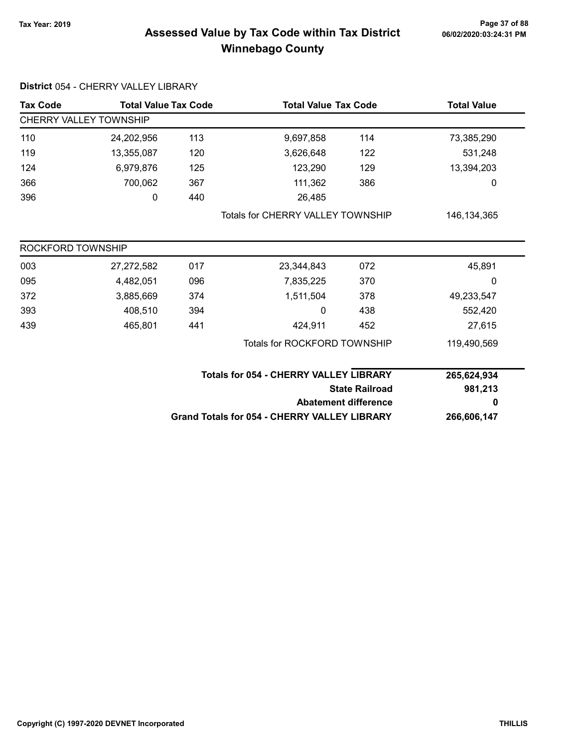# Assessed Value by Tax Code within Tax District
## Winnebago County

Tax Year: 2019

06/02/2020:03:24:31 PM

**District** 054 - CHERRY VALLEY LIBRARY

| Tax Code | Total Value | Tax Code | Total Value | Tax Code | Total Value |
|---|---|---|---|---|---|
| **CHERRY VALLEY TOWNSHIP** | | | | | |
| 110 | 24,202,956 | 113 | 9,697,858 | 114 | 73,385,290 |
| 119 | 13,355,087 | 120 | 3,626,648 | 122 | 531,248 |
| 124 | 6,979,876 | 125 | 123,290 | 129 | 13,394,203 |
| 366 | 700,062 | 367 | 111,362 | 386 | 0 |
| 396 | 0 | 440 | 26,485 | | |
| | | | Totals for CHERRY VALLEY TOWNSHIP | | 146,134,365 |
| **ROCKFORD TOWNSHIP** | | | | | |
| 003 | 27,272,582 | 017 | 23,344,843 | 072 | 45,891 |
| 095 | 4,482,051 | 096 | 7,835,225 | 370 | 0 |
| 372 | 3,885,669 | 374 | 1,511,504 | 378 | 49,233,547 |
| 393 | 408,510 | 394 | 0 | 438 | 552,420 |
| 439 | 465,801 | 441 | 424,911 | 452 | 27,615 |
| | | | Totals for ROCKFORD TOWNSHIP | | 119,490,569 |

| | |
|---|---|
| **Totals for 054 - CHERRY VALLEY LIBRARY** | **265,624,934** |
| **State Railroad** | **981,213** |
| **Abatement difference** | **0** |
| **Grand Totals for 054 - CHERRY VALLEY LIBRARY** | **266,606,147** |

Copyright (C) 1997-2020 DEVNET Incorporated

THILLIS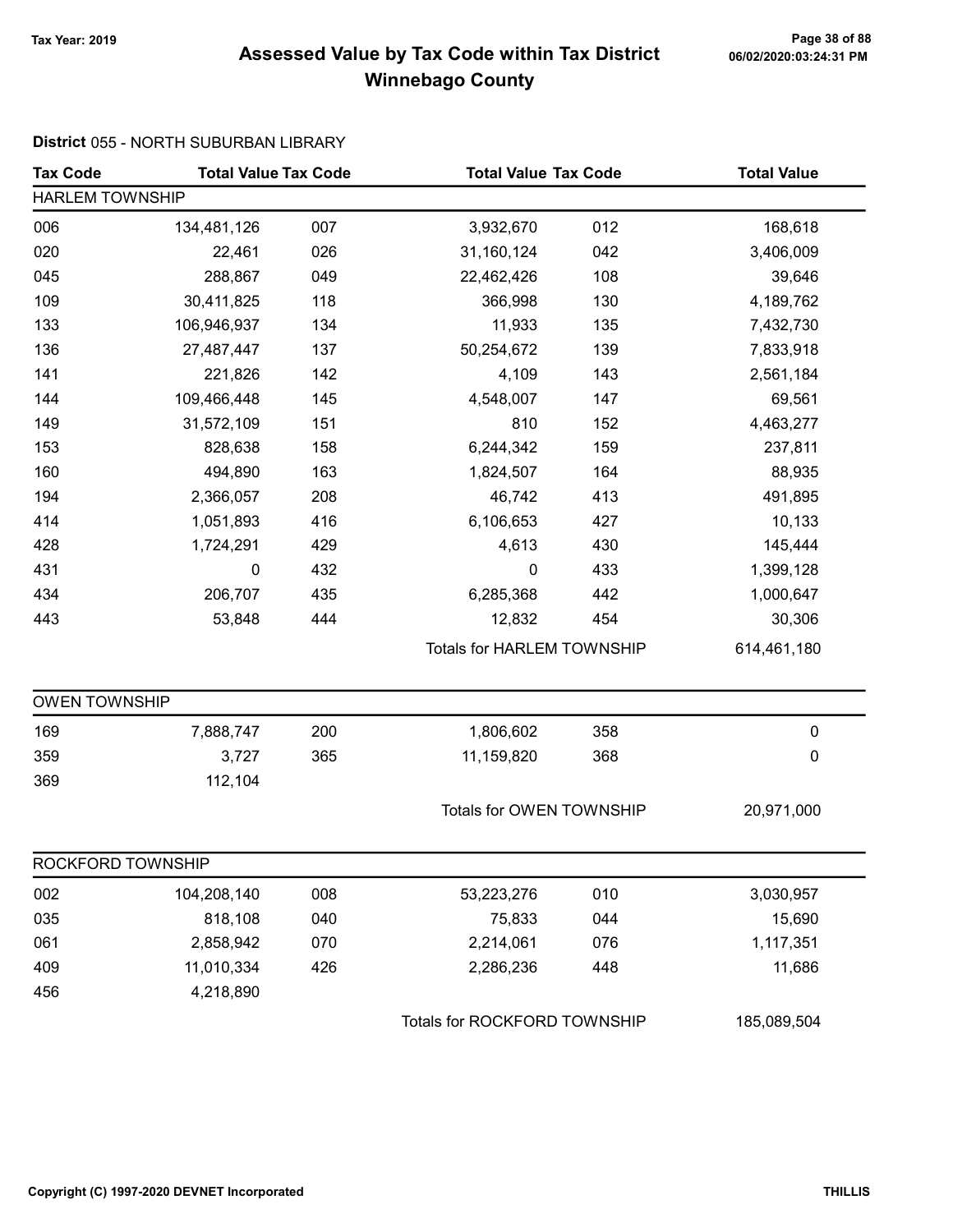Tax Year: 2019

# Assessed Value by Tax Code within Tax District
## Winnebago County

**District** 055 - NORTH SUBURBAN LIBRARY

| Tax Code | Total Value | Tax Code | Total Value | Tax Code | Total Value |
|---|---|---|---|---|---|
| **HARLEM TOWNSHIP** | | | | | |
| 006 | 134,481,126 | 007 | 3,932,670 | 012 | 168,618 |
| 020 | 22,461 | 026 | 31,160,124 | 042 | 3,406,009 |
| 045 | 288,867 | 049 | 22,462,426 | 108 | 39,646 |
| 109 | 30,411,825 | 118 | 366,998 | 130 | 4,189,762 |
| 133 | 106,946,937 | 134 | 11,933 | 135 | 7,432,730 |
| 136 | 27,487,447 | 137 | 50,254,672 | 139 | 7,833,918 |
| 141 | 221,826 | 142 | 4,109 | 143 | 2,561,184 |
| 144 | 109,466,448 | 145 | 4,548,007 | 147 | 69,561 |
| 149 | 31,572,109 | 151 | 810 | 152 | 4,463,277 |
| 153 | 828,638 | 158 | 6,244,342 | 159 | 237,811 |
| 160 | 494,890 | 163 | 1,824,507 | 164 | 88,935 |
| 194 | 2,366,057 | 208 | 46,742 | 413 | 491,895 |
| 414 | 1,051,893 | 416 | 6,106,653 | 427 | 10,133 |
| 428 | 1,724,291 | 429 | 4,613 | 430 | 145,444 |
| 431 | 0 | 432 | 0 | 433 | 1,399,128 |
| 434 | 206,707 | 435 | 6,285,368 | 442 | 1,000,647 |
| 443 | 53,848 | 444 | 12,832 | 454 | 30,306 |
| | | | Totals for HARLEM TOWNSHIP | | 614,461,180 |
| **OWEN TOWNSHIP** | | | | | |
| 169 | 7,888,747 | 200 | 1,806,602 | 358 | 0 |
| 359 | 3,727 | 365 | 11,159,820 | 368 | 0 |
| 369 | 112,104 | | | | |
| | | | Totals for OWEN TOWNSHIP | | 20,971,000 |
| **ROCKFORD TOWNSHIP** | | | | | |
| 002 | 104,208,140 | 008 | 53,223,276 | 010 | 3,030,957 |
| 035 | 818,108 | 040 | 75,833 | 044 | 15,690 |
| 061 | 2,858,942 | 070 | 2,214,061 | 076 | 1,117,351 |
| 409 | 11,010,334 | 426 | 2,286,236 | 448 | 11,686 |
| 456 | 4,218,890 | | | | |
| | | | Totals for ROCKFORD TOWNSHIP | | 185,089,504 |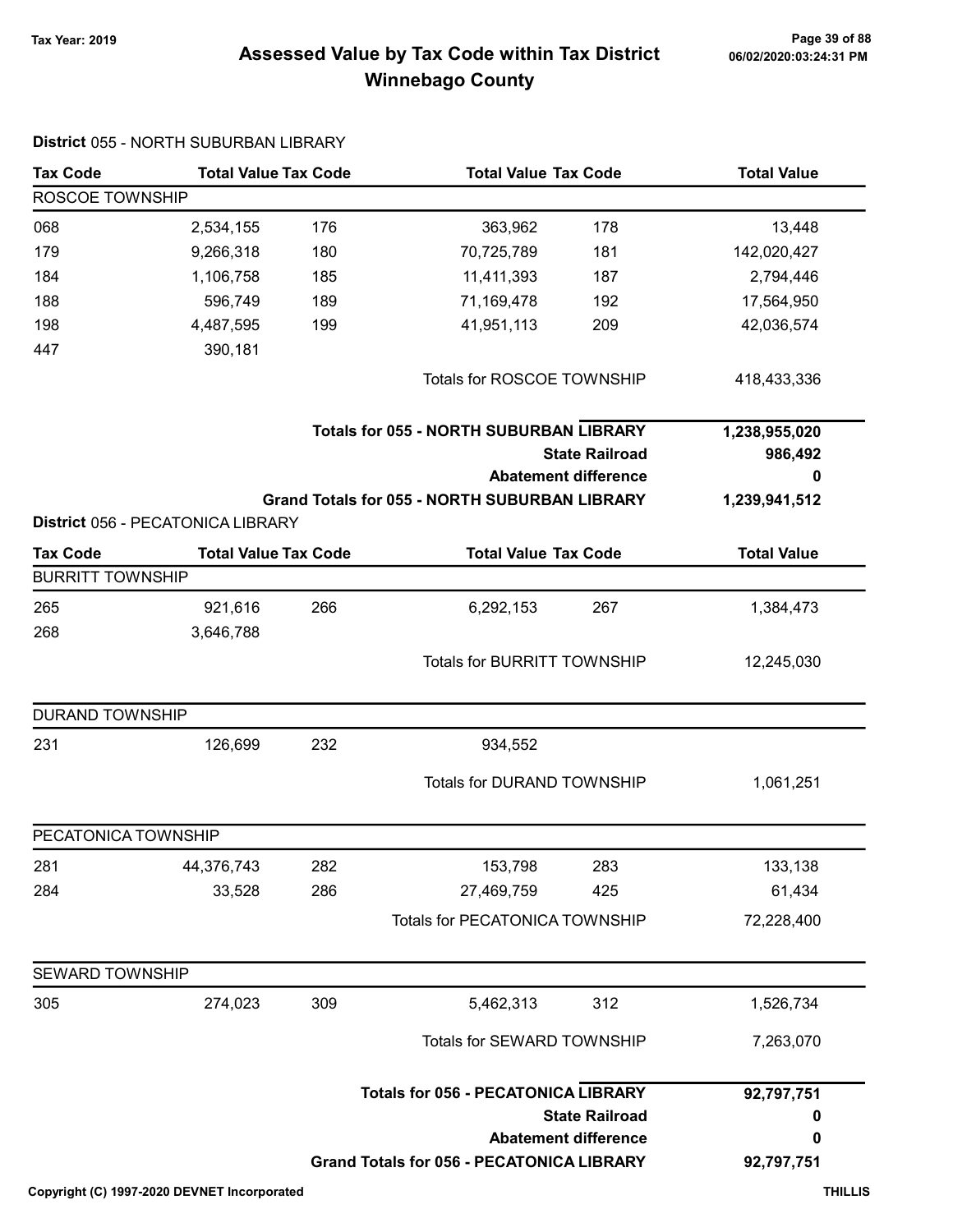# Assessed Value by Tax Code within Tax District
## Winnebago County

Tax Year: 2019

### District 055 - NORTH SUBURBAN LIBRARY

| Tax Code | Total Value | Tax Code | Total Value | Tax Code | Total Value |
|---|---|---|---|---|---|
| **ROSCOE TOWNSHIP** | | | | | |
| 068 | 2,534,155 | 176 | 363,962 | 178 | 13,448 |
| 179 | 9,266,318 | 180 | 70,725,789 | 181 | 142,020,427 |
| 184 | 1,106,758 | 185 | 11,411,393 | 187 | 2,794,446 |
| 188 | 596,749 | 189 | 71,169,478 | 192 | 17,564,950 |
| 198 | 4,487,595 | 199 | 41,951,113 | 209 | 42,036,574 |
| 447 | 390,181 | | | | |
| | | | Totals for ROSCOE TOWNSHIP | | 418,433,336 |

| | |
|---|---|
| **Totals for 055 - NORTH SUBURBAN LIBRARY** | **1,238,955,020** |
| **State Railroad** | **986,492** |
| **Abatement difference** | **0** |
| **Grand Totals for 055 - NORTH SUBURBAN LIBRARY** | **1,239,941,512** |

### District 056 - PECATONICA LIBRARY

| Tax Code | Total Value | Tax Code | Total Value | Tax Code | Total Value |
|---|---|---|---|---|---|
| **BURRITT TOWNSHIP** | | | | | |
| 265 | 921,616 | 266 | 6,292,153 | 267 | 1,384,473 |
| 268 | 3,646,788 | | | | |
| | | | Totals for BURRITT TOWNSHIP | | 12,245,030 |
| **DURAND TOWNSHIP** | | | | | |
| 231 | 126,699 | 232 | 934,552 | | |
| | | | Totals for DURAND TOWNSHIP | | 1,061,251 |
| **PECATONICA TOWNSHIP** | | | | | |
| 281 | 44,376,743 | 282 | 153,798 | 283 | 133,138 |
| 284 | 33,528 | 286 | 27,469,759 | 425 | 61,434 |
| | | | Totals for PECATONICA TOWNSHIP | | 72,228,400 |
| **SEWARD TOWNSHIP** | | | | | |
| 305 | 274,023 | 309 | 5,462,313 | 312 | 1,526,734 |
| | | | Totals for SEWARD TOWNSHIP | | 7,263,070 |

| | |
|---|---|
| **Totals for 056 - PECATONICA LIBRARY** | **92,797,751** |
| **State Railroad** | **0** |
| **Abatement difference** | **0** |
| **Grand Totals for 056 - PECATONICA LIBRARY** | **92,797,751** |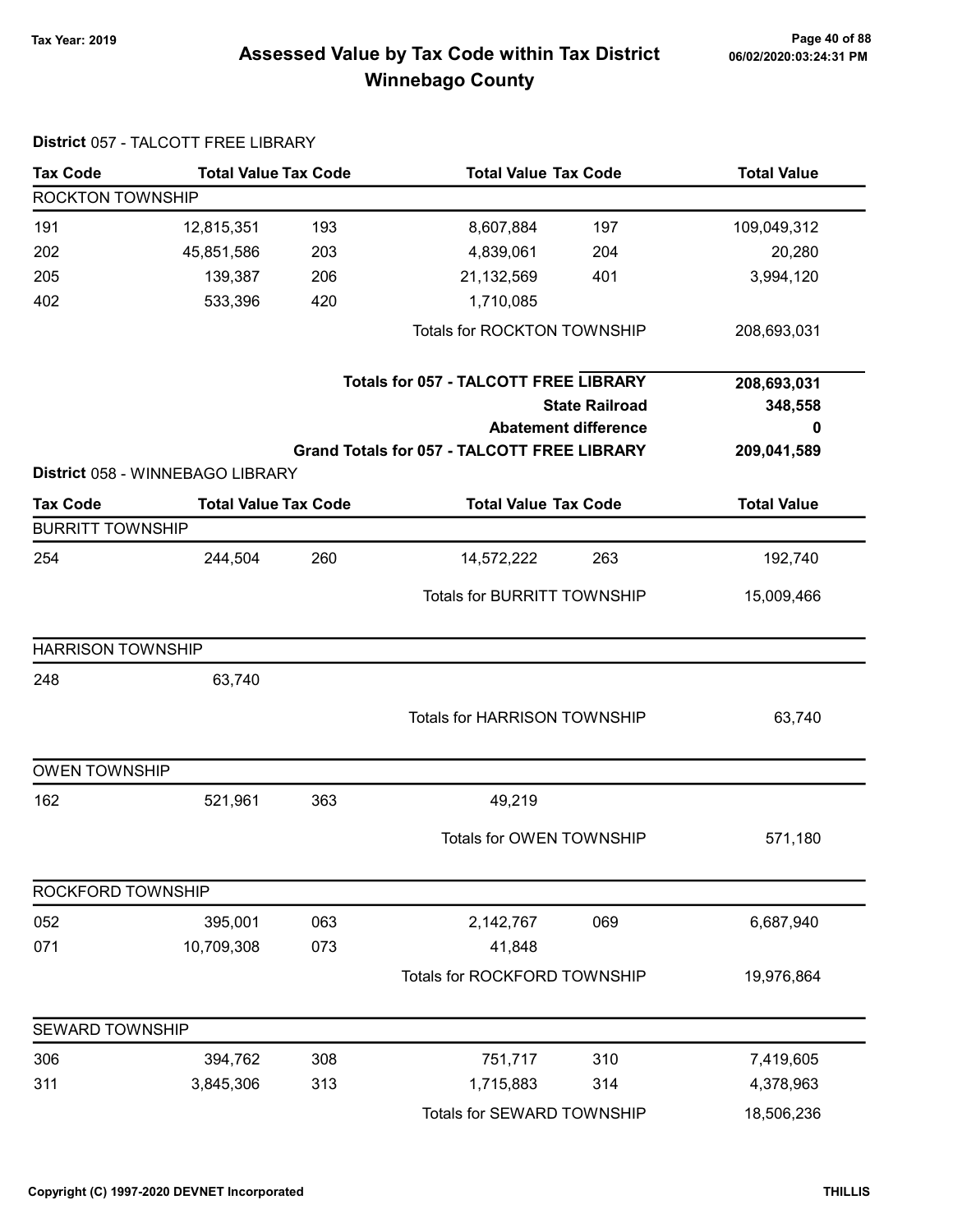# Assessed Value by Tax Code within Tax District
# Winnebago County

Tax Year: 2019

06/02/2020:03:24:31 PM

**District** 057 - TALCOTT FREE LIBRARY

| Tax Code | Total Value | Tax Code | Total Value | Tax Code | Total Value |
|---|---|---|---|---|---|
| ROCKTON TOWNSHIP | | | | | |
| 191 | 12,815,351 | 193 | 8,607,884 | 197 | 109,049,312 |
| 202 | 45,851,586 | 203 | 4,839,061 | 204 | 20,280 |
| 205 | 139,387 | 206 | 21,132,569 | 401 | 3,994,120 |
| 402 | 533,396 | 420 | 1,710,085 | | |
| | | | Totals for ROCKTON TOWNSHIP | | 208,693,031 |

| | |
|---|---|
| **Totals for 057 - TALCOTT FREE LIBRARY** | **208,693,031** |
| **State Railroad** | **348,558** |
| **Abatement difference** | **0** |
| **Grand Totals for 057 - TALCOTT FREE LIBRARY** | **209,041,589** |

**District** 058 - WINNEBAGO LIBRARY

| Tax Code | Total Value | Tax Code | Total Value | Tax Code | Total Value |
|---|---|---|---|---|---|
| BURRITT TOWNSHIP | | | | | |
| 254 | 244,504 | 260 | 14,572,222 | 263 | 192,740 |
| | | | Totals for BURRITT TOWNSHIP | | 15,009,466 |
| HARRISON TOWNSHIP | | | | | |
| 248 | 63,740 | | | | |
| | | | Totals for HARRISON TOWNSHIP | | 63,740 |
| OWEN TOWNSHIP | | | | | |
| 162 | 521,961 | 363 | 49,219 | | |
| | | | Totals for OWEN TOWNSHIP | | 571,180 |
| ROCKFORD TOWNSHIP | | | | | |
| 052 | 395,001 | 063 | 2,142,767 | 069 | 6,687,940 |
| 071 | 10,709,308 | 073 | 41,848 | | |
| | | | Totals for ROCKFORD TOWNSHIP | | 19,976,864 |
| SEWARD TOWNSHIP | | | | | |
| 306 | 394,762 | 308 | 751,717 | 310 | 7,419,605 |
| 311 | 3,845,306 | 313 | 1,715,883 | 314 | 4,378,963 |
| | | | Totals for SEWARD TOWNSHIP | | 18,506,236 |

Copyright (C) 1997-2020 DEVNET Incorporated — THILLIS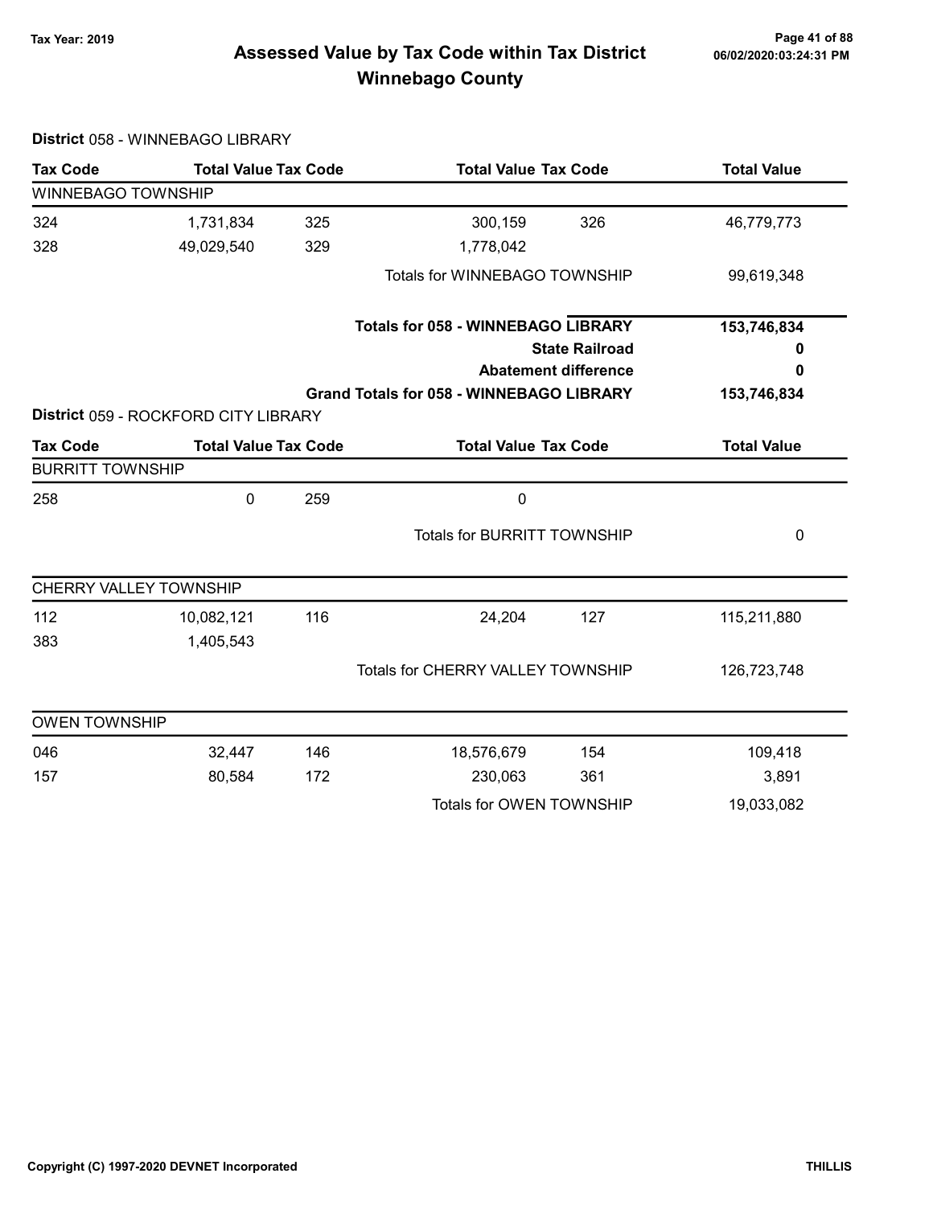# Assessed Value by Tax Code within Tax District
# Winnebago County

Tax Year: 2019

## District 058 - WINNEBAGO LIBRARY

| Tax Code | Total Value | Tax Code | Total Value | Tax Code | Total Value |
|---|---|---|---|---|---|
| **WINNEBAGO TOWNSHIP** | | | | | |
| 324 | 1,731,834 | 325 | 300,159 | 326 | 46,779,773 |
| 328 | 49,029,540 | 329 | 1,778,042 | | |
| | | | Totals for WINNEBAGO TOWNSHIP | | 99,619,348 |
| | | | **Totals for 058 - WINNEBAGO LIBRARY** | | **153,746,834** |
| | | | **State Railroad** | | **0** |
| | | | **Abatement difference** | | **0** |
| | | | **Grand Totals for 058 - WINNEBAGO LIBRARY** | | **153,746,834** |

## District 059 - ROCKFORD CITY LIBRARY

| Tax Code | Total Value | Tax Code | Total Value | Tax Code | Total Value |
|---|---|---|---|---|---|
| **BURRITT TOWNSHIP** | | | | | |
| 258 | 0 | 259 | 0 | | |
| | | | Totals for BURRITT TOWNSHIP | | 0 |
| **CHERRY VALLEY TOWNSHIP** | | | | | |
| 112 | 10,082,121 | 116 | 24,204 | 127 | 115,211,880 |
| 383 | 1,405,543 | | | | |
| | | | Totals for CHERRY VALLEY TOWNSHIP | | 126,723,748 |
| **OWEN TOWNSHIP** | | | | | |
| 046 | 32,447 | 146 | 18,576,679 | 154 | 109,418 |
| 157 | 80,584 | 172 | 230,063 | 361 | 3,891 |
| | | | Totals for OWEN TOWNSHIP | | 19,033,082 |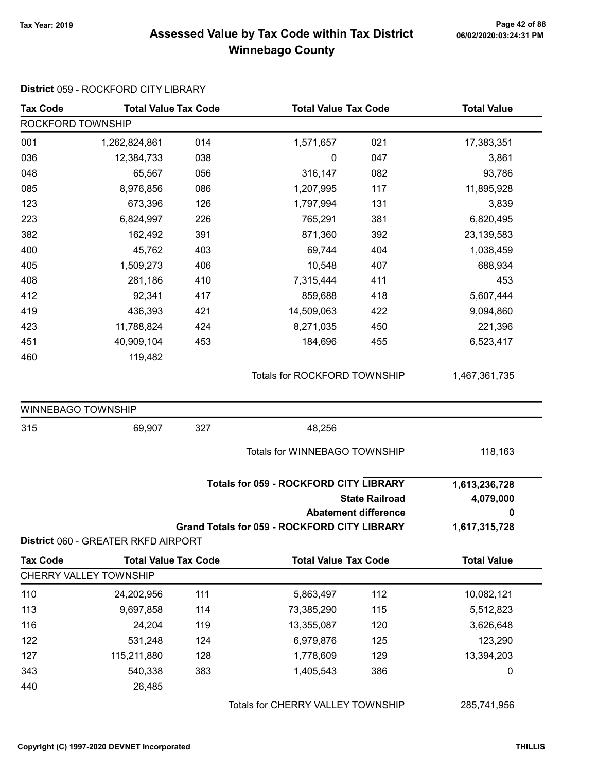# Assessed Value by Tax Code within Tax District
## Winnebago County

Tax Year: 2019

### District 059 - ROCKFORD CITY LIBRARY

| Tax Code | Total Value | Tax Code | Total Value | Tax Code | Total Value |
|---|---|---|---|---|---|
| **ROCKFORD TOWNSHIP** | | | | | |
| 001 | 1,262,824,861 | 014 | 1,571,657 | 021 | 17,383,351 |
| 036 | 12,384,733 | 038 | 0 | 047 | 3,861 |
| 048 | 65,567 | 056 | 316,147 | 082 | 93,786 |
| 085 | 8,976,856 | 086 | 1,207,995 | 117 | 11,895,928 |
| 123 | 673,396 | 126 | 1,797,994 | 131 | 3,839 |
| 223 | 6,824,997 | 226 | 765,291 | 381 | 6,820,495 |
| 382 | 162,492 | 391 | 871,360 | 392 | 23,139,583 |
| 400 | 45,762 | 403 | 69,744 | 404 | 1,038,459 |
| 405 | 1,509,273 | 406 | 10,548 | 407 | 688,934 |
| 408 | 281,186 | 410 | 7,315,444 | 411 | 453 |
| 412 | 92,341 | 417 | 859,688 | 418 | 5,607,444 |
| 419 | 436,393 | 421 | 14,509,063 | 422 | 9,094,860 |
| 423 | 11,788,824 | 424 | 8,271,035 | 450 | 221,396 |
| 451 | 40,909,104 | 453 | 184,696 | 455 | 6,523,417 |
| 460 | 119,482 | | | | |
| | | | Totals for ROCKFORD TOWNSHIP | | 1,467,361,735 |
| **WINNEBAGO TOWNSHIP** | | | | | |
| 315 | 69,907 | 327 | 48,256 | | |
| | | | Totals for WINNEBAGO TOWNSHIP | | 118,163 |

| | |
|---|---|
| **Totals for 059 - ROCKFORD CITY LIBRARY** | **1,613,236,728** |
| **State Railroad** | **4,079,000** |
| **Abatement difference** | **0** |
| **Grand Totals for 059 - ROCKFORD CITY LIBRARY** | **1,617,315,728** |

### District 060 - GREATER RKFD AIRPORT

| Tax Code | Total Value | Tax Code | Total Value | Tax Code | Total Value |
|---|---|---|---|---|---|
| **CHERRY VALLEY TOWNSHIP** | | | | | |
| 110 | 24,202,956 | 111 | 5,863,497 | 112 | 10,082,121 |
| 113 | 9,697,858 | 114 | 73,385,290 | 115 | 5,512,823 |
| 116 | 24,204 | 119 | 13,355,087 | 120 | 3,626,648 |
| 122 | 531,248 | 124 | 6,979,876 | 125 | 123,290 |
| 127 | 115,211,880 | 128 | 1,778,609 | 129 | 13,394,203 |
| 343 | 540,338 | 383 | 1,405,543 | 386 | 0 |
| 440 | 26,485 | | | | |
| | | | Totals for CHERRY VALLEY TOWNSHIP | | 285,741,956 |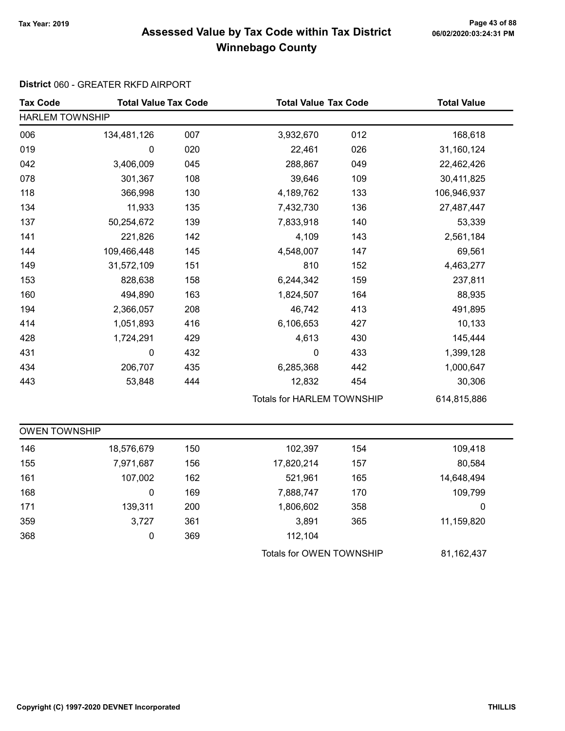# Assessed Value by Tax Code within Tax District
# Winnebago County

Tax Year: 2019

**District** 060 - GREATER RKFD AIRPORT

| Tax Code | Total Value | Tax Code | Total Value | Tax Code | Total Value |
|---|---|---|---|---|---|
| **HARLEM TOWNSHIP** | | | | | |
| 006 | 134,481,126 | 007 | 3,932,670 | 012 | 168,618 |
| 019 | 0 | 020 | 22,461 | 026 | 31,160,124 |
| 042 | 3,406,009 | 045 | 288,867 | 049 | 22,462,426 |
| 078 | 301,367 | 108 | 39,646 | 109 | 30,411,825 |
| 118 | 366,998 | 130 | 4,189,762 | 133 | 106,946,937 |
| 134 | 11,933 | 135 | 7,432,730 | 136 | 27,487,447 |
| 137 | 50,254,672 | 139 | 7,833,918 | 140 | 53,339 |
| 141 | 221,826 | 142 | 4,109 | 143 | 2,561,184 |
| 144 | 109,466,448 | 145 | 4,548,007 | 147 | 69,561 |
| 149 | 31,572,109 | 151 | 810 | 152 | 4,463,277 |
| 153 | 828,638 | 158 | 6,244,342 | 159 | 237,811 |
| 160 | 494,890 | 163 | 1,824,507 | 164 | 88,935 |
| 194 | 2,366,057 | 208 | 46,742 | 413 | 491,895 |
| 414 | 1,051,893 | 416 | 6,106,653 | 427 | 10,133 |
| 428 | 1,724,291 | 429 | 4,613 | 430 | 145,444 |
| 431 | 0 | 432 | 0 | 433 | 1,399,128 |
| 434 | 206,707 | 435 | 6,285,368 | 442 | 1,000,647 |
| 443 | 53,848 | 444 | 12,832 | 454 | 30,306 |
| | | | Totals for HARLEM TOWNSHIP | | 614,815,886 |

| Tax Code | Total Value | Tax Code | Total Value | Tax Code | Total Value |
|---|---|---|---|---|---|
| **OWEN TOWNSHIP** | | | | | |
| 146 | 18,576,679 | 150 | 102,397 | 154 | 109,418 |
| 155 | 7,971,687 | 156 | 17,820,214 | 157 | 80,584 |
| 161 | 107,002 | 162 | 521,961 | 165 | 14,648,494 |
| 168 | 0 | 169 | 7,888,747 | 170 | 109,799 |
| 171 | 139,311 | 200 | 1,806,602 | 358 | 0 |
| 359 | 3,727 | 361 | 3,891 | 365 | 11,159,820 |
| 368 | 0 | 369 | 112,104 | | |
| | | | Totals for OWEN TOWNSHIP | | 81,162,437 |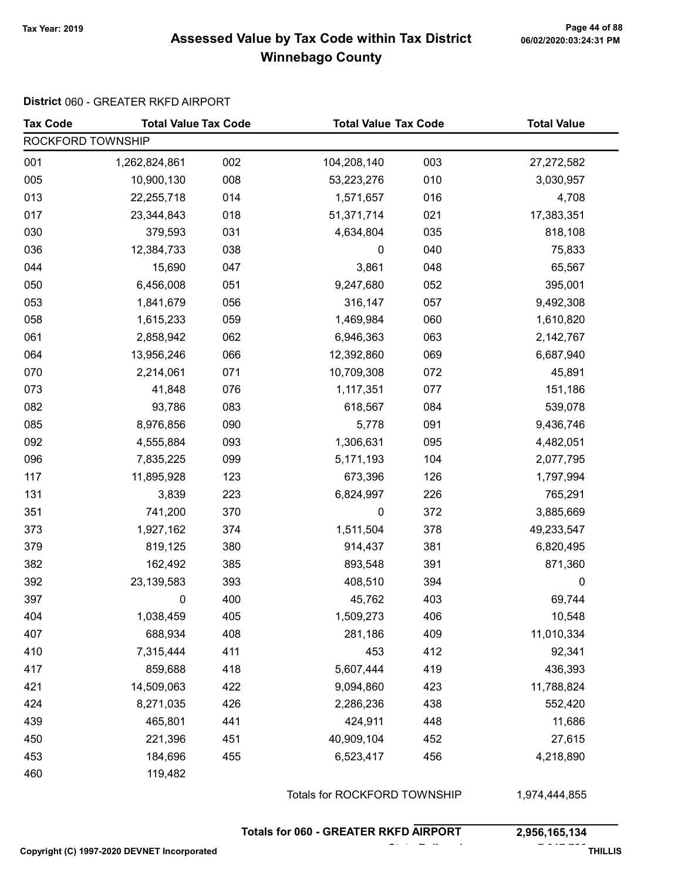# Assessed Value by Tax Code within Tax District Winnebago County

Tax Year: 2019

**District** 060 - GREATER RKFD AIRPORT

| Tax Code | Total Value | Tax Code | Total Value | Tax Code | Total Value |
|---|---|---|---|---|---|
| ROCKFORD TOWNSHIP | | | | | |
| 001 | 1,262,824,861 | 002 | 104,208,140 | 003 | 27,272,582 |
| 005 | 10,900,130 | 008 | 53,223,276 | 010 | 3,030,957 |
| 013 | 22,255,718 | 014 | 1,571,657 | 016 | 4,708 |
| 017 | 23,344,843 | 018 | 51,371,714 | 021 | 17,383,351 |
| 030 | 379,593 | 031 | 4,634,804 | 035 | 818,108 |
| 036 | 12,384,733 | 038 | 0 | 040 | 75,833 |
| 044 | 15,690 | 047 | 3,861 | 048 | 65,567 |
| 050 | 6,456,008 | 051 | 9,247,680 | 052 | 395,001 |
| 053 | 1,841,679 | 056 | 316,147 | 057 | 9,492,308 |
| 058 | 1,615,233 | 059 | 1,469,984 | 060 | 1,610,820 |
| 061 | 2,858,942 | 062 | 6,946,363 | 063 | 2,142,767 |
| 064 | 13,956,246 | 066 | 12,392,860 | 069 | 6,687,940 |
| 070 | 2,214,061 | 071 | 10,709,308 | 072 | 45,891 |
| 073 | 41,848 | 076 | 1,117,351 | 077 | 151,186 |
| 082 | 93,786 | 083 | 618,567 | 084 | 539,078 |
| 085 | 8,976,856 | 090 | 5,778 | 091 | 9,436,746 |
| 092 | 4,555,884 | 093 | 1,306,631 | 095 | 4,482,051 |
| 096 | 7,835,225 | 099 | 5,171,193 | 104 | 2,077,795 |
| 117 | 11,895,928 | 123 | 673,396 | 126 | 1,797,994 |
| 131 | 3,839 | 223 | 6,824,997 | 226 | 765,291 |
| 351 | 741,200 | 370 | 0 | 372 | 3,885,669 |
| 373 | 1,927,162 | 374 | 1,511,504 | 378 | 49,233,547 |
| 379 | 819,125 | 380 | 914,437 | 381 | 6,820,495 |
| 382 | 162,492 | 385 | 893,548 | 391 | 871,360 |
| 392 | 23,139,583 | 393 | 408,510 | 394 | 0 |
| 397 | 0 | 400 | 45,762 | 403 | 69,744 |
| 404 | 1,038,459 | 405 | 1,509,273 | 406 | 10,548 |
| 407 | 688,934 | 408 | 281,186 | 409 | 11,010,334 |
| 410 | 7,315,444 | 411 | 453 | 412 | 92,341 |
| 417 | 859,688 | 418 | 5,607,444 | 419 | 436,393 |
| 421 | 14,509,063 | 422 | 9,094,860 | 423 | 11,788,824 |
| 424 | 8,271,035 | 426 | 2,286,236 | 438 | 552,420 |
| 439 | 465,801 | 441 | 424,911 | 448 | 11,686 |
| 450 | 221,396 | 451 | 40,909,104 | 452 | 27,615 |
| 453 | 184,696 | 455 | 6,523,417 | 456 | 4,218,890 |
| 460 | 119,482 | | | | |
| | | | Totals for ROCKFORD TOWNSHIP | | 1,974,444,855 |

**Totals for 060 - GREATER RKFD AIRPORT** **2,956,165,134**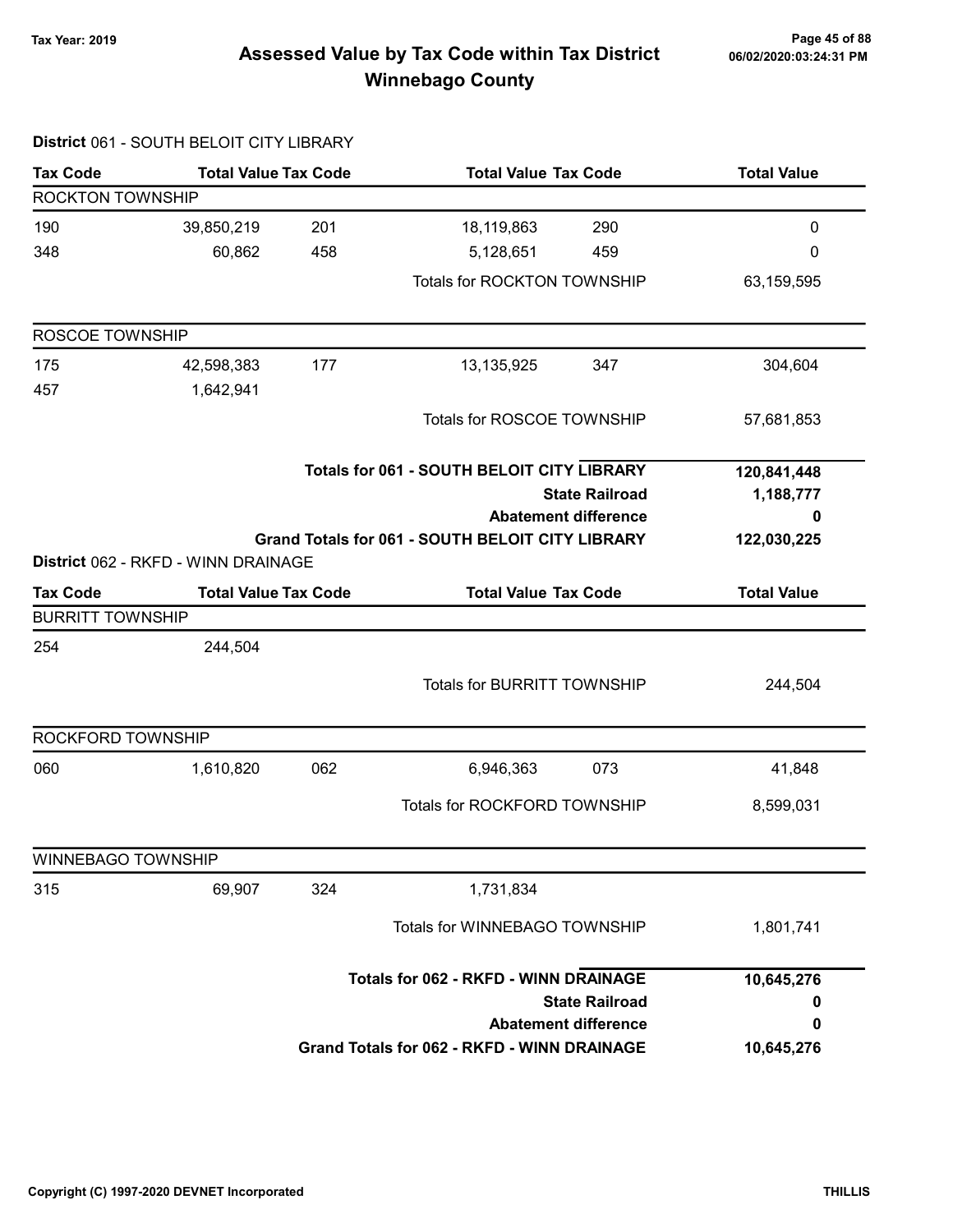# Assessed Value by Tax Code within Tax District
# Winnebago County

Tax Year: 2019

## District 061 - SOUTH BELOIT CITY LIBRARY

| Tax Code | Total Value | Tax Code | Total Value | Tax Code | Total Value |
|---|---|---|---|---|---|
| **ROCKTON TOWNSHIP** | | | | | |
| 190 | 39,850,219 | 201 | 18,119,863 | 290 | 0 |
| 348 | 60,862 | 458 | 5,128,651 | 459 | 0 |
| | | | Totals for ROCKTON TOWNSHIP | | 63,159,595 |
| **ROSCOE TOWNSHIP** | | | | | |
| 175 | 42,598,383 | 177 | 13,135,925 | 347 | 304,604 |
| 457 | 1,642,941 | | | | |
| | | | Totals for ROSCOE TOWNSHIP | | 57,681,853 |

| | |
|---|---|
| **Totals for 061 - SOUTH BELOIT CITY LIBRARY** | **120,841,448** |
| **State Railroad** | **1,188,777** |
| **Abatement difference** | **0** |
| **Grand Totals for 061 - SOUTH BELOIT CITY LIBRARY** | **122,030,225** |

## District 062 - RKFD - WINN DRAINAGE

| Tax Code | Total Value | Tax Code | Total Value | Tax Code | Total Value |
|---|---|---|---|---|---|
| **BURRITT TOWNSHIP** | | | | | |
| 254 | 244,504 | | | | |
| | | | Totals for BURRITT TOWNSHIP | | 244,504 |
| **ROCKFORD TOWNSHIP** | | | | | |
| 060 | 1,610,820 | 062 | 6,946,363 | 073 | 41,848 |
| | | | Totals for ROCKFORD TOWNSHIP | | 8,599,031 |
| **WINNEBAGO TOWNSHIP** | | | | | |
| 315 | 69,907 | 324 | 1,731,834 | | |
| | | | Totals for WINNEBAGO TOWNSHIP | | 1,801,741 |

| | |
|---|---|
| **Totals for 062 - RKFD - WINN DRAINAGE** | **10,645,276** |
| **State Railroad** | **0** |
| **Abatement difference** | **0** |
| **Grand Totals for 062 - RKFD - WINN DRAINAGE** | **10,645,276** |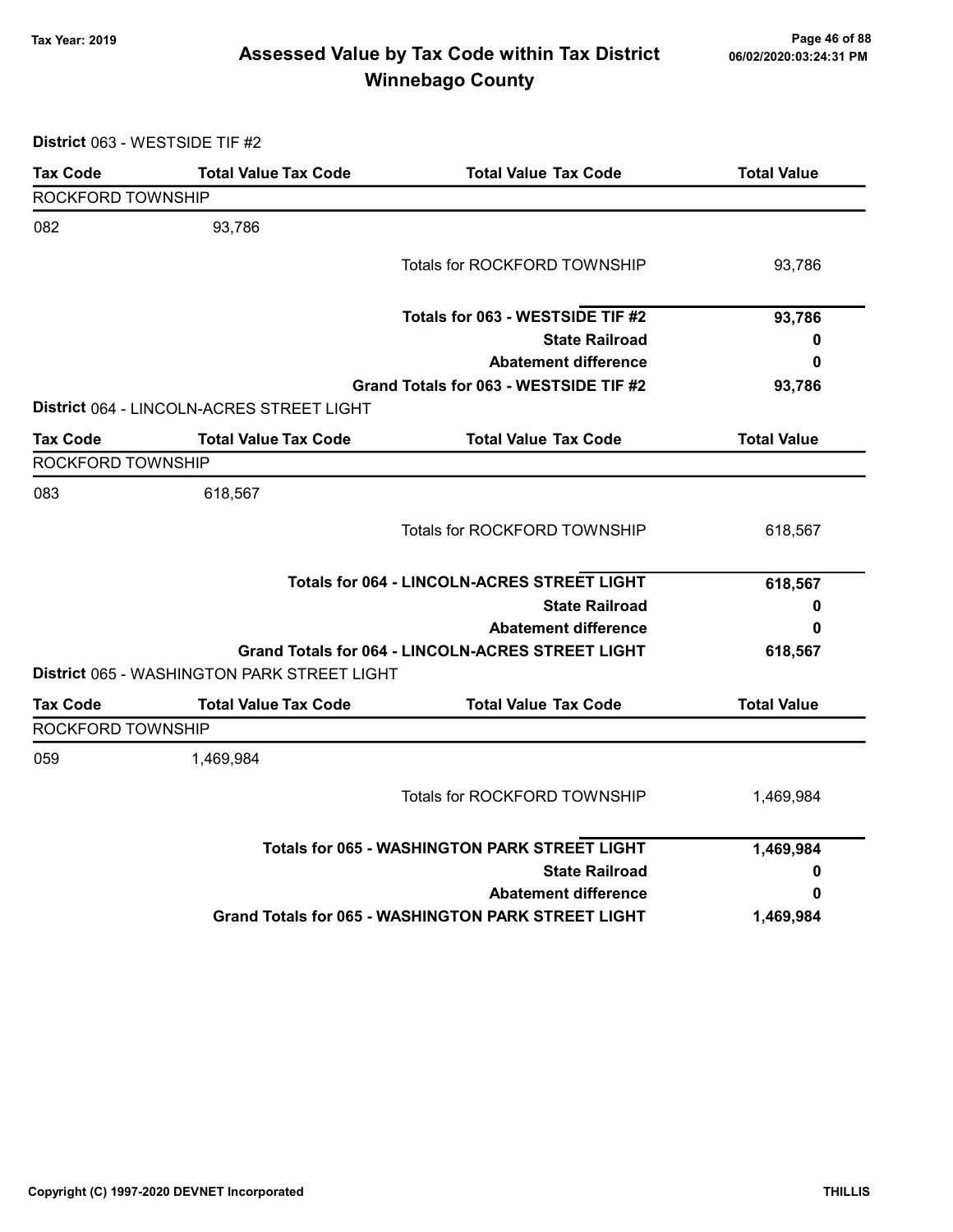# Assessed Value by Tax Code within Tax District
## Winnebago County

Tax Year: 2019

06/02/2020:03:24:31 PM

**District** 063 - WESTSIDE TIF #2

| Tax Code | Total Value Tax Code | Total Value Tax Code | Total Value |
|---|---|---|---|
| ROCKFORD TOWNSHIP | | | |
| 082 | 93,786 | | |
| | | Totals for ROCKFORD TOWNSHIP | 93,786 |
| | | **Totals for 063 - WESTSIDE TIF #2** | **93,786** |
| | | **State Railroad** | **0** |
| | | **Abatement difference** | **0** |
| | | **Grand Totals for 063 - WESTSIDE TIF #2** | **93,786** |

**District** 064 - LINCOLN-ACRES STREET LIGHT

| Tax Code | Total Value Tax Code | Total Value Tax Code | Total Value |
|---|---|---|---|
| ROCKFORD TOWNSHIP | | | |
| 083 | 618,567 | | |
| | | Totals for ROCKFORD TOWNSHIP | 618,567 |
| | | **Totals for 064 - LINCOLN-ACRES STREET LIGHT** | **618,567** |
| | | **State Railroad** | **0** |
| | | **Abatement difference** | **0** |
| | | **Grand Totals for 064 - LINCOLN-ACRES STREET LIGHT** | **618,567** |

**District** 065 - WASHINGTON PARK STREET LIGHT

| Tax Code | Total Value Tax Code | Total Value Tax Code | Total Value |
|---|---|---|---|
| ROCKFORD TOWNSHIP | | | |
| 059 | 1,469,984 | | |
| | | Totals for ROCKFORD TOWNSHIP | 1,469,984 |
| | | **Totals for 065 - WASHINGTON PARK STREET LIGHT** | **1,469,984** |
| | | **State Railroad** | **0** |
| | | **Abatement difference** | **0** |
| | | **Grand Totals for 065 - WASHINGTON PARK STREET LIGHT** | **1,469,984** |

Copyright (C) 1997-2020 DEVNET Incorporated

THILLIS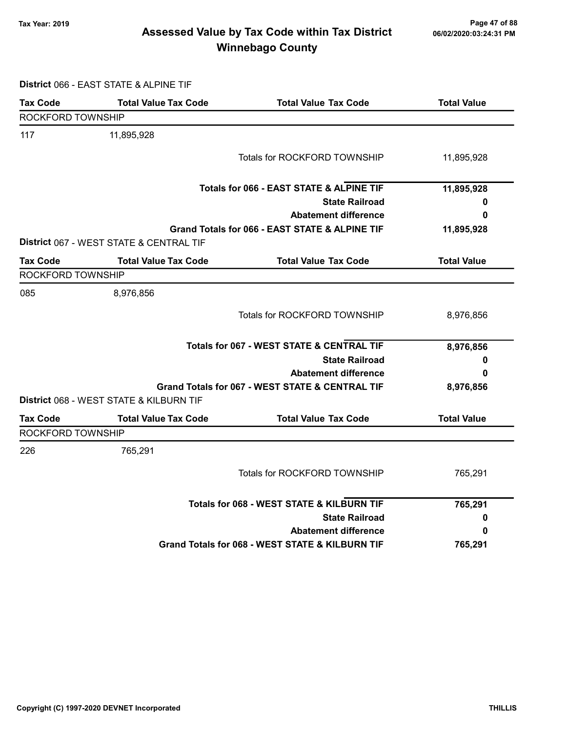# Assessed Value by Tax Code within Tax District
## Winnebago County

Tax Year: 2019

**District** 066 - EAST STATE & ALPINE TIF

| Tax Code | Total Value Tax Code | Total Value Tax Code | Total Value |
|---|---|---|---|
| ROCKFORD TOWNSHIP | | | |
| 117 | 11,895,928 | | |
| | | Totals for ROCKFORD TOWNSHIP | 11,895,928 |
| | | **Totals for 066 - EAST STATE & ALPINE TIF** | **11,895,928** |
| | | **State Railroad** | **0** |
| | | **Abatement difference** | **0** |
| | | **Grand Totals for 066 - EAST STATE & ALPINE TIF** | **11,895,928** |

**District** 067 - WEST STATE & CENTRAL TIF

| Tax Code | Total Value Tax Code | Total Value Tax Code | Total Value |
|---|---|---|---|
| ROCKFORD TOWNSHIP | | | |
| 085 | 8,976,856 | | |
| | | Totals for ROCKFORD TOWNSHIP | 8,976,856 |
| | | **Totals for 067 - WEST STATE & CENTRAL TIF** | **8,976,856** |
| | | **State Railroad** | **0** |
| | | **Abatement difference** | **0** |
| | | **Grand Totals for 067 - WEST STATE & CENTRAL TIF** | **8,976,856** |

**District** 068 - WEST STATE & KILBURN TIF

| Tax Code | Total Value Tax Code | Total Value Tax Code | Total Value |
|---|---|---|---|
| ROCKFORD TOWNSHIP | | | |
| 226 | 765,291 | | |
| | | Totals for ROCKFORD TOWNSHIP | 765,291 |
| | | **Totals for 068 - WEST STATE & KILBURN TIF** | **765,291** |
| | | **State Railroad** | **0** |
| | | **Abatement difference** | **0** |
| | | **Grand Totals for 068 - WEST STATE & KILBURN TIF** | **765,291** |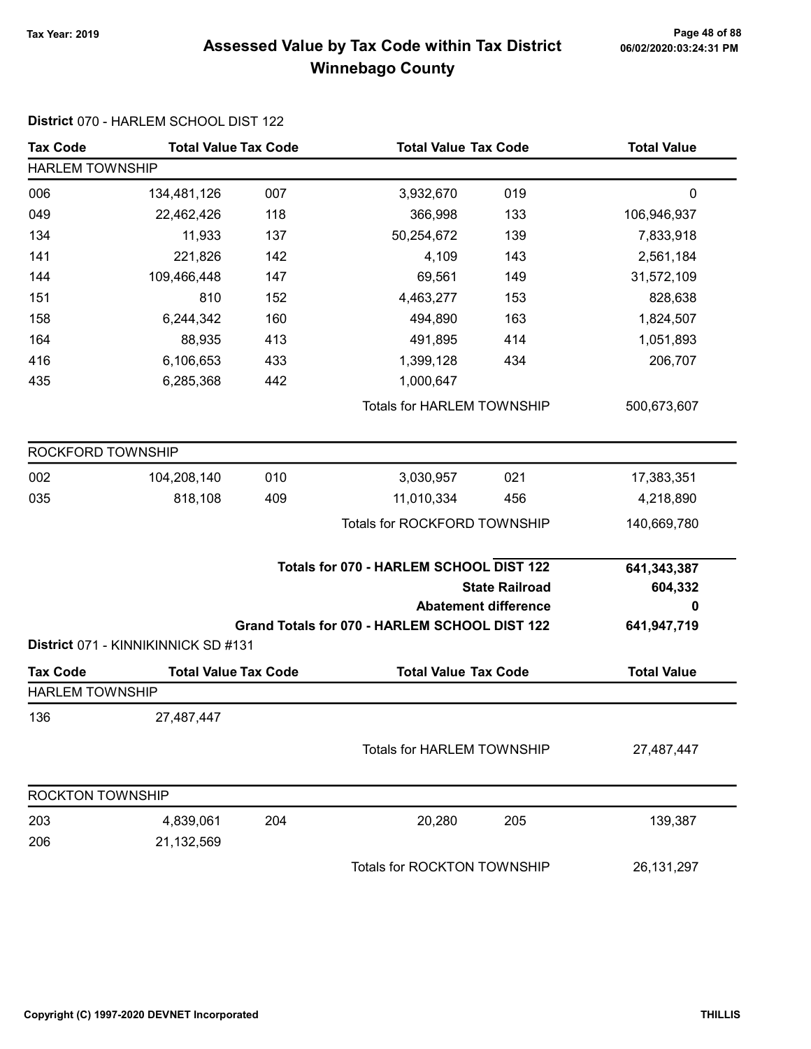# Assessed Value by Tax Code within Tax District
# Winnebago County

Tax Year: 2019

### District 070 - HARLEM SCHOOL DIST 122

| Tax Code | Total Value | Tax Code | Total Value | Tax Code | Total Value |
|---|---|---|---|---|---|
| **HARLEM TOWNSHIP** | | | | | |
| 006 | 134,481,126 | 007 | 3,932,670 | 019 | 0 |
| 049 | 22,462,426 | 118 | 366,998 | 133 | 106,946,937 |
| 134 | 11,933 | 137 | 50,254,672 | 139 | 7,833,918 |
| 141 | 221,826 | 142 | 4,109 | 143 | 2,561,184 |
| 144 | 109,466,448 | 147 | 69,561 | 149 | 31,572,109 |
| 151 | 810 | 152 | 4,463,277 | 153 | 828,638 |
| 158 | 6,244,342 | 160 | 494,890 | 163 | 1,824,507 |
| 164 | 88,935 | 413 | 491,895 | 414 | 1,051,893 |
| 416 | 6,106,653 | 433 | 1,399,128 | 434 | 206,707 |
| 435 | 6,285,368 | 442 | 1,000,647 | | |
| | | | Totals for HARLEM TOWNSHIP | | 500,673,607 |
| **ROCKFORD TOWNSHIP** | | | | | |
| 002 | 104,208,140 | 010 | 3,030,957 | 021 | 17,383,351 |
| 035 | 818,108 | 409 | 11,010,334 | 456 | 4,218,890 |
| | | | Totals for ROCKFORD TOWNSHIP | | 140,669,780 |

| | |
|---|---|
| **Totals for 070 - HARLEM SCHOOL DIST 122** | **641,343,387** |
| **State Railroad** | **604,332** |
| **Abatement difference** | **0** |
| **Grand Totals for 070 - HARLEM SCHOOL DIST 122** | **641,947,719** |

### District 071 - KINNIKINNICK SD #131

| Tax Code | Total Value | Tax Code | Total Value | Tax Code | Total Value |
|---|---|---|---|---|---|
| **HARLEM TOWNSHIP** | | | | | |
| 136 | 27,487,447 | | | | |
| | | | Totals for HARLEM TOWNSHIP | | 27,487,447 |
| **ROCKTON TOWNSHIP** | | | | | |
| 203 | 4,839,061 | 204 | 20,280 | 205 | 139,387 |
| 206 | 21,132,569 | | | | |
| | | | Totals for ROCKTON TOWNSHIP | | 26,131,297 |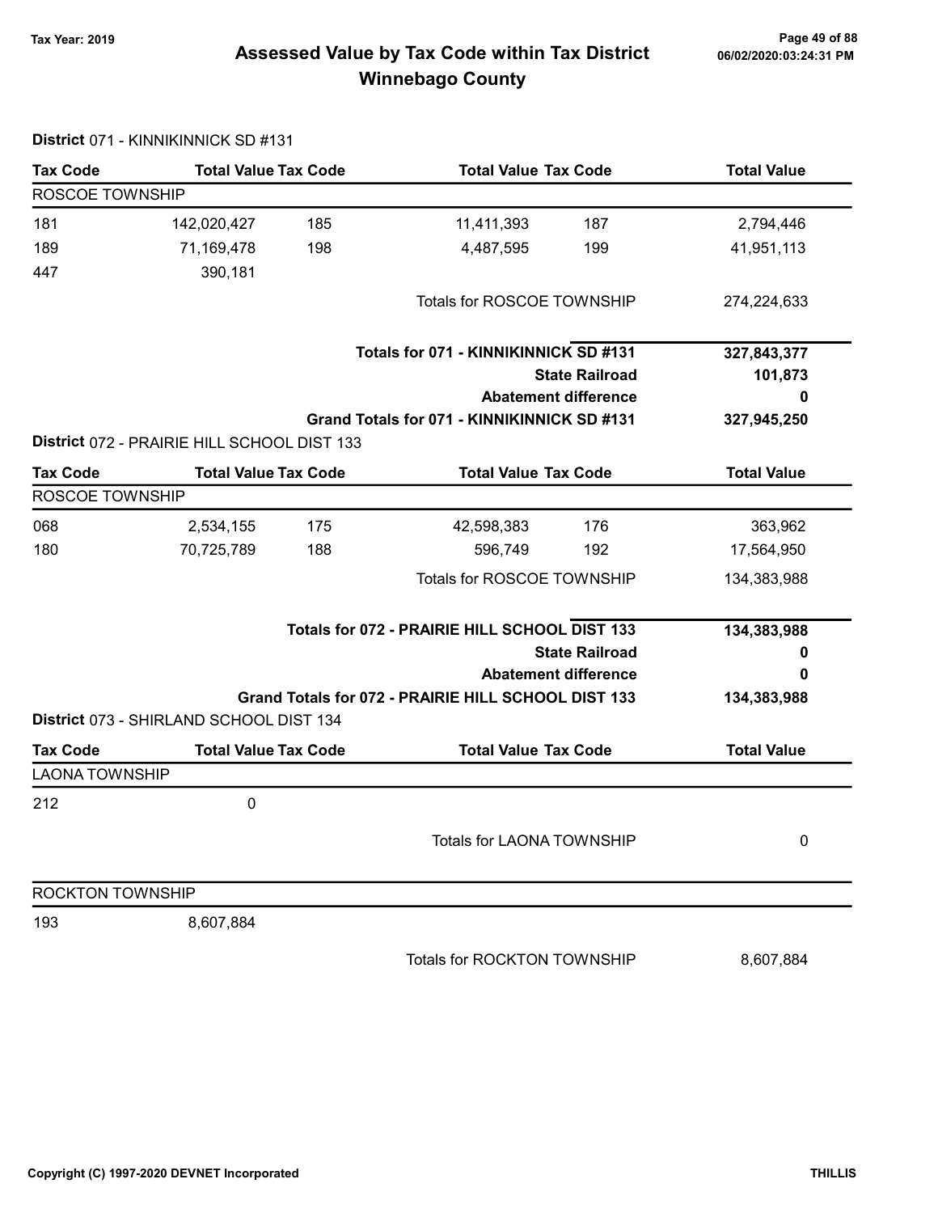Tax Year: 2019

# Assessed Value by Tax Code within Tax District
## Winnebago County

**District** 071 - KINNIKINNICK SD #131

| Tax Code | Total Value | Tax Code | Total Value | Tax Code | Total Value |
|---|---|---|---|---|---|
| ROSCOE TOWNSHIP | | | | | |
| 181 | 142,020,427 | 185 | 11,411,393 | 187 | 2,794,446 |
| 189 | 71,169,478 | 198 | 4,487,595 | 199 | 41,951,113 |
| 447 | 390,181 | | | | |
| | | | Totals for ROSCOE TOWNSHIP | | 274,224,633 |

| | |
|---|---|
| **Totals for 071 - KINNIKINNICK SD #131** | **327,843,377** |
| **State Railroad** | **101,873** |
| **Abatement difference** | **0** |
| **Grand Totals for 071 - KINNIKINNICK SD #131** | **327,945,250** |

**District** 072 - PRAIRIE HILL SCHOOL DIST 133

| Tax Code | Total Value | Tax Code | Total Value | Tax Code | Total Value |
|---|---|---|---|---|---|
| ROSCOE TOWNSHIP | | | | | |
| 068 | 2,534,155 | 175 | 42,598,383 | 176 | 363,962 |
| 180 | 70,725,789 | 188 | 596,749 | 192 | 17,564,950 |
| | | | Totals for ROSCOE TOWNSHIP | | 134,383,988 |

| | |
|---|---|
| **Totals for 072 - PRAIRIE HILL SCHOOL DIST 133** | **134,383,988** |
| **State Railroad** | **0** |
| **Abatement difference** | **0** |
| **Grand Totals for 072 - PRAIRIE HILL SCHOOL DIST 133** | **134,383,988** |

**District** 073 - SHIRLAND SCHOOL DIST 134

| Tax Code | Total Value | Tax Code | Total Value | Tax Code | Total Value |
|---|---|---|---|---|---|
| LAONA TOWNSHIP | | | | | |
| 212 | 0 | | | | |
| | | | Totals for LAONA TOWNSHIP | | 0 |
| ROCKTON TOWNSHIP | | | | | |
| 193 | 8,607,884 | | | | |
| | | | Totals for ROCKTON TOWNSHIP | | 8,607,884 |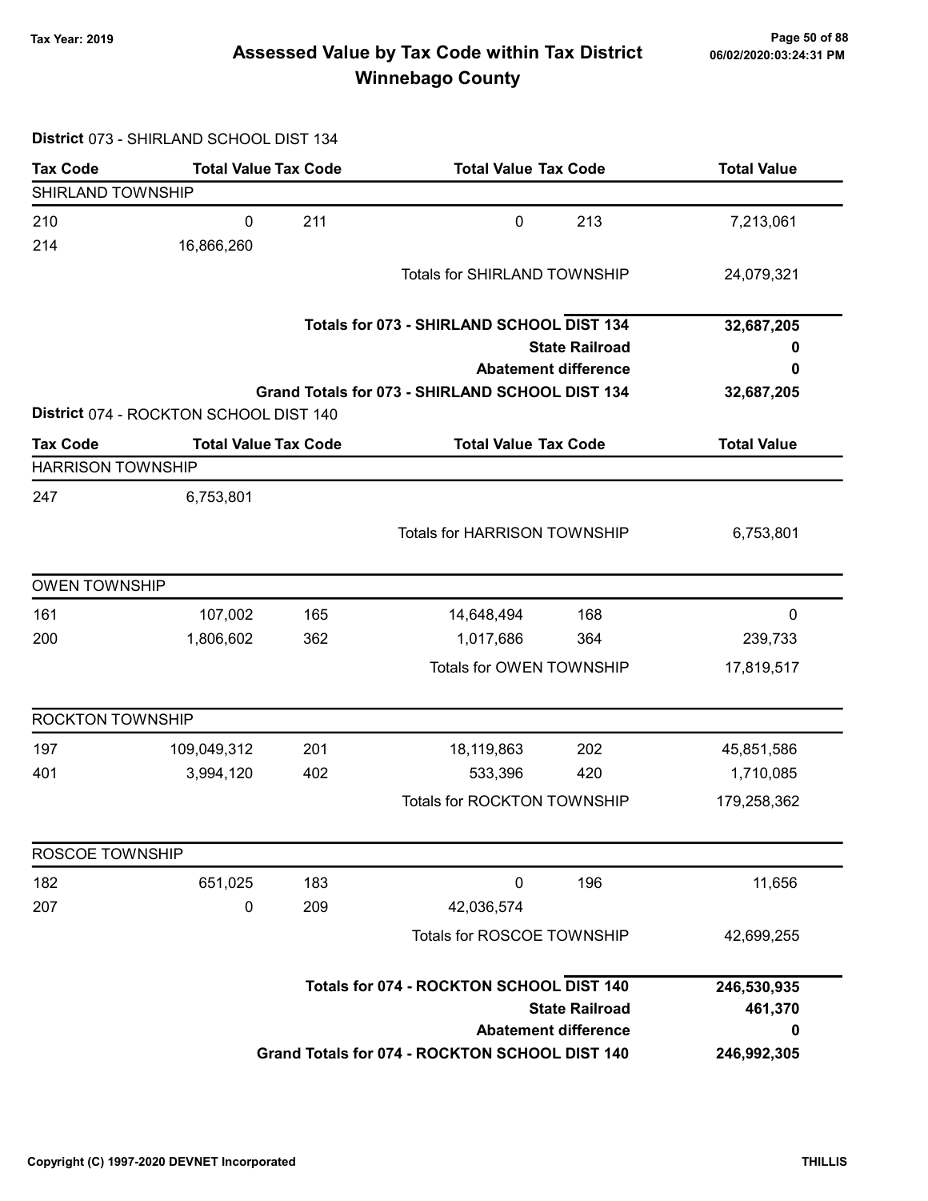# Assessed Value by Tax Code within Tax District
# Winnebago County

Tax Year: 2019

06/02/2020:03:24:31 PM

**District** 073 - SHIRLAND SCHOOL DIST 134

| Tax Code | Total Value | Tax Code | Total Value | Tax Code | Total Value |
|---|---|---|---|---|---|
| **SHIRLAND TOWNSHIP** | | | | | |
| 210 | 0 | 211 | 0 | 213 | 7,213,061 |
| 214 | 16,866,260 | | | | |
| | | | Totals for SHIRLAND TOWNSHIP | | 24,079,321 |
| | | | **Totals for 073 - SHIRLAND SCHOOL DIST 134** | | **32,687,205** |
| | | | **State Railroad** | | **0** |
| | | | **Abatement difference** | | **0** |
| | | | **Grand Totals for 073 - SHIRLAND SCHOOL DIST 134** | | **32,687,205** |

**District** 074 - ROCKTON SCHOOL DIST 140

| Tax Code | Total Value | Tax Code | Total Value | Tax Code | Total Value |
|---|---|---|---|---|---|
| **HARRISON TOWNSHIP** | | | | | |
| 247 | 6,753,801 | | | | |
| | | | Totals for HARRISON TOWNSHIP | | 6,753,801 |
| **OWEN TOWNSHIP** | | | | | |
| 161 | 107,002 | 165 | 14,648,494 | 168 | 0 |
| 200 | 1,806,602 | 362 | 1,017,686 | 364 | 239,733 |
| | | | Totals for OWEN TOWNSHIP | | 17,819,517 |
| **ROCKTON TOWNSHIP** | | | | | |
| 197 | 109,049,312 | 201 | 18,119,863 | 202 | 45,851,586 |
| 401 | 3,994,120 | 402 | 533,396 | 420 | 1,710,085 |
| | | | Totals for ROCKTON TOWNSHIP | | 179,258,362 |
| **ROSCOE TOWNSHIP** | | | | | |
| 182 | 651,025 | 183 | 0 | 196 | 11,656 |
| 207 | 0 | 209 | 42,036,574 | | |
| | | | Totals for ROSCOE TOWNSHIP | | 42,699,255 |
| | | | **Totals for 074 - ROCKTON SCHOOL DIST 140** | | **246,530,935** |
| | | | **State Railroad** | | **461,370** |
| | | | **Abatement difference** | | **0** |
| | | | **Grand Totals for 074 - ROCKTON SCHOOL DIST 140** | | **246,992,305** |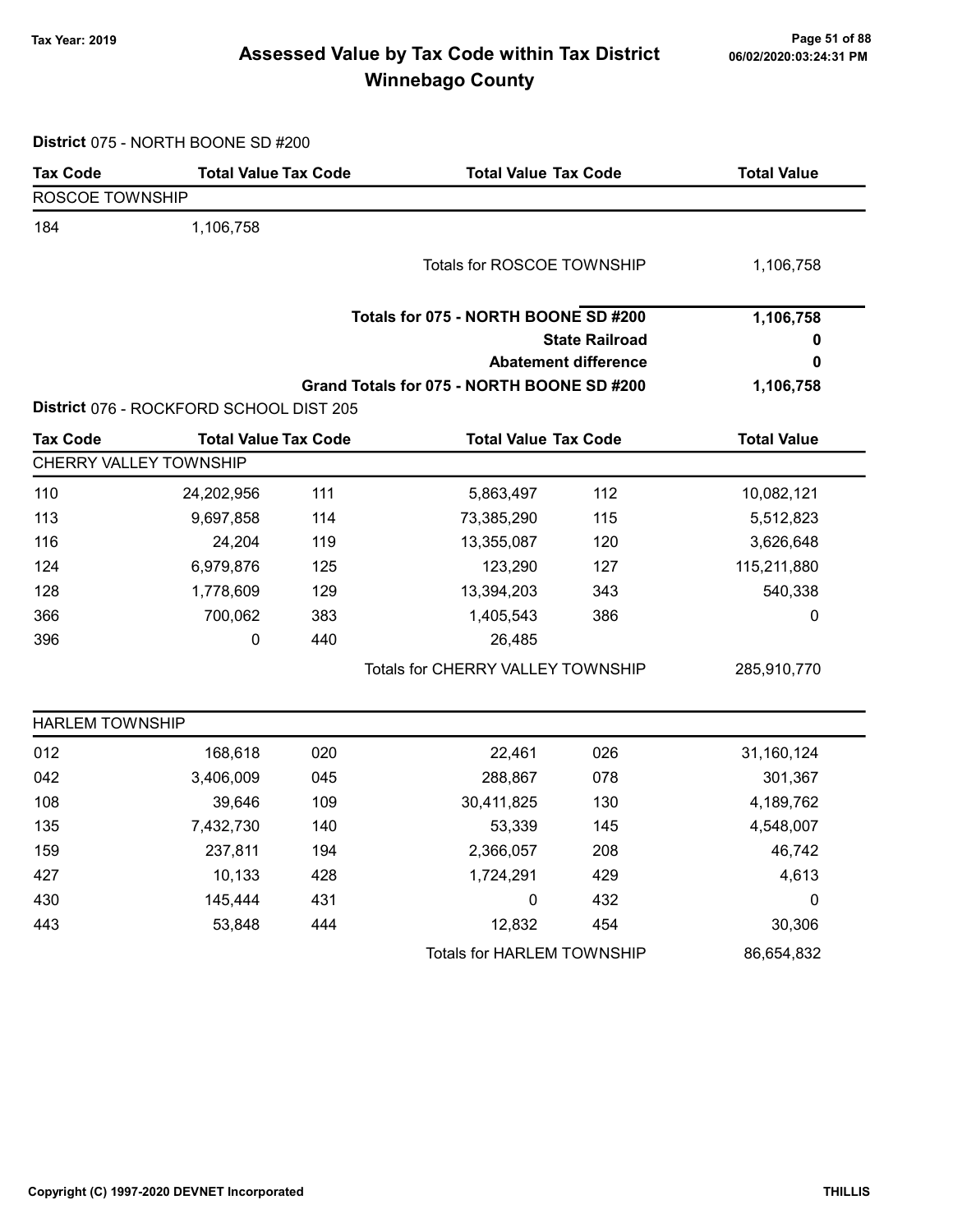# Assessed Value by Tax Code within Tax District
# Winnebago County

Tax Year: 2019

## District 075 - NORTH BOONE SD #200

| Tax Code | Total Value | Tax Code | Total Value | Tax Code | Total Value |
|---|---|---|---|---|---|
| **ROSCOE TOWNSHIP** | | | | | |
| 184 | 1,106,758 | | | | |
| | | | Totals for ROSCOE TOWNSHIP | | 1,106,758 |

| | |
|---|---|
| **Totals for 075 - NORTH BOONE SD #200** | **1,106,758** |
| **State Railroad** | **0** |
| **Abatement difference** | **0** |
| **Grand Totals for 075 - NORTH BOONE SD #200** | **1,106,758** |

## District 076 - ROCKFORD SCHOOL DIST 205

| Tax Code | Total Value | Tax Code | Total Value | Tax Code | Total Value |
|---|---|---|---|---|---|
| **CHERRY VALLEY TOWNSHIP** | | | | | |
| 110 | 24,202,956 | 111 | 5,863,497 | 112 | 10,082,121 |
| 113 | 9,697,858 | 114 | 73,385,290 | 115 | 5,512,823 |
| 116 | 24,204 | 119 | 13,355,087 | 120 | 3,626,648 |
| 124 | 6,979,876 | 125 | 123,290 | 127 | 115,211,880 |
| 128 | 1,778,609 | 129 | 13,394,203 | 343 | 540,338 |
| 366 | 700,062 | 383 | 1,405,543 | 386 | 0 |
| 396 | 0 | 440 | 26,485 | | |
| | | | Totals for CHERRY VALLEY TOWNSHIP | | 285,910,770 |

| Tax Code | Total Value | Tax Code | Total Value | Tax Code | Total Value |
|---|---|---|---|---|---|
| **HARLEM TOWNSHIP** | | | | | |
| 012 | 168,618 | 020 | 22,461 | 026 | 31,160,124 |
| 042 | 3,406,009 | 045 | 288,867 | 078 | 301,367 |
| 108 | 39,646 | 109 | 30,411,825 | 130 | 4,189,762 |
| 135 | 7,432,730 | 140 | 53,339 | 145 | 4,548,007 |
| 159 | 237,811 | 194 | 2,366,057 | 208 | 46,742 |
| 427 | 10,133 | 428 | 1,724,291 | 429 | 4,613 |
| 430 | 145,444 | 431 | 0 | 432 | 0 |
| 443 | 53,848 | 444 | 12,832 | 454 | 30,306 |
| | | | Totals for HARLEM TOWNSHIP | | 86,654,832 |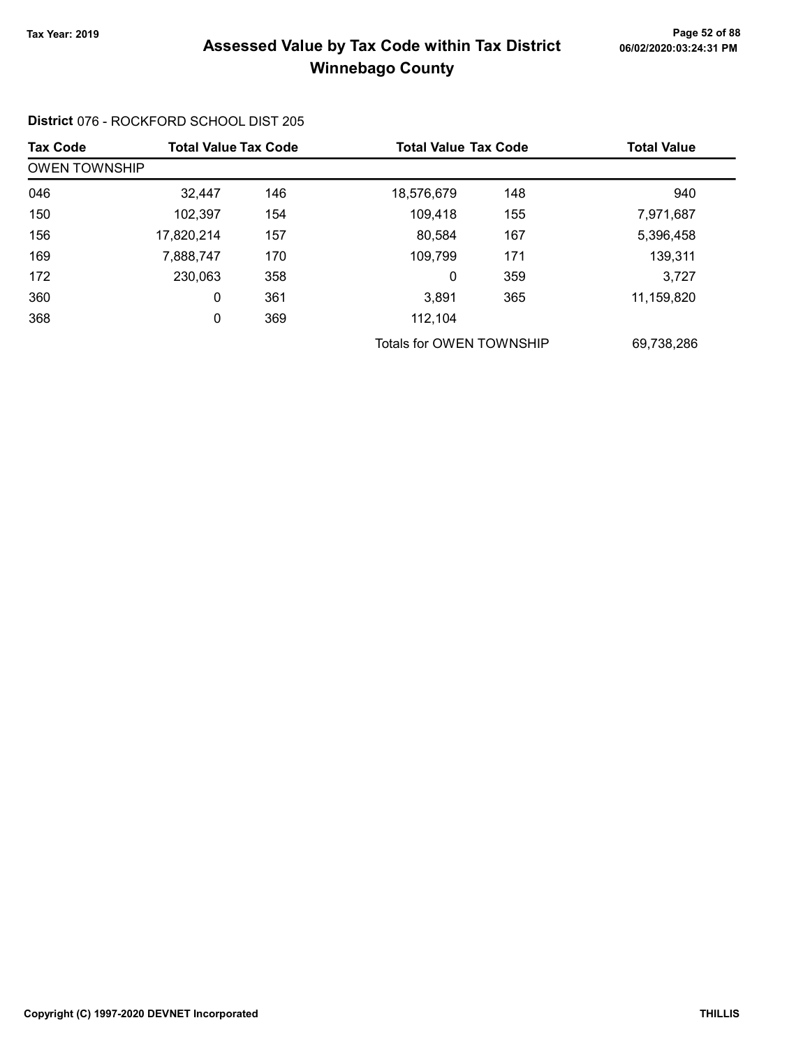# Assessed Value by Tax Code within Tax District
## Winnebago County

**District** 076 - ROCKFORD SCHOOL DIST 205

| Tax Code | Total Value | Tax Code | Total Value | Tax Code | Total Value |
|---|---|---|---|---|---|
| **OWEN TOWNSHIP** | | | | | |
| 046 | 32,447 | 146 | 18,576,679 | 148 | 940 |
| 150 | 102,397 | 154 | 109,418 | 155 | 7,971,687 |
| 156 | 17,820,214 | 157 | 80,584 | 167 | 5,396,458 |
| 169 | 7,888,747 | 170 | 109,799 | 171 | 139,311 |
| 172 | 230,063 | 358 | 0 | 359 | 3,727 |
| 360 | 0 | 361 | 3,891 | 365 | 11,159,820 |
| 368 | 0 | 369 | 112,104 | | |
| | | | Totals for OWEN TOWNSHIP | | 69,738,286 |

Copyright (C) 1997-2020 DEVNET Incorporated

THILLIS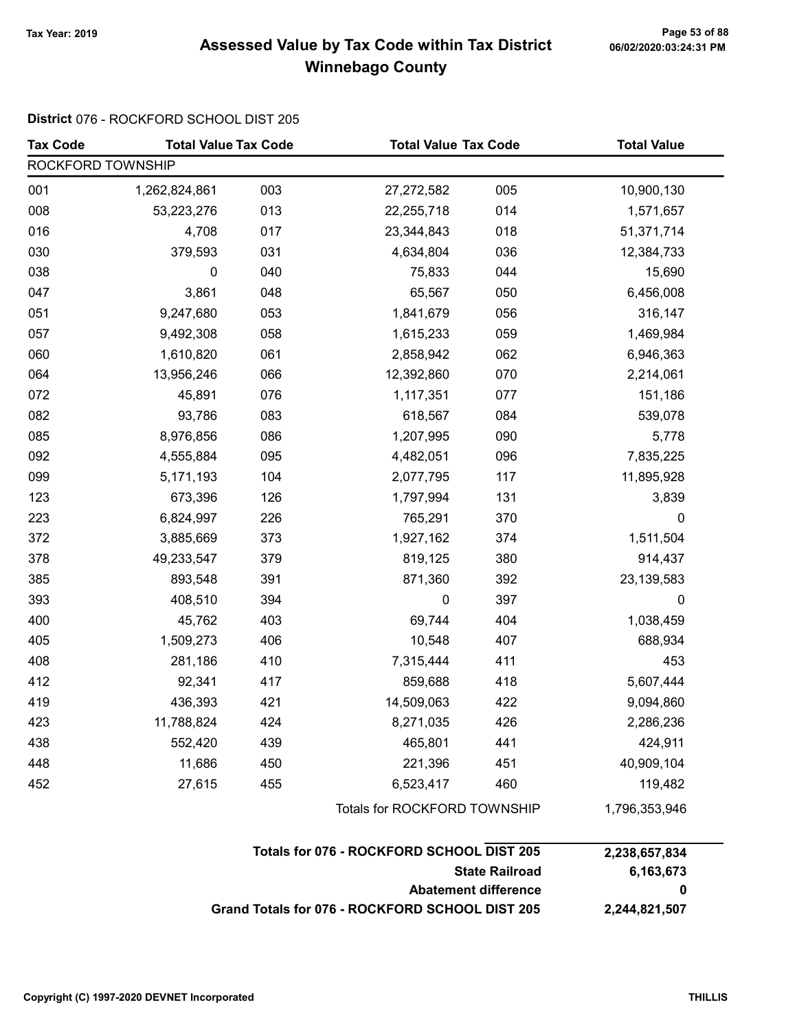# Assessed Value by Tax Code within Tax District
## Winnebago County

Tax Year: 2019

06/02/2020:03:24:31 PM

**District** 076 - ROCKFORD SCHOOL DIST 205

| Tax Code | Total Value | Tax Code | Total Value | Tax Code | Total Value |
|---|---|---|---|---|---|
| ROCKFORD TOWNSHIP | | | | | |
| 001 | 1,262,824,861 | 003 | 27,272,582 | 005 | 10,900,130 |
| 008 | 53,223,276 | 013 | 22,255,718 | 014 | 1,571,657 |
| 016 | 4,708 | 017 | 23,344,843 | 018 | 51,371,714 |
| 030 | 379,593 | 031 | 4,634,804 | 036 | 12,384,733 |
| 038 | 0 | 040 | 75,833 | 044 | 15,690 |
| 047 | 3,861 | 048 | 65,567 | 050 | 6,456,008 |
| 051 | 9,247,680 | 053 | 1,841,679 | 056 | 316,147 |
| 057 | 9,492,308 | 058 | 1,615,233 | 059 | 1,469,984 |
| 060 | 1,610,820 | 061 | 2,858,942 | 062 | 6,946,363 |
| 064 | 13,956,246 | 066 | 12,392,860 | 070 | 2,214,061 |
| 072 | 45,891 | 076 | 1,117,351 | 077 | 151,186 |
| 082 | 93,786 | 083 | 618,567 | 084 | 539,078 |
| 085 | 8,976,856 | 086 | 1,207,995 | 090 | 5,778 |
| 092 | 4,555,884 | 095 | 4,482,051 | 096 | 7,835,225 |
| 099 | 5,171,193 | 104 | 2,077,795 | 117 | 11,895,928 |
| 123 | 673,396 | 126 | 1,797,994 | 131 | 3,839 |
| 223 | 6,824,997 | 226 | 765,291 | 370 | 0 |
| 372 | 3,885,669 | 373 | 1,927,162 | 374 | 1,511,504 |
| 378 | 49,233,547 | 379 | 819,125 | 380 | 914,437 |
| 385 | 893,548 | 391 | 871,360 | 392 | 23,139,583 |
| 393 | 408,510 | 394 | 0 | 397 | 0 |
| 400 | 45,762 | 403 | 69,744 | 404 | 1,038,459 |
| 405 | 1,509,273 | 406 | 10,548 | 407 | 688,934 |
| 408 | 281,186 | 410 | 7,315,444 | 411 | 453 |
| 412 | 92,341 | 417 | 859,688 | 418 | 5,607,444 |
| 419 | 436,393 | 421 | 14,509,063 | 422 | 9,094,860 |
| 423 | 11,788,824 | 424 | 8,271,035 | 426 | 2,286,236 |
| 438 | 552,420 | 439 | 465,801 | 441 | 424,911 |
| 448 | 11,686 | 450 | 221,396 | 451 | 40,909,104 |
| 452 | 27,615 | 455 | 6,523,417 | 460 | 119,482 |
| | | | Totals for ROCKFORD TOWNSHIP | | 1,796,353,946 |

| | |
|---|---|
| **Totals for 076 - ROCKFORD SCHOOL DIST 205** | **2,238,657,834** |
| **State Railroad** | **6,163,673** |
| **Abatement difference** | **0** |
| **Grand Totals for 076 - ROCKFORD SCHOOL DIST 205** | **2,244,821,507** |

Copyright (C) 1997-2020 DEVNET Incorporated — THILLIS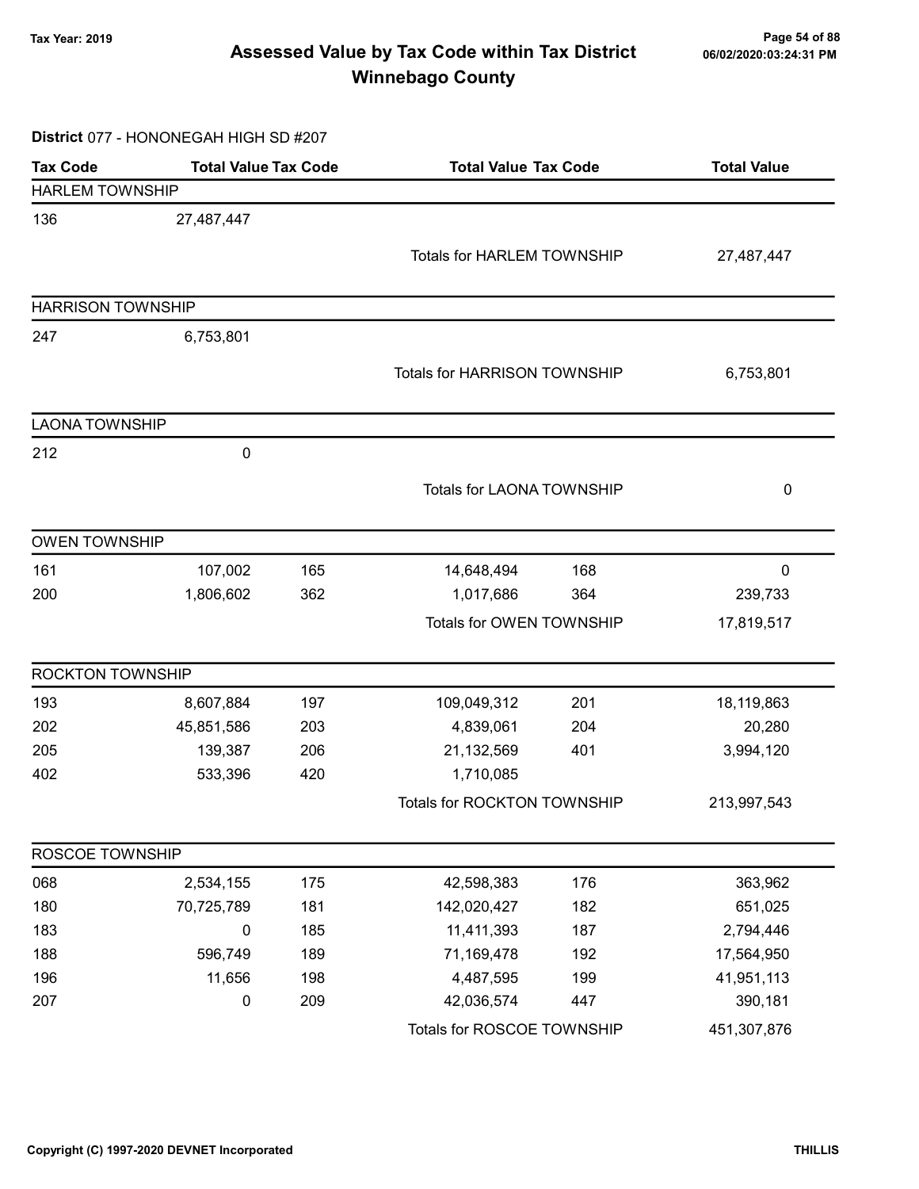# Assessed Value by Tax Code within Tax District
## Winnebago County

Tax Year: 2019

**District** 077 - HONONEGAH HIGH SD #207

| Tax Code | Total Value | Tax Code | Total Value | Tax Code | Total Value |
|---|---|---|---|---|---|
| **HARLEM TOWNSHIP** | | | | | |
| 136 | 27,487,447 | | | | |
| | | | Totals for HARLEM TOWNSHIP | | 27,487,447 |
| **HARRISON TOWNSHIP** | | | | | |
| 247 | 6,753,801 | | | | |
| | | | Totals for HARRISON TOWNSHIP | | 6,753,801 |
| **LAONA TOWNSHIP** | | | | | |
| 212 | 0 | | | | |
| | | | Totals for LAONA TOWNSHIP | | 0 |
| **OWEN TOWNSHIP** | | | | | |
| 161 | 107,002 | 165 | 14,648,494 | 168 | 0 |
| 200 | 1,806,602 | 362 | 1,017,686 | 364 | 239,733 |
| | | | Totals for OWEN TOWNSHIP | | 17,819,517 |
| **ROCKTON TOWNSHIP** | | | | | |
| 193 | 8,607,884 | 197 | 109,049,312 | 201 | 18,119,863 |
| 202 | 45,851,586 | 203 | 4,839,061 | 204 | 20,280 |
| 205 | 139,387 | 206 | 21,132,569 | 401 | 3,994,120 |
| 402 | 533,396 | 420 | 1,710,085 | | |
| | | | Totals for ROCKTON TOWNSHIP | | 213,997,543 |
| **ROSCOE TOWNSHIP** | | | | | |
| 068 | 2,534,155 | 175 | 42,598,383 | 176 | 363,962 |
| 180 | 70,725,789 | 181 | 142,020,427 | 182 | 651,025 |
| 183 | 0 | 185 | 11,411,393 | 187 | 2,794,446 |
| 188 | 596,749 | 189 | 71,169,478 | 192 | 17,564,950 |
| 196 | 11,656 | 198 | 4,487,595 | 199 | 41,951,113 |
| 207 | 0 | 209 | 42,036,574 | 447 | 390,181 |
| | | | Totals for ROSCOE TOWNSHIP | | 451,307,876 |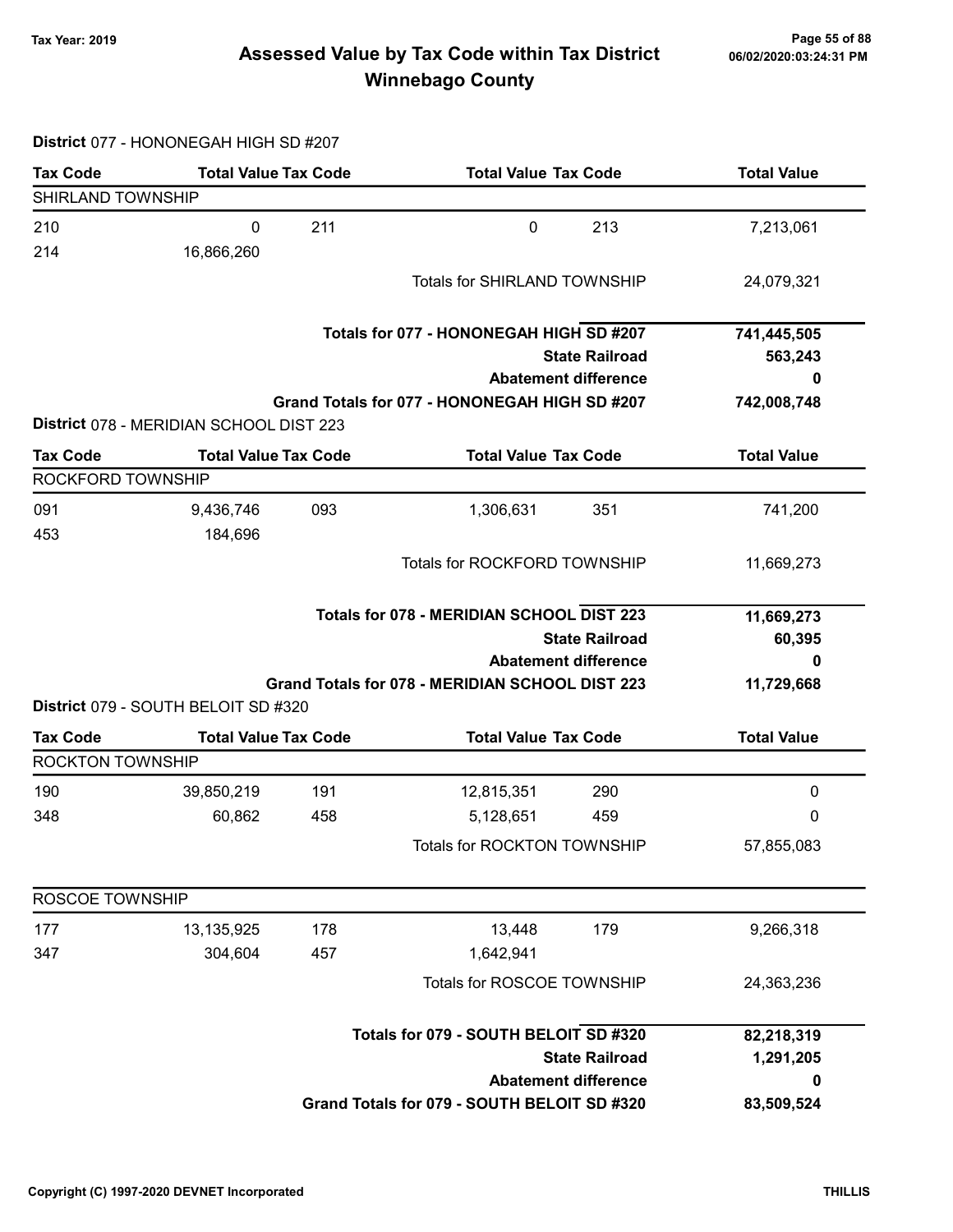# Assessed Value by Tax Code within Tax District
## Winnebago County

Tax Year: 2019

06/02/2020:03:24:31 PM

**District** 077 - HONONEGAH HIGH SD #207

| Tax Code | Total Value | Tax Code | Total Value | Tax Code | Total Value |
|---|---|---|---|---|---|
| SHIRLAND TOWNSHIP | | | | | |
| 210 | 0 | 211 | 0 | 213 | 7,213,061 |
| 214 | 16,866,260 | | | | |
| | | | Totals for SHIRLAND TOWNSHIP | | 24,079,321 |

| | |
|---|---|
| **Totals for 077 - HONONEGAH HIGH SD #207** | **741,445,505** |
| **State Railroad** | **563,243** |
| **Abatement difference** | **0** |
| **Grand Totals for 077 - HONONEGAH HIGH SD #207** | **742,008,748** |

**District** 078 - MERIDIAN SCHOOL DIST 223

| Tax Code | Total Value | Tax Code | Total Value | Tax Code | Total Value |
|---|---|---|---|---|---|
| ROCKFORD TOWNSHIP | | | | | |
| 091 | 9,436,746 | 093 | 1,306,631 | 351 | 741,200 |
| 453 | 184,696 | | | | |
| | | | Totals for ROCKFORD TOWNSHIP | | 11,669,273 |

| | |
|---|---|
| **Totals for 078 - MERIDIAN SCHOOL DIST 223** | **11,669,273** |
| **State Railroad** | **60,395** |
| **Abatement difference** | **0** |
| **Grand Totals for 078 - MERIDIAN SCHOOL DIST 223** | **11,729,668** |

**District** 079 - SOUTH BELOIT SD #320

| Tax Code | Total Value | Tax Code | Total Value | Tax Code | Total Value |
|---|---|---|---|---|---|
| ROCKTON TOWNSHIP | | | | | |
| 190 | 39,850,219 | 191 | 12,815,351 | 290 | 0 |
| 348 | 60,862 | 458 | 5,128,651 | 459 | 0 |
| | | | Totals for ROCKTON TOWNSHIP | | 57,855,083 |
| ROSCOE TOWNSHIP | | | | | |
| 177 | 13,135,925 | 178 | 13,448 | 179 | 9,266,318 |
| 347 | 304,604 | 457 | 1,642,941 | | |
| | | | Totals for ROSCOE TOWNSHIP | | 24,363,236 |

| | |
|---|---|
| **Totals for 079 - SOUTH BELOIT SD #320** | **82,218,319** |
| **State Railroad** | **1,291,205** |
| **Abatement difference** | **0** |
| **Grand Totals for 079 - SOUTH BELOIT SD #320** | **83,509,524** |

Copyright (C) 1997-2020 DEVNET Incorporated — THILLIS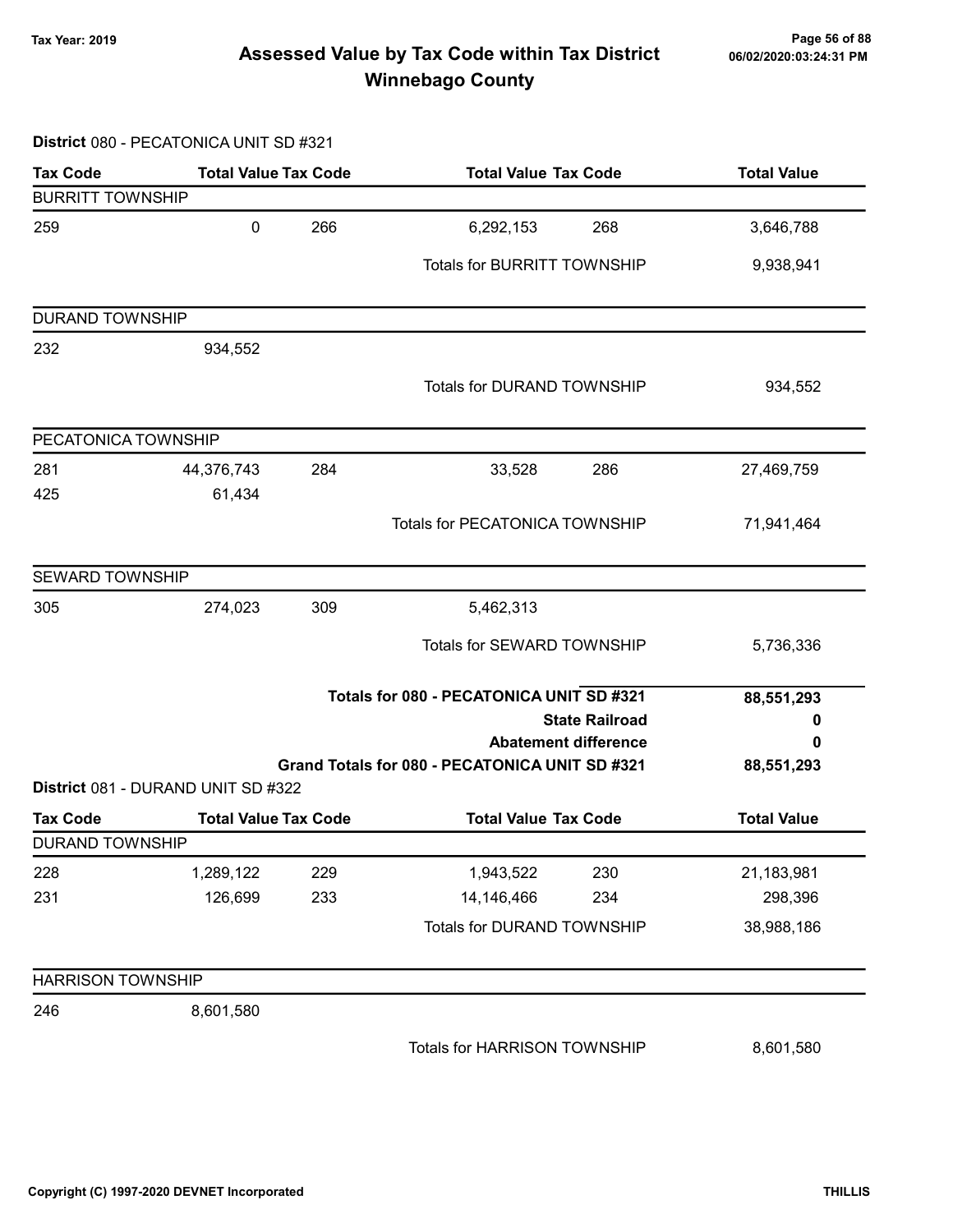# Assessed Value by Tax Code within Tax District
## Winnebago County

Tax Year: 2019

06/02/2020:03:24:31 PM

**District** 080 - PECATONICA UNIT SD #321

| Tax Code | Total Value | Tax Code | Total Value | Tax Code | Total Value |
|---|---|---|---|---|---|
| **BURRITT TOWNSHIP** | | | | | |
| 259 | 0 | 266 | 6,292,153 | 268 | 3,646,788 |
| | | | Totals for BURRITT TOWNSHIP | | 9,938,941 |
| **DURAND TOWNSHIP** | | | | | |
| 232 | 934,552 | | | | |
| | | | Totals for DURAND TOWNSHIP | | 934,552 |
| **PECATONICA TOWNSHIP** | | | | | |
| 281 | 44,376,743 | 284 | 33,528 | 286 | 27,469,759 |
| 425 | 61,434 | | | | |
| | | | Totals for PECATONICA TOWNSHIP | | 71,941,464 |
| **SEWARD TOWNSHIP** | | | | | |
| 305 | 274,023 | 309 | 5,462,313 | | |
| | | | Totals for SEWARD TOWNSHIP | | 5,736,336 |

| | |
|---|---|
| **Totals for 080 - PECATONICA UNIT SD #321** | **88,551,293** |
| **State Railroad** | **0** |
| **Abatement difference** | **0** |
| **Grand Totals for 080 - PECATONICA UNIT SD #321** | **88,551,293** |

**District** 081 - DURAND UNIT SD #322

| Tax Code | Total Value | Tax Code | Total Value | Tax Code | Total Value |
|---|---|---|---|---|---|
| **DURAND TOWNSHIP** | | | | | |
| 228 | 1,289,122 | 229 | 1,943,522 | 230 | 21,183,981 |
| 231 | 126,699 | 233 | 14,146,466 | 234 | 298,396 |
| | | | Totals for DURAND TOWNSHIP | | 38,988,186 |
| **HARRISON TOWNSHIP** | | | | | |
| 246 | 8,601,580 | | | | |
| | | | Totals for HARRISON TOWNSHIP | | 8,601,580 |

Copyright (C) 1997-2020 DEVNET Incorporated

THILLIS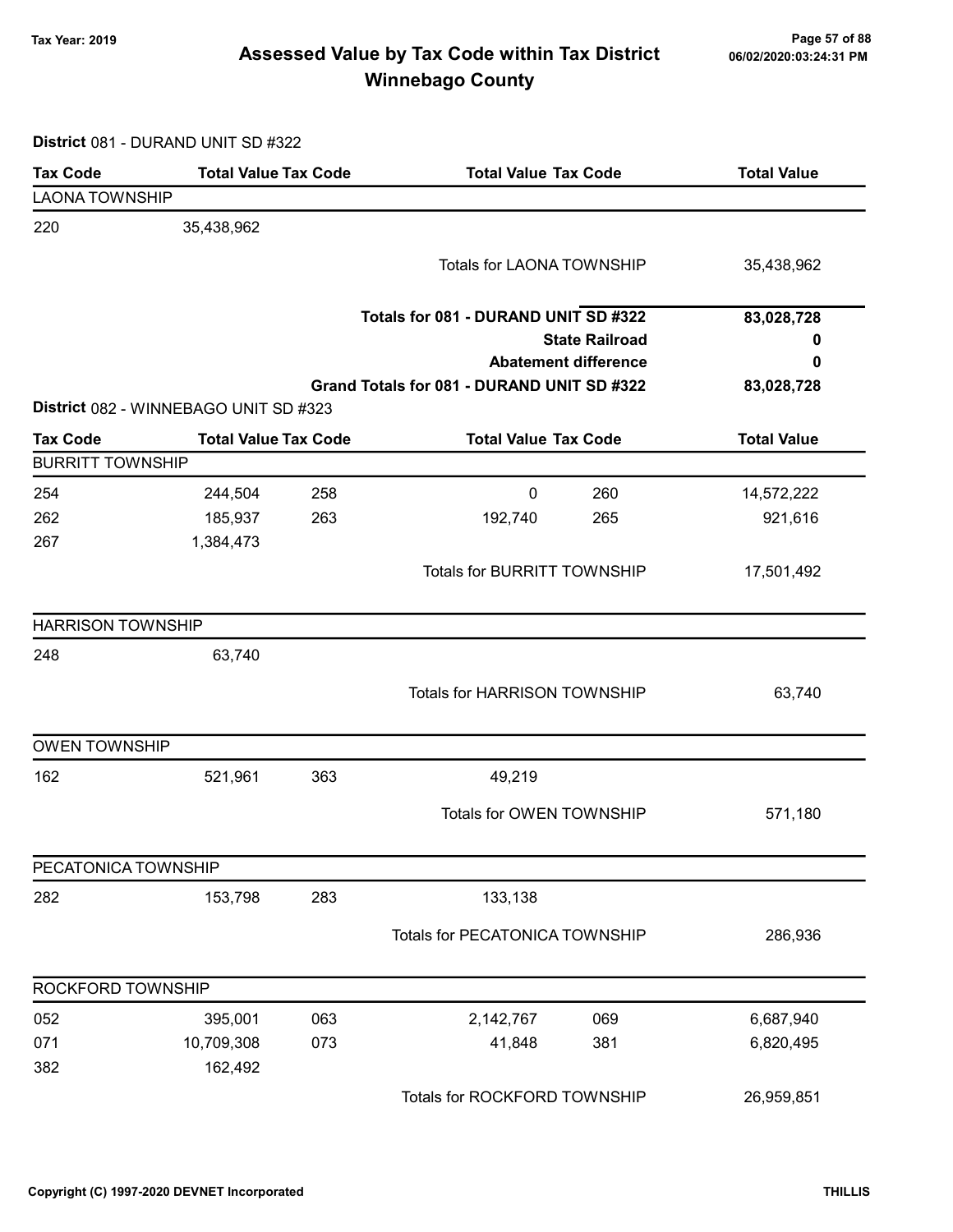# Assessed Value by Tax Code within Tax District Winnebago County

Tax Year: 2019

06/02/2020:03:24:31 PM

**District** 081 - DURAND UNIT SD #322

| Tax Code | Total Value | Tax Code | Total Value | Tax Code | Total Value |
|---|---|---|---|---|---|
| **LAONA TOWNSHIP** | | | | | |
| 220 | 35,438,962 | | | | |
| | | | Totals for LAONA TOWNSHIP | | 35,438,962 |
| | | | **Totals for 081 - DURAND UNIT SD #322** | | **83,028,728** |
| | | | **State Railroad** | | **0** |
| | | | **Abatement difference** | | **0** |
| | | | **Grand Totals for 081 - DURAND UNIT SD #322** | | **83,028,728** |

**District** 082 - WINNEBAGO UNIT SD #323

| Tax Code | Total Value | Tax Code | Total Value | Tax Code | Total Value |
|---|---|---|---|---|---|
| **BURRITT TOWNSHIP** | | | | | |
| 254 | 244,504 | 258 | 0 | 260 | 14,572,222 |
| 262 | 185,937 | 263 | 192,740 | 265 | 921,616 |
| 267 | 1,384,473 | | | | |
| | | | Totals for BURRITT TOWNSHIP | | 17,501,492 |
| **HARRISON TOWNSHIP** | | | | | |
| 248 | 63,740 | | | | |
| | | | Totals for HARRISON TOWNSHIP | | 63,740 |
| **OWEN TOWNSHIP** | | | | | |
| 162 | 521,961 | 363 | 49,219 | | |
| | | | Totals for OWEN TOWNSHIP | | 571,180 |
| **PECATONICA TOWNSHIP** | | | | | |
| 282 | 153,798 | 283 | 133,138 | | |
| | | | Totals for PECATONICA TOWNSHIP | | 286,936 |
| **ROCKFORD TOWNSHIP** | | | | | |
| 052 | 395,001 | 063 | 2,142,767 | 069 | 6,687,940 |
| 071 | 10,709,308 | 073 | 41,848 | 381 | 6,820,495 |
| 382 | 162,492 | | | | |
| | | | Totals for ROCKFORD TOWNSHIP | | 26,959,851 |

Copyright (C) 1997-2020 DEVNET Incorporated THILLIS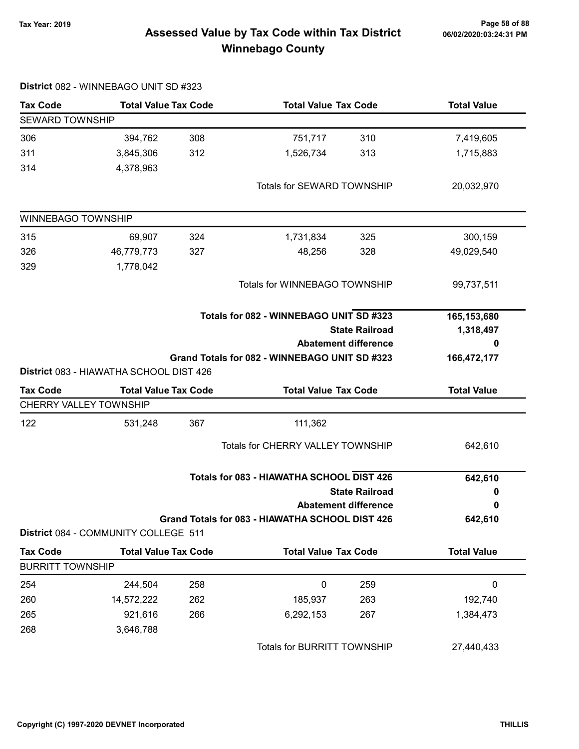# Assessed Value by Tax Code within Tax District
## Winnebago County

Tax Year: 2019

06/02/2020:03:24:31 PM

**District** 082 - WINNEBAGO UNIT SD #323

| Tax Code | Total Value | Tax Code | Total Value | Tax Code | Total Value |
|---|---|---|---|---|---|
| SEWARD TOWNSHIP | | | | | |
| 306 | 394,762 | 308 | 751,717 | 310 | 7,419,605 |
| 311 | 3,845,306 | 312 | 1,526,734 | 313 | 1,715,883 |
| 314 | 4,378,963 | | | | |
| | | | Totals for SEWARD TOWNSHIP | | 20,032,970 |
| WINNEBAGO TOWNSHIP | | | | | |
| 315 | 69,907 | 324 | 1,731,834 | 325 | 300,159 |
| 326 | 46,779,773 | 327 | 48,256 | 328 | 49,029,540 |
| 329 | 1,778,042 | | | | |
| | | | Totals for WINNEBAGO TOWNSHIP | | 99,737,511 |

| | |
|---|---|
| **Totals for 082 - WINNEBAGO UNIT SD #323** | **165,153,680** |
| **State Railroad** | **1,318,497** |
| **Abatement difference** | **0** |
| **Grand Totals for 082 - WINNEBAGO UNIT SD #323** | **166,472,177** |

**District** 083 - HIAWATHA SCHOOL DIST 426

| Tax Code | Total Value | Tax Code | Total Value | Tax Code | Total Value |
|---|---|---|---|---|---|
| CHERRY VALLEY TOWNSHIP | | | | | |
| 122 | 531,248 | 367 | 111,362 | | |
| | | | Totals for CHERRY VALLEY TOWNSHIP | | 642,610 |

| | |
|---|---|
| **Totals for 083 - HIAWATHA SCHOOL DIST 426** | **642,610** |
| **State Railroad** | **0** |
| **Abatement difference** | **0** |
| **Grand Totals for 083 - HIAWATHA SCHOOL DIST 426** | **642,610** |

**District** 084 - COMMUNITY COLLEGE 511

| Tax Code | Total Value | Tax Code | Total Value | Tax Code | Total Value |
|---|---|---|---|---|---|
| BURRITT TOWNSHIP | | | | | |
| 254 | 244,504 | 258 | 0 | 259 | 0 |
| 260 | 14,572,222 | 262 | 185,937 | 263 | 192,740 |
| 265 | 921,616 | 266 | 6,292,153 | 267 | 1,384,473 |
| 268 | 3,646,788 | | | | |
| | | | Totals for BURRITT TOWNSHIP | | 27,440,433 |

Copyright (C) 1997-2020 DEVNET Incorporated

THILLIS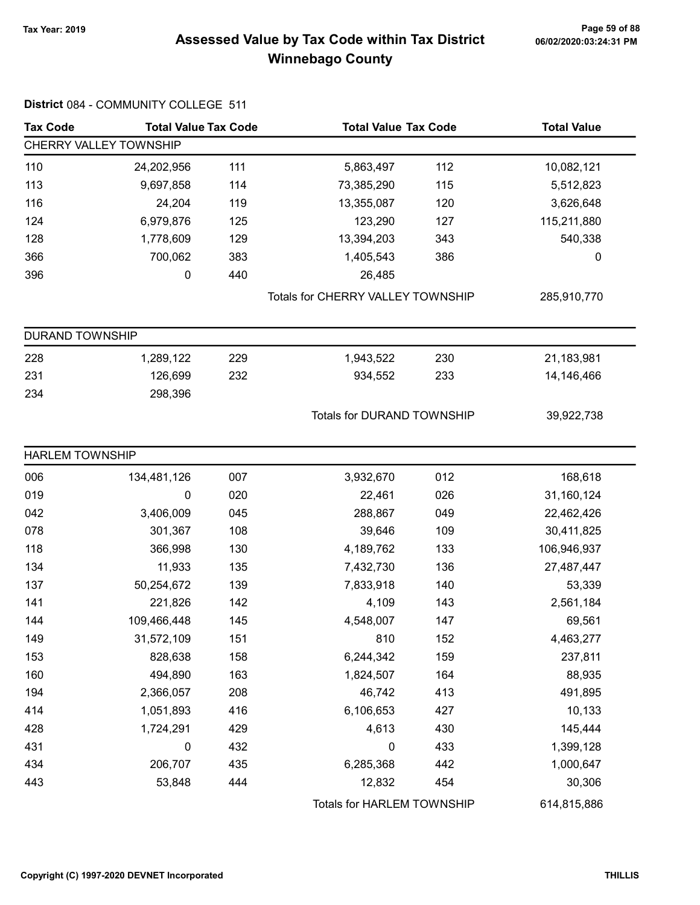# Assessed Value by Tax Code within Tax District
## Winnebago County

Tax Year: 2019

**District** 084 - COMMUNITY COLLEGE 511

| Tax Code | Total Value | Tax Code | Total Value | Tax Code | Total Value |
|---|---|---|---|---|---|
| **CHERRY VALLEY TOWNSHIP** | | | | | |
| 110 | 24,202,956 | 111 | 5,863,497 | 112 | 10,082,121 |
| 113 | 9,697,858 | 114 | 73,385,290 | 115 | 5,512,823 |
| 116 | 24,204 | 119 | 13,355,087 | 120 | 3,626,648 |
| 124 | 6,979,876 | 125 | 123,290 | 127 | 115,211,880 |
| 128 | 1,778,609 | 129 | 13,394,203 | 343 | 540,338 |
| 366 | 700,062 | 383 | 1,405,543 | 386 | 0 |
| 396 | 0 | 440 | 26,485 | | |
| | | | Totals for CHERRY VALLEY TOWNSHIP | | 285,910,770 |
| **DURAND TOWNSHIP** | | | | | |
| 228 | 1,289,122 | 229 | 1,943,522 | 230 | 21,183,981 |
| 231 | 126,699 | 232 | 934,552 | 233 | 14,146,466 |
| 234 | 298,396 | | | | |
| | | | Totals for DURAND TOWNSHIP | | 39,922,738 |
| **HARLEM TOWNSHIP** | | | | | |
| 006 | 134,481,126 | 007 | 3,932,670 | 012 | 168,618 |
| 019 | 0 | 020 | 22,461 | 026 | 31,160,124 |
| 042 | 3,406,009 | 045 | 288,867 | 049 | 22,462,426 |
| 078 | 301,367 | 108 | 39,646 | 109 | 30,411,825 |
| 118 | 366,998 | 130 | 4,189,762 | 133 | 106,946,937 |
| 134 | 11,933 | 135 | 7,432,730 | 136 | 27,487,447 |
| 137 | 50,254,672 | 139 | 7,833,918 | 140 | 53,339 |
| 141 | 221,826 | 142 | 4,109 | 143 | 2,561,184 |
| 144 | 109,466,448 | 145 | 4,548,007 | 147 | 69,561 |
| 149 | 31,572,109 | 151 | 810 | 152 | 4,463,277 |
| 153 | 828,638 | 158 | 6,244,342 | 159 | 237,811 |
| 160 | 494,890 | 163 | 1,824,507 | 164 | 88,935 |
| 194 | 2,366,057 | 208 | 46,742 | 413 | 491,895 |
| 414 | 1,051,893 | 416 | 6,106,653 | 427 | 10,133 |
| 428 | 1,724,291 | 429 | 4,613 | 430 | 145,444 |
| 431 | 0 | 432 | 0 | 433 | 1,399,128 |
| 434 | 206,707 | 435 | 6,285,368 | 442 | 1,000,647 |
| 443 | 53,848 | 444 | 12,832 | 454 | 30,306 |
| | | | Totals for HARLEM TOWNSHIP | | 614,815,886 |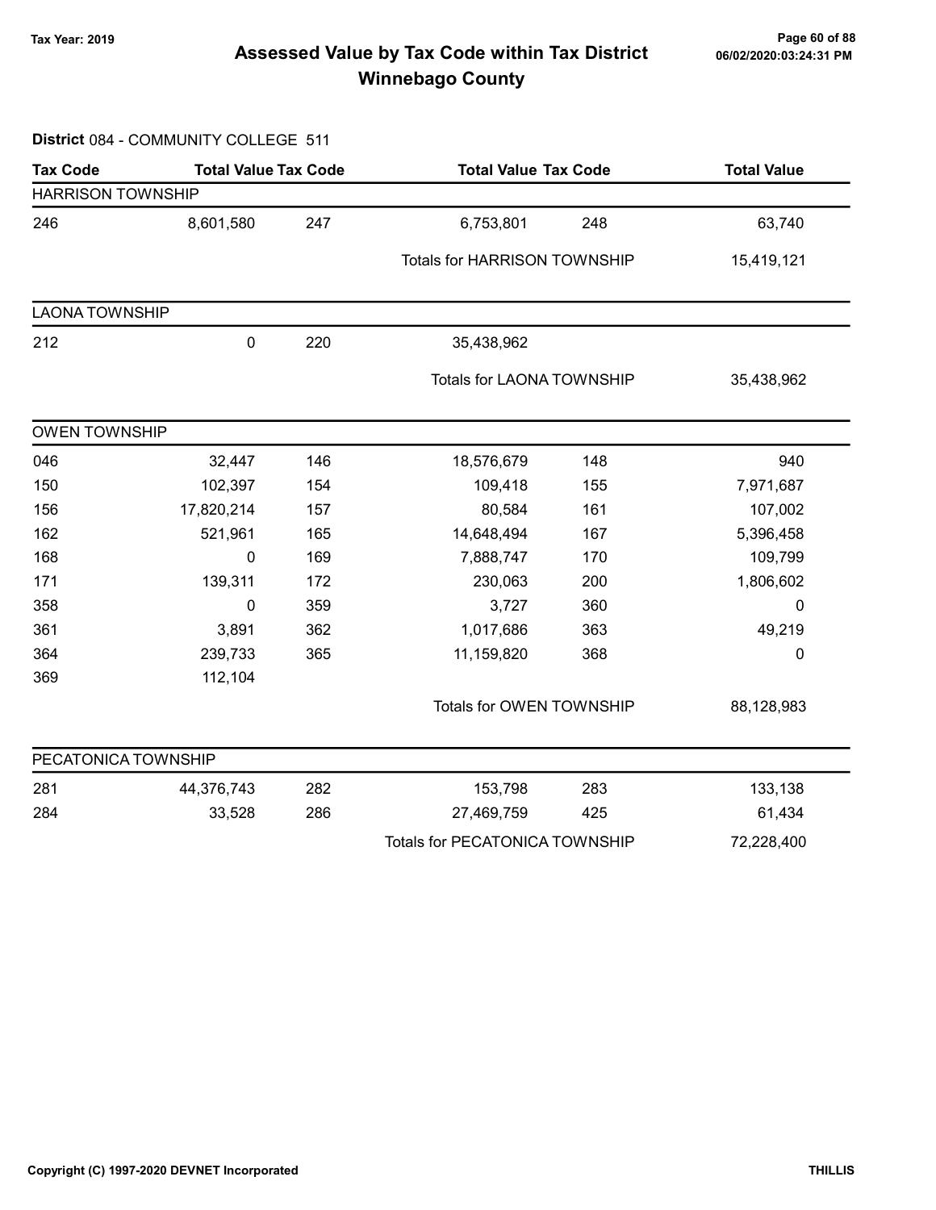# Assessed Value by Tax Code within Tax District
# Winnebago County

Tax Year: 2019

**District** 084 - COMMUNITY COLLEGE 511

| Tax Code | Total Value | Tax Code | Total Value | Tax Code | Total Value |
|---|---|---|---|---|---|
| HARRISON TOWNSHIP | | | | | |
| 246 | 8,601,580 | 247 | 6,753,801 | 248 | 63,740 |
| | | | Totals for HARRISON TOWNSHIP | | 15,419,121 |
| LAONA TOWNSHIP | | | | | |
| 212 | 0 | 220 | 35,438,962 | | |
| | | | Totals for LAONA TOWNSHIP | | 35,438,962 |
| OWEN TOWNSHIP | | | | | |
| 046 | 32,447 | 146 | 18,576,679 | 148 | 940 |
| 150 | 102,397 | 154 | 109,418 | 155 | 7,971,687 |
| 156 | 17,820,214 | 157 | 80,584 | 161 | 107,002 |
| 162 | 521,961 | 165 | 14,648,494 | 167 | 5,396,458 |
| 168 | 0 | 169 | 7,888,747 | 170 | 109,799 |
| 171 | 139,311 | 172 | 230,063 | 200 | 1,806,602 |
| 358 | 0 | 359 | 3,727 | 360 | 0 |
| 361 | 3,891 | 362 | 1,017,686 | 363 | 49,219 |
| 364 | 239,733 | 365 | 11,159,820 | 368 | 0 |
| 369 | 112,104 | | | | |
| | | | Totals for OWEN TOWNSHIP | | 88,128,983 |
| PECATONICA TOWNSHIP | | | | | |
| 281 | 44,376,743 | 282 | 153,798 | 283 | 133,138 |
| 284 | 33,528 | 286 | 27,469,759 | 425 | 61,434 |
| | | | Totals for PECATONICA TOWNSHIP | | 72,228,400 |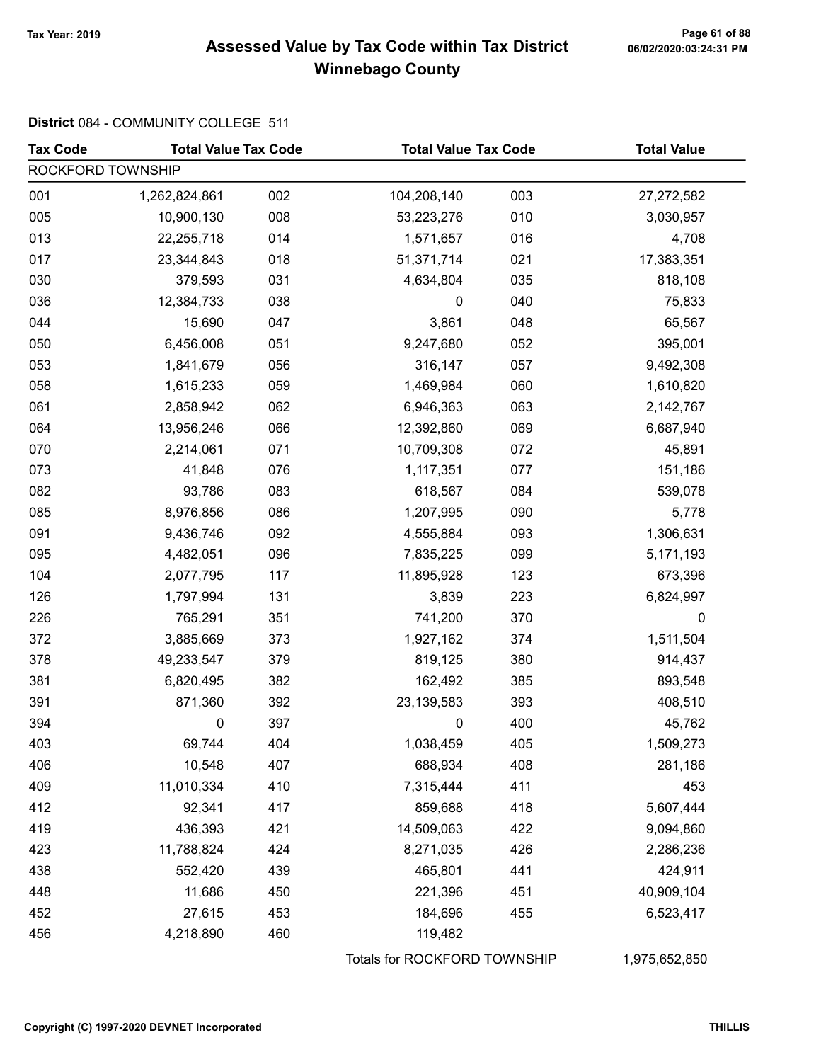Tax Year: 2019

# Assessed Value by Tax Code within Tax District
## Winnebago County

**District** 084 - COMMUNITY COLLEGE 511

| Tax Code | Total Value | Tax Code | Total Value | Tax Code | Total Value |
|---|---|---|---|---|---|
| ROCKFORD TOWNSHIP | | | | | |
| 001 | 1,262,824,861 | 002 | 104,208,140 | 003 | 27,272,582 |
| 005 | 10,900,130 | 008 | 53,223,276 | 010 | 3,030,957 |
| 013 | 22,255,718 | 014 | 1,571,657 | 016 | 4,708 |
| 017 | 23,344,843 | 018 | 51,371,714 | 021 | 17,383,351 |
| 030 | 379,593 | 031 | 4,634,804 | 035 | 818,108 |
| 036 | 12,384,733 | 038 | 0 | 040 | 75,833 |
| 044 | 15,690 | 047 | 3,861 | 048 | 65,567 |
| 050 | 6,456,008 | 051 | 9,247,680 | 052 | 395,001 |
| 053 | 1,841,679 | 056 | 316,147 | 057 | 9,492,308 |
| 058 | 1,615,233 | 059 | 1,469,984 | 060 | 1,610,820 |
| 061 | 2,858,942 | 062 | 6,946,363 | 063 | 2,142,767 |
| 064 | 13,956,246 | 066 | 12,392,860 | 069 | 6,687,940 |
| 070 | 2,214,061 | 071 | 10,709,308 | 072 | 45,891 |
| 073 | 41,848 | 076 | 1,117,351 | 077 | 151,186 |
| 082 | 93,786 | 083 | 618,567 | 084 | 539,078 |
| 085 | 8,976,856 | 086 | 1,207,995 | 090 | 5,778 |
| 091 | 9,436,746 | 092 | 4,555,884 | 093 | 1,306,631 |
| 095 | 4,482,051 | 096 | 7,835,225 | 099 | 5,171,193 |
| 104 | 2,077,795 | 117 | 11,895,928 | 123 | 673,396 |
| 126 | 1,797,994 | 131 | 3,839 | 223 | 6,824,997 |
| 226 | 765,291 | 351 | 741,200 | 370 | 0 |
| 372 | 3,885,669 | 373 | 1,927,162 | 374 | 1,511,504 |
| 378 | 49,233,547 | 379 | 819,125 | 380 | 914,437 |
| 381 | 6,820,495 | 382 | 162,492 | 385 | 893,548 |
| 391 | 871,360 | 392 | 23,139,583 | 393 | 408,510 |
| 394 | 0 | 397 | 0 | 400 | 45,762 |
| 403 | 69,744 | 404 | 1,038,459 | 405 | 1,509,273 |
| 406 | 10,548 | 407 | 688,934 | 408 | 281,186 |
| 409 | 11,010,334 | 410 | 7,315,444 | 411 | 453 |
| 412 | 92,341 | 417 | 859,688 | 418 | 5,607,444 |
| 419 | 436,393 | 421 | 14,509,063 | 422 | 9,094,860 |
| 423 | 11,788,824 | 424 | 8,271,035 | 426 | 2,286,236 |
| 438 | 552,420 | 439 | 465,801 | 441 | 424,911 |
| 448 | 11,686 | 450 | 221,396 | 451 | 40,909,104 |
| 452 | 27,615 | 453 | 184,696 | 455 | 6,523,417 |
| 456 | 4,218,890 | 460 | 119,482 | | |
| | | | Totals for ROCKFORD TOWNSHIP | | 1,975,652,850 |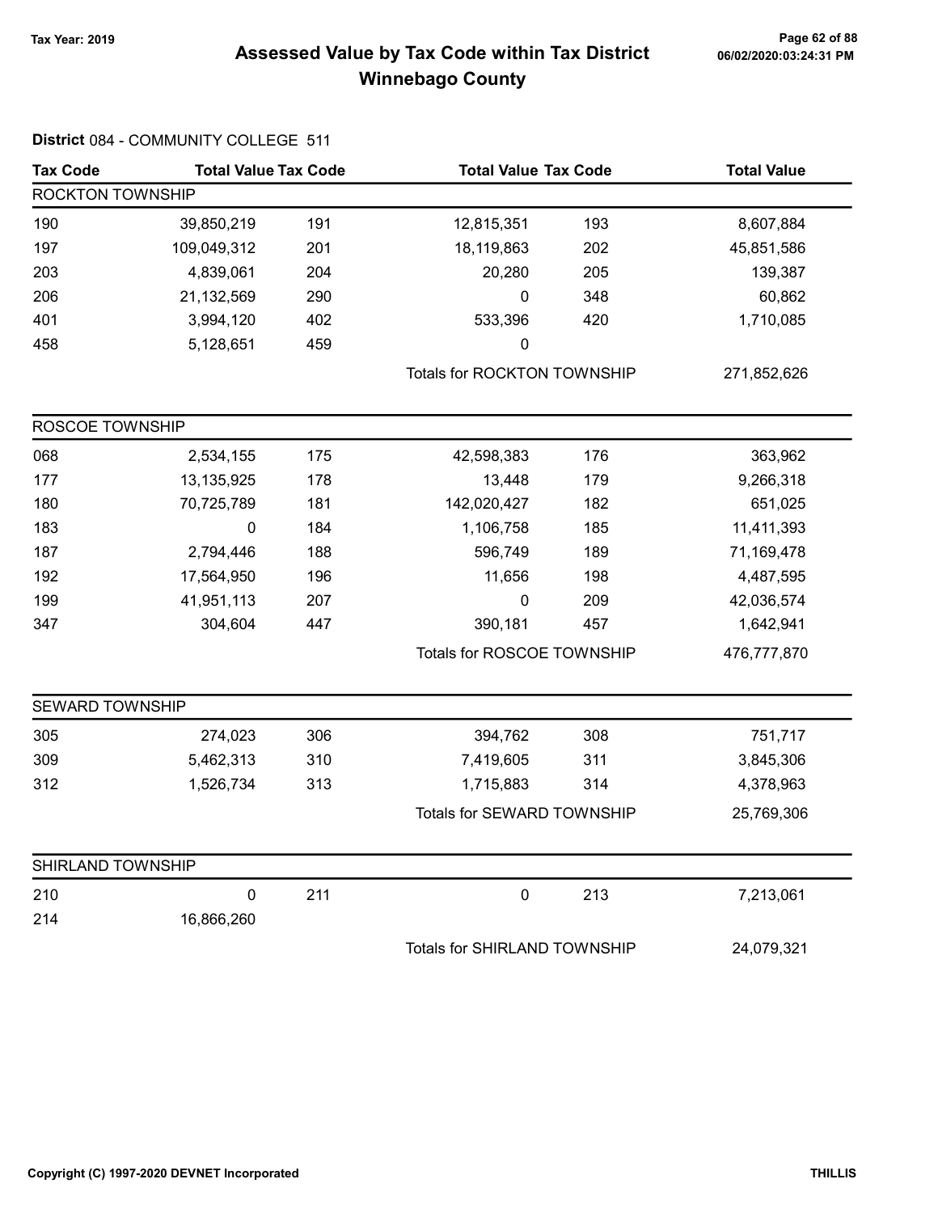# Assessed Value by Tax Code within Tax District
# Winnebago County

Tax Year: 2019

**District** 084 - COMMUNITY COLLEGE 511

| Tax Code | Total Value | Tax Code | Total Value | Tax Code | Total Value |
|---|---|---|---|---|---|
| **ROCKTON TOWNSHIP** | | | | | |
| 190 | 39,850,219 | 191 | 12,815,351 | 193 | 8,607,884 |
| 197 | 109,049,312 | 201 | 18,119,863 | 202 | 45,851,586 |
| 203 | 4,839,061 | 204 | 20,280 | 205 | 139,387 |
| 206 | 21,132,569 | 290 | 0 | 348 | 60,862 |
| 401 | 3,994,120 | 402 | 533,396 | 420 | 1,710,085 |
| 458 | 5,128,651 | 459 | 0 | | |
| | | | Totals for ROCKTON TOWNSHIP | | 271,852,626 |
| **ROSCOE TOWNSHIP** | | | | | |
| 068 | 2,534,155 | 175 | 42,598,383 | 176 | 363,962 |
| 177 | 13,135,925 | 178 | 13,448 | 179 | 9,266,318 |
| 180 | 70,725,789 | 181 | 142,020,427 | 182 | 651,025 |
| 183 | 0 | 184 | 1,106,758 | 185 | 11,411,393 |
| 187 | 2,794,446 | 188 | 596,749 | 189 | 71,169,478 |
| 192 | 17,564,950 | 196 | 11,656 | 198 | 4,487,595 |
| 199 | 41,951,113 | 207 | 0 | 209 | 42,036,574 |
| 347 | 304,604 | 447 | 390,181 | 457 | 1,642,941 |
| | | | Totals for ROSCOE TOWNSHIP | | 476,777,870 |
| **SEWARD TOWNSHIP** | | | | | |
| 305 | 274,023 | 306 | 394,762 | 308 | 751,717 |
| 309 | 5,462,313 | 310 | 7,419,605 | 311 | 3,845,306 |
| 312 | 1,526,734 | 313 | 1,715,883 | 314 | 4,378,963 |
| | | | Totals for SEWARD TOWNSHIP | | 25,769,306 |
| **SHIRLAND TOWNSHIP** | | | | | |
| 210 | 0 | 211 | 0 | 213 | 7,213,061 |
| 214 | 16,866,260 | | | | |
| | | | Totals for SHIRLAND TOWNSHIP | | 24,079,321 |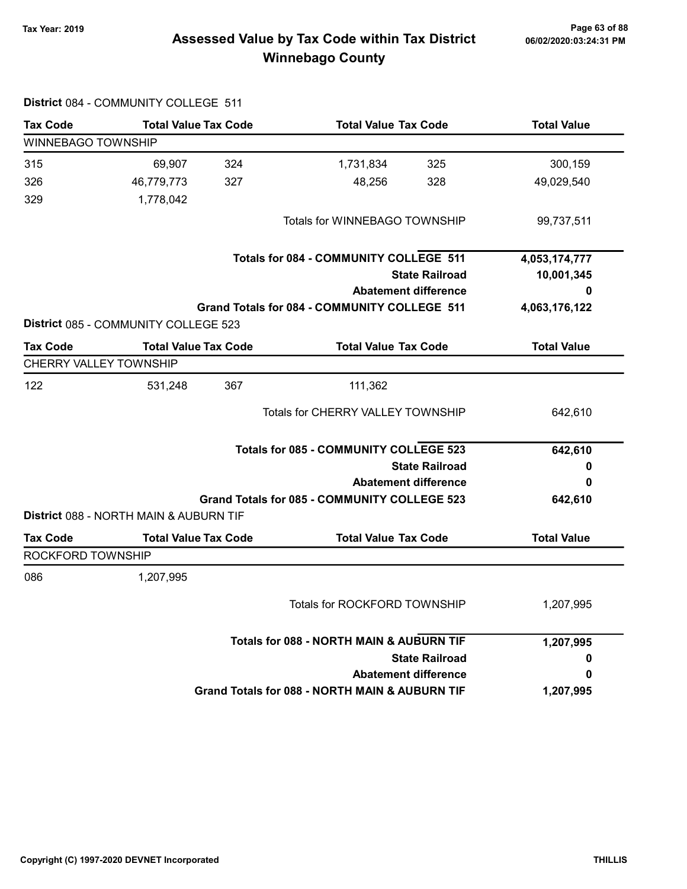# Assessed Value by Tax Code within Tax District
## Winnebago County

Tax Year: 2019

**District** 084 - COMMUNITY COLLEGE 511

| Tax Code | Total Value | Tax Code | Total Value | Tax Code | Total Value |
|---|---|---|---|---|---|
| WINNEBAGO TOWNSHIP | | | | | |
| 315 | 69,907 | 324 | 1,731,834 | 325 | 300,159 |
| 326 | 46,779,773 | 327 | 48,256 | 328 | 49,029,540 |
| 329 | 1,778,042 | | | | |
| | | | Totals for WINNEBAGO TOWNSHIP | | 99,737,511 |

| | |
|---|---|
| **Totals for 084 - COMMUNITY COLLEGE 511** | **4,053,174,777** |
| **State Railroad** | **10,001,345** |
| **Abatement difference** | **0** |
| **Grand Totals for 084 - COMMUNITY COLLEGE 511** | **4,063,176,122** |

**District** 085 - COMMUNITY COLLEGE 523

| Tax Code | Total Value | Tax Code | Total Value | Tax Code | Total Value |
|---|---|---|---|---|---|
| CHERRY VALLEY TOWNSHIP | | | | | |
| 122 | 531,248 | 367 | 111,362 | | |
| | | | Totals for CHERRY VALLEY TOWNSHIP | | 642,610 |

| | |
|---|---|
| **Totals for 085 - COMMUNITY COLLEGE 523** | **642,610** |
| **State Railroad** | **0** |
| **Abatement difference** | **0** |
| **Grand Totals for 085 - COMMUNITY COLLEGE 523** | **642,610** |

**District 088 - NORTH MAIN & AUBURN TIF**

| Tax Code | Total Value | Tax Code | Total Value | Tax Code | Total Value |
|---|---|---|---|---|---|
| ROCKFORD TOWNSHIP | | | | | |
| 086 | 1,207,995 | | | | |
| | | | Totals for ROCKFORD TOWNSHIP | | 1,207,995 |

| | |
|---|---|
| **Totals for 088 - NORTH MAIN & AUBURN TIF** | **1,207,995** |
| **State Railroad** | **0** |
| **Abatement difference** | **0** |
| **Grand Totals for 088 - NORTH MAIN & AUBURN TIF** | **1,207,995** |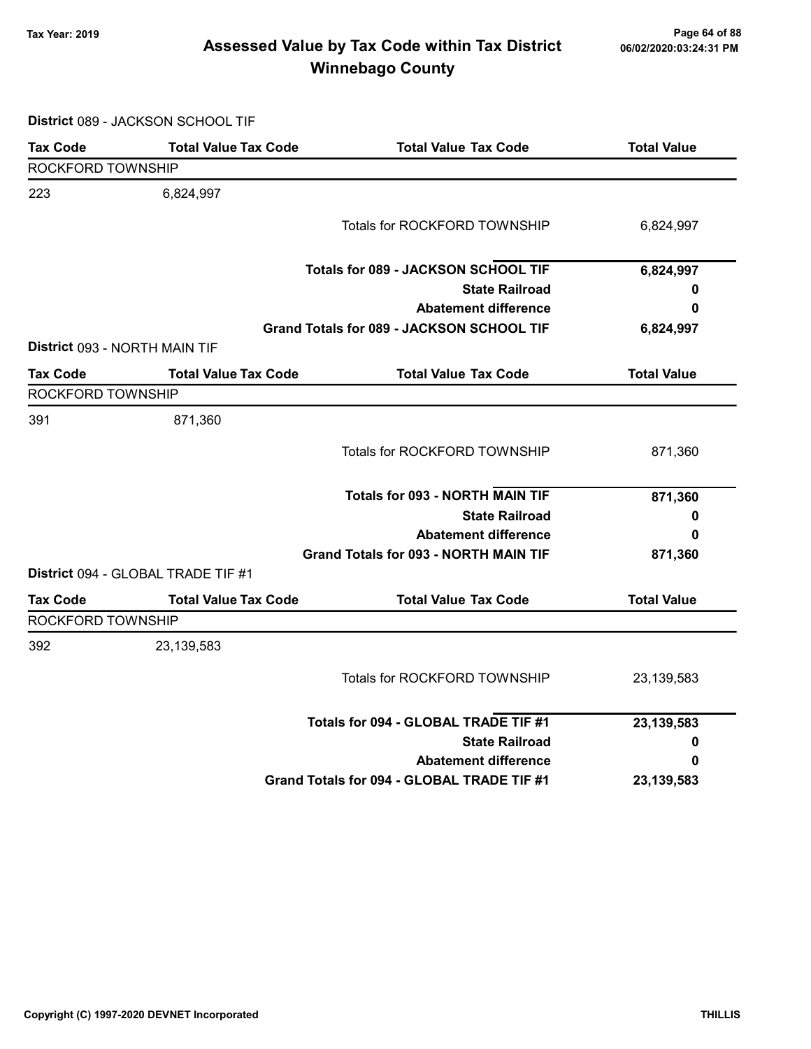# Assessed Value by Tax Code within Tax District
## Winnebago County

Tax Year: 2019

**District** 089 - JACKSON SCHOOL TIF

| Tax Code | Total Value Tax Code | Total Value Tax Code | Total Value |
|---|---|---|---|
| ROCKFORD TOWNSHIP | | | |
| 223 | 6,824,997 | | |
| | | Totals for ROCKFORD TOWNSHIP | 6,824,997 |
| | | **Totals for 089 - JACKSON SCHOOL TIF** | **6,824,997** |
| | | **State Railroad** | **0** |
| | | **Abatement difference** | **0** |
| | | **Grand Totals for 089 - JACKSON SCHOOL TIF** | **6,824,997** |

**District** 093 - NORTH MAIN TIF

| Tax Code | Total Value Tax Code | Total Value Tax Code | Total Value |
|---|---|---|---|
| ROCKFORD TOWNSHIP | | | |
| 391 | 871,360 | | |
| | | Totals for ROCKFORD TOWNSHIP | 871,360 |
| | | **Totals for 093 - NORTH MAIN TIF** | **871,360** |
| | | **State Railroad** | **0** |
| | | **Abatement difference** | **0** |
| | | **Grand Totals for 093 - NORTH MAIN TIF** | **871,360** |

**District** 094 - GLOBAL TRADE TIF #1

| Tax Code | Total Value Tax Code | Total Value Tax Code | Total Value |
|---|---|---|---|
| ROCKFORD TOWNSHIP | | | |
| 392 | 23,139,583 | | |
| | | Totals for ROCKFORD TOWNSHIP | 23,139,583 |
| | | **Totals for 094 - GLOBAL TRADE TIF #1** | **23,139,583** |
| | | **State Railroad** | **0** |
| | | **Abatement difference** | **0** |
| | | **Grand Totals for 094 - GLOBAL TRADE TIF #1** | **23,139,583** |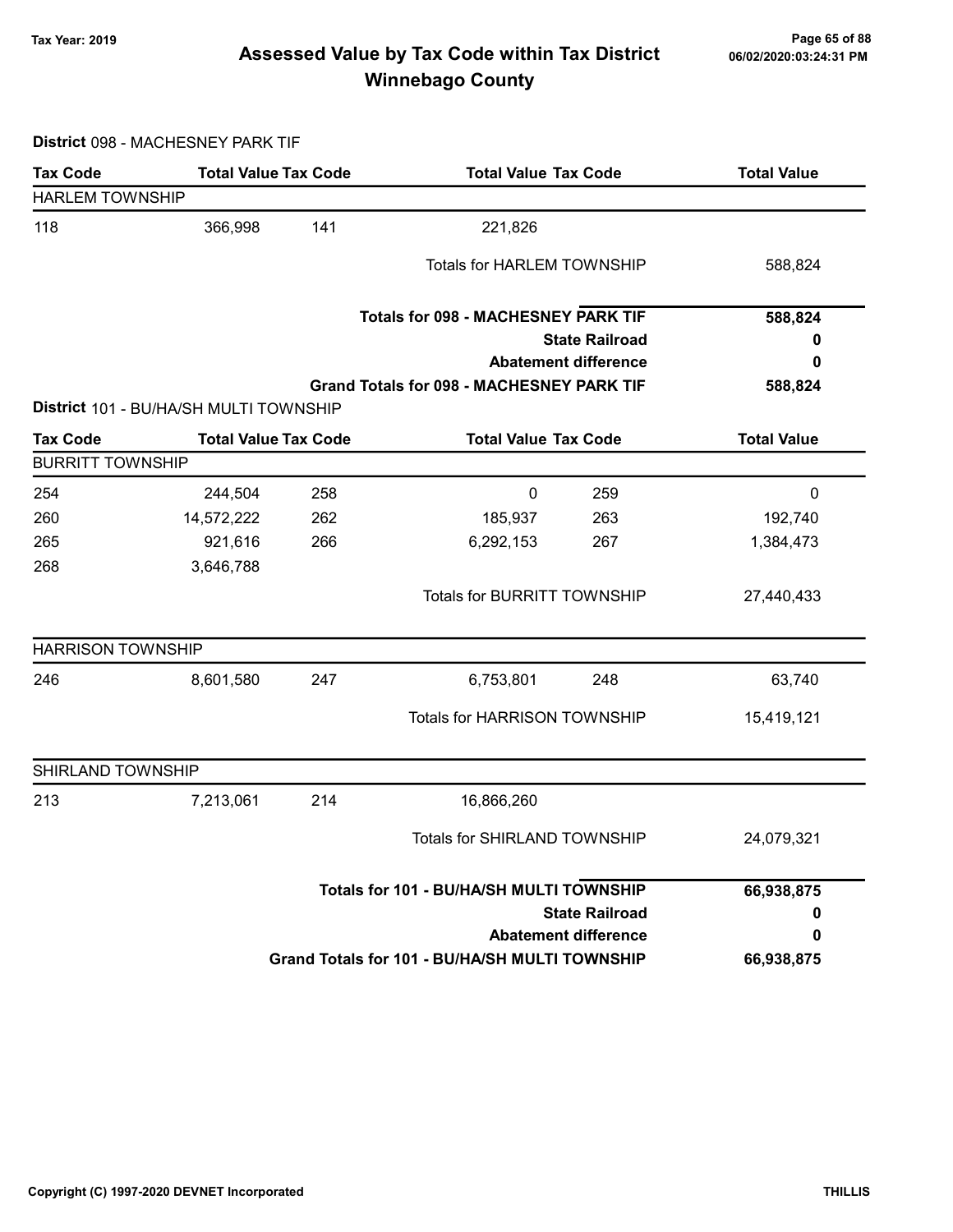# Assessed Value by Tax Code within Tax District Winnebago County

Tax Year: 2019

06/02/2020:03:24:31 PM

## District 098 - MACHESNEY PARK TIF

| Tax Code | Total Value | Tax Code | Total Value | Tax Code | Total Value |
|---|---|---|---|---|---|
| **HARLEM TOWNSHIP** | | | | | |
| 118 | 366,998 | 141 | 221,826 | | |
| | | | Totals for HARLEM TOWNSHIP | | 588,824 |
| | | | **Totals for 098 - MACHESNEY PARK TIF** | | **588,824** |
| | | | **State Railroad** | | **0** |
| | | | **Abatement difference** | | **0** |
| | | | **Grand Totals for 098 - MACHESNEY PARK TIF** | | **588,824** |

## District 101 - BU/HA/SH MULTI TOWNSHIP

| Tax Code | Total Value | Tax Code | Total Value | Tax Code | Total Value |
|---|---|---|---|---|---|
| **BURRITT TOWNSHIP** | | | | | |
| 254 | 244,504 | 258 | 0 | 259 | 0 |
| 260 | 14,572,222 | 262 | 185,937 | 263 | 192,740 |
| 265 | 921,616 | 266 | 6,292,153 | 267 | 1,384,473 |
| 268 | 3,646,788 | | | | |
| | | | Totals for BURRITT TOWNSHIP | | 27,440,433 |
| **HARRISON TOWNSHIP** | | | | | |
| 246 | 8,601,580 | 247 | 6,753,801 | 248 | 63,740 |
| | | | Totals for HARRISON TOWNSHIP | | 15,419,121 |
| **SHIRLAND TOWNSHIP** | | | | | |
| 213 | 7,213,061 | 214 | 16,866,260 | | |
| | | | Totals for SHIRLAND TOWNSHIP | | 24,079,321 |
| | | | **Totals for 101 - BU/HA/SH MULTI TOWNSHIP** | | **66,938,875** |
| | | | **State Railroad** | | **0** |
| | | | **Abatement difference** | | **0** |
| | | | **Grand Totals for 101 - BU/HA/SH MULTI TOWNSHIP** | | **66,938,875** |

Copyright (C) 1997-2020 DEVNET Incorporated

THILLIS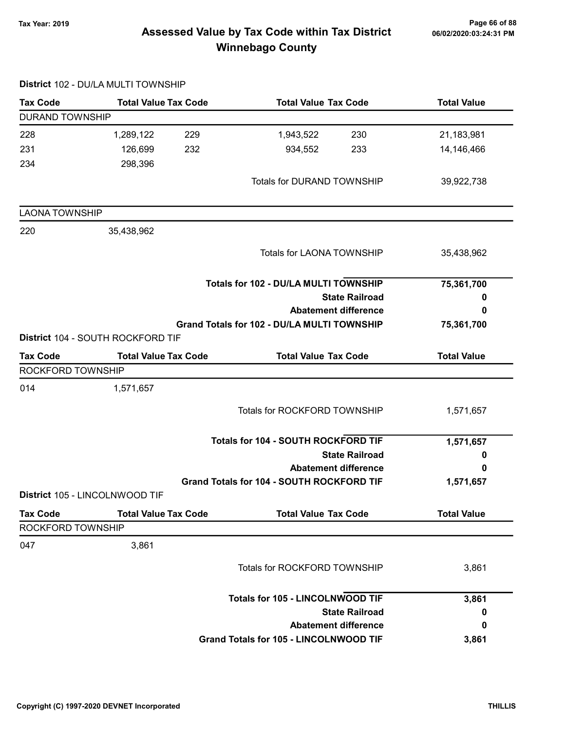# Assessed Value by Tax Code within Tax District
## Winnebago County

Tax Year: 2019

**District** 102 - DU/LA MULTI TOWNSHIP

| Tax Code | Total Value | Tax Code | Total Value | Tax Code | Total Value |
|---|---|---|---|---|---|
| **DURAND TOWNSHIP** | | | | | |
| 228 | 1,289,122 | 229 | 1,943,522 | 230 | 21,183,981 |
| 231 | 126,699 | 232 | 934,552 | 233 | 14,146,466 |
| 234 | 298,396 | | | | |
| | | | Totals for DURAND TOWNSHIP | | 39,922,738 |
| **LAONA TOWNSHIP** | | | | | |
| 220 | 35,438,962 | | | | |
| | | | Totals for LAONA TOWNSHIP | | 35,438,962 |

| | |
|---|---|
| **Totals for 102 - DU/LA MULTI TOWNSHIP** | **75,361,700** |
| **State Railroad** | **0** |
| **Abatement difference** | **0** |
| **Grand Totals for 102 - DU/LA MULTI TOWNSHIP** | **75,361,700** |

**District** 104 - SOUTH ROCKFORD TIF

| Tax Code | Total Value | Tax Code | Total Value | Tax Code | Total Value |
|---|---|---|---|---|---|
| **ROCKFORD TOWNSHIP** | | | | | |
| 014 | 1,571,657 | | | | |
| | | | Totals for ROCKFORD TOWNSHIP | | 1,571,657 |

| | |
|---|---|
| **Totals for 104 - SOUTH ROCKFORD TIF** | **1,571,657** |
| **State Railroad** | **0** |
| **Abatement difference** | **0** |
| **Grand Totals for 104 - SOUTH ROCKFORD TIF** | **1,571,657** |

**District** 105 - LINCOLNWOOD TIF

| Tax Code | Total Value | Tax Code | Total Value | Tax Code | Total Value |
|---|---|---|---|---|---|
| **ROCKFORD TOWNSHIP** | | | | | |
| 047 | 3,861 | | | | |
| | | | Totals for ROCKFORD TOWNSHIP | | 3,861 |

| | |
|---|---|
| **Totals for 105 - LINCOLNWOOD TIF** | **3,861** |
| **State Railroad** | **0** |
| **Abatement difference** | **0** |
| **Grand Totals for 105 - LINCOLNWOOD TIF** | **3,861** |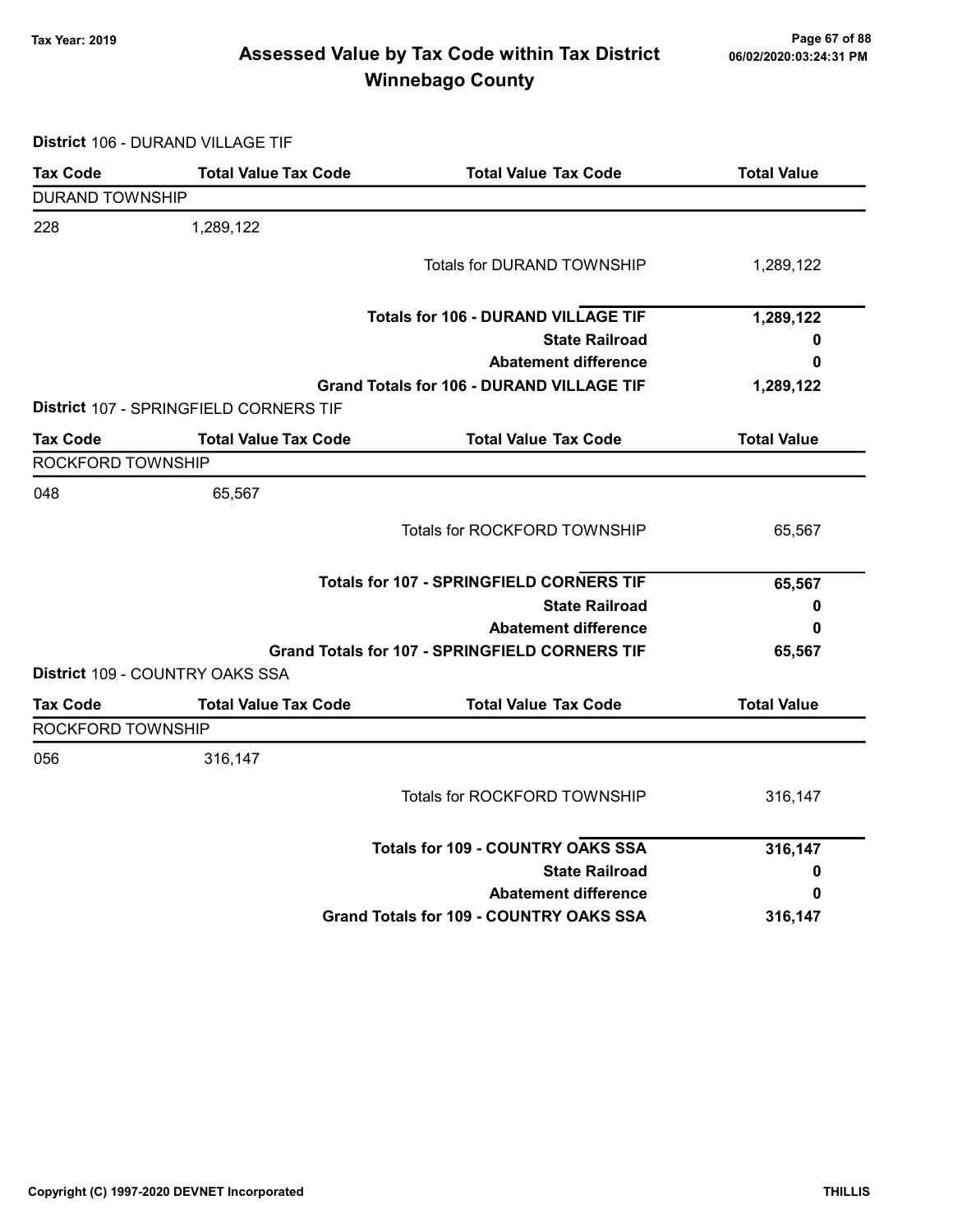# Assessed Value by Tax Code within Tax District
# Winnebago County

Tax Year: 2019

**District** 106 - DURAND VILLAGE TIF

| Tax Code | Total Value Tax Code | Total Value Tax Code | Total Value |
|---|---|---|---|
| DURAND TOWNSHIP | | | |
| 228 | 1,289,122 | | |
| | | Totals for DURAND TOWNSHIP | 1,289,122 |
| | | **Totals for 106 - DURAND VILLAGE TIF** | **1,289,122** |
| | | **State Railroad** | **0** |
| | | **Abatement difference** | **0** |
| | | **Grand Totals for 106 - DURAND VILLAGE TIF** | **1,289,122** |

**District** 107 - SPRINGFIELD CORNERS TIF

| Tax Code | Total Value Tax Code | Total Value Tax Code | Total Value |
|---|---|---|---|
| ROCKFORD TOWNSHIP | | | |
| 048 | 65,567 | | |
| | | Totals for ROCKFORD TOWNSHIP | 65,567 |
| | | **Totals for 107 - SPRINGFIELD CORNERS TIF** | **65,567** |
| | | **State Railroad** | **0** |
| | | **Abatement difference** | **0** |
| | | **Grand Totals for 107 - SPRINGFIELD CORNERS TIF** | **65,567** |

**District** 109 - COUNTRY OAKS SSA

| Tax Code | Total Value Tax Code | Total Value Tax Code | Total Value |
|---|---|---|---|
| ROCKFORD TOWNSHIP | | | |
| 056 | 316,147 | | |
| | | Totals for ROCKFORD TOWNSHIP | 316,147 |
| | | **Totals for 109 - COUNTRY OAKS SSA** | **316,147** |
| | | **State Railroad** | **0** |
| | | **Abatement difference** | **0** |
| | | **Grand Totals for 109 - COUNTRY OAKS SSA** | **316,147** |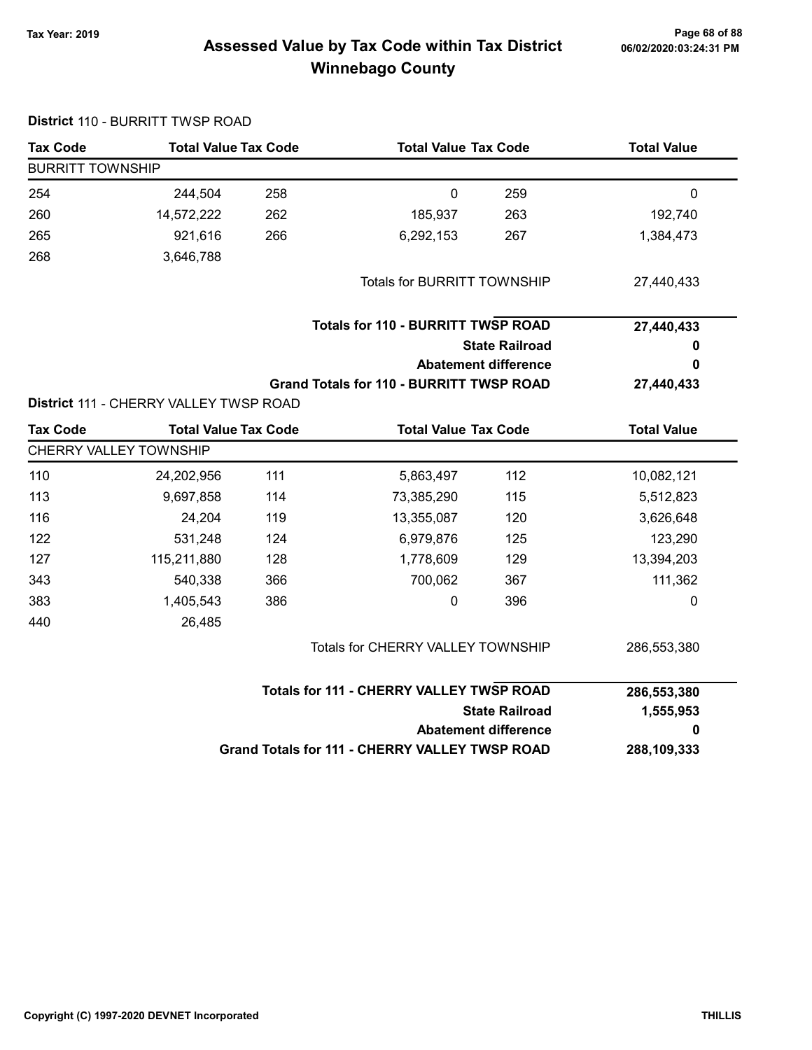# Assessed Value by Tax Code within Tax District
## Winnebago County

Tax Year: 2019

**District** 110 - BURRITT TWSP ROAD

| Tax Code | Total Value | Tax Code | Total Value | Tax Code | Total Value |
|---|---|---|---|---|---|
| **BURRITT TOWNSHIP** | | | | | |
| 254 | 244,504 | 258 | 0 | 259 | 0 |
| 260 | 14,572,222 | 262 | 185,937 | 263 | 192,740 |
| 265 | 921,616 | 266 | 6,292,153 | 267 | 1,384,473 |
| 268 | 3,646,788 | | | | |
| | | | Totals for BURRITT TOWNSHIP | | 27,440,433 |

| | |
|---|---|
| **Totals for 110 - BURRITT TWSP ROAD** | **27,440,433** |
| **State Railroad** | **0** |
| **Abatement difference** | **0** |
| **Grand Totals for 110 - BURRITT TWSP ROAD** | **27,440,433** |

**District** 111 - CHERRY VALLEY TWSP ROAD

| Tax Code | Total Value | Tax Code | Total Value | Tax Code | Total Value |
|---|---|---|---|---|---|
| **CHERRY VALLEY TOWNSHIP** | | | | | |
| 110 | 24,202,956 | 111 | 5,863,497 | 112 | 10,082,121 |
| 113 | 9,697,858 | 114 | 73,385,290 | 115 | 5,512,823 |
| 116 | 24,204 | 119 | 13,355,087 | 120 | 3,626,648 |
| 122 | 531,248 | 124 | 6,979,876 | 125 | 123,290 |
| 127 | 115,211,880 | 128 | 1,778,609 | 129 | 13,394,203 |
| 343 | 540,338 | 366 | 700,062 | 367 | 111,362 |
| 383 | 1,405,543 | 386 | 0 | 396 | 0 |
| 440 | 26,485 | | | | |
| | | | Totals for CHERRY VALLEY TOWNSHIP | | 286,553,380 |

| | |
|---|---|
| **Totals for 111 - CHERRY VALLEY TWSP ROAD** | **286,553,380** |
| **State Railroad** | **1,555,953** |
| **Abatement difference** | **0** |
| **Grand Totals for 111 - CHERRY VALLEY TWSP ROAD** | **288,109,333** |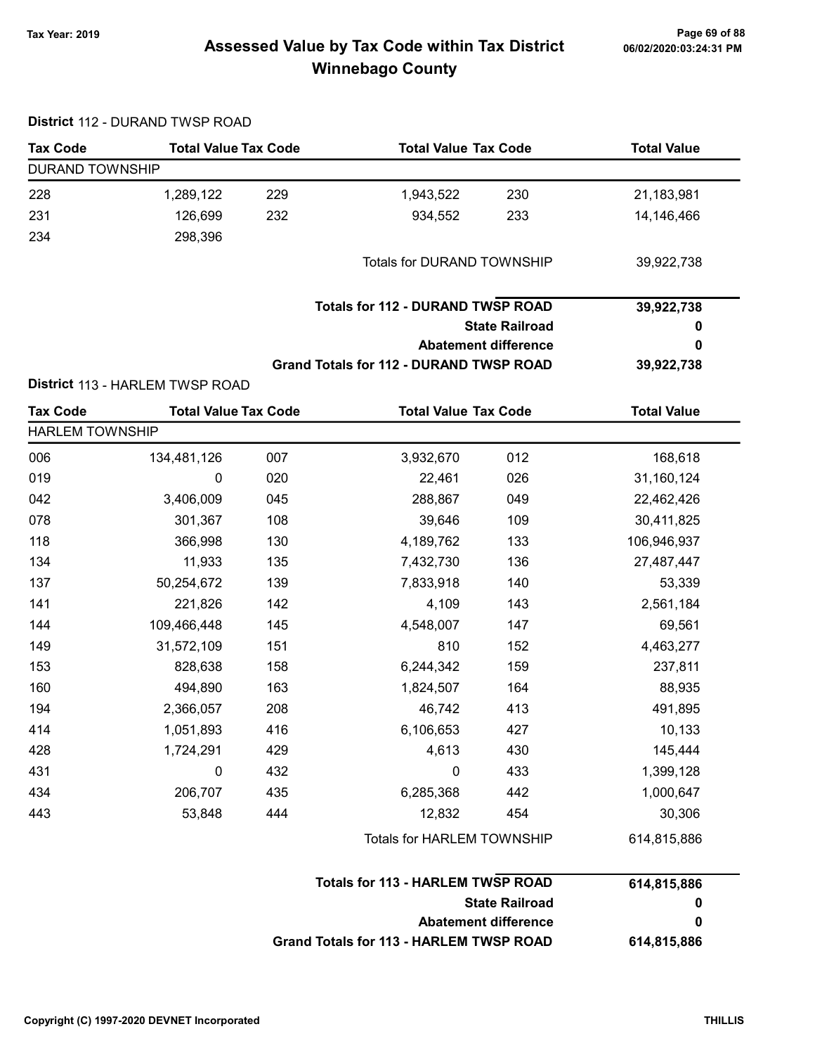# Assessed Value by Tax Code within Tax District
# Winnebago County

Tax Year: 2019

**District** 112 - DURAND TWSP ROAD

| Tax Code | Total Value | Tax Code | Total Value | Tax Code | Total Value |
|---|---|---|---|---|---|
| **DURAND TOWNSHIP** | | | | | |
| 228 | 1,289,122 | 229 | 1,943,522 | 230 | 21,183,981 |
| 231 | 126,699 | 232 | 934,552 | 233 | 14,146,466 |
| 234 | 298,396 | | | | |
| | | | Totals for DURAND TOWNSHIP | | 39,922,738 |
| | | | **Totals for 112 - DURAND TWSP ROAD** | | **39,922,738** |
| | | | **State Railroad** | | **0** |
| | | | **Abatement difference** | | **0** |
| | | | **Grand Totals for 112 - DURAND TWSP ROAD** | | **39,922,738** |

**District** 113 - HARLEM TWSP ROAD

| Tax Code | Total Value | Tax Code | Total Value | Tax Code | Total Value |
|---|---|---|---|---|---|
| **HARLEM TOWNSHIP** | | | | | |
| 006 | 134,481,126 | 007 | 3,932,670 | 012 | 168,618 |
| 019 | 0 | 020 | 22,461 | 026 | 31,160,124 |
| 042 | 3,406,009 | 045 | 288,867 | 049 | 22,462,426 |
| 078 | 301,367 | 108 | 39,646 | 109 | 30,411,825 |
| 118 | 366,998 | 130 | 4,189,762 | 133 | 106,946,937 |
| 134 | 11,933 | 135 | 7,432,730 | 136 | 27,487,447 |
| 137 | 50,254,672 | 139 | 7,833,918 | 140 | 53,339 |
| 141 | 221,826 | 142 | 4,109 | 143 | 2,561,184 |
| 144 | 109,466,448 | 145 | 4,548,007 | 147 | 69,561 |
| 149 | 31,572,109 | 151 | 810 | 152 | 4,463,277 |
| 153 | 828,638 | 158 | 6,244,342 | 159 | 237,811 |
| 160 | 494,890 | 163 | 1,824,507 | 164 | 88,935 |
| 194 | 2,366,057 | 208 | 46,742 | 413 | 491,895 |
| 414 | 1,051,893 | 416 | 6,106,653 | 427 | 10,133 |
| 428 | 1,724,291 | 429 | 4,613 | 430 | 145,444 |
| 431 | 0 | 432 | 0 | 433 | 1,399,128 |
| 434 | 206,707 | 435 | 6,285,368 | 442 | 1,000,647 |
| 443 | 53,848 | 444 | 12,832 | 454 | 30,306 |
| | | | Totals for HARLEM TOWNSHIP | | 614,815,886 |
| | | | **Totals for 113 - HARLEM TWSP ROAD** | | **614,815,886** |
| | | | **State Railroad** | | **0** |
| | | | **Abatement difference** | | **0** |
| | | | **Grand Totals for 113 - HARLEM TWSP ROAD** | | **614,815,886** |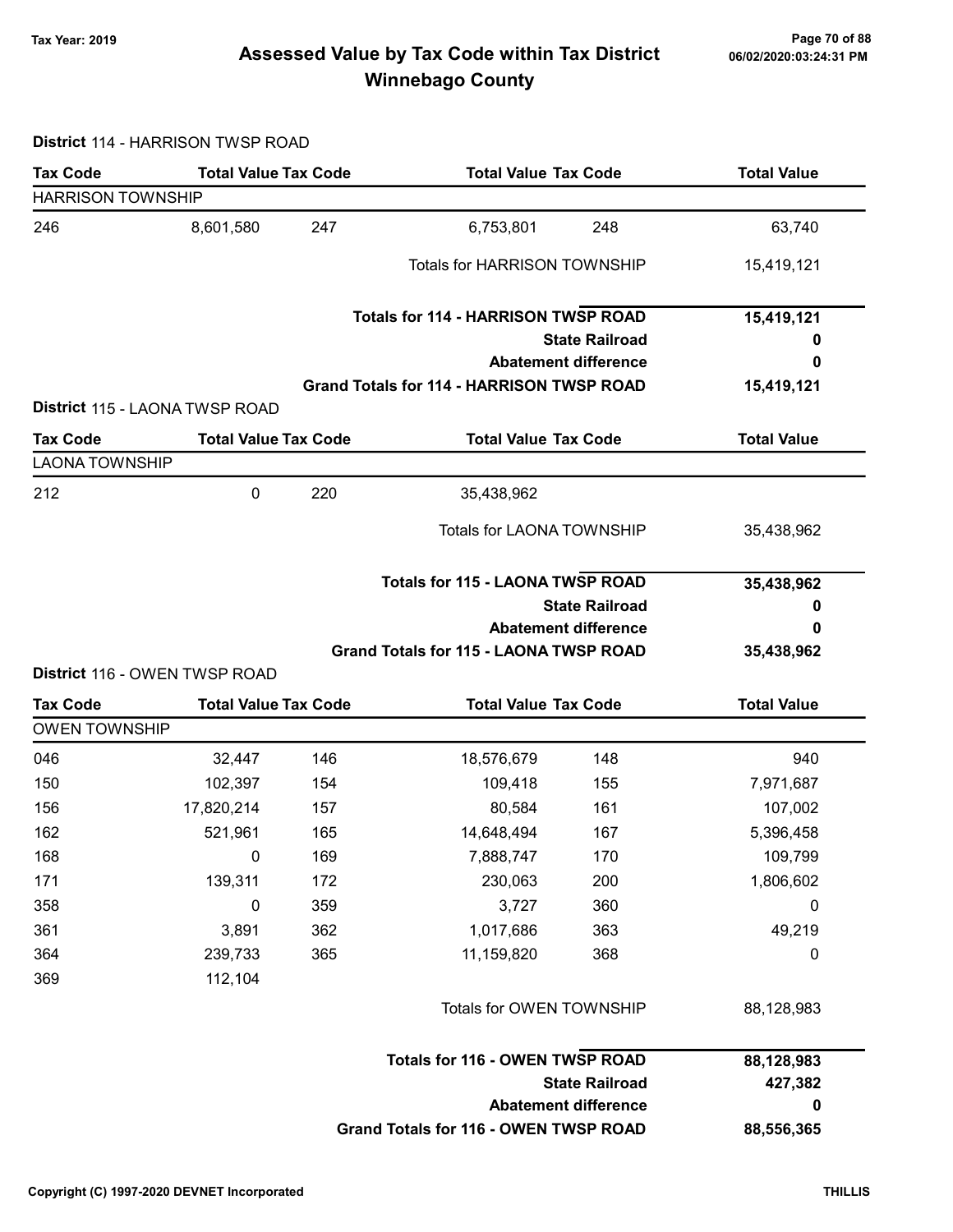# Assessed Value by Tax Code within Tax District
# Winnebago County

Tax Year: 2019

## District 114 - HARRISON TWSP ROAD

| Tax Code | Total Value | Tax Code | Total Value | Tax Code | Total Value |
|---|---|---|---|---|---|
| **HARRISON TOWNSHIP** | | | | | |
| 246 | 8,601,580 | 247 | 6,753,801 | 248 | 63,740 |
| | | | Totals for HARRISON TOWNSHIP | | 15,419,121 |

| | |
|---|---|
| **Totals for 114 - HARRISON TWSP ROAD** | **15,419,121** |
| **State Railroad** | **0** |
| **Abatement difference** | **0** |
| **Grand Totals for 114 - HARRISON TWSP ROAD** | **15,419,121** |

## District 115 - LAONA TWSP ROAD

| Tax Code | Total Value | Tax Code | Total Value | Tax Code | Total Value |
|---|---|---|---|---|---|
| **LAONA TOWNSHIP** | | | | | |
| 212 | 0 | 220 | 35,438,962 | | |
| | | | Totals for LAONA TOWNSHIP | | 35,438,962 |

| | |
|---|---|
| **Totals for 115 - LAONA TWSP ROAD** | **35,438,962** |
| **State Railroad** | **0** |
| **Abatement difference** | **0** |
| **Grand Totals for 115 - LAONA TWSP ROAD** | **35,438,962** |

## District 116 - OWEN TWSP ROAD

| Tax Code | Total Value | Tax Code | Total Value | Tax Code | Total Value |
|---|---|---|---|---|---|
| **OWEN TOWNSHIP** | | | | | |
| 046 | 32,447 | 146 | 18,576,679 | 148 | 940 |
| 150 | 102,397 | 154 | 109,418 | 155 | 7,971,687 |
| 156 | 17,820,214 | 157 | 80,584 | 161 | 107,002 |
| 162 | 521,961 | 165 | 14,648,494 | 167 | 5,396,458 |
| 168 | 0 | 169 | 7,888,747 | 170 | 109,799 |
| 171 | 139,311 | 172 | 230,063 | 200 | 1,806,602 |
| 358 | 0 | 359 | 3,727 | 360 | 0 |
| 361 | 3,891 | 362 | 1,017,686 | 363 | 49,219 |
| 364 | 239,733 | 365 | 11,159,820 | 368 | 0 |
| 369 | 112,104 | | | | |
| | | | Totals for OWEN TOWNSHIP | | 88,128,983 |

| | |
|---|---|
| **Totals for 116 - OWEN TWSP ROAD** | **88,128,983** |
| **State Railroad** | **427,382** |
| **Abatement difference** | **0** |
| **Grand Totals for 116 - OWEN TWSP ROAD** | **88,556,365** |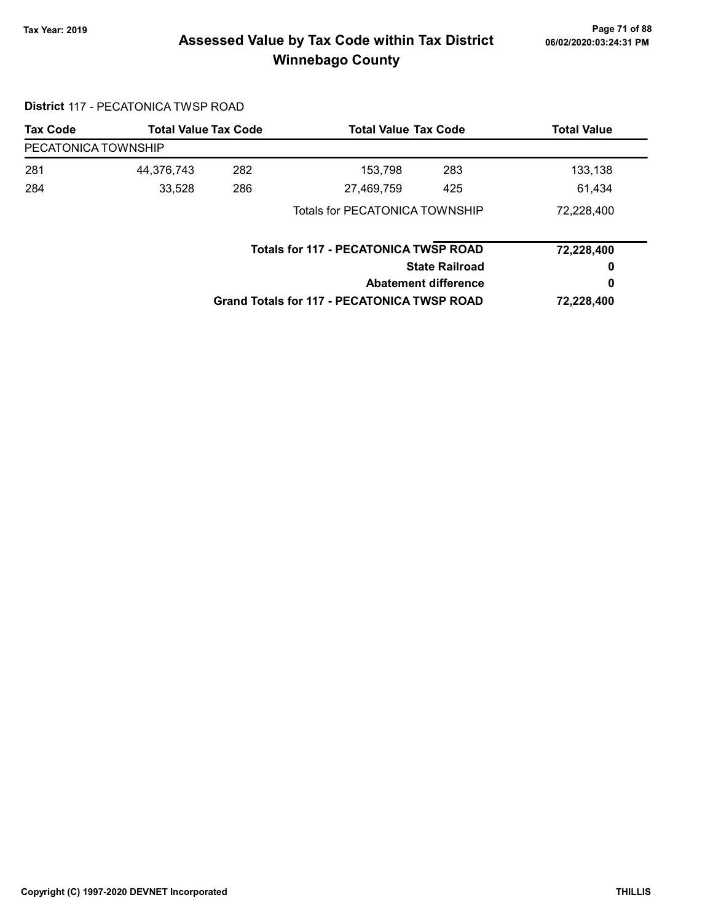## Assessed Value by Tax Code within Tax District
## Winnebago County

Tax Year: 2019

06/02/2020:03:24:31 PM

**District** 117 - PECATONICA TWSP ROAD

| Tax Code | Total Value | Tax Code | Total Value | Tax Code | Total Value |
|---|---|---|---|---|---|
| PECATONICA TOWNSHIP | | | | | |
| 281 | 44,376,743 | 282 | 153,798 | 283 | 133,138 |
| 284 | 33,528 | 286 | 27,469,759 | 425 | 61,434 |
| | | | Totals for PECATONICA TOWNSHIP | | 72,228,400 |

| | |
|---|---|
| **Totals for 117 - PECATONICA TWSP ROAD** | **72,228,400** |
| **State Railroad** | **0** |
| **Abatement difference** | **0** |
| **Grand Totals for 117 - PECATONICA TWSP ROAD** | **72,228,400** |

Copyright (C) 1997-2020 DEVNET Incorporated

THILLIS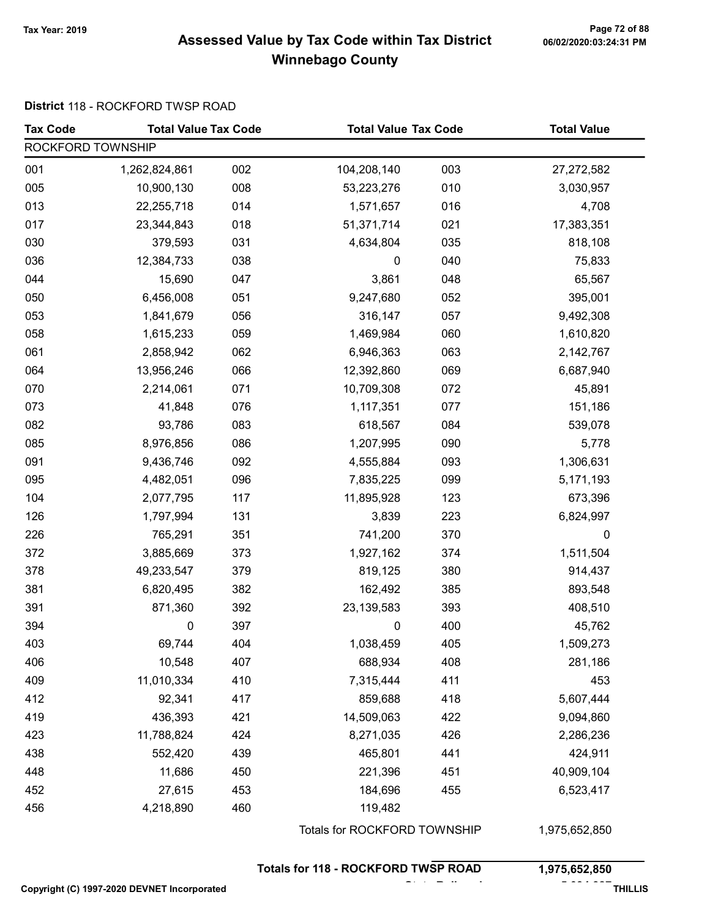# Assessed Value by Tax Code within Tax District
## Winnebago County

Tax Year: 2019

**District** 118 - ROCKFORD TWSP ROAD

| Tax Code | Total Value | Tax Code | Total Value | Tax Code | Total Value |
|---|---|---|---|---|---|
| ROCKFORD TOWNSHIP | | | | | |
| 001 | 1,262,824,861 | 002 | 104,208,140 | 003 | 27,272,582 |
| 005 | 10,900,130 | 008 | 53,223,276 | 010 | 3,030,957 |
| 013 | 22,255,718 | 014 | 1,571,657 | 016 | 4,708 |
| 017 | 23,344,843 | 018 | 51,371,714 | 021 | 17,383,351 |
| 030 | 379,593 | 031 | 4,634,804 | 035 | 818,108 |
| 036 | 12,384,733 | 038 | 0 | 040 | 75,833 |
| 044 | 15,690 | 047 | 3,861 | 048 | 65,567 |
| 050 | 6,456,008 | 051 | 9,247,680 | 052 | 395,001 |
| 053 | 1,841,679 | 056 | 316,147 | 057 | 9,492,308 |
| 058 | 1,615,233 | 059 | 1,469,984 | 060 | 1,610,820 |
| 061 | 2,858,942 | 062 | 6,946,363 | 063 | 2,142,767 |
| 064 | 13,956,246 | 066 | 12,392,860 | 069 | 6,687,940 |
| 070 | 2,214,061 | 071 | 10,709,308 | 072 | 45,891 |
| 073 | 41,848 | 076 | 1,117,351 | 077 | 151,186 |
| 082 | 93,786 | 083 | 618,567 | 084 | 539,078 |
| 085 | 8,976,856 | 086 | 1,207,995 | 090 | 5,778 |
| 091 | 9,436,746 | 092 | 4,555,884 | 093 | 1,306,631 |
| 095 | 4,482,051 | 096 | 7,835,225 | 099 | 5,171,193 |
| 104 | 2,077,795 | 117 | 11,895,928 | 123 | 673,396 |
| 126 | 1,797,994 | 131 | 3,839 | 223 | 6,824,997 |
| 226 | 765,291 | 351 | 741,200 | 370 | 0 |
| 372 | 3,885,669 | 373 | 1,927,162 | 374 | 1,511,504 |
| 378 | 49,233,547 | 379 | 819,125 | 380 | 914,437 |
| 381 | 6,820,495 | 382 | 162,492 | 385 | 893,548 |
| 391 | 871,360 | 392 | 23,139,583 | 393 | 408,510 |
| 394 | 0 | 397 | 0 | 400 | 45,762 |
| 403 | 69,744 | 404 | 1,038,459 | 405 | 1,509,273 |
| 406 | 10,548 | 407 | 688,934 | 408 | 281,186 |
| 409 | 11,010,334 | 410 | 7,315,444 | 411 | 453 |
| 412 | 92,341 | 417 | 859,688 | 418 | 5,607,444 |
| 419 | 436,393 | 421 | 14,509,063 | 422 | 9,094,860 |
| 423 | 11,788,824 | 424 | 8,271,035 | 426 | 2,286,236 |
| 438 | 552,420 | 439 | 465,801 | 441 | 424,911 |
| 448 | 11,686 | 450 | 221,396 | 451 | 40,909,104 |
| 452 | 27,615 | 453 | 184,696 | 455 | 6,523,417 |
| 456 | 4,218,890 | 460 | 119,482 | | |
| | | | Totals for ROCKFORD TOWNSHIP | | 1,975,652,850 |

**Totals for 118 - ROCKFORD TWSP ROAD** **1,975,652,850**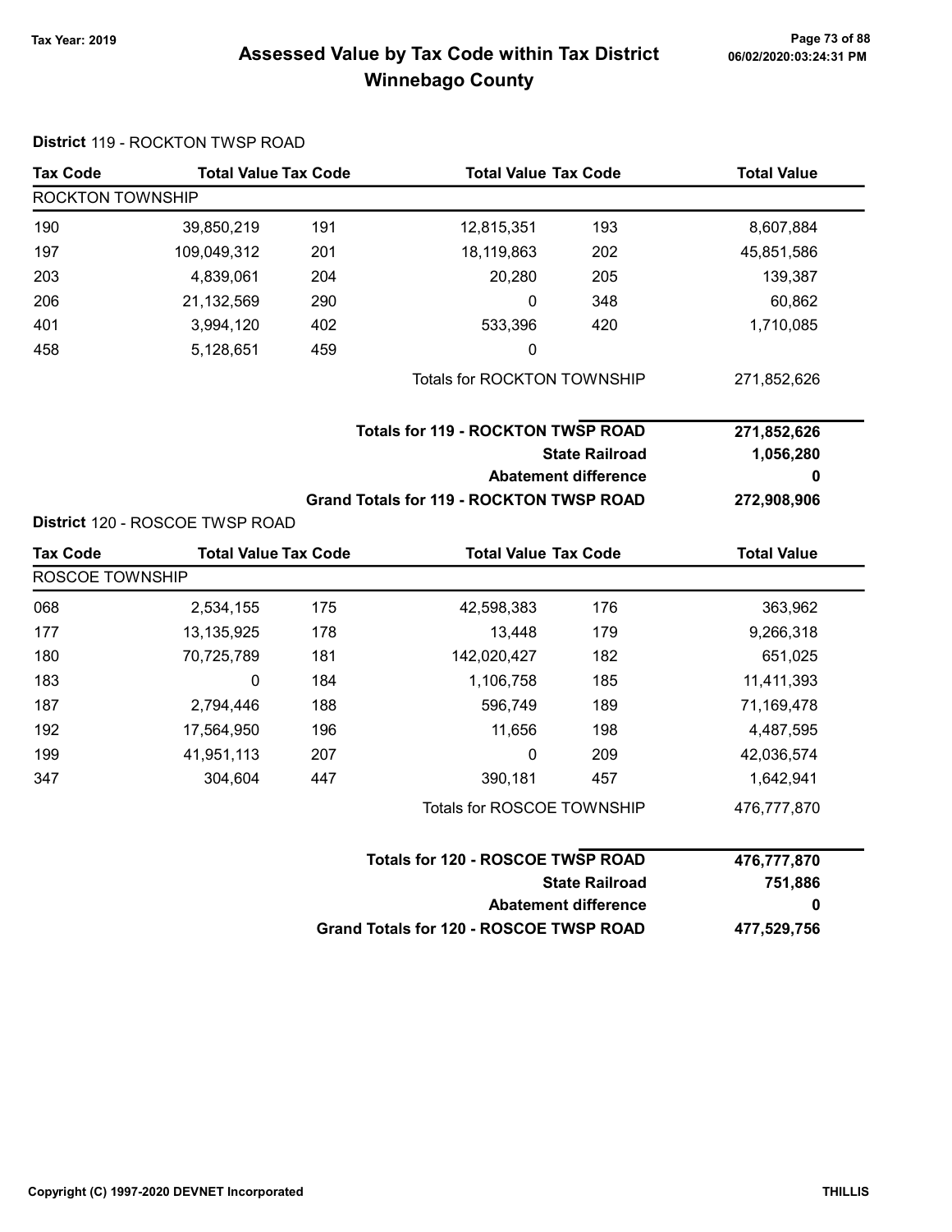# Assessed Value by Tax Code within Tax District Winnebago County

Tax Year: 2019

**District** 119 - ROCKTON TWSP ROAD

| Tax Code | Total Value | Tax Code | Total Value | Tax Code | Total Value |
|---|---|---|---|---|---|
| ROCKTON TOWNSHIP | | | | | |
| 190 | 39,850,219 | 191 | 12,815,351 | 193 | 8,607,884 |
| 197 | 109,049,312 | 201 | 18,119,863 | 202 | 45,851,586 |
| 203 | 4,839,061 | 204 | 20,280 | 205 | 139,387 |
| 206 | 21,132,569 | 290 | 0 | 348 | 60,862 |
| 401 | 3,994,120 | 402 | 533,396 | 420 | 1,710,085 |
| 458 | 5,128,651 | 459 | 0 | | |
| | | | Totals for ROCKTON TOWNSHIP | | 271,852,626 |

| | |
|---|---|
| **Totals for 119 - ROCKTON TWSP ROAD** | **271,852,626** |
| **State Railroad** | **1,056,280** |
| **Abatement difference** | **0** |
| **Grand Totals for 119 - ROCKTON TWSP ROAD** | **272,908,906** |

**District** 120 - ROSCOE TWSP ROAD

| Tax Code | Total Value | Tax Code | Total Value | Tax Code | Total Value |
|---|---|---|---|---|---|
| ROSCOE TOWNSHIP | | | | | |
| 068 | 2,534,155 | 175 | 42,598,383 | 176 | 363,962 |
| 177 | 13,135,925 | 178 | 13,448 | 179 | 9,266,318 |
| 180 | 70,725,789 | 181 | 142,020,427 | 182 | 651,025 |
| 183 | 0 | 184 | 1,106,758 | 185 | 11,411,393 |
| 187 | 2,794,446 | 188 | 596,749 | 189 | 71,169,478 |
| 192 | 17,564,950 | 196 | 11,656 | 198 | 4,487,595 |
| 199 | 41,951,113 | 207 | 0 | 209 | 42,036,574 |
| 347 | 304,604 | 447 | 390,181 | 457 | 1,642,941 |
| | | | Totals for ROSCOE TOWNSHIP | | 476,777,870 |

| | |
|---|---|
| **Totals for 120 - ROSCOE TWSP ROAD** | **476,777,870** |
| **State Railroad** | **751,886** |
| **Abatement difference** | **0** |
| **Grand Totals for 120 - ROSCOE TWSP ROAD** | **477,529,756** |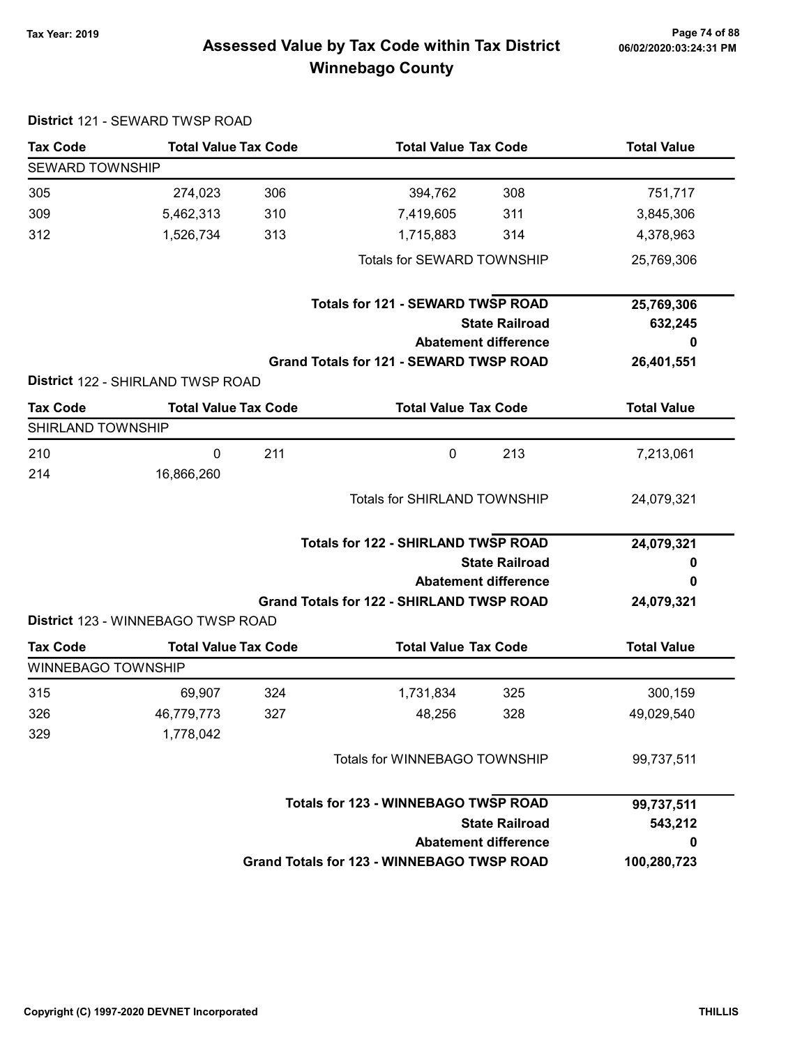# Assessed Value by Tax Code within Tax District
## Winnebago County

Tax Year: 2019

**District** 121 - SEWARD TWSP ROAD

| Tax Code | Total Value | Tax Code | Total Value | Tax Code | Total Value |
|---|---|---|---|---|---|
| SEWARD TOWNSHIP | | | | | |
| 305 | 274,023 | 306 | 394,762 | 308 | 751,717 |
| 309 | 5,462,313 | 310 | 7,419,605 | 311 | 3,845,306 |
| 312 | 1,526,734 | 313 | 1,715,883 | 314 | 4,378,963 |
| | | | Totals for SEWARD TOWNSHIP | | 25,769,306 |
| | | | **Totals for 121 - SEWARD TWSP ROAD** | | **25,769,306** |
| | | | | **State Railroad** | **632,245** |
| | | | | **Abatement difference** | **0** |
| | | | **Grand Totals for 121 - SEWARD TWSP ROAD** | | **26,401,551** |

**District** 122 - SHIRLAND TWSP ROAD

| Tax Code | Total Value | Tax Code | Total Value | Tax Code | Total Value |
|---|---|---|---|---|---|
| SHIRLAND TOWNSHIP | | | | | |
| 210 | 0 | 211 | 0 | 213 | 7,213,061 |
| 214 | 16,866,260 | | | | |
| | | | Totals for SHIRLAND TOWNSHIP | | 24,079,321 |
| | | | **Totals for 122 - SHIRLAND TWSP ROAD** | | **24,079,321** |
| | | | | **State Railroad** | **0** |
| | | | | **Abatement difference** | **0** |
| | | | **Grand Totals for 122 - SHIRLAND TWSP ROAD** | | **24,079,321** |

**District** 123 - WINNEBAGO TWSP ROAD

| Tax Code | Total Value | Tax Code | Total Value | Tax Code | Total Value |
|---|---|---|---|---|---|
| WINNEBAGO TOWNSHIP | | | | | |
| 315 | 69,907 | 324 | 1,731,834 | 325 | 300,159 |
| 326 | 46,779,773 | 327 | 48,256 | 328 | 49,029,540 |
| 329 | 1,778,042 | | | | |
| | | | Totals for WINNEBAGO TOWNSHIP | | 99,737,511 |
| | | | **Totals for 123 - WINNEBAGO TWSP ROAD** | | **99,737,511** |
| | | | | **State Railroad** | **543,212** |
| | | | | **Abatement difference** | **0** |
| | | | **Grand Totals for 123 - WINNEBAGO TWSP ROAD** | | **100,280,723** |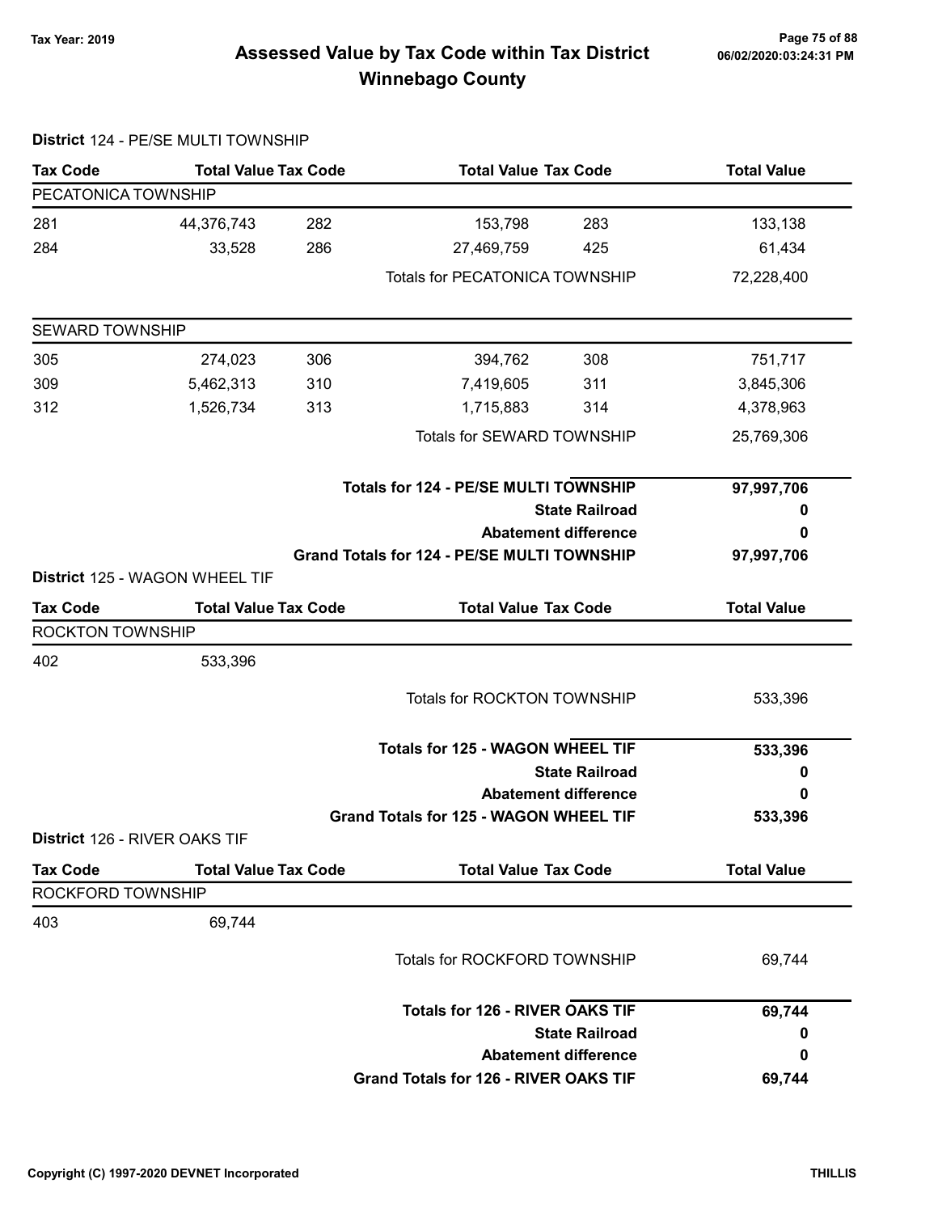**Tax Year: 2019**

# Assessed Value by Tax Code within Tax District
## Winnebago County

06/02/2020:03:24:31 PM

**District** 124 - PE/SE MULTI TOWNSHIP

| Tax Code | Total Value | Tax Code | Total Value | Tax Code | Total Value |
|---|---|---|---|---|---|
| **PECATONICA TOWNSHIP** | | | | | |
| 281 | 44,376,743 | 282 | 153,798 | 283 | 133,138 |
| 284 | 33,528 | 286 | 27,469,759 | 425 | 61,434 |
| | | | Totals for PECATONICA TOWNSHIP | | 72,228,400 |
| **SEWARD TOWNSHIP** | | | | | |
| 305 | 274,023 | 306 | 394,762 | 308 | 751,717 |
| 309 | 5,462,313 | 310 | 7,419,605 | 311 | 3,845,306 |
| 312 | 1,526,734 | 313 | 1,715,883 | 314 | 4,378,963 |
| | | | Totals for SEWARD TOWNSHIP | | 25,769,306 |

| | |
|---|---|
| **Totals for 124 - PE/SE MULTI TOWNSHIP** | **97,997,706** |
| **State Railroad** | **0** |
| **Abatement difference** | **0** |
| **Grand Totals for 124 - PE/SE MULTI TOWNSHIP** | **97,997,706** |

**District** 125 - WAGON WHEEL TIF

| Tax Code | Total Value | Tax Code | Total Value | Tax Code | Total Value |
|---|---|---|---|---|---|
| **ROCKTON TOWNSHIP** | | | | | |
| 402 | 533,396 | | | | |
| | | | Totals for ROCKTON TOWNSHIP | | 533,396 |

| | |
|---|---|
| **Totals for 125 - WAGON WHEEL TIF** | **533,396** |
| **State Railroad** | **0** |
| **Abatement difference** | **0** |
| **Grand Totals for 125 - WAGON WHEEL TIF** | **533,396** |

**District** 126 - RIVER OAKS TIF

| Tax Code | Total Value | Tax Code | Total Value | Tax Code | Total Value |
|---|---|---|---|---|---|
| **ROCKFORD TOWNSHIP** | | | | | |
| 403 | 69,744 | | | | |
| | | | Totals for ROCKFORD TOWNSHIP | | 69,744 |

| | |
|---|---|
| **Totals for 126 - RIVER OAKS TIF** | **69,744** |
| **State Railroad** | **0** |
| **Abatement difference** | **0** |
| **Grand Totals for 126 - RIVER OAKS TIF** | **69,744** |

Copyright (C) 1997-2020 DEVNET Incorporated — THILLIS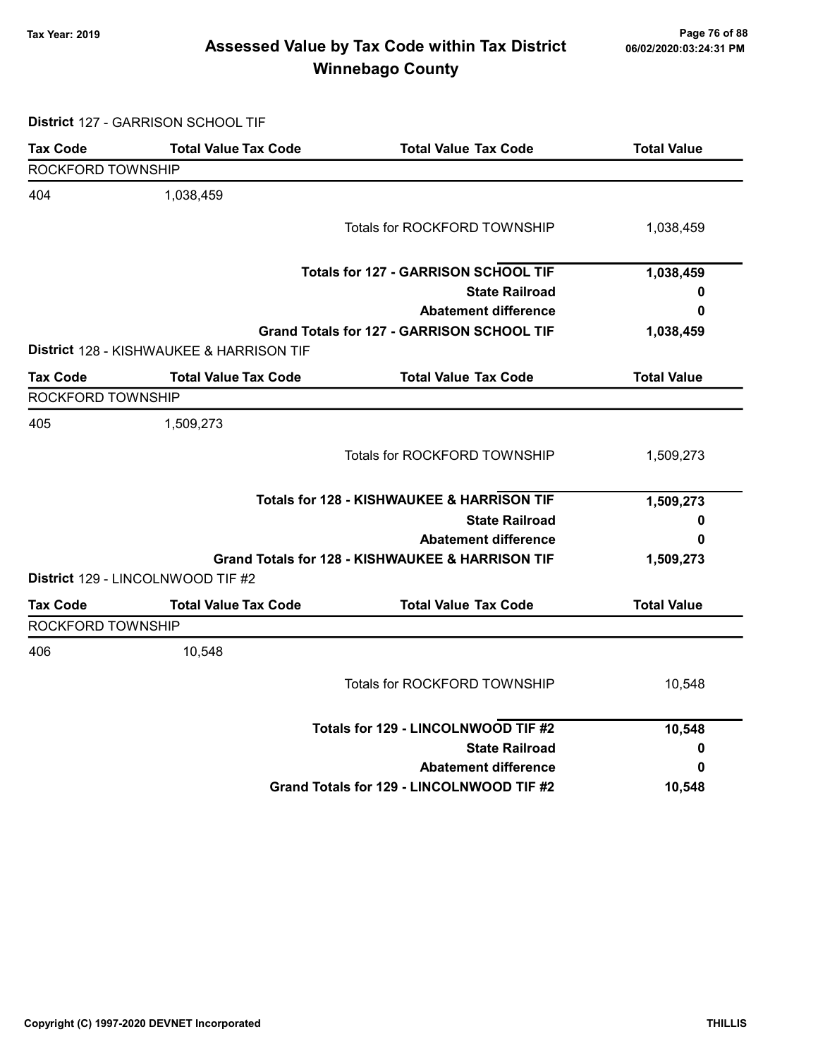# Assessed Value by Tax Code within Tax District

## Winnebago County

**Tax Year: 2019**

**District** 127 - GARRISON SCHOOL TIF

| Tax Code | Total Value Tax Code | Total Value Tax Code | Total Value |
|---|---|---|---|
| ROCKFORD TOWNSHIP | | | |
| 404 | 1,038,459 | | |
| | | Totals for ROCKFORD TOWNSHIP | 1,038,459 |
| | | **Totals for 127 - GARRISON SCHOOL TIF** | **1,038,459** |
| | | **State Railroad** | **0** |
| | | **Abatement difference** | **0** |
| | | **Grand Totals for 127 - GARRISON SCHOOL TIF** | **1,038,459** |

**District** 128 - KISHWAUKEE & HARRISON TIF

| Tax Code | Total Value Tax Code | Total Value Tax Code | Total Value |
|---|---|---|---|
| ROCKFORD TOWNSHIP | | | |
| 405 | 1,509,273 | | |
| | | Totals for ROCKFORD TOWNSHIP | 1,509,273 |
| | | **Totals for 128 - KISHWAUKEE & HARRISON TIF** | **1,509,273** |
| | | **State Railroad** | **0** |
| | | **Abatement difference** | **0** |
| | | **Grand Totals for 128 - KISHWAUKEE & HARRISON TIF** | **1,509,273** |

**District** 129 - LINCOLNWOOD TIF #2

| Tax Code | Total Value Tax Code | Total Value Tax Code | Total Value |
|---|---|---|---|
| ROCKFORD TOWNSHIP | | | |
| 406 | 10,548 | | |
| | | Totals for ROCKFORD TOWNSHIP | 10,548 |
| | | **Totals for 129 - LINCOLNWOOD TIF #2** | **10,548** |
| | | **State Railroad** | **0** |
| | | **Abatement difference** | **0** |
| | | **Grand Totals for 129 - LINCOLNWOOD TIF #2** | **10,548** |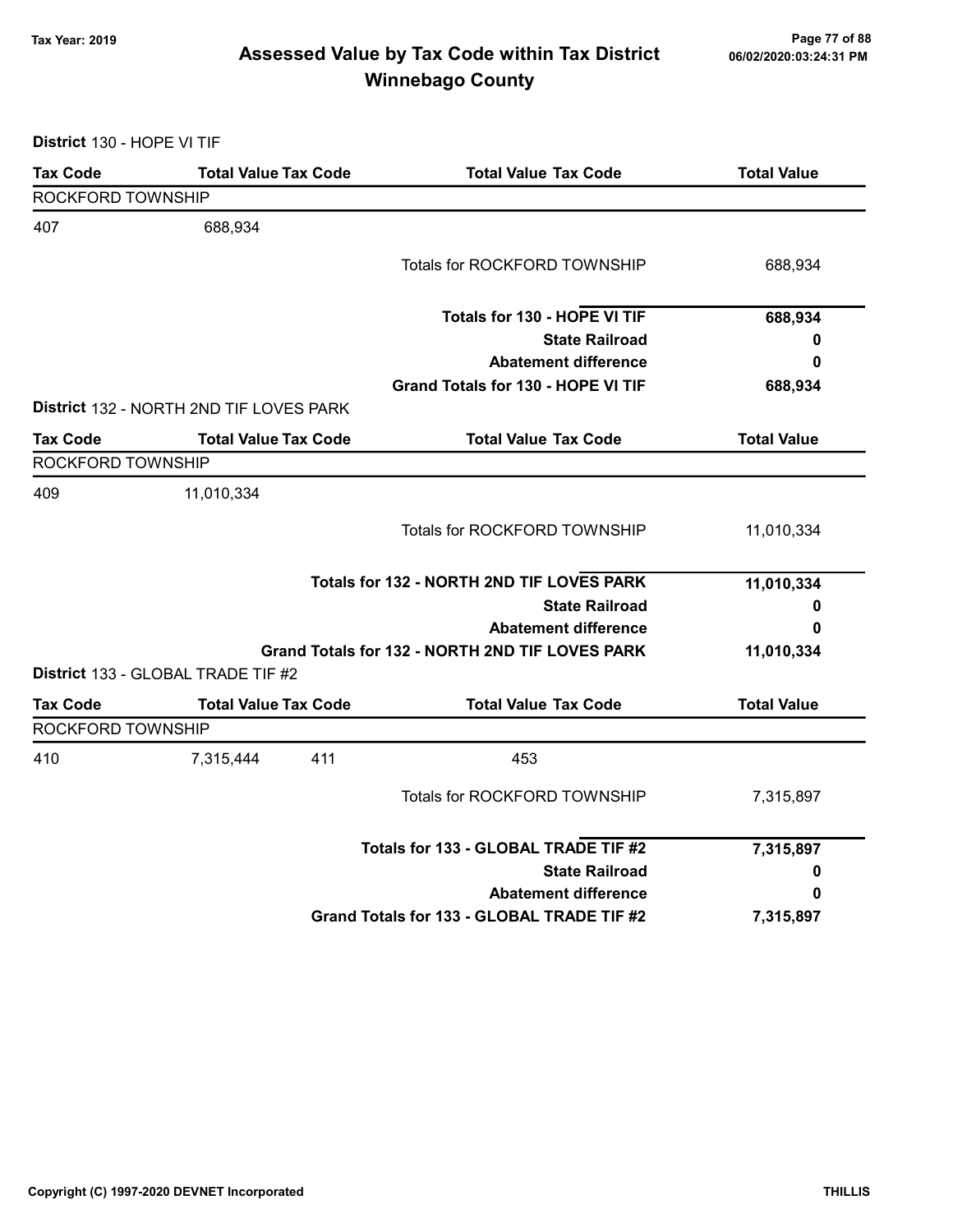# Assessed Value by Tax Code within Tax District
## Winnebago County

Tax Year: 2019

**District** 130 - HOPE VI TIF

| Tax Code | Total Value Tax Code | | Total Value Tax Code | Total Value |
|---|---|---|---|---|
| ROCKFORD TOWNSHIP | | | | |
| 407 | 688,934 | | | |
| | | | Totals for ROCKFORD TOWNSHIP | 688,934 |
| | | | **Totals for 130 - HOPE VI TIF** | **688,934** |
| | | | **State Railroad** | **0** |
| | | | **Abatement difference** | **0** |
| | | | **Grand Totals for 130 - HOPE VI TIF** | **688,934** |

**District** 132 - NORTH 2ND TIF LOVES PARK

| Tax Code | Total Value Tax Code | | Total Value Tax Code | Total Value |
|---|---|---|---|---|
| ROCKFORD TOWNSHIP | | | | |
| 409 | 11,010,334 | | | |
| | | | Totals for ROCKFORD TOWNSHIP | 11,010,334 |
| | | | **Totals for 132 - NORTH 2ND TIF LOVES PARK** | **11,010,334** |
| | | | **State Railroad** | **0** |
| | | | **Abatement difference** | **0** |
| | | | **Grand Totals for 132 - NORTH 2ND TIF LOVES PARK** | **11,010,334** |

**District** 133 - GLOBAL TRADE TIF #2

| Tax Code | Total Value Tax Code | | Total Value Tax Code | Total Value |
|---|---|---|---|---|
| ROCKFORD TOWNSHIP | | | | |
| 410 | 7,315,444 | 411 | 453 | |
| | | | Totals for ROCKFORD TOWNSHIP | 7,315,897 |
| | | | **Totals for 133 - GLOBAL TRADE TIF #2** | **7,315,897** |
| | | | **State Railroad** | **0** |
| | | | **Abatement difference** | **0** |
| | | | **Grand Totals for 133 - GLOBAL TRADE TIF #2** | **7,315,897** |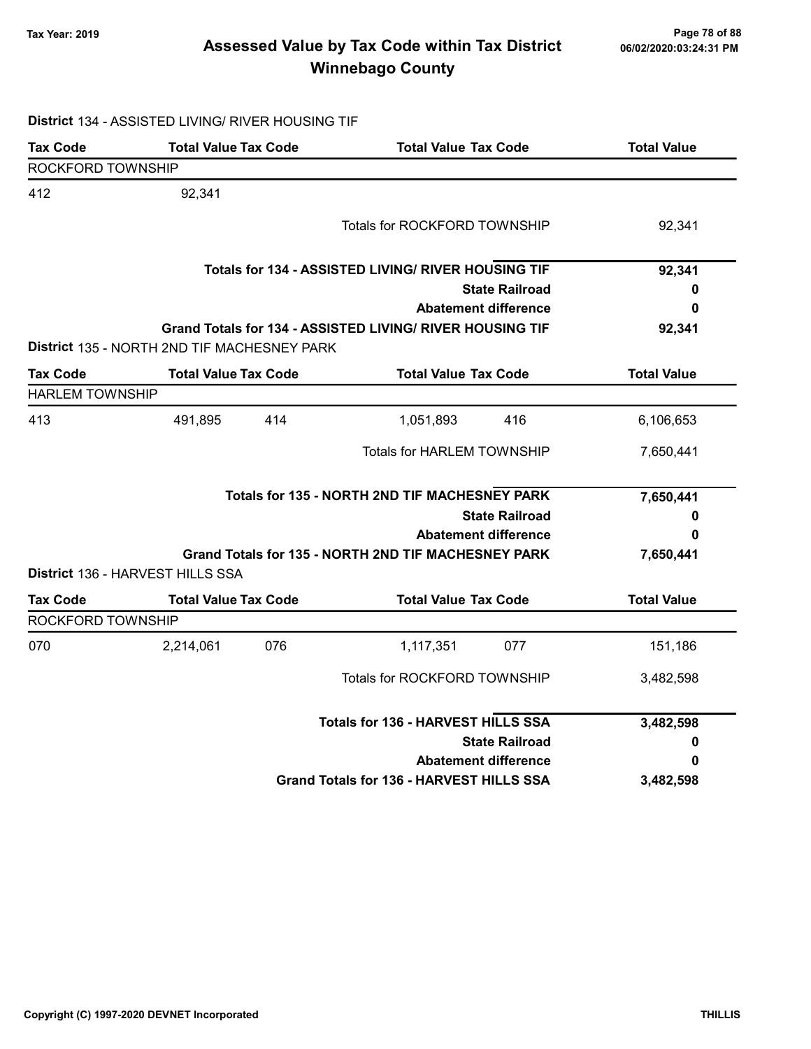# Assessed Value by Tax Code within Tax District
# Winnebago County

Tax Year: 2019

**District** 134 - ASSISTED LIVING/ RIVER HOUSING TIF

| Tax Code | Total Value | Tax Code | Total Value | Tax Code | Total Value |
|---|---|---|---|---|---|
| ROCKFORD TOWNSHIP | | | | | |
| 412 | 92,341 | | | | |
| | | | Totals for ROCKFORD TOWNSHIP | | 92,341 |
| | | | **Totals for 134 - ASSISTED LIVING/ RIVER HOUSING TIF** | | **92,341** |
| | | | **State Railroad** | | **0** |
| | | | **Abatement difference** | | **0** |
| | | | **Grand Totals for 134 - ASSISTED LIVING/ RIVER HOUSING TIF** | | **92,341** |

**District** 135 - NORTH 2ND TIF MACHESNEY PARK

| Tax Code | Total Value | Tax Code | Total Value | Tax Code | Total Value |
|---|---|---|---|---|---|
| HARLEM TOWNSHIP | | | | | |
| 413 | 491,895 | 414 | 1,051,893 | 416 | 6,106,653 |
| | | | Totals for HARLEM TOWNSHIP | | 7,650,441 |
| | | | **Totals for 135 - NORTH 2ND TIF MACHESNEY PARK** | | **7,650,441** |
| | | | **State Railroad** | | **0** |
| | | | **Abatement difference** | | **0** |
| | | | **Grand Totals for 135 - NORTH 2ND TIF MACHESNEY PARK** | | **7,650,441** |

**District** 136 - HARVEST HILLS SSA

| Tax Code | Total Value | Tax Code | Total Value | Tax Code | Total Value |
|---|---|---|---|---|---|
| ROCKFORD TOWNSHIP | | | | | |
| 070 | 2,214,061 | 076 | 1,117,351 | 077 | 151,186 |
| | | | Totals for ROCKFORD TOWNSHIP | | 3,482,598 |
| | | | **Totals for 136 - HARVEST HILLS SSA** | | **3,482,598** |
| | | | **State Railroad** | | **0** |
| | | | **Abatement difference** | | **0** |
| | | | **Grand Totals for 136 - HARVEST HILLS SSA** | | **3,482,598** |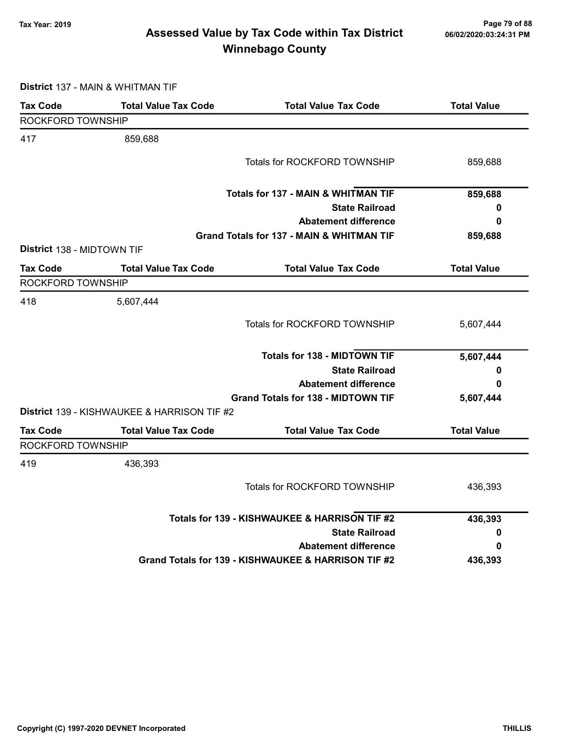**District** 137 - MAIN & WHITMAN TIF

| Tax Code | Total Value Tax Code | Total Value Tax Code | Total Value |
|---|---|---|---|
| ROCKFORD TOWNSHIP | | | |
| 417 | 859,688 | | |
| | | Totals for ROCKFORD TOWNSHIP | 859,688 |
| | | **Totals for 137 - MAIN & WHITMAN TIF** | **859,688** |
| | | **State Railroad** | **0** |
| | | **Abatement difference** | **0** |
| | | **Grand Totals for 137 - MAIN & WHITMAN TIF** | **859,688** |

**District** 138 - MIDTOWN TIF

| Tax Code | Total Value Tax Code | Total Value Tax Code | Total Value |
|---|---|---|---|
| ROCKFORD TOWNSHIP | | | |
| 418 | 5,607,444 | | |
| | | Totals for ROCKFORD TOWNSHIP | 5,607,444 |
| | | **Totals for 138 - MIDTOWN TIF** | **5,607,444** |
| | | **State Railroad** | **0** |
| | | **Abatement difference** | **0** |
| | | **Grand Totals for 138 - MIDTOWN TIF** | **5,607,444** |

**District** 139 - KISHWAUKEE & HARRISON TIF #2

| Tax Code | Total Value Tax Code | Total Value Tax Code | Total Value |
|---|---|---|---|
| ROCKFORD TOWNSHIP | | | |
| 419 | 436,393 | | |
| | | Totals for ROCKFORD TOWNSHIP | 436,393 |
| | | **Totals for 139 - KISHWAUKEE & HARRISON TIF #2** | **436,393** |
| | | **State Railroad** | **0** |
| | | **Abatement difference** | **0** |
| | | **Grand Totals for 139 - KISHWAUKEE & HARRISON TIF #2** | **436,393** |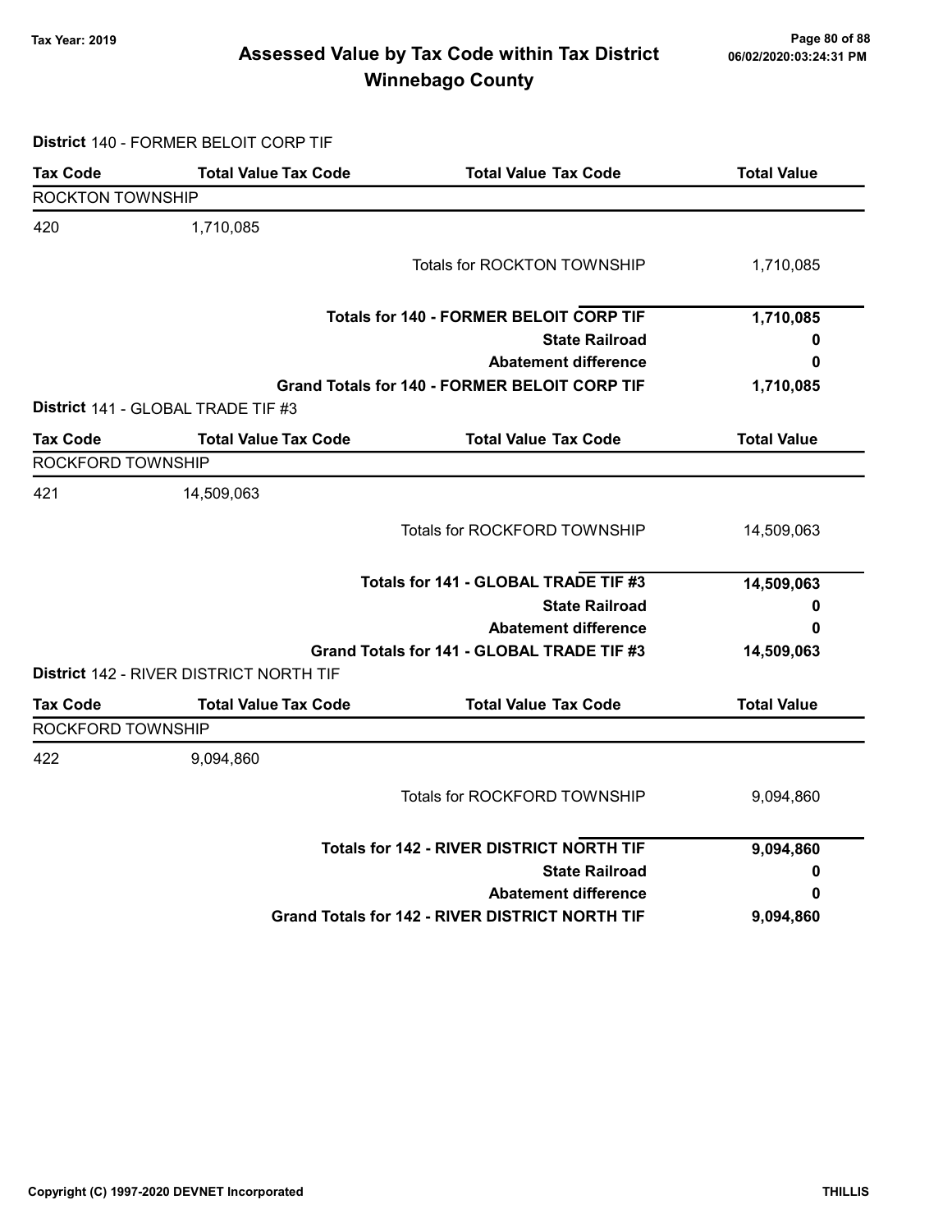# Assessed Value by Tax Code within Tax District
## Winnebago County

Tax Year: 2019

06/02/2020:03:24:31 PM

**District** 140 - FORMER BELOIT CORP TIF

| Tax Code | Total Value Tax Code | Total Value Tax Code | Total Value |
|---|---|---|---|
| ROCKTON TOWNSHIP | | | |
| 420 | 1,710,085 | | |
| | | Totals for ROCKTON TOWNSHIP | 1,710,085 |
| | | **Totals for 140 - FORMER BELOIT CORP TIF** | **1,710,085** |
| | | **State Railroad** | **0** |
| | | **Abatement difference** | **0** |
| | | **Grand Totals for 140 - FORMER BELOIT CORP TIF** | **1,710,085** |

**District** 141 - GLOBAL TRADE TIF #3

| Tax Code | Total Value Tax Code | Total Value Tax Code | Total Value |
|---|---|---|---|
| ROCKFORD TOWNSHIP | | | |
| 421 | 14,509,063 | | |
| | | Totals for ROCKFORD TOWNSHIP | 14,509,063 |
| | | **Totals for 141 - GLOBAL TRADE TIF #3** | **14,509,063** |
| | | **State Railroad** | **0** |
| | | **Abatement difference** | **0** |
| | | **Grand Totals for 141 - GLOBAL TRADE TIF #3** | **14,509,063** |

**District** 142 - RIVER DISTRICT NORTH TIF

| Tax Code | Total Value Tax Code | Total Value Tax Code | Total Value |
|---|---|---|---|
| ROCKFORD TOWNSHIP | | | |
| 422 | 9,094,860 | | |
| | | Totals for ROCKFORD TOWNSHIP | 9,094,860 |
| | | **Totals for 142 - RIVER DISTRICT NORTH TIF** | **9,094,860** |
| | | **State Railroad** | **0** |
| | | **Abatement difference** | **0** |
| | | **Grand Totals for 142 - RIVER DISTRICT NORTH TIF** | **9,094,860** |

Copyright (C) 1997-2020 DEVNET Incorporated

THILLIS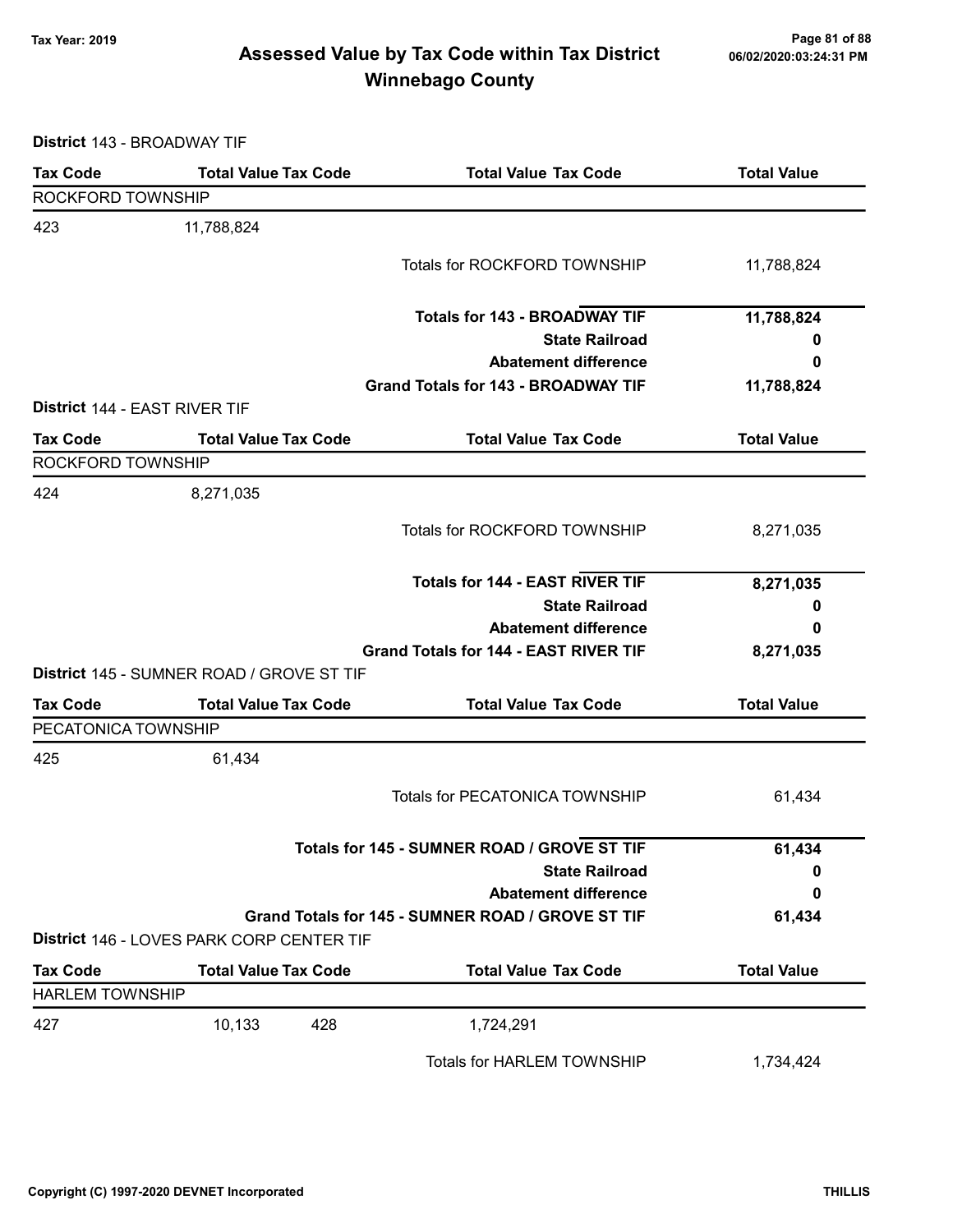# Assessed Value by Tax Code within Tax District
## Winnebago County

Tax Year: 2019

**District** 143 - BROADWAY TIF

| Tax Code | Total Value Tax Code | Total Value Tax Code | Total Value |
|---|---|---|---|
| ROCKFORD TOWNSHIP | | | |
| 423 | 11,788,824 | | |
| | | Totals for ROCKFORD TOWNSHIP | 11,788,824 |
| | | **Totals for 143 - BROADWAY TIF** | **11,788,824** |
| | | **State Railroad** | **0** |
| | | **Abatement difference** | **0** |
| | | **Grand Totals for 143 - BROADWAY TIF** | **11,788,824** |

**District** 144 - EAST RIVER TIF

| Tax Code | Total Value Tax Code | Total Value Tax Code | Total Value |
|---|---|---|---|
| ROCKFORD TOWNSHIP | | | |
| 424 | 8,271,035 | | |
| | | Totals for ROCKFORD TOWNSHIP | 8,271,035 |
| | | **Totals for 144 - EAST RIVER TIF** | **8,271,035** |
| | | **State Railroad** | **0** |
| | | **Abatement difference** | **0** |
| | | **Grand Totals for 144 - EAST RIVER TIF** | **8,271,035** |

**District** 145 - SUMNER ROAD / GROVE ST TIF

| Tax Code | Total Value Tax Code | Total Value Tax Code | Total Value |
|---|---|---|---|
| PECATONICA TOWNSHIP | | | |
| 425 | 61,434 | | |
| | | Totals for PECATONICA TOWNSHIP | 61,434 |
| | | **Totals for 145 - SUMNER ROAD / GROVE ST TIF** | **61,434** |
| | | **State Railroad** | **0** |
| | | **Abatement difference** | **0** |
| | | **Grand Totals for 145 - SUMNER ROAD / GROVE ST TIF** | **61,434** |

**District** 146 - LOVES PARK CORP CENTER TIF

| Tax Code | Total Value Tax Code | Total Value Tax Code | Total Value |
|---|---|---|---|
| HARLEM TOWNSHIP | | | |
| 427 | 10,133 | 428 | 1,724,291 |
| | | Totals for HARLEM TOWNSHIP | 1,734,424 |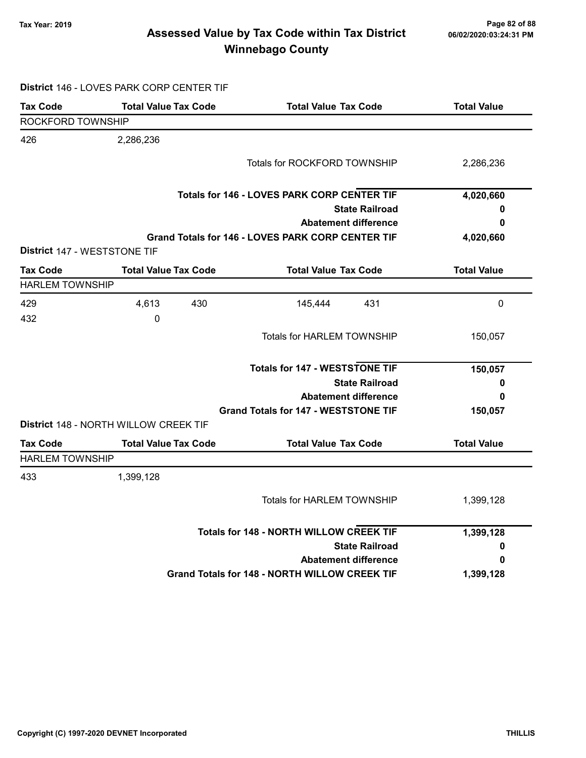# Assessed Value by Tax Code within Tax District
## Winnebago County

Tax Year: 2019

**District** 146 - LOVES PARK CORP CENTER TIF

| Tax Code | Total Value | Tax Code | Total Value | Tax Code | Total Value |
|---|---|---|---|---|---|
| ROCKFORD TOWNSHIP | | | | | |
| 426 | 2,286,236 | | | | |
| | | | Totals for ROCKFORD TOWNSHIP | | 2,286,236 |
| | | | **Totals for 146 - LOVES PARK CORP CENTER TIF** | | **4,020,660** |
| | | | **State Railroad** | | **0** |
| | | | **Abatement difference** | | **0** |
| | | | **Grand Totals for 146 - LOVES PARK CORP CENTER TIF** | | **4,020,660** |

**District** 147 - WESTSTONE TIF

| Tax Code | Total Value | Tax Code | Total Value | Tax Code | Total Value |
|---|---|---|---|---|---|
| HARLEM TOWNSHIP | | | | | |
| 429 | 4,613 | 430 | 145,444 | 431 | 0 |
| 432 | 0 | | | | |
| | | | Totals for HARLEM TOWNSHIP | | 150,057 |
| | | | **Totals for 147 - WESTSTONE TIF** | | **150,057** |
| | | | **State Railroad** | | **0** |
| | | | **Abatement difference** | | **0** |
| | | | **Grand Totals for 147 - WESTSTONE TIF** | | **150,057** |

**District** 148 - NORTH WILLOW CREEK TIF

| Tax Code | Total Value | Tax Code | Total Value | Tax Code | Total Value |
|---|---|---|---|---|---|
| HARLEM TOWNSHIP | | | | | |
| 433 | 1,399,128 | | | | |
| | | | Totals for HARLEM TOWNSHIP | | 1,399,128 |
| | | | **Totals for 148 - NORTH WILLOW CREEK TIF** | | **1,399,128** |
| | | | **State Railroad** | | **0** |
| | | | **Abatement difference** | | **0** |
| | | | **Grand Totals for 148 - NORTH WILLOW CREEK TIF** | | **1,399,128** |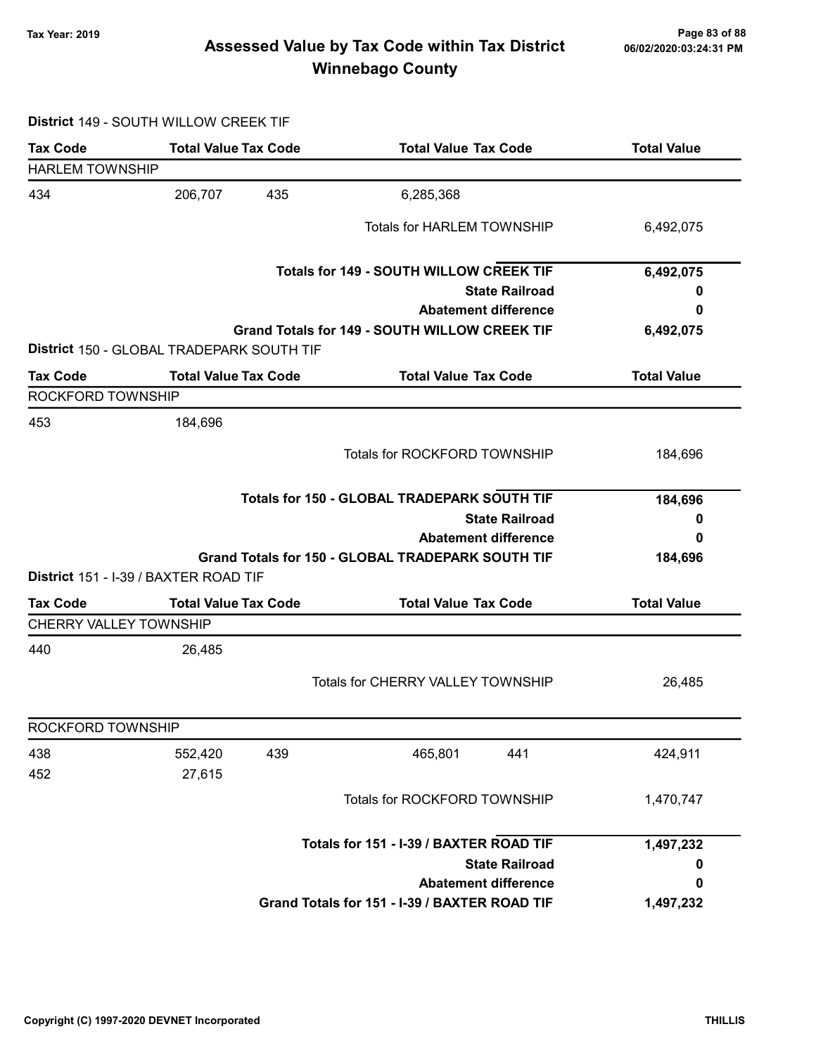# Assessed Value by Tax Code within Tax District
# Winnebago County

Tax Year: 2019

**District** 149 - SOUTH WILLOW CREEK TIF

| Tax Code | Total Value | Tax Code | Total Value | Tax Code | Total Value |
|---|---|---|---|---|---|
| HARLEM TOWNSHIP | | | | | |
| 434 | 206,707 | 435 | 6,285,368 | | |
| | | | Totals for HARLEM TOWNSHIP | | 6,492,075 |
| | | | **Totals for 149 - SOUTH WILLOW CREEK TIF** | | **6,492,075** |
| | | | **State Railroad** | | **0** |
| | | | **Abatement difference** | | **0** |
| | | | **Grand Totals for 149 - SOUTH WILLOW CREEK TIF** | | **6,492,075** |

**District** 150 - GLOBAL TRADEPARK SOUTH TIF

| Tax Code | Total Value | Tax Code | Total Value | Tax Code | Total Value |
|---|---|---|---|---|---|
| ROCKFORD TOWNSHIP | | | | | |
| 453 | 184,696 | | | | |
| | | | Totals for ROCKFORD TOWNSHIP | | 184,696 |
| | | | **Totals for 150 - GLOBAL TRADEPARK SOUTH TIF** | | **184,696** |
| | | | **State Railroad** | | **0** |
| | | | **Abatement difference** | | **0** |
| | | | **Grand Totals for 150 - GLOBAL TRADEPARK SOUTH TIF** | | **184,696** |

**District** 151 - I-39 / BAXTER ROAD TIF

| Tax Code | Total Value | Tax Code | Total Value | Tax Code | Total Value |
|---|---|---|---|---|---|
| CHERRY VALLEY TOWNSHIP | | | | | |
| 440 | 26,485 | | | | |
| | | | Totals for CHERRY VALLEY TOWNSHIP | | 26,485 |
| ROCKFORD TOWNSHIP | | | | | |
| 438 | 552,420 | 439 | 465,801 | 441 | 424,911 |
| 452 | 27,615 | | | | |
| | | | Totals for ROCKFORD TOWNSHIP | | 1,470,747 |
| | | | **Totals for 151 - I-39 / BAXTER ROAD TIF** | | **1,497,232** |
| | | | **State Railroad** | | **0** |
| | | | **Abatement difference** | | **0** |
| | | | **Grand Totals for 151 - I-39 / BAXTER ROAD TIF** | | **1,497,232** |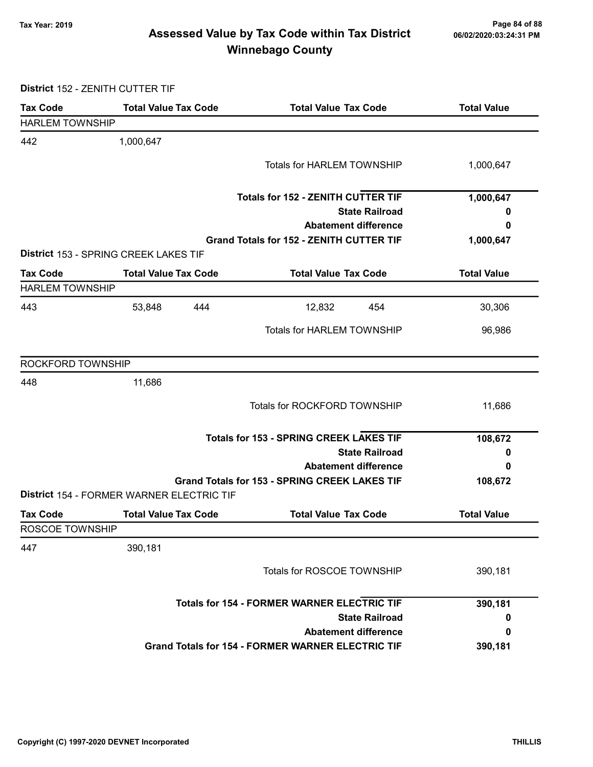# Assessed Value by Tax Code within Tax District
## Winnebago County

Tax Year: 2019

**District** 152 - ZENITH CUTTER TIF

| Tax Code | Total Value | Tax Code | Total Value | Tax Code | Total Value |
|---|---|---|---|---|---|
| **HARLEM TOWNSHIP** | | | | | |
| 442 | 1,000,647 | | | | |
| | | | Totals for HARLEM TOWNSHIP | | 1,000,647 |
| | | | **Totals for 152 - ZENITH CUTTER TIF** | | **1,000,647** |
| | | | **State Railroad** | | **0** |
| | | | **Abatement difference** | | **0** |
| | | | **Grand Totals for 152 - ZENITH CUTTER TIF** | | **1,000,647** |

**District** 153 - SPRING CREEK LAKES TIF

| Tax Code | Total Value | Tax Code | Total Value | Tax Code | Total Value |
|---|---|---|---|---|---|
| **HARLEM TOWNSHIP** | | | | | |
| 443 | 53,848 | 444 | 12,832 | 454 | 30,306 |
| | | | Totals for HARLEM TOWNSHIP | | 96,986 |
| **ROCKFORD TOWNSHIP** | | | | | |
| 448 | 11,686 | | | | |
| | | | Totals for ROCKFORD TOWNSHIP | | 11,686 |
| | | | **Totals for 153 - SPRING CREEK LAKES TIF** | | **108,672** |
| | | | **State Railroad** | | **0** |
| | | | **Abatement difference** | | **0** |
| | | | **Grand Totals for 153 - SPRING CREEK LAKES TIF** | | **108,672** |

**District** 154 - FORMER WARNER ELECTRIC TIF

| Tax Code | Total Value | Tax Code | Total Value | Tax Code | Total Value |
|---|---|---|---|---|---|
| **ROSCOE TOWNSHIP** | | | | | |
| 447 | 390,181 | | | | |
| | | | Totals for ROSCOE TOWNSHIP | | 390,181 |
| | | | **Totals for 154 - FORMER WARNER ELECTRIC TIF** | | **390,181** |
| | | | **State Railroad** | | **0** |
| | | | **Abatement difference** | | **0** |
| | | | **Grand Totals for 154 - FORMER WARNER ELECTRIC TIF** | | **390,181** |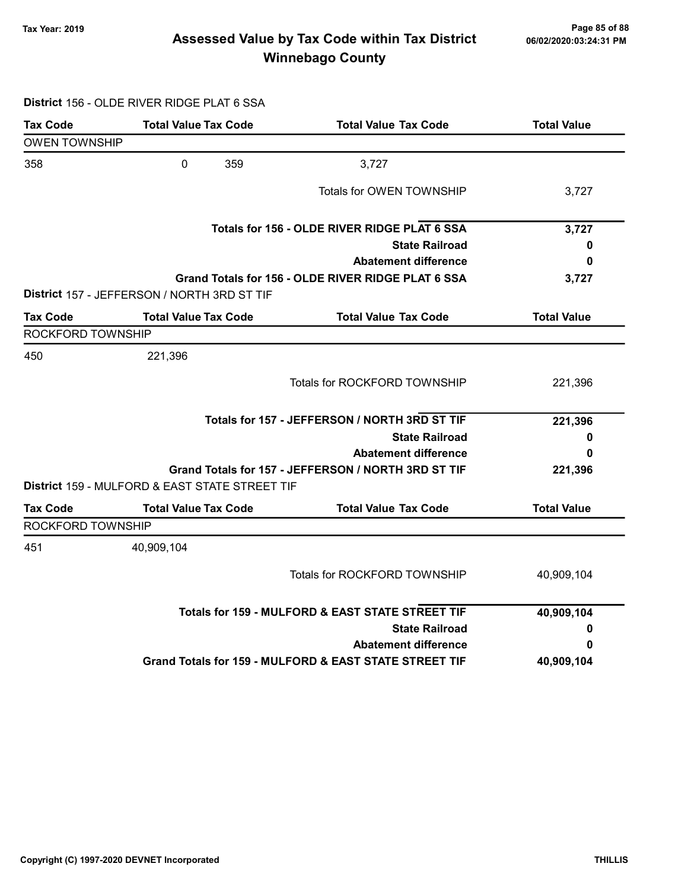# Assessed Value by Tax Code within Tax District
## Winnebago County

Tax Year: 2019

**District** 156 - OLDE RIVER RIDGE PLAT 6 SSA

| Tax Code | Total Value | Tax Code | Total Value Tax Code | Total Value |
|---|---|---|---|---|
| OWEN TOWNSHIP | | | | |
| 358 | 0 | 359 | 3,727 | |
| | | | Totals for OWEN TOWNSHIP | 3,727 |
| | | | **Totals for 156 - OLDE RIVER RIDGE PLAT 6 SSA** | **3,727** |
| | | | **State Railroad** | **0** |
| | | | **Abatement difference** | **0** |
| | | | **Grand Totals for 156 - OLDE RIVER RIDGE PLAT 6 SSA** | **3,727** |

**District** 157 - JEFFERSON / NORTH 3RD ST TIF

| Tax Code | Total Value | Tax Code | Total Value Tax Code | Total Value |
|---|---|---|---|---|
| ROCKFORD TOWNSHIP | | | | |
| 450 | 221,396 | | | |
| | | | Totals for ROCKFORD TOWNSHIP | 221,396 |
| | | | **Totals for 157 - JEFFERSON / NORTH 3RD ST TIF** | **221,396** |
| | | | **State Railroad** | **0** |
| | | | **Abatement difference** | **0** |
| | | | **Grand Totals for 157 - JEFFERSON / NORTH 3RD ST TIF** | **221,396** |

**District** 159 - MULFORD & EAST STATE STREET TIF

| Tax Code | Total Value | Tax Code | Total Value Tax Code | Total Value |
|---|---|---|---|---|
| ROCKFORD TOWNSHIP | | | | |
| 451 | 40,909,104 | | | |
| | | | Totals for ROCKFORD TOWNSHIP | 40,909,104 |
| | | | **Totals for 159 - MULFORD & EAST STATE STREET TIF** | **40,909,104** |
| | | | **State Railroad** | **0** |
| | | | **Abatement difference** | **0** |
| | | | **Grand Totals for 159 - MULFORD & EAST STATE STREET TIF** | **40,909,104** |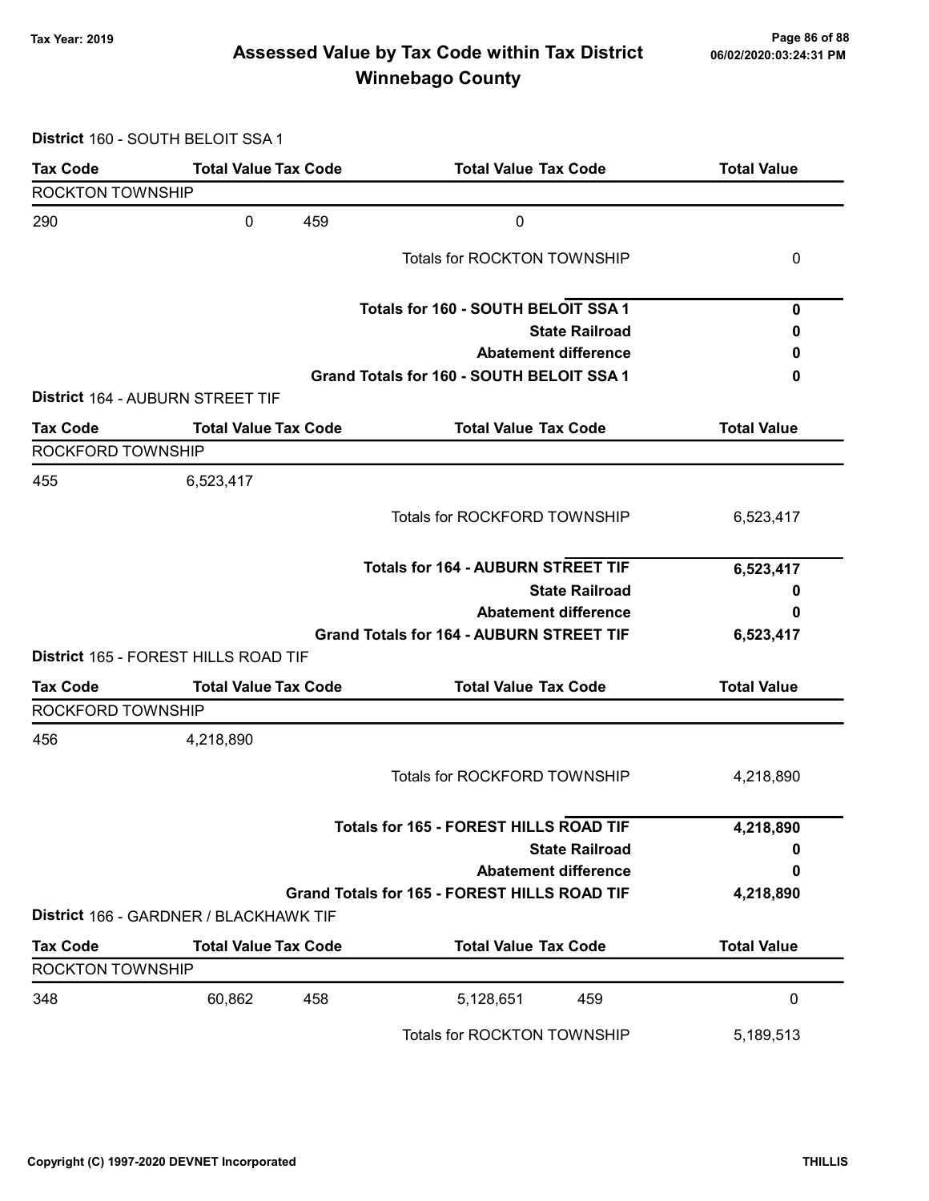# Assessed Value by Tax Code within Tax District
## Winnebago County

Tax Year: 2019

**District** 160 - SOUTH BELOIT SSA 1

| Tax Code | Total Value | Tax Code | Total Value | Tax Code | Total Value |
|---|---|---|---|---|---|
| ROCKTON TOWNSHIP | | | | | |
| 290 | 0 | 459 | 0 | | |
| | | | Totals for ROCKTON TOWNSHIP | | 0 |
| | | | **Totals for 160 - SOUTH BELOIT SSA 1** | | **0** |
| | | | **State Railroad** | | **0** |
| | | | **Abatement difference** | | **0** |
| | | | **Grand Totals for 160 - SOUTH BELOIT SSA 1** | | **0** |

**District** 164 - AUBURN STREET TIF

| Tax Code | Total Value | Tax Code | Total Value | Tax Code | Total Value |
|---|---|---|---|---|---|
| ROCKFORD TOWNSHIP | | | | | |
| 455 | 6,523,417 | | | | |
| | | | Totals for ROCKFORD TOWNSHIP | | 6,523,417 |
| | | | **Totals for 164 - AUBURN STREET TIF** | | **6,523,417** |
| | | | **State Railroad** | | **0** |
| | | | **Abatement difference** | | **0** |
| | | | **Grand Totals for 164 - AUBURN STREET TIF** | | **6,523,417** |

**District** 165 - FOREST HILLS ROAD TIF

| Tax Code | Total Value | Tax Code | Total Value | Tax Code | Total Value |
|---|---|---|---|---|---|
| ROCKFORD TOWNSHIP | | | | | |
| 456 | 4,218,890 | | | | |
| | | | Totals for ROCKFORD TOWNSHIP | | 4,218,890 |
| | | | **Totals for 165 - FOREST HILLS ROAD TIF** | | **4,218,890** |
| | | | **State Railroad** | | **0** |
| | | | **Abatement difference** | | **0** |
| | | | **Grand Totals for 165 - FOREST HILLS ROAD TIF** | | **4,218,890** |

**District** 166 - GARDNER / BLACKHAWK TIF

| Tax Code | Total Value | Tax Code | Total Value | Tax Code | Total Value |
|---|---|---|---|---|---|
| ROCKTON TOWNSHIP | | | | | |
| 348 | 60,862 | 458 | 5,128,651 | 459 | 0 |
| | | | Totals for ROCKTON TOWNSHIP | | 5,189,513 |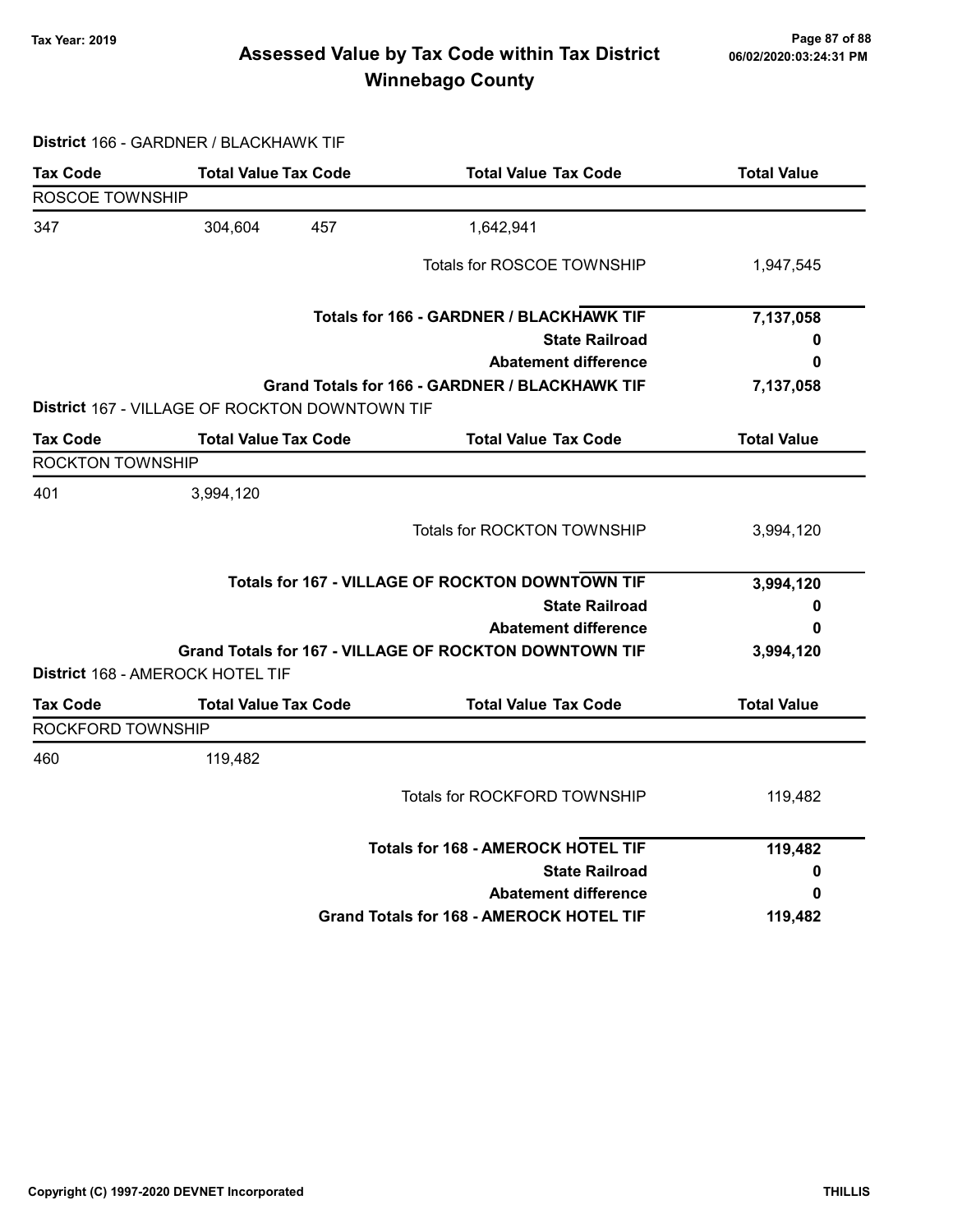# Assessed Value by Tax Code within Tax District
## Winnebago County

Tax Year: 2019

**District** 166 - GARDNER / BLACKHAWK TIF

| Tax Code | Total Value | Tax Code | Total Value | Tax Code | Total Value |
|---|---|---|---|---|---|
| ROSCOE TOWNSHIP | | | | | |
| 347 | 304,604 | 457 | 1,642,941 | | |
| | | | Totals for ROSCOE TOWNSHIP | | 1,947,545 |
| | | | **Totals for 166 - GARDNER / BLACKHAWK TIF** | | **7,137,058** |
| | | | **State Railroad** | | **0** |
| | | | **Abatement difference** | | **0** |
| | | | **Grand Totals for 166 - GARDNER / BLACKHAWK TIF** | | **7,137,058** |

**District** 167 - VILLAGE OF ROCKTON DOWNTOWN TIF

| Tax Code | Total Value | Tax Code | Total Value | Tax Code | Total Value |
|---|---|---|---|---|---|
| ROCKTON TOWNSHIP | | | | | |
| 401 | 3,994,120 | | | | |
| | | | Totals for ROCKTON TOWNSHIP | | 3,994,120 |
| | | | **Totals for 167 - VILLAGE OF ROCKTON DOWNTOWN TIF** | | **3,994,120** |
| | | | **State Railroad** | | **0** |
| | | | **Abatement difference** | | **0** |
| | | | **Grand Totals for 167 - VILLAGE OF ROCKTON DOWNTOWN TIF** | | **3,994,120** |

**District** 168 - AMEROCK HOTEL TIF

| Tax Code | Total Value | Tax Code | Total Value | Tax Code | Total Value |
|---|---|---|---|---|---|
| ROCKFORD TOWNSHIP | | | | | |
| 460 | 119,482 | | | | |
| | | | Totals for ROCKFORD TOWNSHIP | | 119,482 |
| | | | **Totals for 168 - AMEROCK HOTEL TIF** | | **119,482** |
| | | | **State Railroad** | | **0** |
| | | | **Abatement difference** | | **0** |
| | | | **Grand Totals for 168 - AMEROCK HOTEL TIF** | | **119,482** |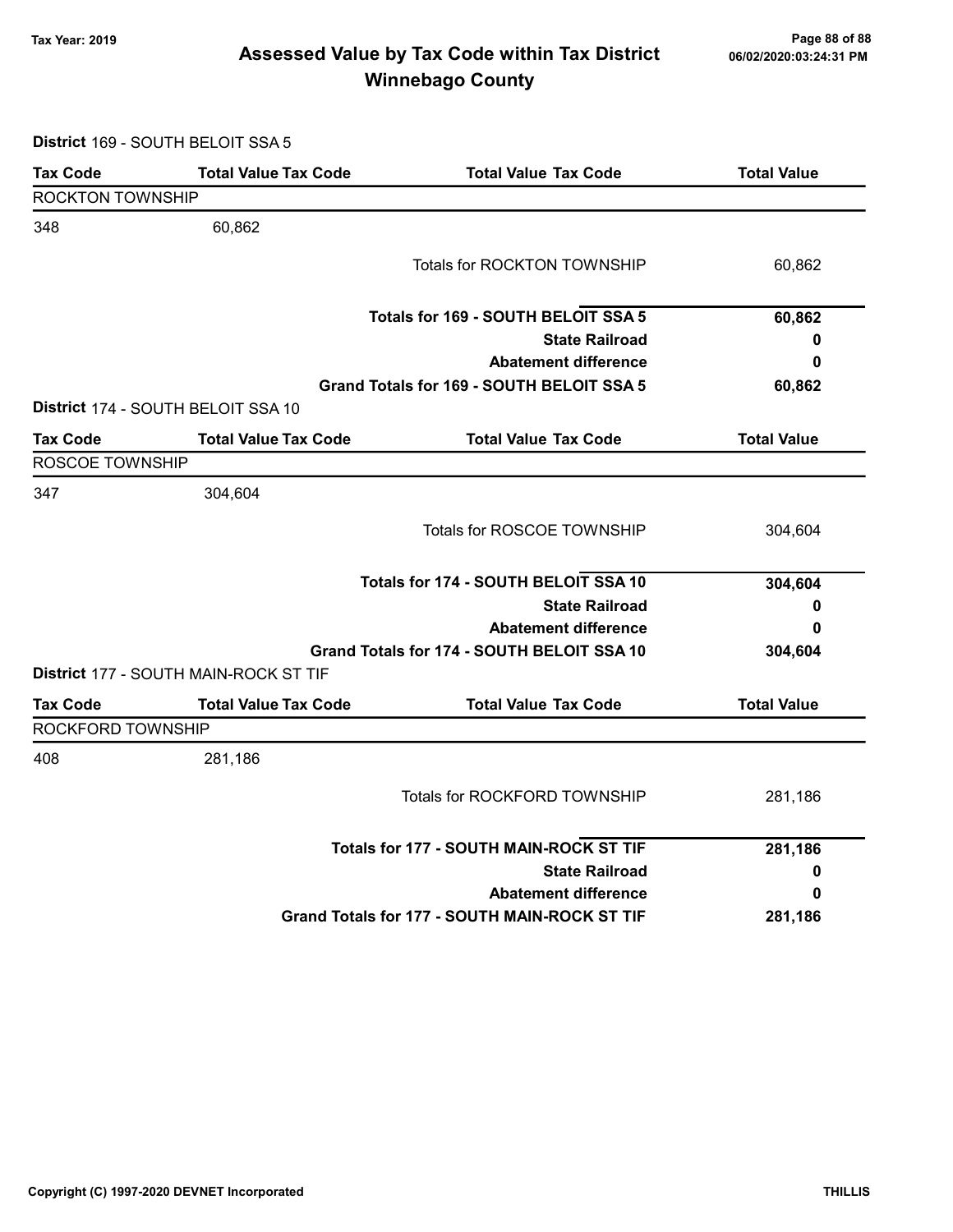# Assessed Value by Tax Code within Tax District
# Winnebago County

Tax Year: 2019

**District** 169 - SOUTH BELOIT SSA 5

| Tax Code | Total Value Tax Code | Total Value Tax Code | Total Value |
|---|---|---|---|
| ROCKTON TOWNSHIP | | | |
| 348 | 60,862 | | |
| | | Totals for ROCKTON TOWNSHIP | 60,862 |
| | | **Totals for 169 - SOUTH BELOIT SSA 5** | **60,862** |
| | | **State Railroad** | **0** |
| | | **Abatement difference** | **0** |
| | | **Grand Totals for 169 - SOUTH BELOIT SSA 5** | **60,862** |

**District** 174 - SOUTH BELOIT SSA 10

| Tax Code | Total Value Tax Code | Total Value Tax Code | Total Value |
|---|---|---|---|
| ROSCOE TOWNSHIP | | | |
| 347 | 304,604 | | |
| | | Totals for ROSCOE TOWNSHIP | 304,604 |
| | | **Totals for 174 - SOUTH BELOIT SSA 10** | **304,604** |
| | | **State Railroad** | **0** |
| | | **Abatement difference** | **0** |
| | | **Grand Totals for 174 - SOUTH BELOIT SSA 10** | **304,604** |

**District** 177 - SOUTH MAIN-ROCK ST TIF

| Tax Code | Total Value Tax Code | Total Value Tax Code | Total Value |
|---|---|---|---|
| ROCKFORD TOWNSHIP | | | |
| 408 | 281,186 | | |
| | | Totals for ROCKFORD TOWNSHIP | 281,186 |
| | | **Totals for 177 - SOUTH MAIN-ROCK ST TIF** | **281,186** |
| | | **State Railroad** | **0** |
| | | **Abatement difference** | **0** |
| | | **Grand Totals for 177 - SOUTH MAIN-ROCK ST TIF** | **281,186** |